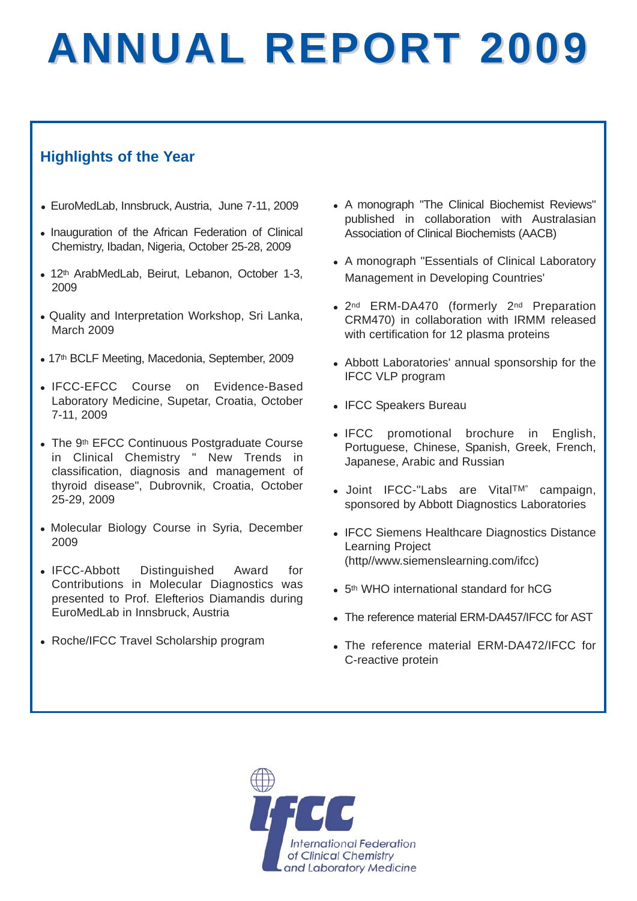# ANNUAL REPORT 2009

## Highlights of the Year

- EuroMedLab, Innsbruck, Austria, June 7-11, 2009
- Inauguration of the African Federation of Clinical Chemistry, Ibadan, Nigeria, October 25-28, 2009
- 12th ArabMedLab, Beirut, Lebanon, October 1-3, 2009
- Quality and Interpretation Workshop, Sri Lanka, March 2009
- 17th BCLF Meeting, Macedonia, September, 2009
- IFCC-EFCC Course on Evidence-Based Laboratory Medicine, Supetar, Croatia, October 7-11, 2009
- The 9th EFCC Continuous Postgraduate Course in Clinical Chemistry " New Trends in classification, diagnosis and management of thyroid disease", Dubrovnik, Croatia, October 25-29, 2009
- Molecular Biology Course in Syria, December 2009
- IFCC-Abbott Distinguished Award for Contributions in Molecular Diagnostics was presented to Prof. Elefterios Diamandis during EuroMedLab in Innsbruck, Austria
- Roche/IFCC Travel Scholarship program
- A monograph "The Clinical Biochemist Reviews" published in collaboration with Australasian Association of Clinical Biochemists (AACB)
- A monograph "Essentials of Clinical Laboratory Management in Developing Countries'
- 2nd ERM-DA470 (formerly 2nd Preparation CRM470) in collaboration with IRMM released with certification for 12 plasma proteins
- Abbott Laboratories' annual sponsorship for the IFCC VLP program
- IFCC Speakers Bureau
- IFCC promotional brochure in English, Portuguese, Chinese, Spanish, Greek, French, Japanese, Arabic and Russian
- Joint IFCC-"Labs are VitalTM" campaign, sponsored by Abbott Diagnostics Laboratories
- IFCC Siemens Healthcare Diagnostics Distance Learning Project (http//www.siemenslearning.com/ifcc)
- 5th WHO international standard for hCG
- The reference material ERM-DA457/IFCC for AST
- The reference material ERM-DA472/IFCC for C-reactive protein

IFCC

International Federation of Clinical Chemistry and Laboratory Medicine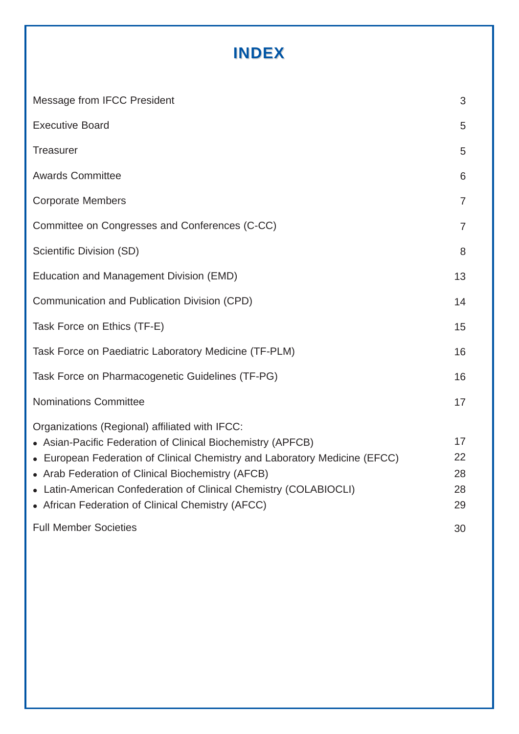# INDEX

| | |
|---|---|
| Message from IFCC President | 3 |
| Executive Board | 5 |
| Treasurer | 5 |
| Awards Committee | 6 |
| Corporate Members | 7 |
| Committee on Congresses and Conferences (C-CC) | 7 |
| Scientific Division (SD) | 8 |
| Education and Management Division (EMD) | 13 |
| Communication and Publication Division (CPD) | 14 |
| Task Force on Ethics (TF-E) | 15 |
| Task Force on Paediatric Laboratory Medicine (TF-PLM) | 16 |
| Task Force on Pharmacogenetic Guidelines (TF-PG) | 16 |
| Nominations Committee | 17 |
| Organizations (Regional) affiliated with IFCC: | |
| • Asian-Pacific Federation of Clinical Biochemistry (APFCB) | 17 |
| • European Federation of Clinical Chemistry and Laboratory Medicine (EFCC) | 22 |
| • Arab Federation of Clinical Biochemistry (AFCB) | 28 |
| • Latin-American Confederation of Clinical Chemistry (COLABIOCLI) | 28 |
| • African Federation of Clinical Chemistry (AFCC) | 29 |
| Full Member Societies | 30 |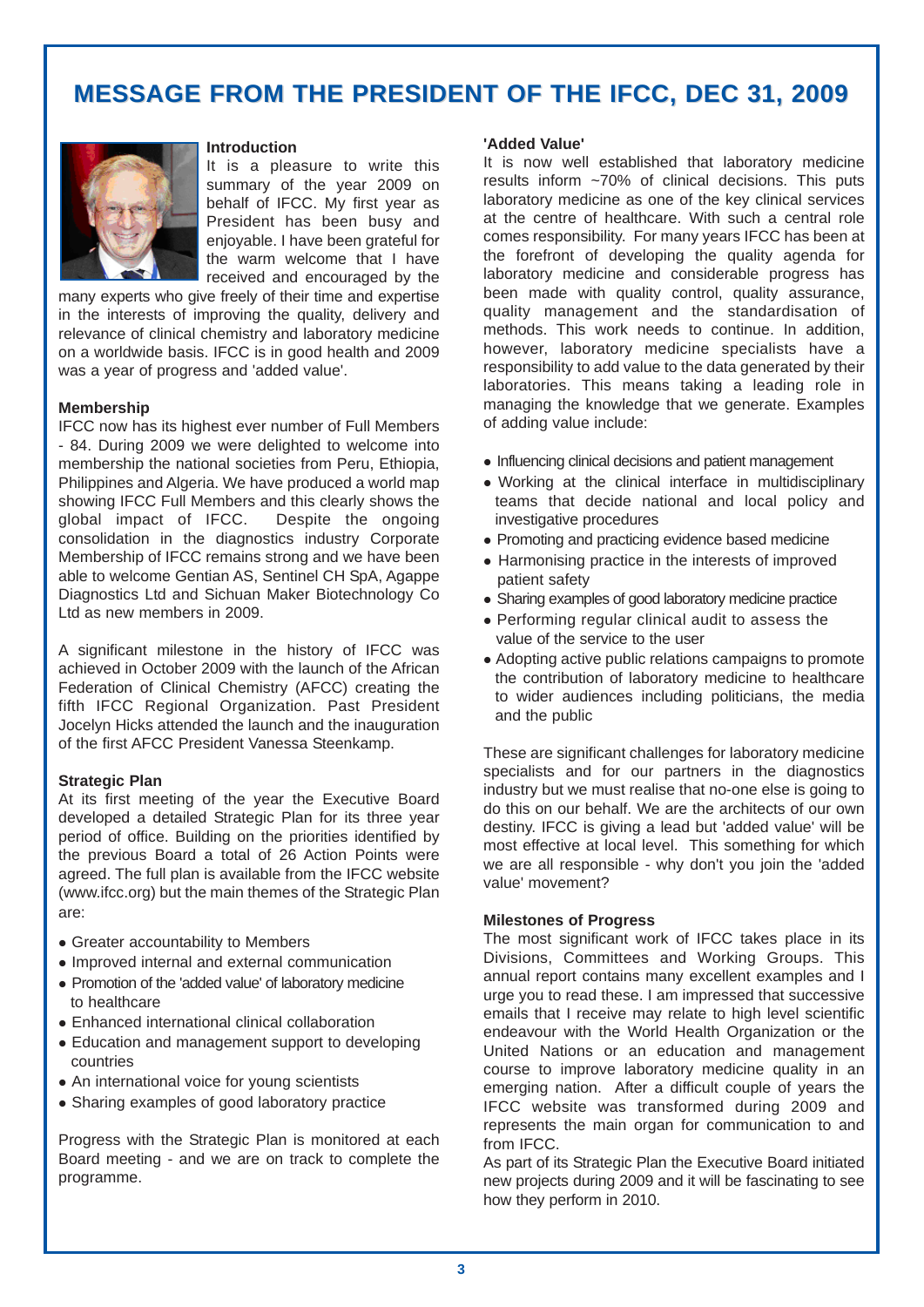# MESSAGE FROM THE PRESIDENT OF THE IFCC, DEC 31, 2009

## Introduction

It is a pleasure to write this summary of the year 2009 on behalf of IFCC. My first year as President has been busy and enjoyable. I have been grateful for the warm welcome that I have received and encouraged by the many experts who give freely of their time and expertise in the interests of improving the quality, delivery and relevance of clinical chemistry and laboratory medicine on a worldwide basis. IFCC is in good health and 2009 was a year of progress and 'added value'.

## Membership

IFCC now has its highest ever number of Full Members - 84. During 2009 we were delighted to welcome into membership the national societies from Peru, Ethiopia, Philippines and Algeria. We have produced a world map showing IFCC Full Members and this clearly shows the global impact of IFCC. Despite the ongoing consolidation in the diagnostics industry Corporate Membership of IFCC remains strong and we have been able to welcome Gentian AS, Sentinel CH SpA, Agappe Diagnostics Ltd and Sichuan Maker Biotechnology Co Ltd as new members in 2009.

A significant milestone in the history of IFCC was achieved in October 2009 with the launch of the African Federation of Clinical Chemistry (AFCC) creating the fifth IFCC Regional Organization. Past President Jocelyn Hicks attended the launch and the inauguration of the first AFCC President Vanessa Steenkamp.

## Strategic Plan

At its first meeting of the year the Executive Board developed a detailed Strategic Plan for its three year period of office. Building on the priorities identified by the previous Board a total of 26 Action Points were agreed. The full plan is available from the IFCC website (www.ifcc.org) but the main themes of the Strategic Plan are:

- Greater accountability to Members
- Improved internal and external communication
- Promotion of the 'added value' of laboratory medicine to healthcare
- Enhanced international clinical collaboration
- Education and management support to developing countries
- An international voice for young scientists
- Sharing examples of good laboratory practice

Progress with the Strategic Plan is monitored at each Board meeting - and we are on track to complete the programme.

## 'Added Value'

It is now well established that laboratory medicine results inform ~70% of clinical decisions. This puts laboratory medicine as one of the key clinical services at the centre of healthcare. With such a central role comes responsibility. For many years IFCC has been at the forefront of developing the quality agenda for laboratory medicine and considerable progress has been made with quality control, quality assurance, quality management and the standardisation of methods. This work needs to continue. In addition, however, laboratory medicine specialists have a responsibility to add value to the data generated by their laboratories. This means taking a leading role in managing the knowledge that we generate. Examples of adding value include:

- Influencing clinical decisions and patient management
- Working at the clinical interface in multidisciplinary teams that decide national and local policy and investigative procedures
- Promoting and practicing evidence based medicine
- Harmonising practice in the interests of improved patient safety
- Sharing examples of good laboratory medicine practice
- Performing regular clinical audit to assess the value of the service to the user
- Adopting active public relations campaigns to promote the contribution of laboratory medicine to healthcare to wider audiences including politicians, the media and the public

These are significant challenges for laboratory medicine specialists and for our partners in the diagnostics industry but we must realise that no-one else is going to do this on our behalf. We are the architects of our own destiny. IFCC is giving a lead but 'added value' will be most effective at local level. This something for which we are all responsible - why don't you join the 'added value' movement?

## Milestones of Progress

The most significant work of IFCC takes place in its Divisions, Committees and Working Groups. This annual report contains many excellent examples and I urge you to read these. I am impressed that successive emails that I receive may relate to high level scientific endeavour with the World Health Organization or the United Nations or an education and management course to improve laboratory medicine quality in an emerging nation. After a difficult couple of years the IFCC website was transformed during 2009 and represents the main organ for communication to and from IFCC.

As part of its Strategic Plan the Executive Board initiated new projects during 2009 and it will be fascinating to see how they perform in 2010.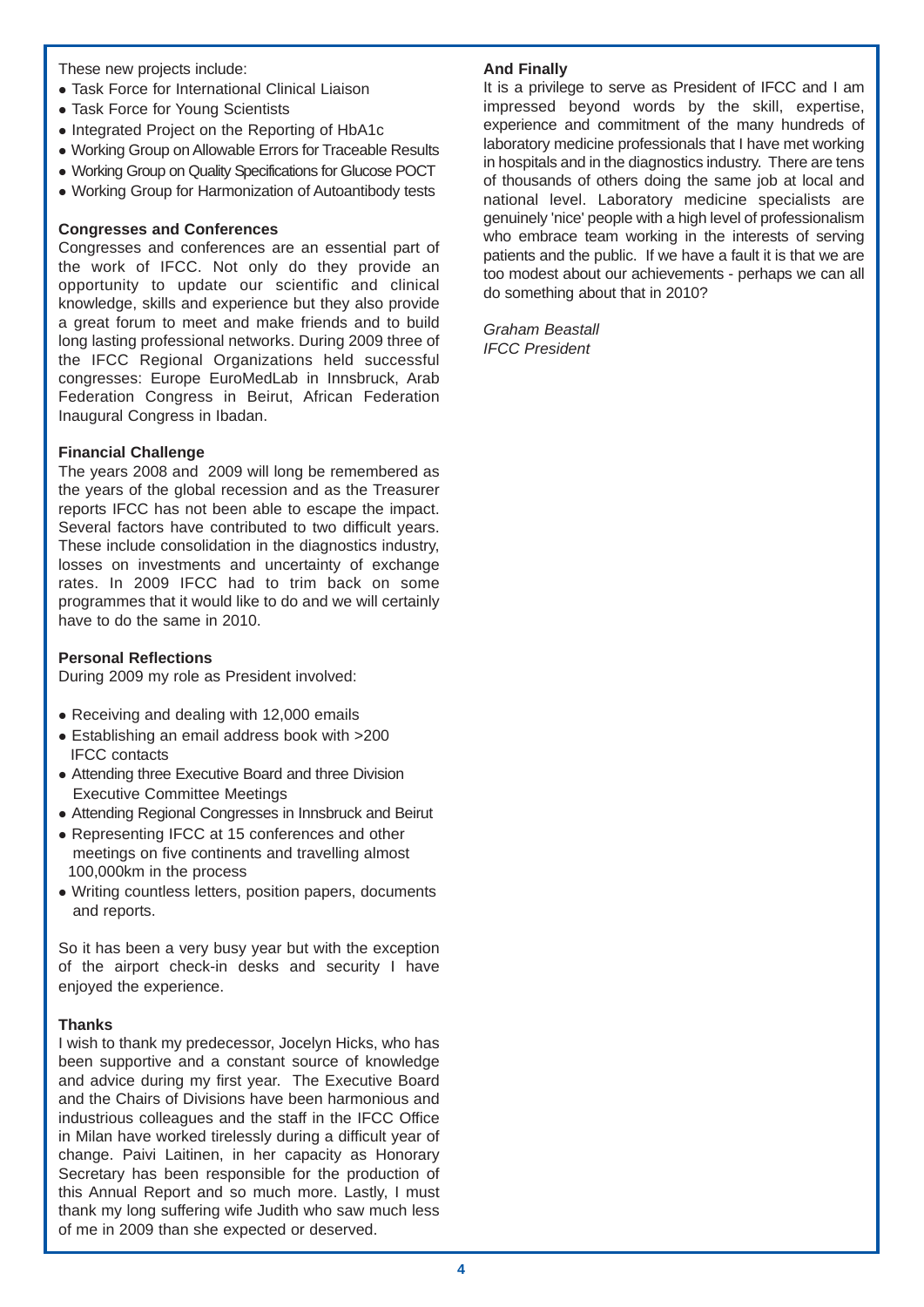These new projects include:

- Task Force for International Clinical Liaison
- Task Force for Young Scientists
- Integrated Project on the Reporting of HbA1c
- Working Group on Allowable Errors for Traceable Results
- Working Group on Quality Specifications for Glucose POCT
- Working Group for Harmonization of Autoantibody tests

**Congresses and Conferences**

Congresses and conferences are an essential part of the work of IFCC. Not only do they provide an opportunity to update our scientific and clinical knowledge, skills and experience but they also provide a great forum to meet and make friends and to build long lasting professional networks. During 2009 three of the IFCC Regional Organizations held successful congresses: Europe EuroMedLab in Innsbruck, Arab Federation Congress in Beirut, African Federation Inaugural Congress in Ibadan.

**Financial Challenge**

The years 2008 and 2009 will long be remembered as the years of the global recession and as the Treasurer reports IFCC has not been able to escape the impact. Several factors have contributed to two difficult years. These include consolidation in the diagnostics industry, losses on investments and uncertainty of exchange rates. In 2009 IFCC had to trim back on some programmes that it would like to do and we will certainly have to do the same in 2010.

**Personal Reflections**

During 2009 my role as President involved:

- Receiving and dealing with 12,000 emails
- Establishing an email address book with >200 IFCC contacts
- Attending three Executive Board and three Division Executive Committee Meetings
- Attending Regional Congresses in Innsbruck and Beirut
- Representing IFCC at 15 conferences and other meetings on five continents and travelling almost 100,000km in the process
- Writing countless letters, position papers, documents and reports.

So it has been a very busy year but with the exception of the airport check-in desks and security I have enjoyed the experience.

**Thanks**

I wish to thank my predecessor, Jocelyn Hicks, who has been supportive and a constant source of knowledge and advice during my first year. The Executive Board and the Chairs of Divisions have been harmonious and industrious colleagues and the staff in the IFCC Office in Milan have worked tirelessly during a difficult year of change. Paivi Laitinen, in her capacity as Honorary Secretary has been responsible for the production of this Annual Report and so much more. Lastly, I must thank my long suffering wife Judith who saw much less of me in 2009 than she expected or deserved.

**And Finally**

It is a privilege to serve as President of IFCC and I am impressed beyond words by the skill, expertise, experience and commitment of the many hundreds of laboratory medicine professionals that I have met working in hospitals and in the diagnostics industry. There are tens of thousands of others doing the same job at local and national level. Laboratory medicine specialists are genuinely 'nice' people with a high level of professionalism who embrace team working in the interests of serving patients and the public. If we have a fault it is that we are too modest about our achievements - perhaps we can all do something about that in 2010?

*Graham Beastall*
*IFCC President*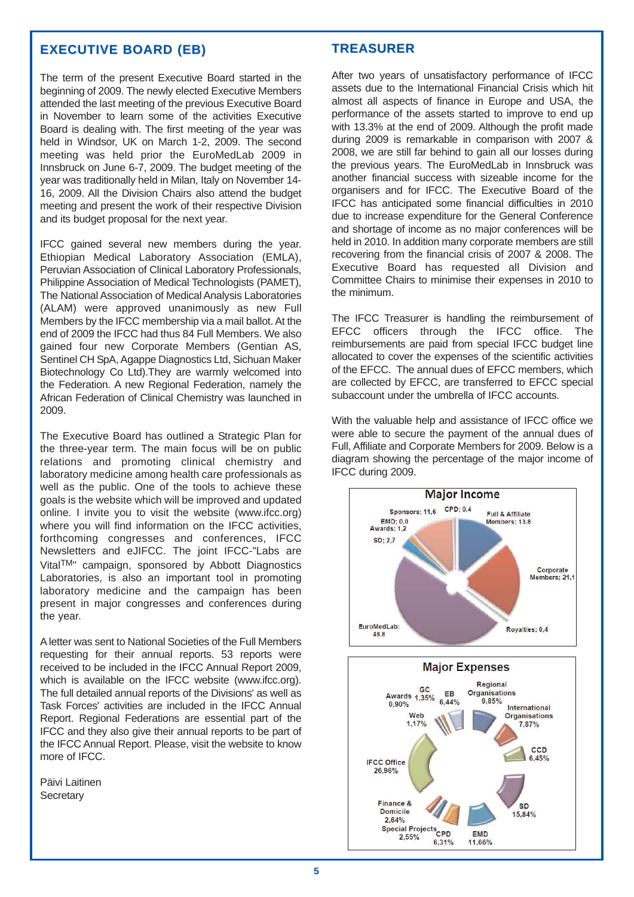## EXECUTIVE BOARD (EB)

The term of the present Executive Board started in the beginning of 2009. The newly elected Executive Members attended the last meeting of the previous Executive Board in November to learn some of the activities Executive Board is dealing with. The first meeting of the year was held in Windsor, UK on March 1-2, 2009. The second meeting was held prior the EuroMedLab 2009 in Innsbruck on June 6-7, 2009. The budget meeting of the year was traditionally held in Milan, Italy on November 14-16, 2009. All the Division Chairs also attend the budget meeting and present the work of their respective Division and its budget proposal for the next year.

IFCC gained several new members during the year. Ethiopian Medical Laboratory Association (EMLA), Peruvian Association of Clinical Laboratory Professionals, Philippine Association of Medical Technologists (PAMET), The National Association of Medical Analysis Laboratories (ALAM) were approved unanimously as new Full Members by the IFCC membership via a mail ballot. At the end of 2009 the IFCC had thus 84 Full Members. We also gained four new Corporate Members (Gentian AS, Sentinel CH SpA, Agappe Diagnostics Ltd, Sichuan Maker Biotechnology Co Ltd).They are warmly welcomed into the Federation. A new Regional Federation, namely the African Federation of Clinical Chemistry was launched in 2009.

The Executive Board has outlined a Strategic Plan for the three-year term. The main focus will be on public relations and promoting clinical chemistry and laboratory medicine among health care professionals as well as the public. One of the tools to achieve these goals is the website which will be improved and updated online. I invite you to visit the website (www.ifcc.org) where you will find information on the IFCC activities, forthcoming congresses and conferences, IFCC Newsletters and eJIFCC. The joint IFCC-"Labs are Vital™" campaign, sponsored by Abbott Diagnostics Laboratories, is also an important tool in promoting laboratory medicine and the campaign has been present in major congresses and conferences during the year.

A letter was sent to National Societies of the Full Members requesting for their annual reports. 53 reports were received to be included in the IFCC Annual Report 2009, which is available on the IFCC website (www.ifcc.org). The full detailed annual reports of the Divisions' as well as Task Forces' activities are included in the IFCC Annual Report. Regional Federations are essential part of the IFCC and they also give their annual reports to be part of the IFCC Annual Report. Please, visit the website to know more of IFCC.

Päivi Laitinen
Secretary

## TREASURER

After two years of unsatisfactory performance of IFCC assets due to the International Financial Crisis which hit almost all aspects of finance in Europe and USA, the performance of the assets started to improve to end up with 13.3% at the end of 2009. Although the profit made during 2009 is remarkable in comparison with 2007 & 2008, we are still far behind to gain all our losses during the previous years. The EuroMedLab in Innsbruck was another financial success with sizeable income for the organisers and for IFCC. The Executive Board of the IFCC has anticipated some financial difficulties in 2010 due to increase expenditure for the General Conference and shortage of income as no major conferences will be held in 2010. In addition many corporate members are still recovering from the financial crisis of 2007 & 2008. The Executive Board has requested all Division and Committee Chairs to minimise their expenses in 2010 to the minimum.

The IFCC Treasurer is handling the reimbursement of EFCC officers through the IFCC office. The reimbursements are paid from special IFCC budget line allocated to cover the expenses of the scientific activities of the EFCC. The annual dues of EFCC members, which are collected by EFCC, are transferred to EFCC special subaccount under the umbrella of IFCC accounts.

With the valuable help and assistance of IFCC office we were able to secure the payment of the annual dues of Full, Affiliate and Corporate Members for 2009. Below is a diagram showing the percentage of the major income of IFCC during 2009.

**Major Income**

| Item | Value |
|---|---|
| Full & Affiliate Members | 13,8 |
| Corporate Members | 21,1 |
| Royalties | 0,4 |
| EuroMedLab | 48,8 |
| SD | 2,7 |
| Awards | 1,2 |
| EMD | 0,0 |
| Sponsors | 11,6 |
| CPD | 0,4 |

**Major Expenses**

| Item | Value |
|---|---|
| Regional Organisations | 9,85% |
| International Organisations | 7,87% |
| CCD | 6,45% |
| SD | 15,84% |
| EMD | 11,66% |
| CPD | 6,31% |
| Special Projects | 2,55% |
| Finance & Domicile | 2,64% |
| IFCC Office | 26,96% |
| Web | 1,17% |
| Awards | 0,90% |
| GC | 1,35% |
| EB | 6,44% |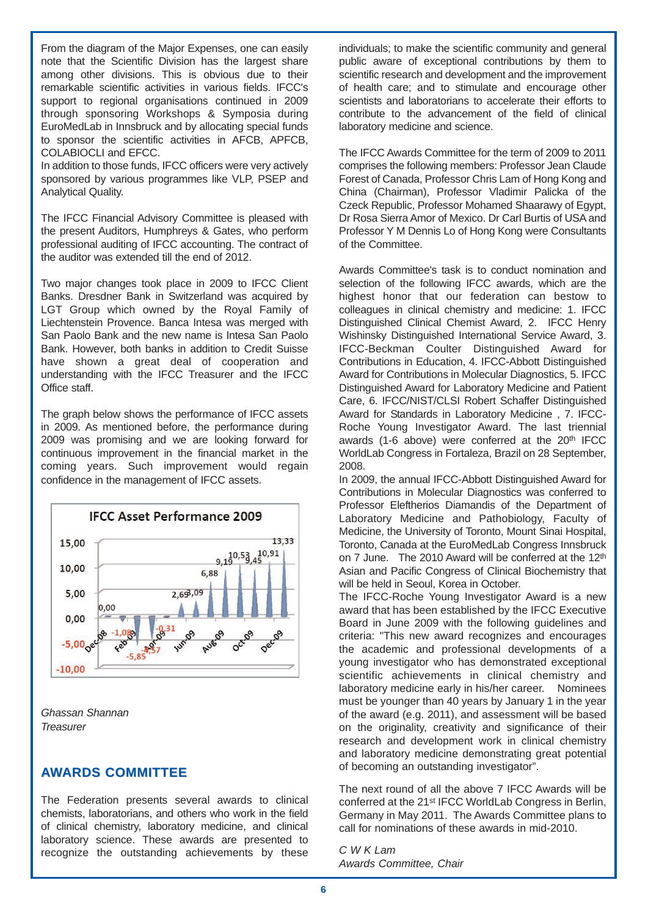From the diagram of the Major Expenses, one can easily note that the Scientific Division has the largest share among other divisions. This is obvious due to their remarkable scientific activities in various fields. IFCC's support to regional organisations continued in 2009 through sponsoring Workshops & Symposia during EuroMedLab in Innsbruck and by allocating special funds to sponsor the scientific activities in AFCB, APFCB, COLABIOCLI and EFCC.
In addition to those funds, IFCC officers were very actively sponsored by various programmes like VLP, PSEP and Analytical Quality.

The IFCC Financial Advisory Committee is pleased with the present Auditors, Humphreys & Gates, who perform professional auditing of IFCC accounting. The contract of the auditor was extended till the end of 2012.

Two major changes took place in 2009 to IFCC Client Banks. Dresdner Bank in Switzerland was acquired by LGT Group which owned by the Royal Family of Liechtenstein Provence. Banca Intesa was merged with San Paolo Bank and the new name is Intesa San Paolo Bank. However, both banks in addition to Credit Suisse have shown a great deal of cooperation and understanding with the IFCC Treasurer and the IFCC Office staff.

The graph below shows the performance of IFCC assets in 2009. As mentioned before, the performance during 2009 was promising and we are looking forward for continuous improvement in the financial market in the coming years. Such improvement would regain confidence in the management of IFCC assets.

IFCC Asset Performance 2009

*Ghassan Shannan*
*Treasurer*

## AWARDS COMMITTEE

The Federation presents several awards to clinical chemists, laboratorians, and others who work in the field of clinical chemistry, laboratory medicine, and clinical laboratory science. These awards are presented to recognize the outstanding achievements by these individuals; to make the scientific community and general public aware of exceptional contributions by them to scientific research and development and the improvement of health care; and to stimulate and encourage other scientists and laboratorians to accelerate their efforts to contribute to the advancement of the field of clinical laboratory medicine and science.

The IFCC Awards Committee for the term of 2009 to 2011 comprises the following members: Professor Jean Claude Forest of Canada, Professor Chris Lam of Hong Kong and China (Chairman), Professor Vladimir Palicka of the Czeck Republic, Professor Mohamed Shaarawy of Egypt, Dr Rosa Sierra Amor of Mexico. Dr Carl Burtis of USA and Professor Y M Dennis Lo of Hong Kong were Consultants of the Committee.

Awards Committee's task is to conduct nomination and selection of the following IFCC awards, which are the highest honor that our federation can bestow to colleagues in clinical chemistry and medicine: 1. IFCC Distinguished Clinical Chemist Award, 2. IFCC Henry Wishinsky Distinguished International Service Award, 3. IFCC-Beckman Coulter Distinguished Award for Contributions in Education, 4. IFCC-Abbott Distinguished Award for Contributions in Molecular Diagnostics, 5. IFCC Distinguished Award for Laboratory Medicine and Patient Care, 6. IFCC/NIST/CLSI Robert Schaffer Distinguished Award for Standards in Laboratory Medicine , 7. IFCC-Roche Young Investigator Award. The last triennial awards (1-6 above) were conferred at the 20th IFCC WorldLab Congress in Fortaleza, Brazil on 28 September, 2008.
In 2009, the annual IFCC-Abbott Distinguished Award for Contributions in Molecular Diagnostics was conferred to Professor Eleftherios Diamandis of the Department of Laboratory Medicine and Pathobiology, Faculty of Medicine, the University of Toronto, Mount Sinai Hospital, Toronto, Canada at the EuroMedLab Congress Innsbruck on 7 June. The 2010 Award will be conferred at the 12th Asian and Pacific Congress of Clinical Biochemistry that will be held in Seoul, Korea in October.
The IFCC-Roche Young Investigator Award is a new award that has been established by the IFCC Executive Board in June 2009 with the following guidelines and criteria: "This new award recognizes and encourages the academic and professional developments of a young investigator who has demonstrated exceptional scientific achievements in clinical chemistry and laboratory medicine early in his/her career. Nominees must be younger than 40 years by January 1 in the year of the award (e.g. 2011), and assessment will be based on the originality, creativity and significance of their research and development work in clinical chemistry and laboratory medicine demonstrating great potential of becoming an outstanding investigator".

The next round of all the above 7 IFCC Awards will be conferred at the 21st IFCC WorldLab Congress in Berlin, Germany in May 2011. The Awards Committee plans to call for nominations of these awards in mid-2010.

*C W K Lam*
*Awards Committee, Chair*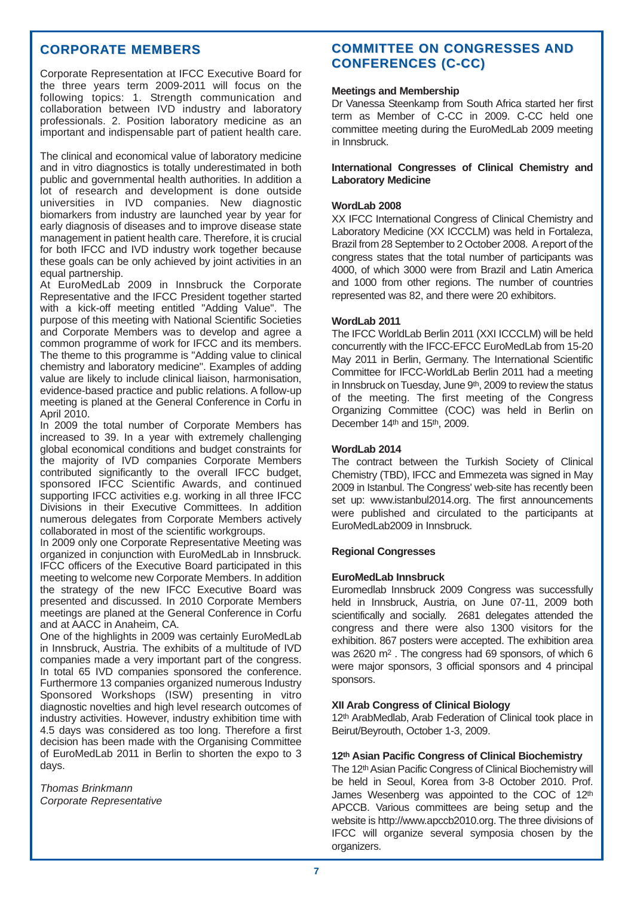## CORPORATE MEMBERS

Corporate Representation at IFCC Executive Board for the three years term 2009-2011 will focus on the following topics: 1. Strength communication and collaboration between IVD industry and laboratory professionals. 2. Position laboratory medicine as an important and indispensable part of patient health care.

The clinical and economical value of laboratory medicine and in vitro diagnostics is totally underestimated in both public and governmental health authorities. In addition a lot of research and development is done outside universities in IVD companies. New diagnostic biomarkers from industry are launched year by year for early diagnosis of diseases and to improve disease state management in patient health care. Therefore, it is crucial for both IFCC and IVD industry work together because these goals can be only achieved by joint activities in an equal partnership.

At EuroMedLab 2009 in Innsbruck the Corporate Representative and the IFCC President together started with a kick-off meeting entitled "Adding Value". The purpose of this meeting with National Scientific Societies and Corporate Members was to develop and agree a common programme of work for IFCC and its members. The theme to this programme is "Adding value to clinical chemistry and laboratory medicine". Examples of adding value are likely to include clinical liaison, harmonisation, evidence-based practice and public relations. A follow-up meeting is planed at the General Conference in Corfu in April 2010.

In 2009 the total number of Corporate Members has increased to 39. In a year with extremely challenging global economical conditions and budget constraints for the majority of IVD companies Corporate Members contributed significantly to the overall IFCC budget, sponsored IFCC Scientific Awards, and continued supporting IFCC activities e.g. working in all three IFCC Divisions in their Executive Committees. In addition numerous delegates from Corporate Members actively collaborated in most of the scientific workgroups.

In 2009 only one Corporate Representative Meeting was organized in conjunction with EuroMedLab in Innsbruck. IFCC officers of the Executive Board participated in this meeting to welcome new Corporate Members. In addition the strategy of the new IFCC Executive Board was presented and discussed. In 2010 Corporate Members meetings are planed at the General Conference in Corfu and at AACC in Anaheim, CA.

One of the highlights in 2009 was certainly EuroMedLab in Innsbruck, Austria. The exhibits of a multitude of IVD companies made a very important part of the congress. In total 65 IVD companies sponsored the conference. Furthermore 13 companies organized numerous Industry Sponsored Workshops (ISW) presenting in vitro diagnostic novelties and high level research outcomes of industry activities. However, industry exhibition time with 4.5 days was considered as too long. Therefore a first decision has been made with the Organising Committee of EuroMedLab 2011 in Berlin to shorten the expo to 3 days.

*Thomas Brinkmann*
*Corporate Representative*

## COMMITTEE ON CONGRESSES AND CONFERENCES (C-CC)

**Meetings and Membership**

Dr Vanessa Steenkamp from South Africa started her first term as Member of C-CC in 2009. C-CC held one committee meeting during the EuroMedLab 2009 meeting in Innsbruck.

**International Congresses of Clinical Chemistry and Laboratory Medicine**

**WordLab 2008**

XX IFCC International Congress of Clinical Chemistry and Laboratory Medicine (XX ICCCLM) was held in Fortaleza, Brazil from 28 September to 2 October 2008. A report of the congress states that the total number of participants was 4000, of which 3000 were from Brazil and Latin America and 1000 from other regions. The number of countries represented was 82, and there were 20 exhibitors.

**WordLab 2011**

The IFCC WorldLab Berlin 2011 (XXI ICCCLM) will be held concurrently with the IFCC-EFCC EuroMedLab from 15-20 May 2011 in Berlin, Germany. The International Scientific Committee for IFCC-WorldLab Berlin 2011 had a meeting in Innsbruck on Tuesday, June 9th, 2009 to review the status of the meeting. The first meeting of the Congress Organizing Committee (COC) was held in Berlin on December 14th and 15th, 2009.

**WordLab 2014**

The contract between the Turkish Society of Clinical Chemistry (TBD), IFCC and Emmezeta was signed in May 2009 in Istanbul. The Congress' web-site has recently been set up: www.istanbul2014.org. The first announcements were published and circulated to the participants at EuroMedLab2009 in Innsbruck.

**Regional Congresses**

**EuroMedLab Innsbruck**

Euromedlab Innsbruck 2009 Congress was successfully held in Innsbruck, Austria, on June 07-11, 2009 both scientifically and socially. 2681 delegates attended the congress and there were also 1300 visitors for the exhibition. 867 posters were accepted. The exhibition area was 2620 $m^2$ . The congress had 69 sponsors, of which 6 were major sponsors, 3 official sponsors and 4 principal sponsors.

**XII Arab Congress of Clinical Biology**

12th ArabMedlab, Arab Federation of Clinical took place in Beirut/Beyrouth, October 1-3, 2009.

**12th Asian Pacific Congress of Clinical Biochemistry**

The 12th Asian Pacific Congress of Clinical Biochemistry will be held in Seoul, Korea from 3-8 October 2010. Prof. James Wesenberg was appointed to the COC of 12th APCCB. Various committees are being setup and the website is http://www.apccb2010.org. The three divisions of IFCC will organize several symposia chosen by the organizers.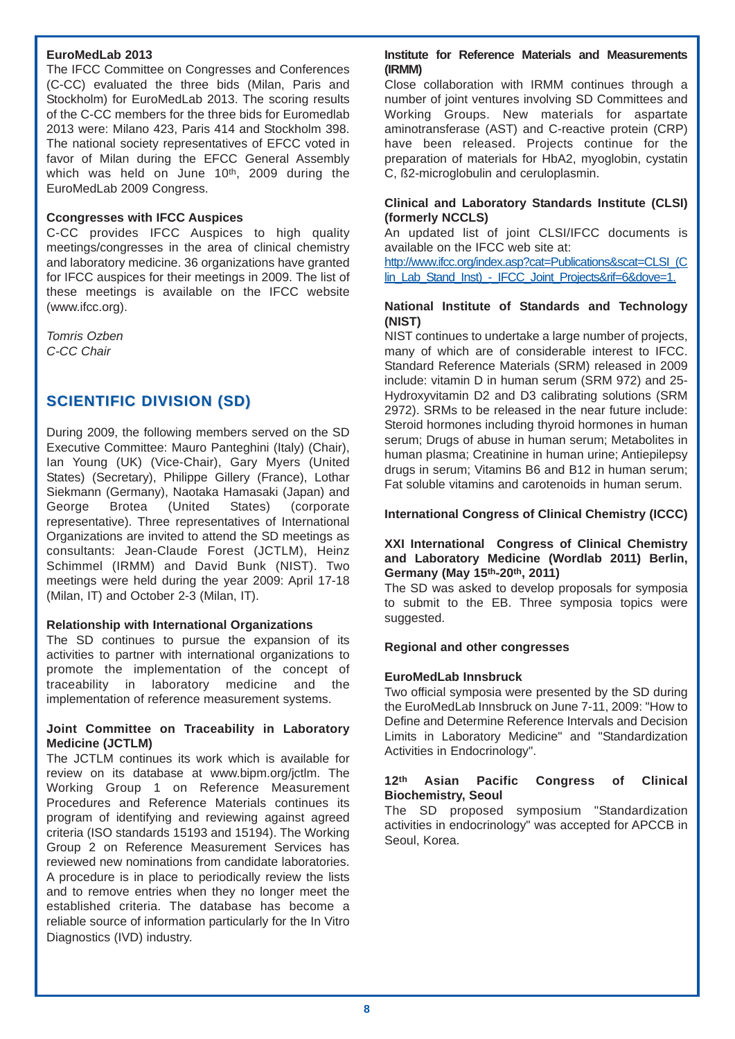### EuroMedLab 2013

The IFCC Committee on Congresses and Conferences (C-CC) evaluated the three bids (Milan, Paris and Stockholm) for EuroMedLab 2013. The scoring results of the C-CC members for the three bids for Euromedlab 2013 were: Milano 423, Paris 414 and Stockholm 398. The national society representatives of EFCC voted in favor of Milan during the EFCC General Assembly which was held on June 10th, 2009 during the EuroMedLab 2009 Congress.

### Ccongresses with IFCC Auspices

C-CC provides IFCC Auspices to high quality meetings/congresses in the area of clinical chemistry and laboratory medicine. 36 organizations have granted for IFCC auspices for their meetings in 2009. The list of these meetings is available on the IFCC website (www.ifcc.org).

*Tomris Ozben*
*C-CC Chair*

## SCIENTIFIC DIVISION (SD)

During 2009, the following members served on the SD Executive Committee: Mauro Panteghini (Italy) (Chair), Ian Young (UK) (Vice-Chair), Gary Myers (United States) (Secretary), Philippe Gillery (France), Lothar Siekmann (Germany), Naotaka Hamasaki (Japan) and George Brotea (United States) (corporate representative). Three representatives of International Organizations are invited to attend the SD meetings as consultants: Jean-Claude Forest (JCTLM), Heinz Schimmel (IRMM) and David Bunk (NIST). Two meetings were held during the year 2009: April 17-18 (Milan, IT) and October 2-3 (Milan, IT).

### Relationship with International Organizations

The SD continues to pursue the expansion of its activities to partner with international organizations to promote the implementation of the concept of traceability in laboratory medicine and the implementation of reference measurement systems.

### Joint Committee on Traceability in Laboratory Medicine (JCTLM)

The JCTLM continues its work which is available for review on its database at www.bipm.org/jctlm. The Working Group 1 on Reference Measurement Procedures and Reference Materials continues its program of identifying and reviewing against agreed criteria (ISO standards 15193 and 15194). The Working Group 2 on Reference Measurement Services has reviewed new nominations from candidate laboratories. A procedure is in place to periodically review the lists and to remove entries when they no longer meet the established criteria. The database has become a reliable source of information particularly for the In Vitro Diagnostics (IVD) industry.

### Institute for Reference Materials and Measurements (IRMM)

Close collaboration with IRMM continues through a number of joint ventures involving SD Committees and Working Groups. New materials for aspartate aminotransferase (AST) and C-reactive protein (CRP) have been released. Projects continue for the preparation of materials for HbA2, myoglobin, cystatin C, ß2-microglobulin and ceruloplasmin.

### Clinical and Laboratory Standards Institute (CLSI) (formerly NCCLS)

An updated list of joint CLSI/IFCC documents is available on the IFCC web site at:
http://www.ifcc.org/index.asp?cat=Publications&scat=CLSI_(Clin_Lab_Stand_Inst)_-_IFCC_Joint_Projects&rif=6&dove=1.

### National Institute of Standards and Technology (NIST)

NIST continues to undertake a large number of projects, many of which are of considerable interest to IFCC. Standard Reference Materials (SRM) released in 2009 include: vitamin D in human serum (SRM 972) and 25-Hydroxyvitamin D2 and D3 calibrating solutions (SRM 2972). SRMs to be released in the near future include: Steroid hormones including thyroid hormones in human serum; Drugs of abuse in human serum; Metabolites in human plasma; Creatinine in human urine; Antiepilepsy drugs in serum; Vitamins B6 and B12 in human serum; Fat soluble vitamins and carotenoids in human serum.

### International Congress of Clinical Chemistry (ICCC)

### XXI International Congress of Clinical Chemistry and Laboratory Medicine (Wordlab 2011) Berlin, Germany (May 15th-20th, 2011)

The SD was asked to develop proposals for symposia to submit to the EB. Three symposia topics were suggested.

### Regional and other congresses

### EuroMedLab Innsbruck

Two official symposia were presented by the SD during the EuroMedLab Innsbruck on June 7-11, 2009: "How to Define and Determine Reference Intervals and Decision Limits in Laboratory Medicine" and "Standardization Activities in Endocrinology".

### 12th Asian Pacific Congress of Clinical Biochemistry, Seoul

The SD proposed symposium "Standardization activities in endocrinology" was accepted for APCCB in Seoul, Korea.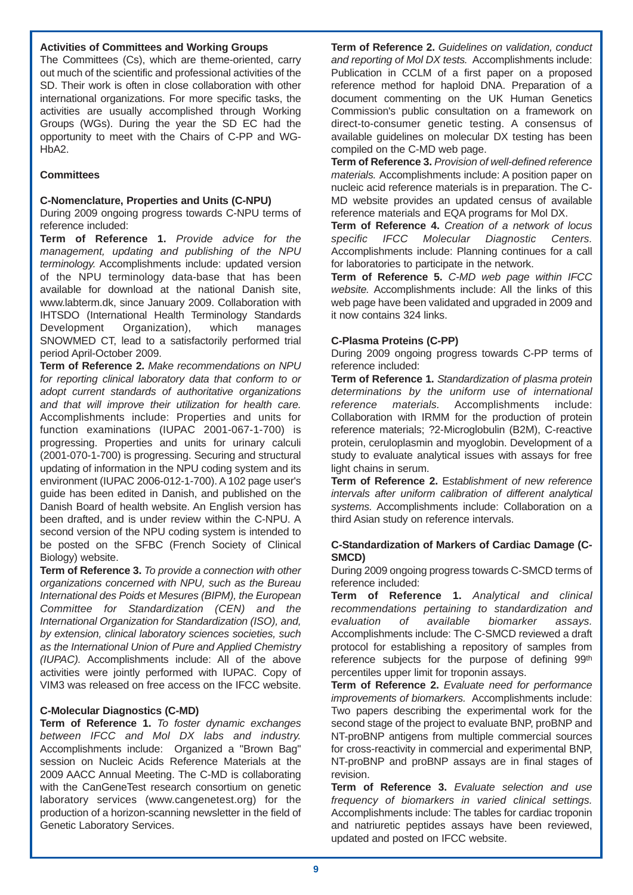### Activities of Committees and Working Groups

The Committees (Cs), which are theme-oriented, carry out much of the scientific and professional activities of the SD. Their work is often in close collaboration with other international organizations. For more specific tasks, the activities are usually accomplished through Working Groups (WGs). During the year the SD EC had the opportunity to meet with the Chairs of C-PP and WG-HbA2.

### Committees

#### C-Nomenclature, Properties and Units (C-NPU)

During 2009 ongoing progress towards C-NPU terms of reference included:

**Term of Reference 1.** *Provide advice for the management, updating and publishing of the NPU terminology.* Accomplishments include: updated version of the NPU terminology data-base that has been available for download at the national Danish site, www.labterm.dk, since January 2009. Collaboration with IHTSDO (International Health Terminology Standards Development Organization), which manages SNOWMED CT, lead to a satisfactorily performed trial period April-October 2009.

**Term of Reference 2.** *Make recommendations on NPU for reporting clinical laboratory data that conform to or adopt current standards of authoritative organizations and that will improve their utilization for health care.* Accomplishments include: Properties and units for function examinations (IUPAC 2001-067-1-700) is progressing. Properties and units for urinary calculi (2001-070-1-700) is progressing. Securing and structural updating of information in the NPU coding system and its environment (IUPAC 2006-012-1-700). A 102 page user's guide has been edited in Danish, and published on the Danish Board of health website. An English version has been drafted, and is under review within the C-NPU. A second version of the NPU coding system is intended to be posted on the SFBC (French Society of Clinical Biology) website.

**Term of Reference 3.** *To provide a connection with other organizations concerned with NPU, such as the Bureau International des Poids et Mesures (BIPM), the European Committee for Standardization (CEN) and the International Organization for Standardization (ISO), and, by extension, clinical laboratory sciences societies, such as the International Union of Pure and Applied Chemistry (IUPAC).* Accomplishments include: All of the above activities were jointly performed with IUPAC. Copy of VIM3 was released on free access on the IFCC website.

#### C-Molecular Diagnostics (C-MD)

**Term of Reference 1.** *To foster dynamic exchanges between IFCC and Mol DX labs and industry.* Accomplishments include: Organized a "Brown Bag" session on Nucleic Acids Reference Materials at the 2009 AACC Annual Meeting. The C-MD is collaborating with the CanGeneTest research consortium on genetic laboratory services (www.cangenetest.org) for the production of a horizon-scanning newsletter in the field of Genetic Laboratory Services.

**Term of Reference 2.** *Guidelines on validation, conduct and reporting of Mol DX tests.* Accomplishments include: Publication in CCLM of a first paper on a proposed reference method for haploid DNA. Preparation of a document commenting on the UK Human Genetics Commission's public consultation on a framework on direct-to-consumer genetic testing. A consensus of available guidelines on molecular DX testing has been compiled on the C-MD web page.

**Term of Reference 3.** *Provision of well-defined reference materials.* Accomplishments include: A position paper on nucleic acid reference materials is in preparation. The C-MD website provides an updated census of available reference materials and EQA programs for Mol DX.

**Term of Reference 4.** *Creation of a network of locus specific IFCC Molecular Diagnostic Centers.* Accomplishments include: Planning continues for a call for laboratories to participate in the network.

**Term of Reference 5.** *C-MD web page within IFCC website.* Accomplishments include: All the links of this web page have been validated and upgraded in 2009 and it now contains 324 links.

#### C-Plasma Proteins (C-PP)

During 2009 ongoing progress towards C-PP terms of reference included:

**Term of Reference 1.** *Standardization of plasma protein determinations by the uniform use of international reference materials.* Accomplishments include: Collaboration with IRMM for the production of protein reference materials; ?2-Microglobulin (B2M), C-reactive protein, ceruloplasmin and myoglobin. Development of a study to evaluate analytical issues with assays for free light chains in serum.

**Term of Reference 2.** *Establishment of new reference intervals after uniform calibration of different analytical systems.* Accomplishments include: Collaboration on a third Asian study on reference intervals.

#### C-Standardization of Markers of Cardiac Damage (C-SMCD)

During 2009 ongoing progress towards C-SMCD terms of reference included:

**Term of Reference 1.** *Analytical and clinical recommendations pertaining to standardization and evaluation of available biomarker assays.* Accomplishments include: The C-SMCD reviewed a draft protocol for establishing a repository of samples from reference subjects for the purpose of defining 99th percentiles upper limit for troponin assays.

**Term of Reference 2.** *Evaluate need for performance improvements of biomarkers.* Accomplishments include: Two papers describing the experimental work for the second stage of the project to evaluate BNP, proBNP and NT-proBNP antigens from multiple commercial sources for cross-reactivity in commercial and experimental BNP, NT-proBNP and proBNP assays are in final stages of revision.

**Term of Reference 3.** *Evaluate selection and use frequency of biomarkers in varied clinical settings.* Accomplishments include: The tables for cardiac troponin and natriuretic peptides assays have been reviewed, updated and posted on IFCC website.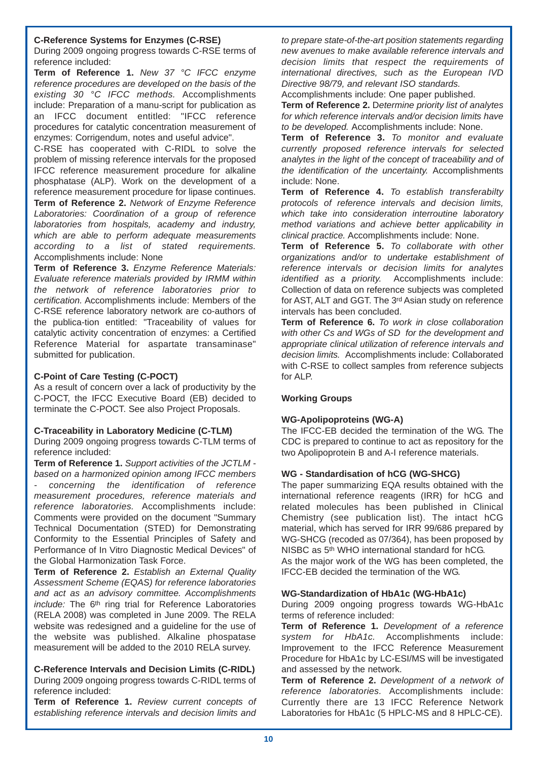**C-Reference Systems for Enzymes (C-RSE)**

During 2009 ongoing progress towards C-RSE terms of reference included:

**Term of Reference 1.** *New 37 °C IFCC enzyme reference procedures are developed on the basis of the existing 30 °C IFCC methods.* Accomplishments include: Preparation of a manu-script for publication as an IFCC document entitled: "IFCC reference procedures for catalytic concentration measurement of enzymes: Corrigendum, notes and useful advice".

C-RSE has cooperated with C-RIDL to solve the problem of missing reference intervals for the proposed IFCC reference measurement procedure for alkaline phosphatase (ALP). Work on the development of a reference measurement procedure for lipase continues.

**Term of Reference 2.** *Network of Enzyme Reference Laboratories: Coordination of a group of reference laboratories from hospitals, academy and industry, which are able to perform adequate measurements according to a list of stated requirements.* Accomplishments include: None

**Term of Reference 3.** *Enzyme Reference Materials: Evaluate reference materials provided by IRMM within the network of reference laboratories prior to certification.* Accomplishments include: Members of the C-RSE reference laboratory network are co-authors of the publica-tion entitled: "Traceability of values for catalytic activity concentration of enzymes: a Certified Reference Material for aspartate transaminase" submitted for publication.

**C-Point of Care Testing (C-POCT)**

As a result of concern over a lack of productivity by the C-POCT, the IFCC Executive Board (EB) decided to terminate the C-POCT. See also Project Proposals.

**C-Traceability in Laboratory Medicine (C-TLM)**

During 2009 ongoing progress towards C-TLM terms of reference included:

**Term of Reference 1.** *Support activities of the JCTLM - based on a harmonized opinion among IFCC members - concerning the identification of reference measurement procedures, reference materials and reference laboratories.* Accomplishments include: Comments were provided on the document "Summary Technical Documentation (STED) for Demonstrating Conformity to the Essential Principles of Safety and Performance of In Vitro Diagnostic Medical Devices" of the Global Harmonization Task Force.

**Term of Reference 2.** *Establish an External Quality Assessment Scheme (EQAS) for reference laboratories and act as an advisory committee. Accomplishments include:* The 6th ring trial for Reference Laboratories (RELA 2008) was completed in June 2009. The RELA website was redesigned and a guideline for the use of the website was published. Alkaline phospatase measurement will be added to the 2010 RELA survey.

**C-Reference Intervals and Decision Limits (C-RIDL)**

During 2009 ongoing progress towards C-RIDL terms of reference included:

**Term of Reference 1.** *Review current concepts of establishing reference intervals and decision limits and to prepare state-of-the-art position statements regarding new avenues to make available reference intervals and decision limits that respect the requirements of international directives, such as the European IVD Directive 98/79, and relevant ISO standards.*

Accomplishments include: One paper published.

**Term of Reference 2.** D*etermine priority list of analytes for which reference intervals and/or decision limits have to be developed.* Accomplishments include: None.

**Term of Reference 3.** *To monitor and evaluate currently proposed reference intervals for selected analytes in the light of the concept of traceability and of the identification of the uncertainty.* Accomplishments include: None.

**Term of Reference 4.** *To establish transferabilty protocols of reference intervals and decision limits, which take into consideration interroutine laboratory method variations and achieve better applicability in clinical practice.* Accomplishments include: None.

**Term of Reference 5.** *To collaborate with other organizations and/or to undertake establishment of reference intervals or decision limits for analytes identified as a priority.* Accomplishments include: Collection of data on reference subjects was completed for AST, ALT and GGT. The 3rd Asian study on reference intervals has been concluded.

**Term of Reference 6.** *To work in close collaboration with other Cs and WGs of SD for the development and appropriate clinical utilization of reference intervals and decision limits.* Accomplishments include: Collaborated with C-RSE to collect samples from reference subjects for ALP.

**Working Groups**

**WG-Apolipoproteins (WG-A)**

The IFCC-EB decided the termination of the WG. The CDC is prepared to continue to act as repository for the two Apolipoprotein B and A-I reference materials.

**WG - Standardisation of hCG (WG-SHCG)**

The paper summarizing EQA results obtained with the international reference reagents (IRR) for hCG and related molecules has been published in Clinical Chemistry (see publication list). The intact hCG material, which has served for IRR 99/686 prepared by WG-SHCG (recoded as 07/364), has been proposed by NISBC as 5th WHO international standard for hCG.

As the major work of the WG has been completed, the IFCC-EB decided the termination of the WG.

**WG-Standardization of HbA1c (WG-HbA1c)**

During 2009 ongoing progress towards WG-HbA1c terms of reference included:

**Term of Reference 1.** *Development of a reference system for HbA1c.* Accomplishments include: Improvement to the IFCC Reference Measurement Procedure for HbA1c by LC-ESI/MS will be investigated and assessed by the network.

**Term of Reference 2.** *Development of a network of reference laboratories.* Accomplishments include: Currently there are 13 IFCC Reference Network Laboratories for HbA1c (5 HPLC-MS and 8 HPLC-CE).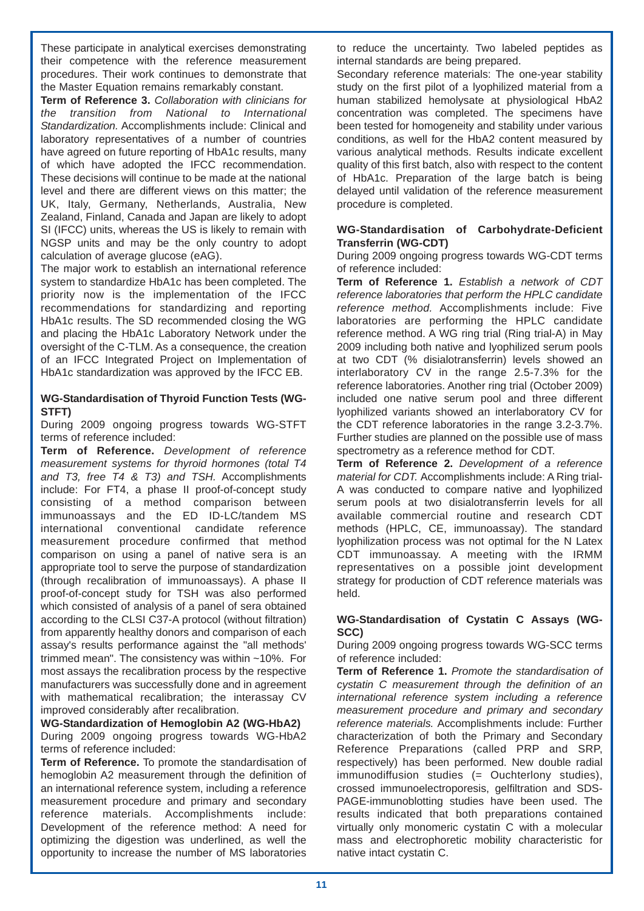These participate in analytical exercises demonstrating their competence with the reference measurement procedures. Their work continues to demonstrate that the Master Equation remains remarkably constant.

**Term of Reference 3.** *Collaboration with clinicians for the transition from National to International Standardization.* Accomplishments include: Clinical and laboratory representatives of a number of countries have agreed on future reporting of HbA1c results, many of which have adopted the IFCC recommendation. These decisions will continue to be made at the national level and there are different views on this matter; the UK, Italy, Germany, Netherlands, Australia, New Zealand, Finland, Canada and Japan are likely to adopt SI (IFCC) units, whereas the US is likely to remain with NGSP units and may be the only country to adopt calculation of average glucose (eAG).

The major work to establish an international reference system to standardize HbA1c has been completed. The priority now is the implementation of the IFCC recommendations for standardizing and reporting HbA1c results. The SD recommended closing the WG and placing the HbA1c Laboratory Network under the oversight of the C-TLM. As a consequence, the creation of an IFCC Integrated Project on Implementation of HbA1c standardization was approved by the IFCC EB.

#### WG-Standardisation of Thyroid Function Tests (WG-STFT)

During 2009 ongoing progress towards WG-STFT terms of reference included:

**Term of Reference.** *Development of reference measurement systems for thyroid hormones (total T4 and T3, free T4 & T3) and TSH.* Accomplishments include: For FT4, a phase II proof-of-concept study consisting of a method comparison between immunoassays and the ED ID-LC/tandem MS international conventional candidate reference measurement procedure confirmed that method comparison on using a panel of native sera is an appropriate tool to serve the purpose of standardization (through recalibration of immunoassays). A phase II proof-of-concept study for TSH was also performed which consisted of analysis of a panel of sera obtained according to the CLSI C37-A protocol (without filtration) from apparently healthy donors and comparison of each assay's results performance against the "all methods' trimmed mean". The consistency was within ~10%. For most assays the recalibration process by the respective manufacturers was successfully done and in agreement with mathematical recalibration; the interassay CV improved considerably after recalibration.

#### WG-Standardization of Hemoglobin A2 (WG-HbA2)

During 2009 ongoing progress towards WG-HbA2 terms of reference included:

**Term of Reference.** To promote the standardisation of hemoglobin A2 measurement through the definition of an international reference system, including a reference measurement procedure and primary and secondary reference materials. Accomplishments include: Development of the reference method: A need for optimizing the digestion was underlined, as well the opportunity to increase the number of MS laboratories to reduce the uncertainty. Two labeled peptides as internal standards are being prepared.

Secondary reference materials: The one-year stability study on the first pilot of a lyophilized material from a human stabilized hemolysate at physiological HbA2 concentration was completed. The specimens have been tested for homogeneity and stability under various conditions, as well for the HbA2 content measured by various analytical methods. Results indicate excellent quality of this first batch, also with respect to the content of HbA1c. Preparation of the large batch is being delayed until validation of the reference measurement procedure is completed.

#### WG-Standardisation of Carbohydrate-Deficient Transferrin (WG-CDT)

During 2009 ongoing progress towards WG-CDT terms of reference included:

**Term of Reference 1.** *Establish a network of CDT reference laboratories that perform the HPLC candidate reference method.* Accomplishments include: Five laboratories are performing the HPLC candidate reference method. A WG ring trial (Ring trial-A) in May 2009 including both native and lyophilized serum pools at two CDT (% disialotransferrin) levels showed an interlaboratory CV in the range 2.5-7.3% for the reference laboratories. Another ring trial (October 2009) included one native serum pool and three different lyophilized variants showed an interlaboratory CV for the CDT reference laboratories in the range 3.2-3.7%. Further studies are planned on the possible use of mass spectrometry as a reference method for CDT.

**Term of Reference 2.** *Development of a reference material for CDT.* Accomplishments include: A Ring trial-A was conducted to compare native and lyophilized serum pools at two disialotransferrin levels for all available commercial routine and research CDT methods (HPLC, CE, immunoassay). The standard lyophilization process was not optimal for the N Latex CDT immunoassay. A meeting with the IRMM representatives on a possible joint development strategy for production of CDT reference materials was held.

#### WG-Standardisation of Cystatin C Assays (WG-SCC)

During 2009 ongoing progress towards WG-SCC terms of reference included:

**Term of Reference 1.** *Promote the standardisation of cystatin C measurement through the definition of an international reference system including a reference measurement procedure and primary and secondary reference materials.* Accomplishments include: Further characterization of both the Primary and Secondary Reference Preparations (called PRP and SRP, respectively) has been performed. New double radial immunodiffusion studies (= Ouchterlony studies), crossed immunoelectroporesis, gelfiltration and SDS-PAGE-immunoblotting studies have been used. The results indicated that both preparations contained virtually only monomeric cystatin C with a molecular mass and electrophoretic mobility characteristic for native intact cystatin C.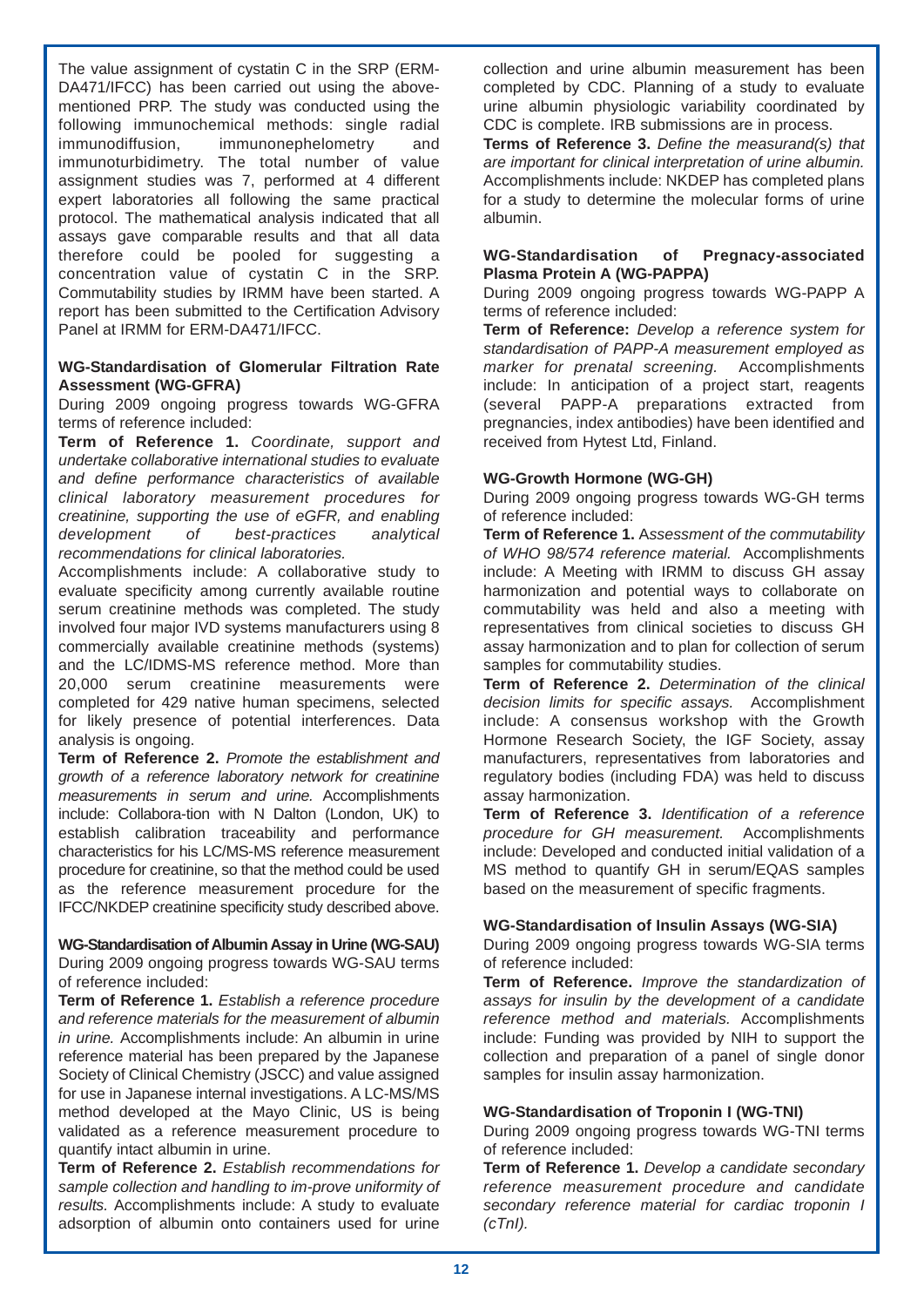The value assignment of cystatin C in the SRP (ERM-DA471/IFCC) has been carried out using the above-mentioned PRP. The study was conducted using the following immunochemical methods: single radial immunodiffusion, immunonephelometry and immunoturbidimetry. The total number of value assignment studies was 7, performed at 4 different expert laboratories all following the same practical protocol. The mathematical analysis indicated that all assays gave comparable results and that all data therefore could be pooled for suggesting a concentration value of cystatin C in the SRP. Commutability studies by IRMM have been started. A report has been submitted to the Certification Advisory Panel at IRMM for ERM-DA471/IFCC.

#### WG-Standardisation of Glomerular Filtration Rate Assessment (WG-GFRA)

During 2009 ongoing progress towards WG-GFRA terms of reference included:

**Term of Reference 1.** *Coordinate, support and undertake collaborative international studies to evaluate and define performance characteristics of available clinical laboratory measurement procedures for creatinine, supporting the use of eGFR, and enabling development of best-practices analytical recommendations for clinical laboratories.*

Accomplishments include: A collaborative study to evaluate specificity among currently available routine serum creatinine methods was completed. The study involved four major IVD systems manufacturers using 8 commercially available creatinine methods (systems) and the LC/IDMS-MS reference method. More than 20,000 serum creatinine measurements were completed for 429 native human specimens, selected for likely presence of potential interferences. Data analysis is ongoing.

**Term of Reference 2.** *Promote the establishment and growth of a reference laboratory network for creatinine measurements in serum and urine.* Accomplishments include: Collabora-tion with N Dalton (London, UK) to establish calibration traceability and performance characteristics for his LC/MS-MS reference measurement procedure for creatinine, so that the method could be used as the reference measurement procedure for the IFCC/NKDEP creatinine specificity study described above.

#### WG-Standardisation of Albumin Assay in Urine (WG-SAU)

During 2009 ongoing progress towards WG-SAU terms of reference included:

**Term of Reference 1.** *Establish a reference procedure and reference materials for the measurement of albumin in urine.* Accomplishments include: An albumin in urine reference material has been prepared by the Japanese Society of Clinical Chemistry (JSCC) and value assigned for use in Japanese internal investigations. A LC-MS/MS method developed at the Mayo Clinic, US is being validated as a reference measurement procedure to quantify intact albumin in urine.

**Term of Reference 2.** *Establish recommendations for sample collection and handling to im-prove uniformity of results.* Accomplishments include: A study to evaluate adsorption of albumin onto containers used for urine collection and urine albumin measurement has been completed by CDC. Planning of a study to evaluate urine albumin physiologic variability coordinated by CDC is complete. IRB submissions are in process.

**Terms of Reference 3.** *Define the measurand(s) that are important for clinical interpretation of urine albumin.* Accomplishments include: NKDEP has completed plans for a study to determine the molecular forms of urine albumin.

#### WG-Standardisation of Pregnacy-associated Plasma Protein A (WG-PAPPA)

During 2009 ongoing progress towards WG-PAPP A terms of reference included:

**Term of Reference:** *Develop a reference system for standardisation of PAPP-A measurement employed as marker for prenatal screening.* Accomplishments include: In anticipation of a project start, reagents (several PAPP-A preparations extracted from pregnancies, index antibodies) have been identified and received from Hytest Ltd, Finland.

#### WG-Growth Hormone (WG-GH)

During 2009 ongoing progress towards WG-GH terms of reference included:

**Term of Reference 1.** A*ssessment of the commutability of WHO 98/574 reference material.* Accomplishments include: A Meeting with IRMM to discuss GH assay harmonization and potential ways to collaborate on commutability was held and also a meeting with representatives from clinical societies to discuss GH assay harmonization and to plan for collection of serum samples for commutability studies.

**Term of Reference 2.** *Determination of the clinical decision limits for specific assays.* Accomplishment include: A consensus workshop with the Growth Hormone Research Society, the IGF Society, assay manufacturers, representatives from laboratories and regulatory bodies (including FDA) was held to discuss assay harmonization.

**Term of Reference 3.** *Identification of a reference procedure for GH measurement.* Accomplishments include: Developed and conducted initial validation of a MS method to quantify GH in serum/EQAS samples based on the measurement of specific fragments.

#### WG-Standardisation of Insulin Assays (WG-SIA)

During 2009 ongoing progress towards WG-SIA terms of reference included:

**Term of Reference.** *Improve the standardization of assays for insulin by the development of a candidate reference method and materials.* Accomplishments include: Funding was provided by NIH to support the collection and preparation of a panel of single donor samples for insulin assay harmonization.

#### WG-Standardisation of Troponin I (WG-TNI)

During 2009 ongoing progress towards WG-TNI terms of reference included:

**Term of Reference 1.** *Develop a candidate secondary reference measurement procedure and candidate secondary reference material for cardiac troponin I (cTnI).*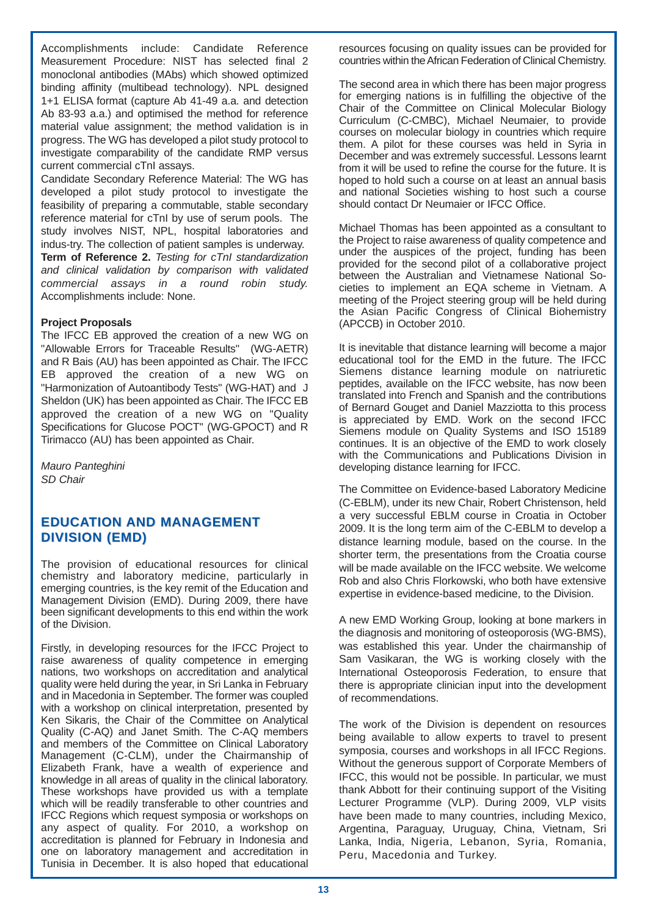Accomplishments include: Candidate Reference Measurement Procedure: NIST has selected final 2 monoclonal antibodies (MAbs) which showed optimized binding affinity (multibead technology). NPL designed 1+1 ELISA format (capture Ab 41-49 a.a. and detection Ab 83-93 a.a.) and optimised the method for reference material value assignment; the method validation is in progress. The WG has developed a pilot study protocol to investigate comparability of the candidate RMP versus current commercial cTnI assays.

Candidate Secondary Reference Material: The WG has developed a pilot study protocol to investigate the feasibility of preparing a commutable, stable secondary reference material for cTnI by use of serum pools. The study involves NIST, NPL, hospital laboratories and indus-try. The collection of patient samples is underway.

**Term of Reference 2.** *Testing for cTnI standardization and clinical validation by comparison with validated commercial assays in a round robin study.* Accomplishments include: None.

**Project Proposals**

The IFCC EB approved the creation of a new WG on "Allowable Errors for Traceable Results" (WG-AETR) and R Bais (AU) has been appointed as Chair. The IFCC EB approved the creation of a new WG on "Harmonization of Autoantibody Tests" (WG-HAT) and J Sheldon (UK) has been appointed as Chair. The IFCC EB approved the creation of a new WG on "Quality Specifications for Glucose POCT" (WG-GPOCT) and R Tirimacco (AU) has been appointed as Chair.

*Mauro Panteghini*
*SD Chair*

## EDUCATION AND MANAGEMENT DIVISION (EMD)

The provision of educational resources for clinical chemistry and laboratory medicine, particularly in emerging countries, is the key remit of the Education and Management Division (EMD). During 2009, there have been significant developments to this end within the work of the Division.

Firstly, in developing resources for the IFCC Project to raise awareness of quality competence in emerging nations, two workshops on accreditation and analytical quality were held during the year, in Sri Lanka in February and in Macedonia in September. The former was coupled with a workshop on clinical interpretation, presented by Ken Sikaris, the Chair of the Committee on Analytical Quality (C-AQ) and Janet Smith. The C-AQ members and members of the Committee on Clinical Laboratory Management (C-CLM), under the Chairmanship of Elizabeth Frank, have a wealth of experience and knowledge in all areas of quality in the clinical laboratory. These workshops have provided us with a template which will be readily transferable to other countries and IFCC Regions which request symposia or workshops on any aspect of quality. For 2010, a workshop on accreditation is planned for February in Indonesia and one on laboratory management and accreditation in Tunisia in December. It is also hoped that educational resources focusing on quality issues can be provided for countries within the African Federation of Clinical Chemistry.

The second area in which there has been major progress for emerging nations is in fulfilling the objective of the Chair of the Committee on Clinical Molecular Biology Curriculum (C-CMBC), Michael Neumaier, to provide courses on molecular biology in countries which require them. A pilot for these courses was held in Syria in December and was extremely successful. Lessons learnt from it will be used to refine the course for the future. It is hoped to hold such a course on at least an annual basis and national Societies wishing to host such a course should contact Dr Neumaier or IFCC Office.

Michael Thomas has been appointed as a consultant to the Project to raise awareness of quality competence and under the auspices of the project, funding has been provided for the second pilot of a collaborative project between the Australian and Vietnamese National So-cieties to implement an EQA scheme in Vietnam. A meeting of the Project steering group will be held during the Asian Pacific Congress of Clinical Biohemistry (APCCB) in October 2010.

It is inevitable that distance learning will become a major educational tool for the EMD in the future. The IFCC Siemens distance learning module on natriuretic peptides, available on the IFCC website, has now been translated into French and Spanish and the contributions of Bernard Gouget and Daniel Mazziotta to this process is appreciated by EMD. Work on the second IFCC Siemens module on Quality Systems and ISO 15189 continues. It is an objective of the EMD to work closely with the Communications and Publications Division in developing distance learning for IFCC.

The Committee on Evidence-based Laboratory Medicine (C-EBLM), under its new Chair, Robert Christenson, held a very successful EBLM course in Croatia in October 2009. It is the long term aim of the C-EBLM to develop a distance learning module, based on the course. In the shorter term, the presentations from the Croatia course will be made available on the IFCC website. We welcome Rob and also Chris Florkowski, who both have extensive expertise in evidence-based medicine, to the Division.

A new EMD Working Group, looking at bone markers in the diagnosis and monitoring of osteoporosis (WG-BMS), was established this year. Under the chairmanship of Sam Vasikaran, the WG is working closely with the International Osteoporosis Federation, to ensure that there is appropriate clinician input into the development of recommendations.

The work of the Division is dependent on resources being available to allow experts to travel to present symposia, courses and workshops in all IFCC Regions. Without the generous support of Corporate Members of IFCC, this would not be possible. In particular, we must thank Abbott for their continuing support of the Visiting Lecturer Programme (VLP). During 2009, VLP visits have been made to many countries, including Mexico, Argentina, Paraguay, Uruguay, China, Vietnam, Sri Lanka, India, Nigeria, Lebanon, Syria, Romania, Peru, Macedonia and Turkey.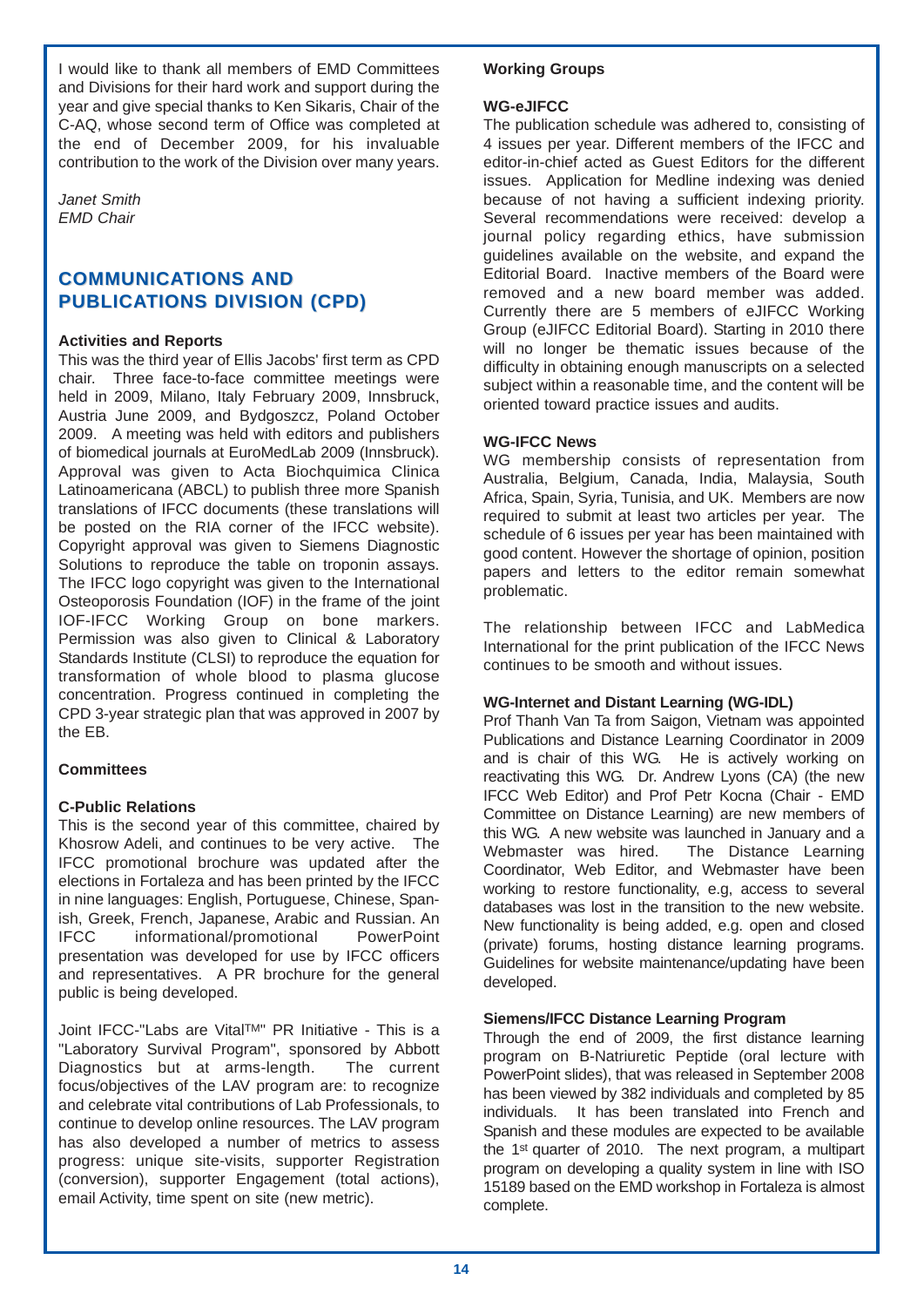I would like to thank all members of EMD Committees and Divisions for their hard work and support during the year and give special thanks to Ken Sikaris, Chair of the C-AQ, whose second term of Office was completed at the end of December 2009, for his invaluable contribution to the work of the Division over many years.

*Janet Smith*
*EMD Chair*

## COMMUNICATIONS AND PUBLICATIONS DIVISION (CPD)

### Activities and Reports

This was the third year of Ellis Jacobs' first term as CPD chair. Three face-to-face committee meetings were held in 2009, Milano, Italy February 2009, Innsbruck, Austria June 2009, and Bydgoszcz, Poland October 2009. A meeting was held with editors and publishers of biomedical journals at EuroMedLab 2009 (Innsbruck). Approval was given to Acta Biochquimica Clinica Latinoamericana (ABCL) to publish three more Spanish translations of IFCC documents (these translations will be posted on the RIA corner of the IFCC website). Copyright approval was given to Siemens Diagnostic Solutions to reproduce the table on troponin assays. The IFCC logo copyright was given to the International Osteoporosis Foundation (IOF) in the frame of the joint IOF-IFCC Working Group on bone markers. Permission was also given to Clinical & Laboratory Standards Institute (CLSI) to reproduce the equation for transformation of whole blood to plasma glucose concentration. Progress continued in completing the CPD 3-year strategic plan that was approved in 2007 by the EB.

### Committees

#### C-Public Relations

This is the second year of this committee, chaired by Khosrow Adeli, and continues to be very active. The IFCC promotional brochure was updated after the elections in Fortaleza and has been printed by the IFCC in nine languages: English, Portuguese, Chinese, Spanish, Greek, French, Japanese, Arabic and Russian. An IFCC informational/promotional PowerPoint presentation was developed for use by IFCC officers and representatives. A PR brochure for the general public is being developed.

Joint IFCC-"Labs are Vital™" PR Initiative - This is a "Laboratory Survival Program", sponsored by Abbott Diagnostics but at arms-length. The current focus/objectives of the LAV program are: to recognize and celebrate vital contributions of Lab Professionals, to continue to develop online resources. The LAV program has also developed a number of metrics to assess progress: unique site-visits, supporter Registration (conversion), supporter Engagement (total actions), email Activity, time spent on site (new metric).

### Working Groups

#### WG-eJIFCC

The publication schedule was adhered to, consisting of 4 issues per year. Different members of the IFCC and editor-in-chief acted as Guest Editors for the different issues. Application for Medline indexing was denied because of not having a sufficient indexing priority. Several recommendations were received: develop a journal policy regarding ethics, have submission guidelines available on the website, and expand the Editorial Board. Inactive members of the Board were removed and a new board member was added. Currently there are 5 members of eJIFCC Working Group (eJIFCC Editorial Board). Starting in 2010 there will no longer be thematic issues because of the difficulty in obtaining enough manuscripts on a selected subject within a reasonable time, and the content will be oriented toward practice issues and audits.

#### WG-IFCC News

WG membership consists of representation from Australia, Belgium, Canada, India, Malaysia, South Africa, Spain, Syria, Tunisia, and UK. Members are now required to submit at least two articles per year. The schedule of 6 issues per year has been maintained with good content. However the shortage of opinion, position papers and letters to the editor remain somewhat problematic.

The relationship between IFCC and LabMedica International for the print publication of the IFCC News continues to be smooth and without issues.

#### WG-Internet and Distant Learning (WG-IDL)

Prof Thanh Van Ta from Saigon, Vietnam was appointed Publications and Distance Learning Coordinator in 2009 and is chair of this WG. He is actively working on reactivating this WG. Dr. Andrew Lyons (CA) (the new IFCC Web Editor) and Prof Petr Kocna (Chair - EMD Committee on Distance Learning) are new members of this WG. A new website was launched in January and a Webmaster was hired. The Distance Learning Coordinator, Web Editor, and Webmaster have been working to restore functionality, e.g, access to several databases was lost in the transition to the new website. New functionality is being added, e.g. open and closed (private) forums, hosting distance learning programs. Guidelines for website maintenance/updating have been developed.

#### Siemens/IFCC Distance Learning Program

Through the end of 2009, the first distance learning program on B-Natriuretic Peptide (oral lecture with PowerPoint slides), that was released in September 2008 has been viewed by 382 individuals and completed by 85 individuals. It has been translated into French and Spanish and these modules are expected to be available the 1st quarter of 2010. The next program, a multipart program on developing a quality system in line with ISO 15189 based on the EMD workshop in Fortaleza is almost complete.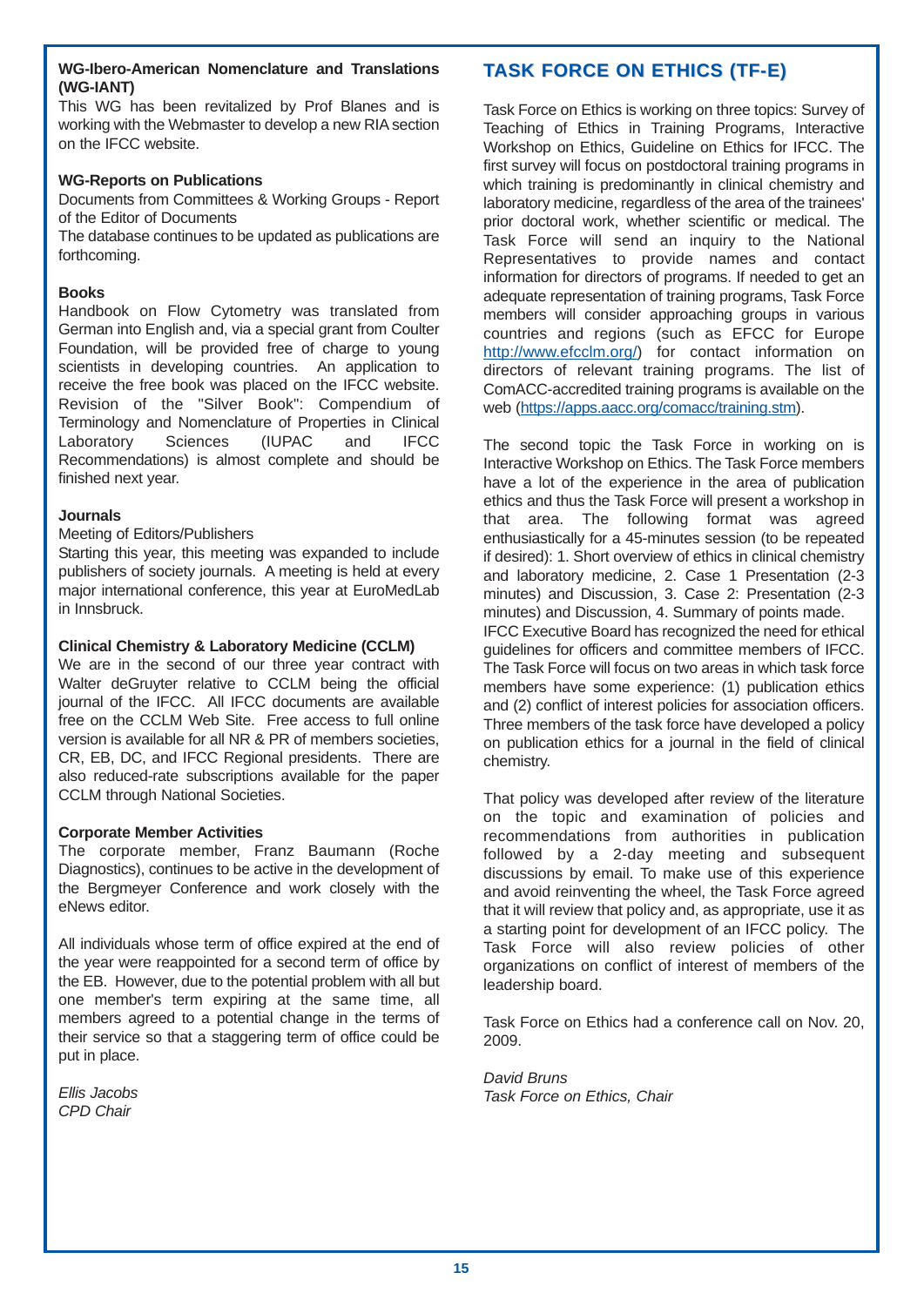**WG-Ibero-American Nomenclature and Translations (WG-IANT)**

This WG has been revitalized by Prof Blanes and is working with the Webmaster to develop a new RIA section on the IFCC website.

**WG-Reports on Publications**

Documents from Committees & Working Groups - Report of the Editor of Documents

The database continues to be updated as publications are forthcoming.

**Books**

Handbook on Flow Cytometry was translated from German into English and, via a special grant from Coulter Foundation, will be provided free of charge to young scientists in developing countries. An application to receive the free book was placed on the IFCC website. Revision of the "Silver Book": Compendium of Terminology and Nomenclature of Properties in Clinical Laboratory Sciences (IUPAC and IFCC Recommendations) is almost complete and should be finished next year.

**Journals**

Meeting of Editors/Publishers

Starting this year, this meeting was expanded to include publishers of society journals. A meeting is held at every major international conference, this year at EuroMedLab in Innsbruck.

**Clinical Chemistry & Laboratory Medicine (CCLM)**

We are in the second of our three year contract with Walter deGruyter relative to CCLM being the official journal of the IFCC. All IFCC documents are available free on the CCLM Web Site. Free access to full online version is available for all NR & PR of members societies, CR, EB, DC, and IFCC Regional presidents. There are also reduced-rate subscriptions available for the paper CCLM through National Societies.

**Corporate Member Activities**

The corporate member, Franz Baumann (Roche Diagnostics), continues to be active in the development of the Bergmeyer Conference and work closely with the eNews editor.

All individuals whose term of office expired at the end of the year were reappointed for a second term of office by the EB. However, due to the potential problem with all but one member's term expiring at the same time, all members agreed to a potential change in the terms of their service so that a staggering term of office could be put in place.

*Ellis Jacobs*
*CPD Chair*

## TASK FORCE ON ETHICS (TF-E)

Task Force on Ethics is working on three topics: Survey of Teaching of Ethics in Training Programs, Interactive Workshop on Ethics, Guideline on Ethics for IFCC. The first survey will focus on postdoctoral training programs in which training is predominantly in clinical chemistry and laboratory medicine, regardless of the area of the trainees' prior doctoral work, whether scientific or medical. The Task Force will send an inquiry to the National Representatives to provide names and contact information for directors of programs. If needed to get an adequate representation of training programs, Task Force members will consider approaching groups in various countries and regions (such as EFCC for Europe http://www.efcclm.org/) for contact information on directors of relevant training programs. The list of ComACC-accredited training programs is available on the web (https://apps.aacc.org/comacc/training.stm).

The second topic the Task Force in working on is Interactive Workshop on Ethics. The Task Force members have a lot of the experience in the area of publication ethics and thus the Task Force will present a workshop in that area. The following format was agreed enthusiastically for a 45-minutes session (to be repeated if desired): 1. Short overview of ethics in clinical chemistry and laboratory medicine, 2. Case 1 Presentation (2-3 minutes) and Discussion, 3. Case 2: Presentation (2-3 minutes) and Discussion, 4. Summary of points made.

IFCC Executive Board has recognized the need for ethical guidelines for officers and committee members of IFCC. The Task Force will focus on two areas in which task force members have some experience: (1) publication ethics and (2) conflict of interest policies for association officers. Three members of the task force have developed a policy on publication ethics for a journal in the field of clinical chemistry.

That policy was developed after review of the literature on the topic and examination of policies and recommendations from authorities in publication followed by a 2-day meeting and subsequent discussions by email. To make use of this experience and avoid reinventing the wheel, the Task Force agreed that it will review that policy and, as appropriate, use it as a starting point for development of an IFCC policy. The Task Force will also review policies of other organizations on conflict of interest of members of the leadership board.

Task Force on Ethics had a conference call on Nov. 20, 2009.

*David Bruns*
*Task Force on Ethics, Chair*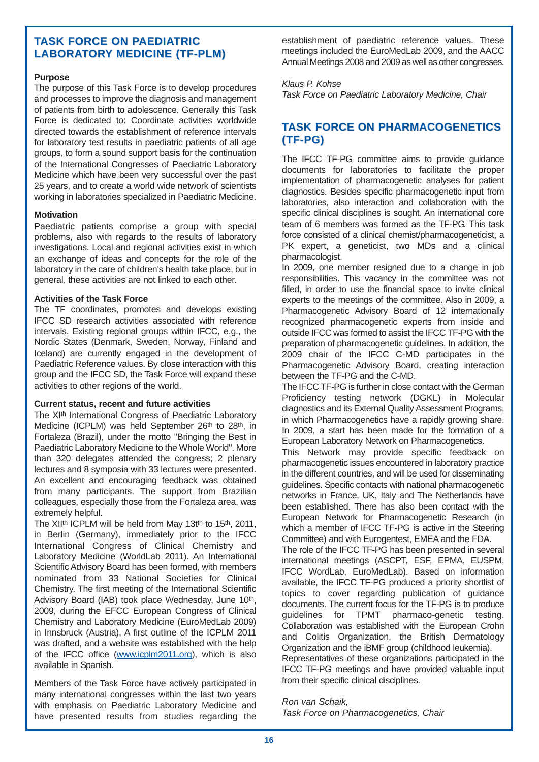## TASK FORCE ON PAEDIATRIC LABORATORY MEDICINE (TF-PLM)

**Purpose**

The purpose of this Task Force is to develop procedures and processes to improve the diagnosis and management of patients from birth to adolescence. Generally this Task Force is dedicated to: Coordinate activities worldwide directed towards the establishment of reference intervals for laboratory test results in paediatric patients of all age groups, to form a sound support basis for the continuation of the International Congresses of Paediatric Laboratory Medicine which have been very successful over the past 25 years, and to create a world wide network of scientists working in laboratories specialized in Paediatric Medicine.

**Motivation**

Paediatric patients comprise a group with special problems, also with regards to the results of laboratory investigations. Local and regional activities exist in which an exchange of ideas and concepts for the role of the laboratory in the care of children's health take place, but in general, these activities are not linked to each other.

**Activities of the Task Force**

The TF coordinates, promotes and develops existing IFCC SD research activities associated with reference intervals. Existing regional groups within IFCC, e.g., the Nordic States (Denmark, Sweden, Norway, Finland and Iceland) are currently engaged in the development of Paediatric Reference values. By close interaction with this group and the IFCC SD, the Task Force will expand these activities to other regions of the world.

**Current status, recent and future activities**

The XIth International Congress of Paediatric Laboratory Medicine (ICPLM) was held September 26th to 28th, in Fortaleza (Brazil), under the motto "Bringing the Best in Paediatric Laboratory Medicine to the Whole World". More than 320 delegates attended the congress; 2 plenary lectures and 8 symposia with 33 lectures were presented. An excellent and encouraging feedback was obtained from many participants. The support from Brazilian colleagues, especially those from the Fortaleza area, was extremely helpful.

The XIIth ICPLM will be held from May 13th to 15th, 2011, in Berlin (Germany), immediately prior to the IFCC International Congress of Clinical Chemistry and Laboratory Medicine (WorldLab 2011). An International Scientific Advisory Board has been formed, with members nominated from 33 National Societies for Clinical Chemistry. The first meeting of the International Scientific Advisory Board (IAB) took place Wednesday, June 10th, 2009, during the EFCC European Congress of Clinical Chemistry and Laboratory Medicine (EuroMedLab 2009) in Innsbruck (Austria), A first outline of the ICPLM 2011 was drafted, and a website was established with the help of the IFCC office (www.icplm2011.org), which is also available in Spanish.

Members of the Task Force have actively participated in many international congresses within the last two years with emphasis on Paediatric Laboratory Medicine and have presented results from studies regarding the establishment of paediatric reference values. These meetings included the EuroMedLab 2009, and the AACC Annual Meetings 2008 and 2009 as well as other congresses.

*Klaus P. Kohse*
*Task Force on Paediatric Laboratory Medicine, Chair*

## TASK FORCE ON PHARMACOGENETICS (TF-PG)

The IFCC TF-PG committee aims to provide guidance documents for laboratories to facilitate the proper implementation of pharmacogenetic analyses for patient diagnostics. Besides specific pharmacogenetic input from laboratories, also interaction and collaboration with the specific clinical disciplines is sought. An international core team of 6 members was formed as the TF-PG. This task force consisted of a clinical chemist/pharmacogeneticist, a PK expert, a geneticist, two MDs and a clinical pharmacologist.

In 2009, one member resigned due to a change in job responsibilities. This vacancy in the committee was not filled, in order to use the financial space to invite clinical experts to the meetings of the committee. Also in 2009, a Pharmacogenetic Advisory Board of 12 internationally recognized pharmacogenetic experts from inside and outside IFCC was formed to assist the IFCC TF-PG with the preparation of pharmacogenetic guidelines. In addition, the 2009 chair of the IFCC C-MD participates in the Pharmacogenetic Advisory Board, creating interaction between the TF-PG and the C-MD.

The IFCC TF-PG is further in close contact with the German Proficiency testing network (DGKL) in Molecular diagnostics and its External Quality Assessment Programs, in which Pharmacogenetics have a rapidly growing share. In 2009, a start has been made for the formation of a European Laboratory Network on Pharmacogenetics.

This Network may provide specific feedback on pharmacogenetic issues encountered in laboratory practice in the different countries, and will be used for disseminating guidelines. Specific contacts with national pharmacogenetic networks in France, UK, Italy and The Netherlands have been established. There has also been contact with the European Network for Pharmacogenetic Research (in which a member of IFCC TF-PG is active in the Steering Committee) and with Eurogentest, EMEA and the FDA.

The role of the IFCC TF-PG has been presented in several international meetings (ASCPT, ESF, EPMA, EUSPM, IFCC WordLab, EuroMedLab). Based on information available, the IFCC TF-PG produced a priority shortlist of topics to cover regarding publication of guidance documents. The current focus for the TF-PG is to produce guidelines for TPMT pharmaco-genetic testing. Collaboration was established with the European Crohn and Colitis Organization, the British Dermatology Organization and the iBMF group (childhood leukemia). Representatives of these organizations participated in the IFCC TF-PG meetings and have provided valuable input from their specific clinical disciplines.

*Ron van Schaik,*
*Task Force on Pharmacogenetics, Chair*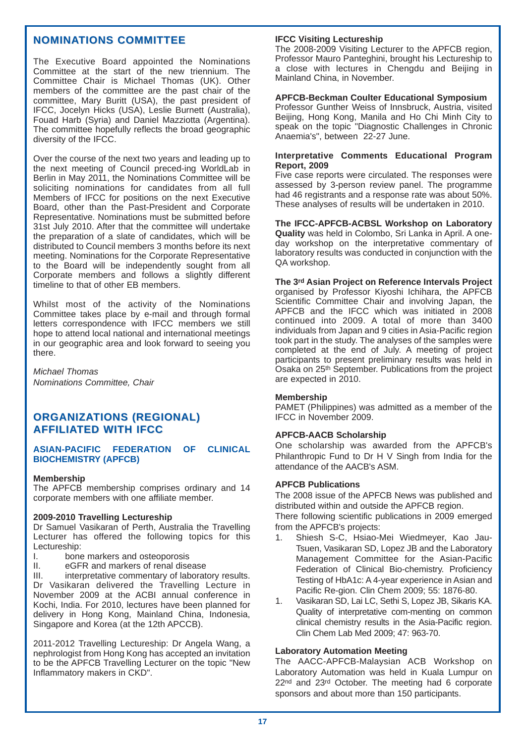## NOMINATIONS COMMITTEE

The Executive Board appointed the Nominations Committee at the start of the new triennium. The Committee Chair is Michael Thomas (UK). Other members of the committee are the past chair of the committee, Mary Buritt (USA), the past president of IFCC, Jocelyn Hicks (USA), Leslie Burnett (Australia), Fouad Harb (Syria) and Daniel Mazziotta (Argentina). The committee hopefully reflects the broad geographic diversity of the IFCC.

Over the course of the next two years and leading up to the next meeting of Council preced-ing WorldLab in Berlin in May 2011, the Nominations Committee will be soliciting nominations for candidates from all full Members of IFCC for positions on the next Executive Board, other than the Past-President and Corporate Representative. Nominations must be submitted before 31st July 2010. After that the committee will undertake the preparation of a slate of candidates, which will be distributed to Council members 3 months before its next meeting. Nominations for the Corporate Representative to the Board will be independently sought from all Corporate members and follows a slightly different timeline to that of other EB members.

Whilst most of the activity of the Nominations Committee takes place by e-mail and through formal letters correspondence with IFCC members we still hope to attend local national and international meetings in our geographic area and look forward to seeing you there.

*Michael Thomas*
*Nominations Committee, Chair*

## ORGANIZATIONS (REGIONAL) AFFILIATED WITH IFCC

### ASIAN-PACIFIC FEDERATION OF CLINICAL BIOCHEMISTRY (APFCB)

**Membership**
The APFCB membership comprises ordinary and 14 corporate members with one affiliate member.

**2009-2010 Travelling Lectureship**
Dr Samuel Vasikaran of Perth, Australia the Travelling Lecturer has offered the following topics for this Lectureship:

I. bone markers and osteoporosis
II. eGFR and markers of renal disease
III. interpretative commentary of laboratory results.

Dr Vasikaran delivered the Travelling Lecture in November 2009 at the ACBI annual conference in Kochi, India. For 2010, lectures have been planned for delivery in Hong Kong, Mainland China, Indonesia, Singapore and Korea (at the 12th APCCB).

2011-2012 Travelling Lectureship: Dr Angela Wang, a nephrologist from Hong Kong has accepted an invitation to be the APFCB Travelling Lecturer on the topic "New Inflammatory makers in CKD".

**IFCC Visiting Lectureship**
The 2008-2009 Visiting Lecturer to the APFCB region, Professor Mauro Panteghini, brought his Lectureship to a close with lectures in Chengdu and Beijing in Mainland China, in November.

**APFCB-Beckman Coulter Educational Symposium**
Professor Gunther Weiss of Innsbruck, Austria, visited Beijing, Hong Kong, Manila and Ho Chi Minh City to speak on the topic "Diagnostic Challenges in Chronic Anaemia's", between 22-27 June.

**Interpretative Comments Educational Program Report, 2009**
Five case reports were circulated. The responses were assessed by 3-person review panel. The programme had 46 registrants and a response rate was about 50%. These analyses of results will be undertaken in 2010.

**The IFCC-APFCB-ACBSL Workshop on Laboratory Quality** was held in Colombo, Sri Lanka in April. A one-day workshop on the interpretative commentary of laboratory results was conducted in conjunction with the QA workshop.

**The 3rd Asian Project on Reference Intervals Project** organised by Professor Kiyoshi Ichihara, the APFCB Scientific Committee Chair and involving Japan, the APFCB and the IFCC which was initiated in 2008 continued into 2009. A total of more than 3400 individuals from Japan and 9 cities in Asia-Pacific region took part in the study. The analyses of the samples were completed at the end of July. A meeting of project participants to present preliminary results was held in Osaka on 25th September. Publications from the project are expected in 2010.

**Membership**
PAMET (Philippines) was admitted as a member of the IFCC in November 2009.

**APFCB-AACB Scholarship**
One scholarship was awarded from the APFCB's Philanthropic Fund to Dr H V Singh from India for the attendance of the AACB's ASM.

**APFCB Publications**
The 2008 issue of the APFCB News was published and distributed within and outside the APFCB region.
There following scientific publications in 2009 emerged from the APFCB's projects:

1. Shiesh S-C, Hsiao-Mei Wiedmeyer, Kao Jau-Tsuen, Vasikaran SD, Lopez JB and the Laboratory Management Committee for the Asian-Pacific Federation of Clinical Bio-chemistry. Proficiency Testing of HbA1c: A 4-year experience in Asian and Pacific Re-gion. Clin Chem 2009; 55: 1876-80.
1. Vasikaran SD, Lai LC, Sethi S, Lopez JB, Sikaris KA. Quality of interpretative com-menting on common clinical chemistry results in the Asia-Pacific region. Clin Chem Lab Med 2009; 47: 963-70.

**Laboratory Automation Meeting**
The AACC-APFCB-Malaysian ACB Workshop on Laboratory Automation was held in Kuala Lumpur on 22nd and 23rd October. The meeting had 6 corporate sponsors and about more than 150 participants.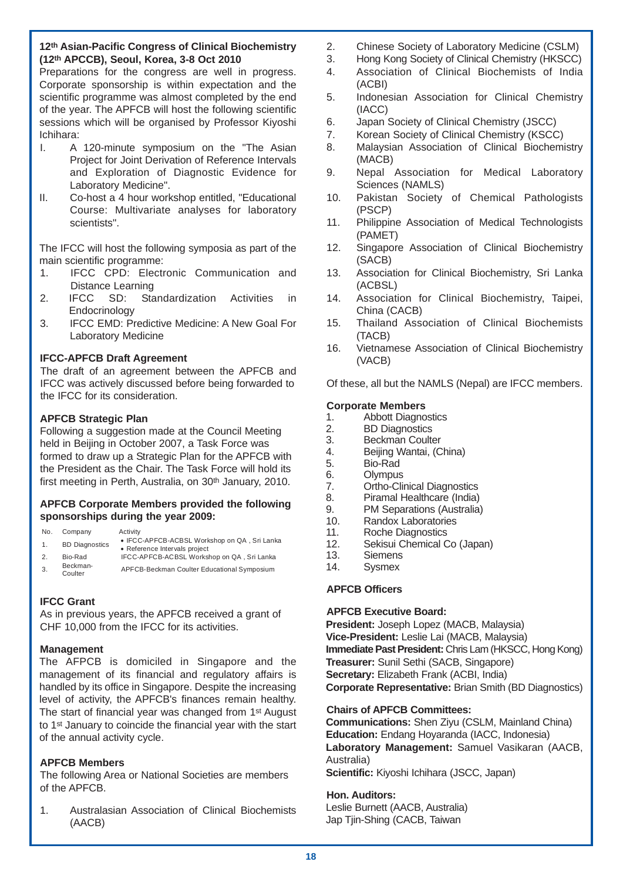### 12th Asian-Pacific Congress of Clinical Biochemistry (12th APCCB), Seoul, Korea, 3-8 Oct 2010

Preparations for the congress are well in progress. Corporate sponsorship is within expectation and the scientific programme was almost completed by the end of the year. The APFCB will host the following scientific sessions which will be organised by Professor Kiyoshi Ichihara:

I. A 120-minute symposium on the "The Asian Project for Joint Derivation of Reference Intervals and Exploration of Diagnostic Evidence for Laboratory Medicine".
II. Co-host a 4 hour workshop entitled, "Educational Course: Multivariate analyses for laboratory scientists".

The IFCC will host the following symposia as part of the main scientific programme:

1. IFCC CPD: Electronic Communication and Distance Learning
2. IFCC SD: Standardization Activities in Endocrinology
3. IFCC EMD: Predictive Medicine: A New Goal For Laboratory Medicine

### IFCC-APFCB Draft Agreement

The draft of an agreement between the APFCB and IFCC was actively discussed before being forwarded to the IFCC for its consideration.

### APFCB Strategic Plan

Following a suggestion made at the Council Meeting held in Beijing in October 2007, a Task Force was formed to draw up a Strategic Plan for the APFCB with the President as the Chair. The Task Force will hold its first meeting in Perth, Australia, on 30th January, 2010.

### APFCB Corporate Members provided the following sponsorships during the year 2009:

| No. | Company | Activity |
|---|---|---|
| 1. | BD Diagnostics | • IFCC-APFCB-ACBSL Workshop on QA , Sri Lanka<br>• Reference Intervals project |
| 2. | Bio-Rad | IFCC-APFCB-ACBSL Workshop on QA , Sri Lanka |
| 3. | Beckman-Coulter | APFCB-Beckman Coulter Educational Symposium |

### IFCC Grant

As in previous years, the APFCB received a grant of CHF 10,000 from the IFCC for its activities.

### Management

The AFPCB is domiciled in Singapore and the management of its financial and regulatory affairs is handled by its office in Singapore. Despite the increasing level of activity, the APFCB's finances remain healthy. The start of financial year was changed from 1st August to 1st January to coincide the financial year with the start of the annual activity cycle.

### APFCB Members

The following Area or National Societies are members of the APFCB.

1. Australasian Association of Clinical Biochemists (AACB)
2. Chinese Society of Laboratory Medicine (CSLM)
3. Hong Kong Society of Clinical Chemistry (HKSCC)
4. Association of Clinical Biochemists of India (ACBI)
5. Indonesian Association for Clinical Chemistry (IACC)
6. Japan Society of Clinical Chemistry (JSCC)
7. Korean Society of Clinical Chemistry (KSCC)
8. Malaysian Association of Clinical Biochemistry (MACB)
9. Nepal Association for Medical Laboratory Sciences (NAMLS)
10. Pakistan Society of Chemical Pathologists (PSCP)
11. Philippine Association of Medical Technologists (PAMET)
12. Singapore Association of Clinical Biochemistry (SACB)
13. Association for Clinical Biochemistry, Sri Lanka (ACBSL)
14. Association for Clinical Biochemistry, Taipei, China (CACB)
15. Thailand Association of Clinical Biochemists (TACB)
16. Vietnamese Association of Clinical Biochemistry (VACB)

Of these, all but the NAMLS (Nepal) are IFCC members.

### Corporate Members

1. Abbott Diagnostics
2. BD Diagnostics
3. Beckman Coulter
4. Beijing Wantai, (China)
5. Bio-Rad
6. Olympus
7. Ortho-Clinical Diagnostics
8. Piramal Healthcare (India)
9. PM Separations (Australia)
10. Randox Laboratories
11. Roche Diagnostics
12. Sekisui Chemical Co (Japan)
13. Siemens
14. Sysmex

### APFCB Officers

#### APFCB Executive Board:

**President:** Joseph Lopez (MACB, Malaysia)
**Vice-President:** Leslie Lai (MACB, Malaysia)
**Immediate Past President:** Chris Lam (HKSCC, Hong Kong)
**Treasurer:** Sunil Sethi (SACB, Singapore)
**Secretary:** Elizabeth Frank (ACBI, India)
**Corporate Representative:** Brian Smith (BD Diagnostics)

#### Chairs of APFCB Committees:

**Communications:** Shen Ziyu (CSLM, Mainland China)
**Education:** Endang Hoyaranda (IACC, Indonesia)
**Laboratory Management:** Samuel Vasikaran (AACB, Australia)
**Scientific:** Kiyoshi Ichihara (JSCC, Japan)

#### Hon. Auditors:

Leslie Burnett (AACB, Australia)
Jap Tjin-Shing (CACB, Taiwan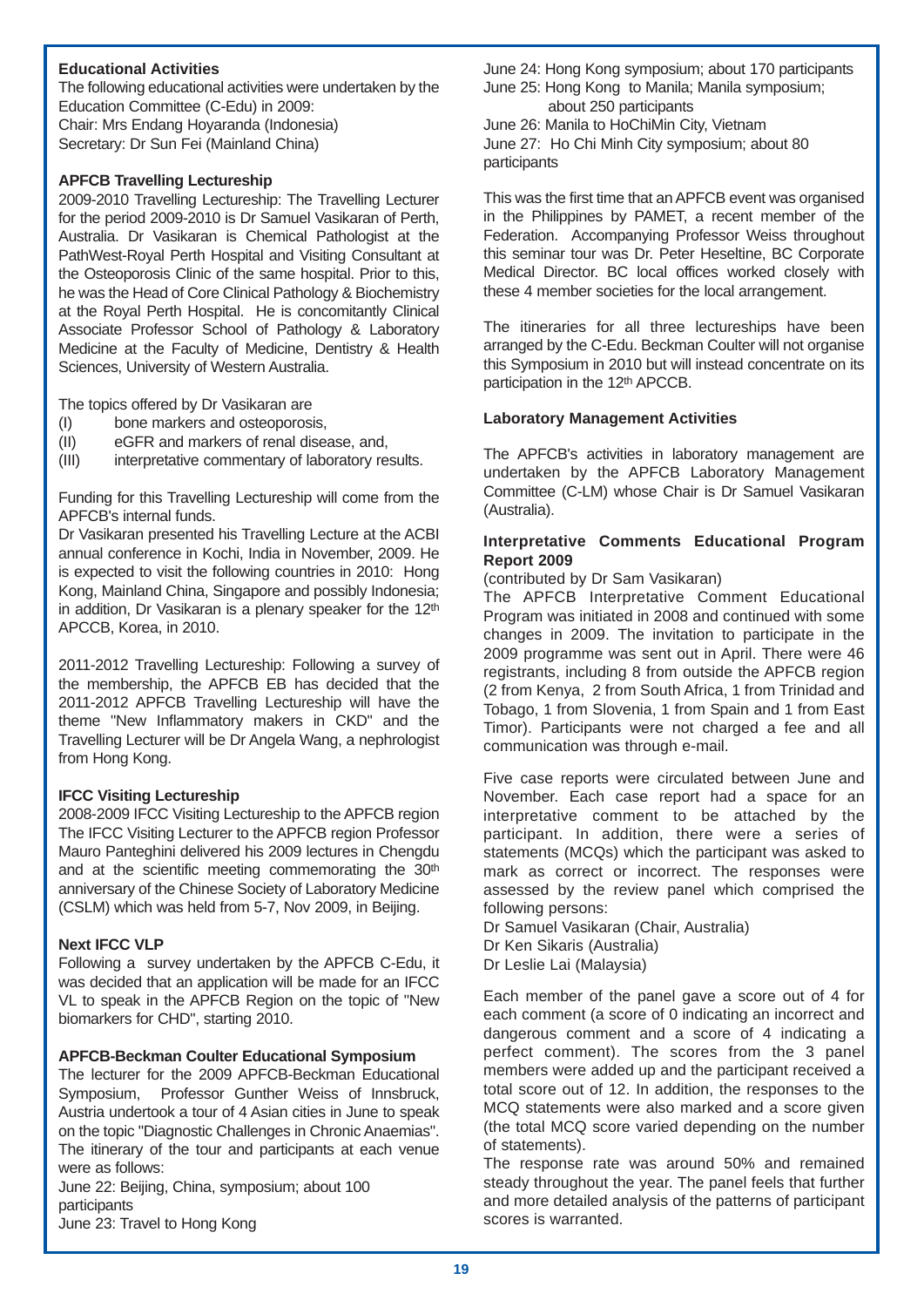### Educational Activities

The following educational activities were undertaken by the Education Committee (C-Edu) in 2009:
Chair: Mrs Endang Hoyaranda (Indonesia)
Secretary: Dr Sun Fei (Mainland China)

### APFCB Travelling Lectureship

2009-2010 Travelling Lectureship: The Travelling Lecturer for the period 2009-2010 is Dr Samuel Vasikaran of Perth, Australia. Dr Vasikaran is Chemical Pathologist at the PathWest-Royal Perth Hospital and Visiting Consultant at the Osteoporosis Clinic of the same hospital. Prior to this, he was the Head of Core Clinical Pathology & Biochemistry at the Royal Perth Hospital. He is concomitantly Clinical Associate Professor School of Pathology & Laboratory Medicine at the Faculty of Medicine, Dentistry & Health Sciences, University of Western Australia.

The topics offered by Dr Vasikaran are

(I) bone markers and osteoporosis,
(II) eGFR and markers of renal disease, and,
(III) interpretative commentary of laboratory results.

Funding for this Travelling Lectureship will come from the APFCB's internal funds.

Dr Vasikaran presented his Travelling Lecture at the ACBI annual conference in Kochi, India in November, 2009. He is expected to visit the following countries in 2010: Hong Kong, Mainland China, Singapore and possibly Indonesia; in addition, Dr Vasikaran is a plenary speaker for the 12th APCCB, Korea, in 2010.

2011-2012 Travelling Lectureship: Following a survey of the membership, the APFCB EB has decided that the 2011-2012 APFCB Travelling Lectureship will have the theme "New Inflammatory makers in CKD" and the Travelling Lecturer will be Dr Angela Wang, a nephrologist from Hong Kong.

### IFCC Visiting Lectureship

2008-2009 IFCC Visiting Lectureship to the APFCB region The IFCC Visiting Lecturer to the APFCB region Professor Mauro Panteghini delivered his 2009 lectures in Chengdu and at the scientific meeting commemorating the 30th anniversary of the Chinese Society of Laboratory Medicine (CSLM) which was held from 5-7, Nov 2009, in Beijing.

### Next IFCC VLP

Following a survey undertaken by the APFCB C-Edu, it was decided that an application will be made for an IFCC VL to speak in the APFCB Region on the topic of "New biomarkers for CHD", starting 2010.

### APFCB-Beckman Coulter Educational Symposium

The lecturer for the 2009 APFCB-Beckman Educational Symposium, Professor Gunther Weiss of Innsbruck, Austria undertook a tour of 4 Asian cities in June to speak on the topic "Diagnostic Challenges in Chronic Anaemias". The itinerary of the tour and participants at each venue were as follows:

June 22: Beijing, China, symposium; about 100 participants
June 23: Travel to Hong Kong
June 24: Hong Kong symposium; about 170 participants
June 25: Hong Kong to Manila; Manila symposium; about 250 participants
June 26: Manila to HoChiMin City, Vietnam
June 27: Ho Chi Minh City symposium; about 80 participants

This was the first time that an APFCB event was organised in the Philippines by PAMET, a recent member of the Federation. Accompanying Professor Weiss throughout this seminar tour was Dr. Peter Heseltine, BC Corporate Medical Director. BC local offices worked closely with these 4 member societies for the local arrangement.

The itineraries for all three lectureships have been arranged by the C-Edu. Beckman Coulter will not organise this Symposium in 2010 but will instead concentrate on its participation in the 12th APCCB.

### Laboratory Management Activities

The APFCB's activities in laboratory management are undertaken by the APFCB Laboratory Management Committee (C-LM) whose Chair is Dr Samuel Vasikaran (Australia).

### Interpretative Comments Educational Program Report 2009

(contributed by Dr Sam Vasikaran)

The APFCB Interpretative Comment Educational Program was initiated in 2008 and continued with some changes in 2009. The invitation to participate in the 2009 programme was sent out in April. There were 46 registrants, including 8 from outside the APFCB region (2 from Kenya, 2 from South Africa, 1 from Trinidad and Tobago, 1 from Slovenia, 1 from Spain and 1 from East Timor). Participants were not charged a fee and all communication was through e-mail.

Five case reports were circulated between June and November. Each case report had a space for an interpretative comment to be attached by the participant. In addition, there were a series of statements (MCQs) which the participant was asked to mark as correct or incorrect. The responses were assessed by the review panel which comprised the following persons:

Dr Samuel Vasikaran (Chair, Australia)
Dr Ken Sikaris (Australia)
Dr Leslie Lai (Malaysia)

Each member of the panel gave a score out of 4 for each comment (a score of 0 indicating an incorrect and dangerous comment and a score of 4 indicating a perfect comment). The scores from the 3 panel members were added up and the participant received a total score out of 12. In addition, the responses to the MCQ statements were also marked and a score given (the total MCQ score varied depending on the number of statements).

The response rate was around 50% and remained steady throughout the year. The panel feels that further and more detailed analysis of the patterns of participant scores is warranted.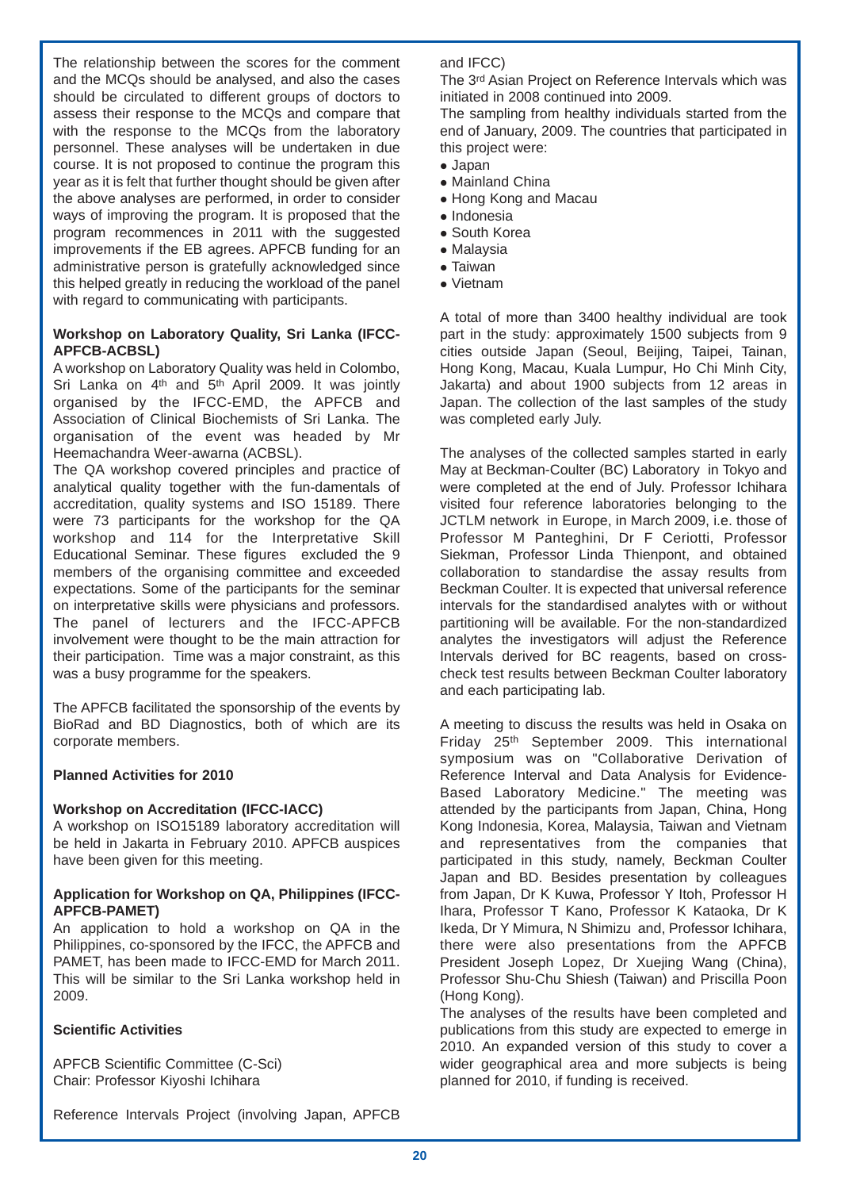The relationship between the scores for the comment and the MCQs should be analysed, and also the cases should be circulated to different groups of doctors to assess their response to the MCQs and compare that with the response to the MCQs from the laboratory personnel. These analyses will be undertaken in due course. It is not proposed to continue the program this year as it is felt that further thought should be given after the above analyses are performed, in order to consider ways of improving the program. It is proposed that the program recommences in 2011 with the suggested improvements if the EB agrees. APFCB funding for an administrative person is gratefully acknowledged since this helped greatly in reducing the workload of the panel with regard to communicating with participants.

**Workshop on Laboratory Quality, Sri Lanka (IFCC-APFCB-ACBSL)**

A workshop on Laboratory Quality was held in Colombo, Sri Lanka on 4th and 5th April 2009. It was jointly organised by the IFCC-EMD, the APFCB and Association of Clinical Biochemists of Sri Lanka. The organisation of the event was headed by Mr Heemachandra Weer-awarna (ACBSL).

The QA workshop covered principles and practice of analytical quality together with the fun-damentals of accreditation, quality systems and ISO 15189. There were 73 participants for the workshop for the QA workshop and 114 for the Interpretative Skill Educational Seminar. These figures excluded the 9 members of the organising committee and exceeded expectations. Some of the participants for the seminar on interpretative skills were physicians and professors. The panel of lecturers and the IFCC-APFCB involvement were thought to be the main attraction for their participation. Time was a major constraint, as this was a busy programme for the speakers.

The APFCB facilitated the sponsorship of the events by BioRad and BD Diagnostics, both of which are its corporate members.

**Planned Activities for 2010**

**Workshop on Accreditation (IFCC-IACC)**

A workshop on ISO15189 laboratory accreditation will be held in Jakarta in February 2010. APFCB auspices have been given for this meeting.

**Application for Workshop on QA, Philippines (IFCC-APFCB-PAMET)**

An application to hold a workshop on QA in the Philippines, co-sponsored by the IFCC, the APFCB and PAMET, has been made to IFCC-EMD for March 2011. This will be similar to the Sri Lanka workshop held in 2009.

**Scientific Activities**

APFCB Scientific Committee (C-Sci)
Chair: Professor Kiyoshi Ichihara

Reference Intervals Project (involving Japan, APFCB and IFCC)

The 3rd Asian Project on Reference Intervals which was initiated in 2008 continued into 2009.

The sampling from healthy individuals started from the end of January, 2009. The countries that participated in this project were:

- Japan
- Mainland China
- Hong Kong and Macau
- Indonesia
- South Korea
- Malaysia
- Taiwan
- Vietnam

A total of more than 3400 healthy individual are took part in the study: approximately 1500 subjects from 9 cities outside Japan (Seoul, Beijing, Taipei, Tainan, Hong Kong, Macau, Kuala Lumpur, Ho Chi Minh City, Jakarta) and about 1900 subjects from 12 areas in Japan. The collection of the last samples of the study was completed early July.

The analyses of the collected samples started in early May at Beckman-Coulter (BC) Laboratory in Tokyo and were completed at the end of July. Professor Ichihara visited four reference laboratories belonging to the JCTLM network in Europe, in March 2009, i.e. those of Professor M Panteghini, Dr F Ceriotti, Professor Siekman, Professor Linda Thienpont, and obtained collaboration to standardise the assay results from Beckman Coulter. It is expected that universal reference intervals for the standardised analytes with or without partitioning will be available. For the non-standardized analytes the investigators will adjust the Reference Intervals derived for BC reagents, based on cross-check test results between Beckman Coulter laboratory and each participating lab.

A meeting to discuss the results was held in Osaka on Friday 25th September 2009. This international symposium was on "Collaborative Derivation of Reference Interval and Data Analysis for Evidence-Based Laboratory Medicine." The meeting was attended by the participants from Japan, China, Hong Kong Indonesia, Korea, Malaysia, Taiwan and Vietnam and representatives from the companies that participated in this study, namely, Beckman Coulter Japan and BD. Besides presentation by colleagues from Japan, Dr K Kuwa, Professor Y Itoh, Professor H Ihara, Professor T Kano, Professor K Kataoka, Dr K Ikeda, Dr Y Mimura, N Shimizu and, Professor Ichihara, there were also presentations from the APFCB President Joseph Lopez, Dr Xuejing Wang (China), Professor Shu-Chu Shiesh (Taiwan) and Priscilla Poon (Hong Kong).

The analyses of the results have been completed and publications from this study are expected to emerge in 2010. An expanded version of this study to cover a wider geographical area and more subjects is being planned for 2010, if funding is received.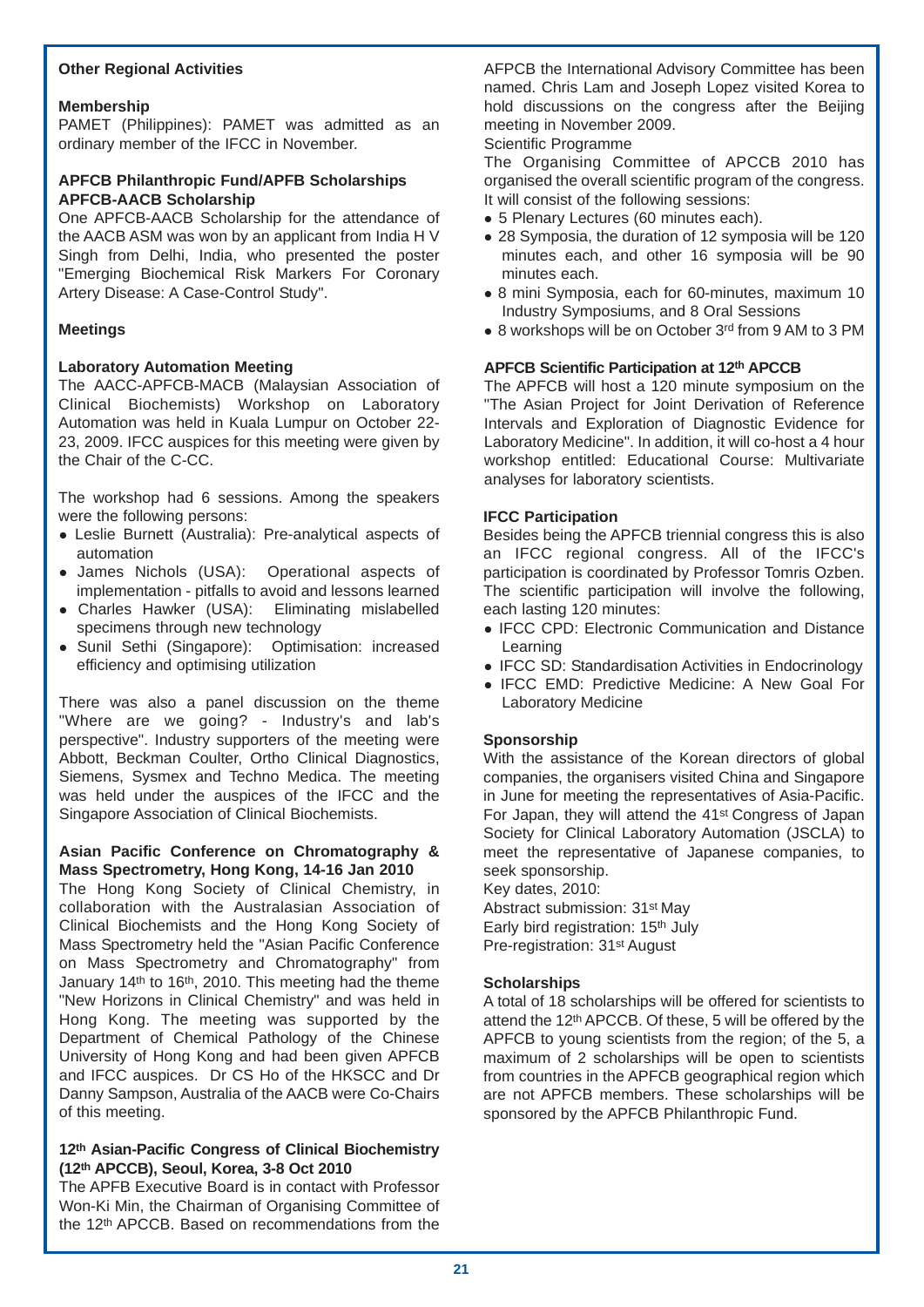### Other Regional Activities

#### Membership

PAMET (Philippines): PAMET was admitted as an ordinary member of the IFCC in November.

#### APFCB Philanthropic Fund/APFB Scholarships APFCB-AACB Scholarship

One APFCB-AACB Scholarship for the attendance of the AACB ASM was won by an applicant from India H V Singh from Delhi, India, who presented the poster "Emerging Biochemical Risk Markers For Coronary Artery Disease: A Case-Control Study".

#### Meetings

#### Laboratory Automation Meeting

The AACC-APFCB-MACB (Malaysian Association of Clinical Biochemists) Workshop on Laboratory Automation was held in Kuala Lumpur on October 22-23, 2009. IFCC auspices for this meeting were given by the Chair of the C-CC.

The workshop had 6 sessions. Among the speakers were the following persons:

- Leslie Burnett (Australia): Pre-analytical aspects of automation
- James Nichols (USA): Operational aspects of implementation - pitfalls to avoid and lessons learned
- Charles Hawker (USA): Eliminating mislabelled specimens through new technology
- Sunil Sethi (Singapore): Optimisation: increased efficiency and optimising utilization

There was also a panel discussion on the theme "Where are we going? - Industry's and lab's perspective". Industry supporters of the meeting were Abbott, Beckman Coulter, Ortho Clinical Diagnostics, Siemens, Sysmex and Techno Medica. The meeting was held under the auspices of the IFCC and the Singapore Association of Clinical Biochemists.

#### Asian Pacific Conference on Chromatography & Mass Spectrometry, Hong Kong, 14-16 Jan 2010

The Hong Kong Society of Clinical Chemistry, in collaboration with the Australasian Association of Clinical Biochemists and the Hong Kong Society of Mass Spectrometry held the "Asian Pacific Conference on Mass Spectrometry and Chromatography" from January 14th to 16th, 2010. This meeting had the theme "New Horizons in Clinical Chemistry" and was held in Hong Kong. The meeting was supported by the Department of Chemical Pathology of the Chinese University of Hong Kong and had been given APFCB and IFCC auspices. Dr CS Ho of the HKSCC and Dr Danny Sampson, Australia of the AACB were Co-Chairs of this meeting.

#### 12th Asian-Pacific Congress of Clinical Biochemistry (12th APCCB), Seoul, Korea, 3-8 Oct 2010

The APFB Executive Board is in contact with Professor Won-Ki Min, the Chairman of Organising Committee of the 12th APCCB. Based on recommendations from the AFPCB the International Advisory Committee has been named. Chris Lam and Joseph Lopez visited Korea to hold discussions on the congress after the Beijing meeting in November 2009.

Scientific Programme

The Organising Committee of APCCB 2010 has organised the overall scientific program of the congress. It will consist of the following sessions:

- 5 Plenary Lectures (60 minutes each).
- 28 Symposia, the duration of 12 symposia will be 120 minutes each, and other 16 symposia will be 90 minutes each.
- 8 mini Symposia, each for 60-minutes, maximum 10 Industry Symposiums, and 8 Oral Sessions
- 8 workshops will be on October 3rd from 9 AM to 3 PM

#### APFCB Scientific Participation at 12th APCCB

The APFCB will host a 120 minute symposium on the "The Asian Project for Joint Derivation of Reference Intervals and Exploration of Diagnostic Evidence for Laboratory Medicine". In addition, it will co-host a 4 hour workshop entitled: Educational Course: Multivariate analyses for laboratory scientists.

#### IFCC Participation

Besides being the APFCB triennial congress this is also an IFCC regional congress. All of the IFCC's participation is coordinated by Professor Tomris Ozben. The scientific participation will involve the following, each lasting 120 minutes:

- IFCC CPD: Electronic Communication and Distance Learning
- IFCC SD: Standardisation Activities in Endocrinology
- IFCC EMD: Predictive Medicine: A New Goal For Laboratory Medicine

#### Sponsorship

With the assistance of the Korean directors of global companies, the organisers visited China and Singapore in June for meeting the representatives of Asia-Pacific. For Japan, they will attend the 41st Congress of Japan Society for Clinical Laboratory Automation (JSCLA) to meet the representative of Japanese companies, to seek sponsorship.

Key dates, 2010:

Abstract submission: 31st May

Early bird registration: 15th July

Pre-registration: 31st August

#### Scholarships

A total of 18 scholarships will be offered for scientists to attend the 12th APCCB. Of these, 5 will be offered by the APFCB to young scientists from the region; of the 5, a maximum of 2 scholarships will be open to scientists from countries in the APFCB geographical region which are not APFCB members. These scholarships will be sponsored by the APFCB Philanthropic Fund.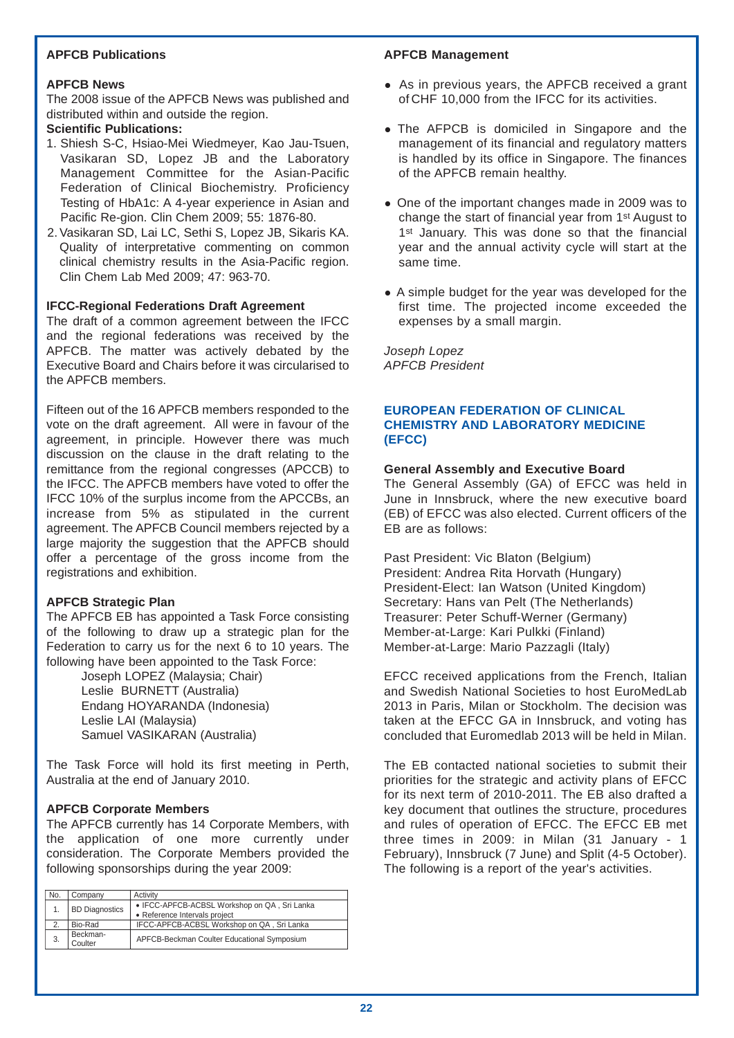## APFCB Publications

### APFCB News

The 2008 issue of the APFCB News was published and distributed within and outside the region.

**Scientific Publications:**

1. Shiesh S-C, Hsiao-Mei Wiedmeyer, Kao Jau-Tsuen, Vasikaran SD, Lopez JB and the Laboratory Management Committee for the Asian-Pacific Federation of Clinical Biochemistry. Proficiency Testing of HbA1c: A 4-year experience in Asian and Pacific Re-gion. Clin Chem 2009; 55: 1876-80.
2. Vasikaran SD, Lai LC, Sethi S, Lopez JB, Sikaris KA. Quality of interpretative commenting on common clinical chemistry results in the Asia-Pacific region. Clin Chem Lab Med 2009; 47: 963-70.

### IFCC-Regional Federations Draft Agreement

The draft of a common agreement between the IFCC and the regional federations was received by the APFCB. The matter was actively debated by the Executive Board and Chairs before it was circularised to the APFCB members.

Fifteen out of the 16 APFCB members responded to the vote on the draft agreement. All were in favour of the agreement, in principle. However there was much discussion on the clause in the draft relating to the remittance from the regional congresses (APCCB) to the IFCC. The APFCB members have voted to offer the IFCC 10% of the surplus income from the APCCBs, an increase from 5% as stipulated in the current agreement. The APFCB Council members rejected by a large majority the suggestion that the APFCB should offer a percentage of the gross income from the registrations and exhibition.

### APFCB Strategic Plan

The APFCB EB has appointed a Task Force consisting of the following to draw up a strategic plan for the Federation to carry us for the next 6 to 10 years. The following have been appointed to the Task Force:

Joseph LOPEZ (Malaysia; Chair)
Leslie BURNETT (Australia)
Endang HOYARANDA (Indonesia)
Leslie LAI (Malaysia)
Samuel VASIKARAN (Australia)

The Task Force will hold its first meeting in Perth, Australia at the end of January 2010.

### APFCB Corporate Members

The APFCB currently has 14 Corporate Members, with the application of one more currently under consideration. The Corporate Members provided the following sponsorships during the year 2009:

| No. | Company | Activity |
|---|---|---|
| 1. | BD Diagnostics | • IFCC-APFCB-ACBSL Workshop on QA , Sri Lanka<br>• Reference Intervals project |
| 2. | Bio-Rad | IFCC-APFCB-ACBSL Workshop on QA , Sri Lanka |
| 3. | Beckman-Coulter | APFCB-Beckman Coulter Educational Symposium |

### APFCB Management

- As in previous years, the APFCB received a grant of CHF 10,000 from the IFCC for its activities.
- The AFPCB is domiciled in Singapore and the management of its financial and regulatory matters is handled by its office in Singapore. The finances of the APFCB remain healthy.
- One of the important changes made in 2009 was to change the start of financial year from 1st August to 1st January. This was done so that the financial year and the annual activity cycle will start at the same time.
- A simple budget for the year was developed for the first time. The projected income exceeded the expenses by a small margin.

*Joseph Lopez*
*APFCB President*

## EUROPEAN FEDERATION OF CLINICAL CHEMISTRY AND LABORATORY MEDICINE (EFCC)

### General Assembly and Executive Board

The General Assembly (GA) of EFCC was held in June in Innsbruck, where the new executive board (EB) of EFCC was also elected. Current officers of the EB are as follows:

Past President: Vic Blaton (Belgium)
President: Andrea Rita Horvath (Hungary)
President-Elect: Ian Watson (United Kingdom)
Secretary: Hans van Pelt (The Netherlands)
Treasurer: Peter Schuff-Werner (Germany)
Member-at-Large: Kari Pulkki (Finland)
Member-at-Large: Mario Pazzagli (Italy)

EFCC received applications from the French, Italian and Swedish National Societies to host EuroMedLab 2013 in Paris, Milan or Stockholm. The decision was taken at the EFCC GA in Innsbruck, and voting has concluded that Euromedlab 2013 will be held in Milan.

The EB contacted national societies to submit their priorities for the strategic and activity plans of EFCC for its next term of 2010-2011. The EB also drafted a key document that outlines the structure, procedures and rules of operation of EFCC. The EFCC EB met three times in 2009: in Milan (31 January - 1 February), Innsbruck (7 June) and Split (4-5 October). The following is a report of the year's activities.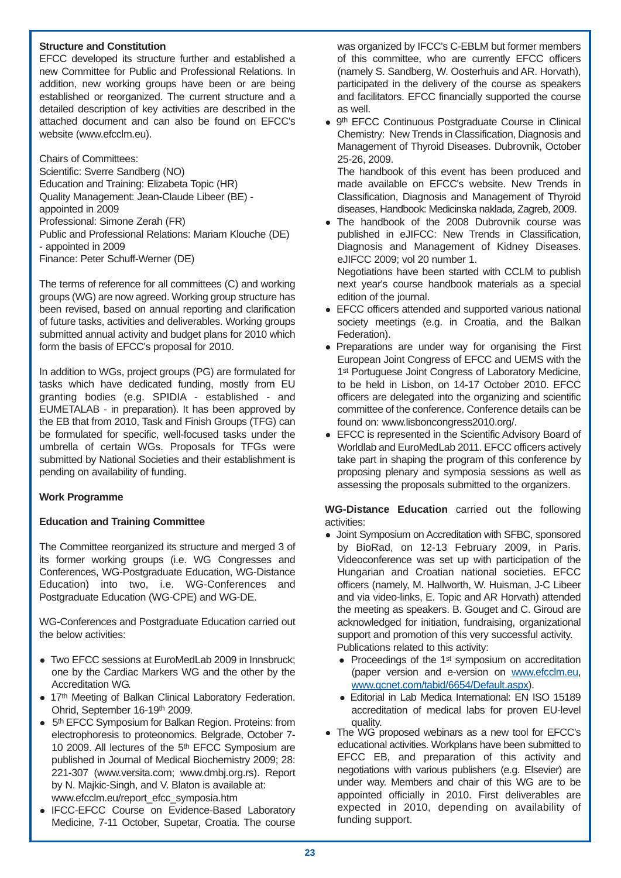### Structure and Constitution

EFCC developed its structure further and established a new Committee for Public and Professional Relations. In addition, new working groups have been or are being established or reorganized. The current structure and a detailed description of key activities are described in the attached document and can also be found on EFCC's website (www.efcclm.eu).

Chairs of Committees:
Scientific: Sverre Sandberg (NO)
Education and Training: Elizabeta Topic (HR)
Quality Management: Jean-Claude Libeer (BE) - appointed in 2009
Professional: Simone Zerah (FR)
Public and Professional Relations: Mariam Klouche (DE) - appointed in 2009
Finance: Peter Schuff-Werner (DE)

The terms of reference for all committees (C) and working groups (WG) are now agreed. Working group structure has been revised, based on annual reporting and clarification of future tasks, activities and deliverables. Working groups submitted annual activity and budget plans for 2010 which form the basis of EFCC's proposal for 2010.

In addition to WGs, project groups (PG) are formulated for tasks which have dedicated funding, mostly from EU granting bodies (e.g. SPIDIA - established - and EUMETALAB - in preparation). It has been approved by the EB that from 2010, Task and Finish Groups (TFG) can be formulated for specific, well-focused tasks under the umbrella of certain WGs. Proposals for TFGs were submitted by National Societies and their establishment is pending on availability of funding.

### Work Programme

### Education and Training Committee

The Committee reorganized its structure and merged 3 of its former working groups (i.e. WG Congresses and Conferences, WG-Postgraduate Education, WG-Distance Education) into two, i.e. WG-Conferences and Postgraduate Education (WG-CPE) and WG-DE.

WG-Conferences and Postgraduate Education carried out the below activities:

- Two EFCC sessions at EuroMedLab 2009 in Innsbruck; one by the Cardiac Markers WG and the other by the Accreditation WG.
- 17th Meeting of Balkan Clinical Laboratory Federation. Ohrid, September 16-19th 2009.
- 5th EFCC Symposium for Balkan Region. Proteins: from electrophoresis to proteonomics. Belgrade, October 7-10 2009. All lectures of the 5th EFCC Symposium are published in Journal of Medical Biochemistry 2009; 28: 221-307 (www.versita.com; www.dmbj.org.rs). Report by N. Majkic-Singh, and V. Blaton is available at: www.efcclm.eu/report_efcc_symposia.htm
- IFCC-EFCC Course on Evidence-Based Laboratory Medicine, 7-11 October, Supetar, Croatia. The course was organized by IFCC's C-EBLM but former members of this committee, who are currently EFCC officers (namely S. Sandberg, W. Oosterhuis and AR. Horvath), participated in the delivery of the course as speakers and facilitators. EFCC financially supported the course as well.
- 9th EFCC Continuous Postgraduate Course in Clinical Chemistry: New Trends in Classification, Diagnosis and Management of Thyroid Diseases. Dubrovnik, October 25-26, 2009.
  The handbook of this event has been produced and made available on EFCC's website. New Trends in Classification, Diagnosis and Management of Thyroid diseases, Handbook: Medicinska naklada, Zagreb, 2009.
- The handbook of the 2008 Dubrovnik course was published in eJIFCC: New Trends in Classification, Diagnosis and Management of Kidney Diseases. eJIFCC 2009; vol 20 number 1.
  Negotiations have been started with CCLM to publish next year's course handbook materials as a special edition of the journal.
- EFCC officers attended and supported various national society meetings (e.g. in Croatia, and the Balkan Federation).
- Preparations are under way for organising the First European Joint Congress of EFCC and UEMS with the 1st Portuguese Joint Congress of Laboratory Medicine, to be held in Lisbon, on 14-17 October 2010. EFCC officers are delegated into the organizing and scientific committee of the conference. Conference details can be found on: www.lisboncongress2010.org/.
- EFCC is represented in the Scientific Advisory Board of Worldlab and EuroMedLab 2011. EFCC officers actively take part in shaping the program of this conference by proposing plenary and symposia sessions as well as assessing the proposals submitted to the organizers.

**WG-Distance Education** carried out the following activities:

- Joint Symposium on Accreditation with SFBC, sponsored by BioRad, on 12-13 February 2009, in Paris. Videoconference was set up with participation of the Hungarian and Croatian national societies. EFCC officers (namely, M. Hallworth, W. Huisman, J-C Libeer and via video-links, E. Topic and AR Horvath) attended the meeting as speakers. B. Gouget and C. Giroud are acknowledged for initiation, fundraising, organizational support and promotion of this very successful activity.
  Publications related to this activity:
  - Proceedings of the 1st symposium on accreditation (paper version and e-version on www.efcclm.eu, www.qcnet.com/tabid/6654/Default.aspx).
  - Editorial in Lab Medica International: EN ISO 15189 accreditation of medical labs for proven EU-level quality.
- The WG proposed webinars as a new tool for EFCC's educational activities. Workplans have been submitted to EFCC EB, and preparation of this activity and negotiations with various publishers (e.g. Elsevier) are under way. Members and chair of this WG are to be appointed officially in 2010. First deliverables are expected in 2010, depending on availability of funding support.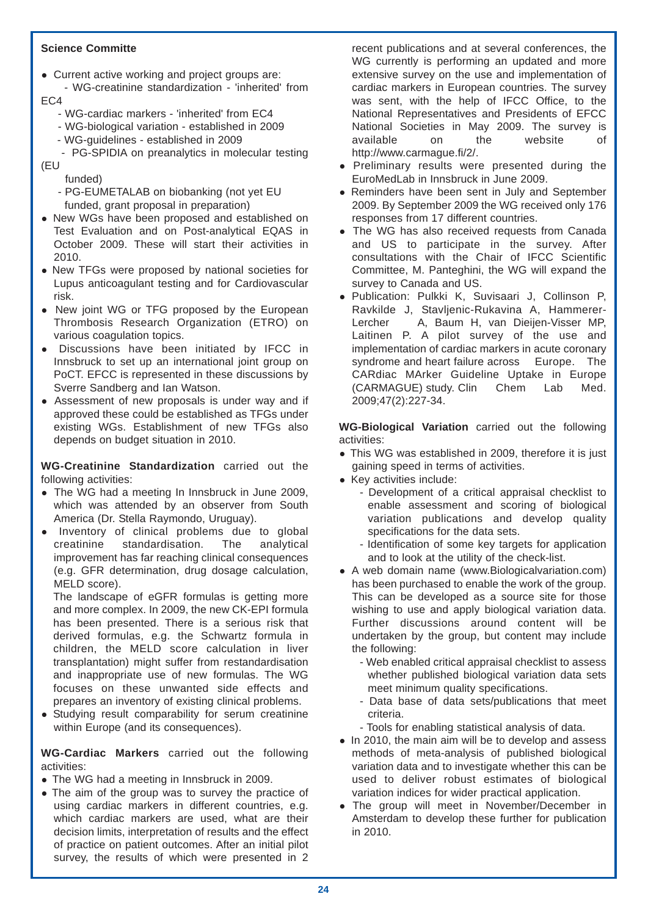**Science Committe**

- Current active working and project groups are:
  - WG-creatinine standardization - 'inherited' from EC4
  - WG-cardiac markers - 'inherited' from EC4
  - WG-biological variation - established in 2009
  - WG-guidelines - established in 2009
  - PG-SPIDIA on preanalytics in molecular testing (EU funded)
  - PG-EUMETALAB on biobanking (not yet EU funded, grant proposal in preparation)
- New WGs have been proposed and established on Test Evaluation and on Post-analytical EQAS in October 2009. These will start their activities in 2010.
- New TFGs were proposed by national societies for Lupus anticoagulant testing and for Cardiovascular risk.
- New joint WG or TFG proposed by the European Thrombosis Research Organization (ETRO) on various coagulation topics.
- Discussions have been initiated by IFCC in Innsbruck to set up an international joint group on PoCT. EFCC is represented in these discussions by Sverre Sandberg and Ian Watson.
- Assessment of new proposals is under way and if approved these could be established as TFGs under existing WGs. Establishment of new TFGs also depends on budget situation in 2010.

**WG-Creatinine Standardization** carried out the following activities:

- The WG had a meeting In Innsbruck in June 2009, which was attended by an observer from South America (Dr. Stella Raymondo, Uruguay).
- Inventory of clinical problems due to global creatinine standardisation. The analytical improvement has far reaching clinical consequences (e.g. GFR determination, drug dosage calculation, MELD score).

  The landscape of eGFR formulas is getting more and more complex. In 2009, the new CK-EPI formula has been presented. There is a serious risk that derived formulas, e.g. the Schwartz formula in children, the MELD score calculation in liver transplantation) might suffer from restandardisation and inappropriate use of new formulas. The WG focuses on these unwanted side effects and prepares an inventory of existing clinical problems.
- Studying result comparability for serum creatinine within Europe (and its consequences).

**WG-Cardiac Markers** carried out the following activities:

- The WG had a meeting in Innsbruck in 2009.
- The aim of the group was to survey the practice of using cardiac markers in different countries, e.g. which cardiac markers are used, what are their decision limits, interpretation of results and the effect of practice on patient outcomes. After an initial pilot survey, the results of which were presented in 2 recent publications and at several conferences, the WG currently is performing an updated and more extensive survey on the use and implementation of cardiac markers in European countries. The survey was sent, with the help of IFCC Office, to the National Representatives and Presidents of EFCC National Societies in May 2009. The survey is available on the website of http://www.carmague.fi/2/.
- Preliminary results were presented during the EuroMedLab in Innsbruck in June 2009.
- Reminders have been sent in July and September 2009. By September 2009 the WG received only 176 responses from 17 different countries.
- The WG has also received requests from Canada and US to participate in the survey. After consultations with the Chair of IFCC Scientific Committee, M. Panteghini, the WG will expand the survey to Canada and US.
- Publication: Pulkki K, Suvisaari J, Collinson P, Ravkilde J, Stavljenic-Rukavina A, Hammerer-Lercher A, Baum H, van Dieijen-Visser MP, Laitinen P. A pilot survey of the use and implementation of cardiac markers in acute coronary syndrome and heart failure across Europe. The CARdiac MArker Guideline Uptake in Europe (CARMAGUE) study. Clin Chem Lab Med. 2009;47(2):227-34.

**WG-Biological Variation** carried out the following activities:

- This WG was established in 2009, therefore it is just gaining speed in terms of activities.
- Key activities include:
  - Development of a critical appraisal checklist to enable assessment and scoring of biological variation publications and develop quality specifications for the data sets.
  - Identification of some key targets for application and to look at the utility of the check-list.
- A web domain name (www.Biologicalvariation.com) has been purchased to enable the work of the group. This can be developed as a source site for those wishing to use and apply biological variation data. Further discussions around content will be undertaken by the group, but content may include the following:
  - Web enabled critical appraisal checklist to assess whether published biological variation data sets meet minimum quality specifications.
  - Data base of data sets/publications that meet criteria.
  - Tools for enabling statistical analysis of data.
- In 2010, the main aim will be to develop and assess methods of meta-analysis of published biological variation data and to investigate whether this can be used to deliver robust estimates of biological variation indices for wider practical application.
- The group will meet in November/December in Amsterdam to develop these further for publication in 2010.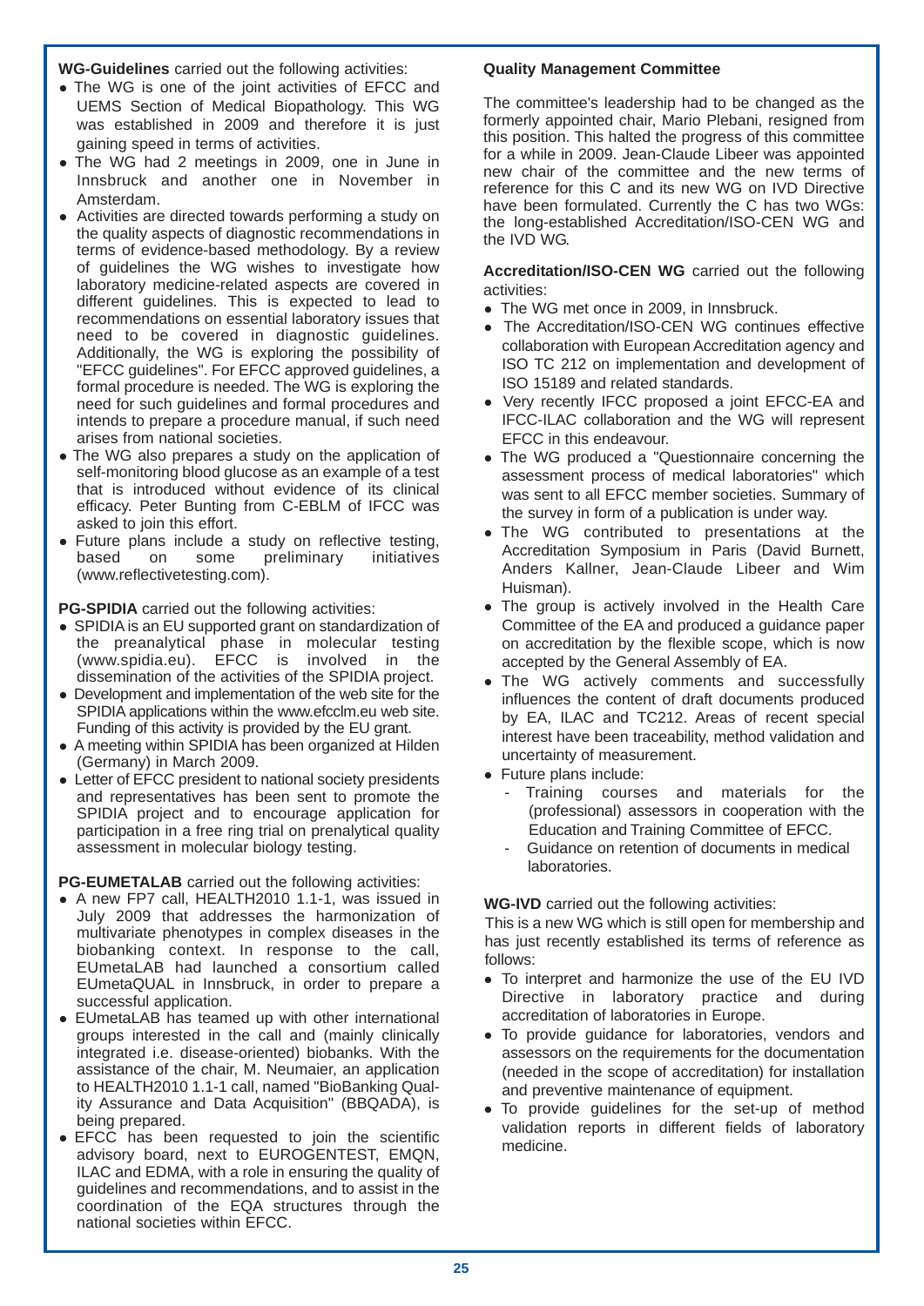**WG-Guidelines** carried out the following activities:

- The WG is one of the joint activities of EFCC and UEMS Section of Medical Biopathology. This WG was established in 2009 and therefore it is just gaining speed in terms of activities.
- The WG had 2 meetings in 2009, one in June in Innsbruck and another one in November in Amsterdam.
- Activities are directed towards performing a study on the quality aspects of diagnostic recommendations in terms of evidence-based methodology. By a review of guidelines the WG wishes to investigate how laboratory medicine-related aspects are covered in different guidelines. This is expected to lead to recommendations on essential laboratory issues that need to be covered in diagnostic guidelines. Additionally, the WG is exploring the possibility of "EFCC guidelines". For EFCC approved guidelines, a formal procedure is needed. The WG is exploring the need for such guidelines and formal procedures and intends to prepare a procedure manual, if such need arises from national societies.
- The WG also prepares a study on the application of self-monitoring blood glucose as an example of a test that is introduced without evidence of its clinical efficacy. Peter Bunting from C-EBLM of IFCC was asked to join this effort.
- Future plans include a study on reflective testing, based on some preliminary initiatives (www.reflectivetesting.com).

**PG-SPIDIA** carried out the following activities:

- SPIDIA is an EU supported grant on standardization of the preanalytical phase in molecular testing (www.spidia.eu). EFCC is involved in the dissemination of the activities of the SPIDIA project.
- Development and implementation of the web site for the SPIDIA applications within the www.efcclm.eu web site. Funding of this activity is provided by the EU grant.
- A meeting within SPIDIA has been organized at Hilden (Germany) in March 2009.
- Letter of EFCC president to national society presidents and representatives has been sent to promote the SPIDIA project and to encourage application for participation in a free ring trial on prenalytical quality assessment in molecular biology testing.

**PG-EUMETALAB** carried out the following activities:

- A new FP7 call, HEALTH2010 1.1-1, was issued in July 2009 that addresses the harmonization of multivariate phenotypes in complex diseases in the biobanking context. In response to the call, EUmetaLAB had launched a consortium called EUmetaQUAL in Innsbruck, in order to prepare a successful application.
- EUmetaLAB has teamed up with other international groups interested in the call and (mainly clinically integrated i.e. disease-oriented) biobanks. With the assistance of the chair, M. Neumaier, an application to HEALTH2010 1.1-1 call, named "BioBanking Quality Assurance and Data Acquisition" (BBQADA), is being prepared.
- EFCC has been requested to join the scientific advisory board, next to EUROGENTEST, EMQN, ILAC and EDMA, with a role in ensuring the quality of guidelines and recommendations, and to assist in the coordination of the EQA structures through the national societies within EFCC.

**Quality Management Committee**

The committee's leadership had to be changed as the formerly appointed chair, Mario Plebani, resigned from this position. This halted the progress of this committee for a while in 2009. Jean-Claude Libeer was appointed new chair of the committee and the new terms of reference for this C and its new WG on IVD Directive have been formulated. Currently the C has two WGs: the long-established Accreditation/ISO-CEN WG and the IVD WG.

**Accreditation/ISO-CEN WG** carried out the following activities:

- The WG met once in 2009, in Innsbruck.
- The Accreditation/ISO-CEN WG continues effective collaboration with European Accreditation agency and ISO TC 212 on implementation and development of ISO 15189 and related standards.
- Very recently IFCC proposed a joint EFCC-EA and IFCC-ILAC collaboration and the WG will represent EFCC in this endeavour.
- The WG produced a "Questionnaire concerning the assessment process of medical laboratories" which was sent to all EFCC member societies. Summary of the survey in form of a publication is under way.
- The WG contributed to presentations at the Accreditation Symposium in Paris (David Burnett, Anders Kallner, Jean-Claude Libeer and Wim Huisman).
- The group is actively involved in the Health Care Committee of the EA and produced a guidance paper on accreditation by the flexible scope, which is now accepted by the General Assembly of EA.
- The WG actively comments and successfully influences the content of draft documents produced by EA, ILAC and TC212. Areas of recent special interest have been traceability, method validation and uncertainty of measurement.
- Future plans include:
  - Training courses and materials for the (professional) assessors in cooperation with the Education and Training Committee of EFCC.
  - Guidance on retention of documents in medical laboratories.

**WG-IVD** carried out the following activities:

This is a new WG which is still open for membership and has just recently established its terms of reference as follows:

- To interpret and harmonize the use of the EU IVD Directive in laboratory practice and during accreditation of laboratories in Europe.
- To provide guidance for laboratories, vendors and assessors on the requirements for the documentation (needed in the scope of accreditation) for installation and preventive maintenance of equipment.
- To provide guidelines for the set-up of method validation reports in different fields of laboratory medicine.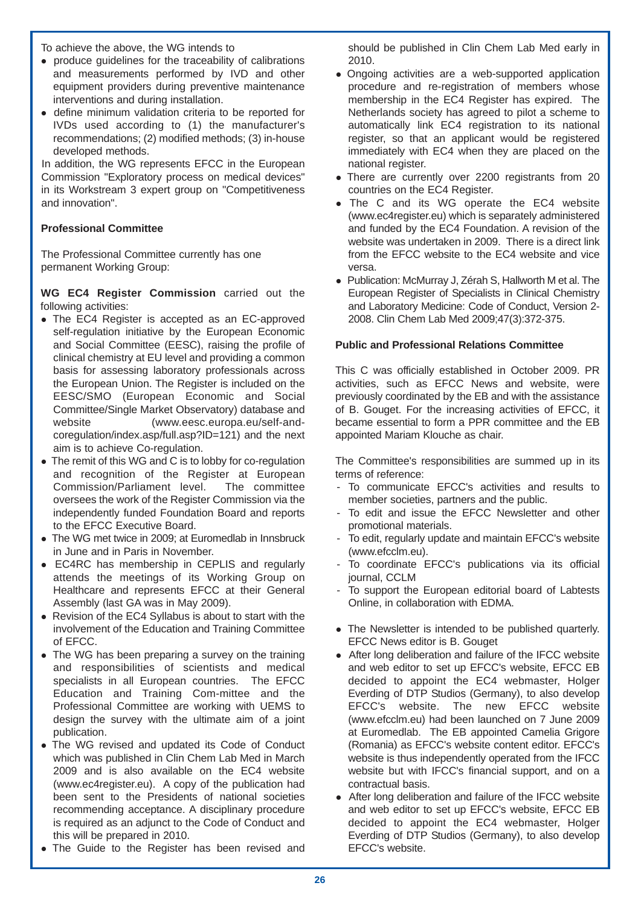To achieve the above, the WG intends to

- produce guidelines for the traceability of calibrations and measurements performed by IVD and other equipment providers during preventive maintenance interventions and during installation.
- define minimum validation criteria to be reported for IVDs used according to (1) the manufacturer's recommendations; (2) modified methods; (3) in-house developed methods.

In addition, the WG represents EFCC in the European Commission "Exploratory process on medical devices" in its Workstream 3 expert group on "Competitiveness and innovation".

**Professional Committee**

The Professional Committee currently has one permanent Working Group:

**WG EC4 Register Commission** carried out the following activities:

- The EC4 Register is accepted as an EC-approved self-regulation initiative by the European Economic and Social Committee (EESC), raising the profile of clinical chemistry at EU level and providing a common basis for assessing laboratory professionals across the European Union. The Register is included on the EESC/SMO (European Economic and Social Committee/Single Market Observatory) database and website (www.eesc.europa.eu/self-and-coregulation/index.asp/full.asp?ID=121) and the next aim is to achieve Co-regulation.
- The remit of this WG and C is to lobby for co-regulation and recognition of the Register at European Commission/Parliament level. The committee oversees the work of the Register Commission via the independently funded Foundation Board and reports to the EFCC Executive Board.
- The WG met twice in 2009; at Euromedlab in Innsbruck in June and in Paris in November.
- EC4RC has membership in CEPLIS and regularly attends the meetings of its Working Group on Healthcare and represents EFCC at their General Assembly (last GA was in May 2009).
- Revision of the EC4 Syllabus is about to start with the involvement of the Education and Training Committee of EFCC.
- The WG has been preparing a survey on the training and responsibilities of scientists and medical specialists in all European countries. The EFCC Education and Training Com-mittee and the Professional Committee are working with UEMS to design the survey with the ultimate aim of a joint publication.
- The WG revised and updated its Code of Conduct which was published in Clin Chem Lab Med in March 2009 and is also available on the EC4 website (www.ec4register.eu). A copy of the publication had been sent to the Presidents of national societies recommending acceptance. A disciplinary procedure is required as an adjunct to the Code of Conduct and this will be prepared in 2010.
- The Guide to the Register has been revised and should be published in Clin Chem Lab Med early in 2010.
- Ongoing activities are a web-supported application procedure and re-registration of members whose membership in the EC4 Register has expired. The Netherlands society has agreed to pilot a scheme to automatically link EC4 registration to its national register, so that an applicant would be registered immediately with EC4 when they are placed on the national register.
- There are currently over 2200 registrants from 20 countries on the EC4 Register.
- The C and its WG operate the EC4 website (www.ec4register.eu) which is separately administered and funded by the EC4 Foundation. A revision of the website was undertaken in 2009. There is a direct link from the EFCC website to the EC4 website and vice versa.
- Publication: McMurray J, Zérah S, Hallworth M et al. The European Register of Specialists in Clinical Chemistry and Laboratory Medicine: Code of Conduct, Version 2-2008. Clin Chem Lab Med 2009;47(3):372-375.

**Public and Professional Relations Committee**

This C was officially established in October 2009. PR activities, such as EFCC News and website, were previously coordinated by the EB and with the assistance of B. Gouget. For the increasing activities of EFCC, it became essential to form a PPR committee and the EB appointed Mariam Klouche as chair.

The Committee's responsibilities are summed up in its terms of reference:

- To communicate EFCC's activities and results to member societies, partners and the public.
- To edit and issue the EFCC Newsletter and other promotional materials.
- To edit, regularly update and maintain EFCC's website (www.efcclm.eu).
- To coordinate EFCC's publications via its official journal, CCLM
- To support the European editorial board of Labtests Online, in collaboration with EDMA.

- The Newsletter is intended to be published quarterly. EFCC News editor is B. Gouget
- After long deliberation and failure of the IFCC website and web editor to set up EFCC's website, EFCC EB decided to appoint the EC4 webmaster, Holger Everding of DTP Studios (Germany), to also develop EFCC's website. The new EFCC website (www.efcclm.eu) had been launched on 7 June 2009 at Euromedlab. The EB appointed Camelia Grigore (Romania) as EFCC's website content editor. EFCC's website is thus independently operated from the IFCC website but with IFCC's financial support, and on a contractual basis.
- After long deliberation and failure of the IFCC website and web editor to set up EFCC's website, EFCC EB decided to appoint the EC4 webmaster, Holger Everding of DTP Studios (Germany), to also develop EFCC's website.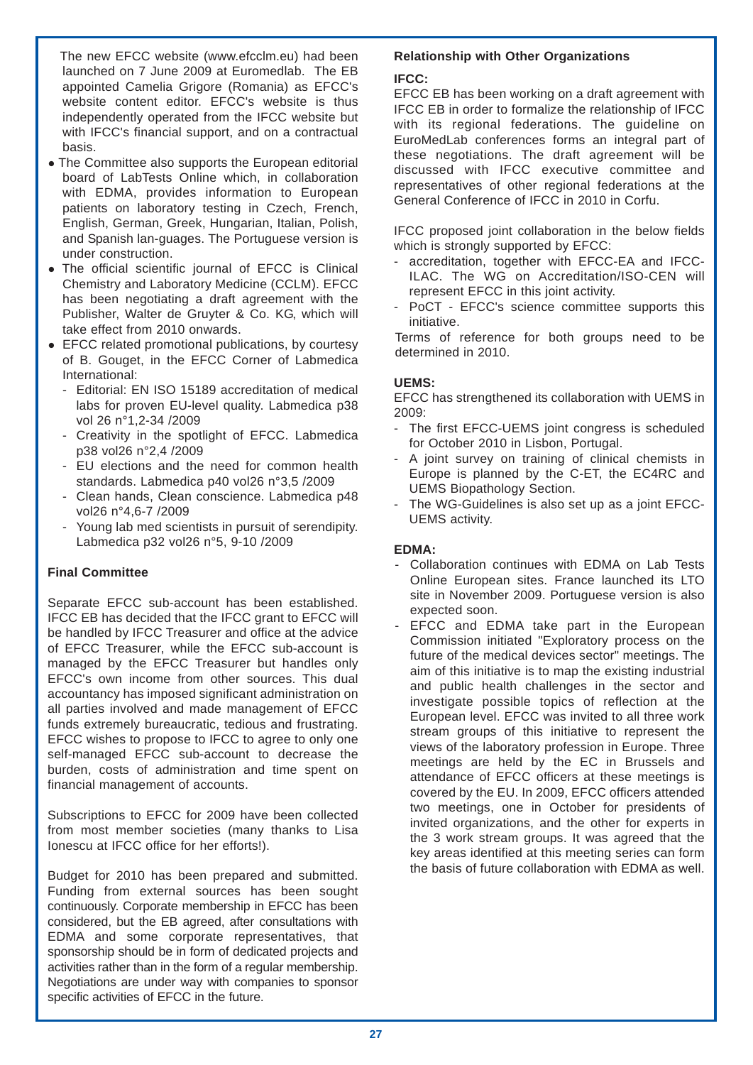The new EFCC website (www.efcclm.eu) had been launched on 7 June 2009 at Euromedlab. The EB appointed Camelia Grigore (Romania) as EFCC's website content editor. EFCC's website is thus independently operated from the IFCC website but with IFCC's financial support, and on a contractual basis.

- The Committee also supports the European editorial board of LabTests Online which, in collaboration with EDMA, provides information to European patients on laboratory testing in Czech, French, English, German, Greek, Hungarian, Italian, Polish, and Spanish lan-guages. The Portuguese version is under construction.
- The official scientific journal of EFCC is Clinical Chemistry and Laboratory Medicine (CCLM). EFCC has been negotiating a draft agreement with the Publisher, Walter de Gruyter & Co. KG, which will take effect from 2010 onwards.
- EFCC related promotional publications, by courtesy of B. Gouget, in the EFCC Corner of Labmedica International:
  - Editorial: EN ISO 15189 accreditation of medical labs for proven EU-level quality. Labmedica p38 vol 26 n°1,2-34 /2009
  - Creativity in the spotlight of EFCC. Labmedica p38 vol26 n°2,4 /2009
  - EU elections and the need for common health standards. Labmedica p40 vol26 n°3,5 /2009
  - Clean hands, Clean conscience. Labmedica p48 vol26 n°4,6-7 /2009
  - Young lab med scientists in pursuit of serendipity. Labmedica p32 vol26 n°5, 9-10 /2009

**Final Committee**

Separate EFCC sub-account has been established. IFCC EB has decided that the IFCC grant to EFCC will be handled by IFCC Treasurer and office at the advice of EFCC Treasurer, while the EFCC sub-account is managed by the EFCC Treasurer but handles only EFCC's own income from other sources. This dual accountancy has imposed significant administration on all parties involved and made management of EFCC funds extremely bureaucratic, tedious and frustrating. EFCC wishes to propose to IFCC to agree to only one self-managed EFCC sub-account to decrease the burden, costs of administration and time spent on financial management of accounts.

Subscriptions to EFCC for 2009 have been collected from most member societies (many thanks to Lisa Ionescu at IFCC office for her efforts!).

Budget for 2010 has been prepared and submitted. Funding from external sources has been sought continuously. Corporate membership in EFCC has been considered, but the EB agreed, after consultations with EDMA and some corporate representatives, that sponsorship should be in form of dedicated projects and activities rather than in the form of a regular membership. Negotiations are under way with companies to sponsor specific activities of EFCC in the future.

**Relationship with Other Organizations**

**IFCC:**

EFCC EB has been working on a draft agreement with IFCC EB in order to formalize the relationship of IFCC with its regional federations. The guideline on EuroMedLab conferences forms an integral part of these negotiations. The draft agreement will be discussed with IFCC executive committee and representatives of other regional federations at the General Conference of IFCC in 2010 in Corfu.

IFCC proposed joint collaboration in the below fields which is strongly supported by EFCC:

- accreditation, together with EFCC-EA and IFCC-ILAC. The WG on Accreditation/ISO-CEN will represent EFCC in this joint activity.
- PoCT - EFCC's science committee supports this initiative.

Terms of reference for both groups need to be determined in 2010.

**UEMS:**

EFCC has strengthened its collaboration with UEMS in 2009:

- The first EFCC-UEMS joint congress is scheduled for October 2010 in Lisbon, Portugal.
- A joint survey on training of clinical chemists in Europe is planned by the C-ET, the EC4RC and UEMS Biopathology Section.
- The WG-Guidelines is also set up as a joint EFCC-UEMS activity.

**EDMA:**

- Collaboration continues with EDMA on Lab Tests Online European sites. France launched its LTO site in November 2009. Portuguese version is also expected soon.
- EFCC and EDMA take part in the European Commission initiated "Exploratory process on the future of the medical devices sector" meetings. The aim of this initiative is to map the existing industrial and public health challenges in the sector and investigate possible topics of reflection at the European level. EFCC was invited to all three work stream groups of this initiative to represent the views of the laboratory profession in Europe. Three meetings are held by the EC in Brussels and attendance of EFCC officers at these meetings is covered by the EU. In 2009, EFCC officers attended two meetings, one in October for presidents of invited organizations, and the other for experts in the 3 work stream groups. It was agreed that the key areas identified at this meeting series can form the basis of future collaboration with EDMA as well.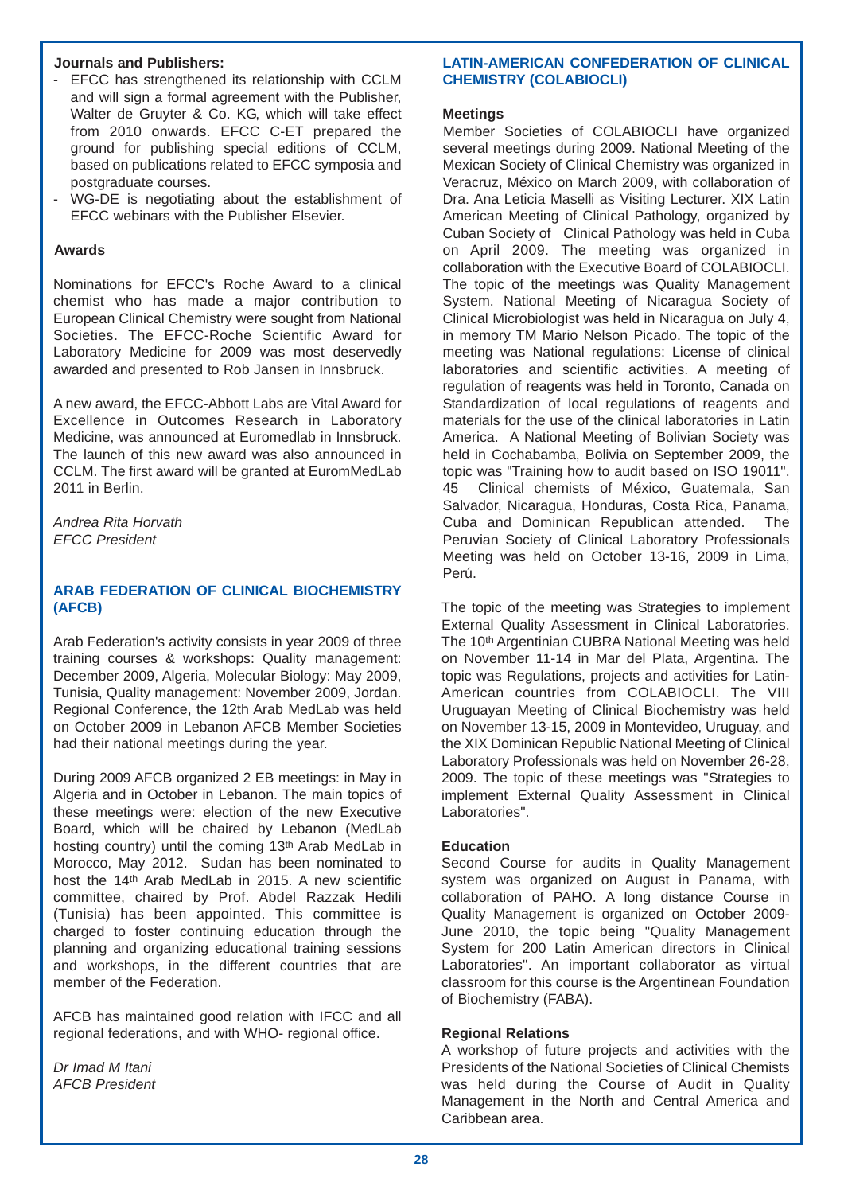**Journals and Publishers:**

- EFCC has strengthened its relationship with CCLM and will sign a formal agreement with the Publisher, Walter de Gruyter & Co. KG, which will take effect from 2010 onwards. EFCC C-ET prepared the ground for publishing special editions of CCLM, based on publications related to EFCC symposia and postgraduate courses.
- WG-DE is negotiating about the establishment of EFCC webinars with the Publisher Elsevier.

**Awards**

Nominations for EFCC's Roche Award to a clinical chemist who has made a major contribution to European Clinical Chemistry were sought from National Societies. The EFCC-Roche Scientific Award for Laboratory Medicine for 2009 was most deservedly awarded and presented to Rob Jansen in Innsbruck.

A new award, the EFCC-Abbott Labs are Vital Award for Excellence in Outcomes Research in Laboratory Medicine, was announced at Euromedlab in Innsbruck. The launch of this new award was also announced in CCLM. The first award will be granted at EuromMedLab 2011 in Berlin.

*Andrea Rita Horvath*
*EFCC President*

## ARAB FEDERATION OF CLINICAL BIOCHEMISTRY (AFCB)

Arab Federation's activity consists in year 2009 of three training courses & workshops: Quality management: December 2009, Algeria, Molecular Biology: May 2009, Tunisia, Quality management: November 2009, Jordan. Regional Conference, the 12th Arab MedLab was held on October 2009 in Lebanon AFCB Member Societies had their national meetings during the year.

During 2009 AFCB organized 2 EB meetings: in May in Algeria and in October in Lebanon. The main topics of these meetings were: election of the new Executive Board, which will be chaired by Lebanon (MedLab hosting country) until the coming 13th Arab MedLab in Morocco, May 2012. Sudan has been nominated to host the 14th Arab MedLab in 2015. A new scientific committee, chaired by Prof. Abdel Razzak Hedili (Tunisia) has been appointed. This committee is charged to foster continuing education through the planning and organizing educational training sessions and workshops, in the different countries that are member of the Federation.

AFCB has maintained good relation with IFCC and all regional federations, and with WHO- regional office.

*Dr Imad M Itani*
*AFCB President*

## LATIN-AMERICAN CONFEDERATION OF CLINICAL CHEMISTRY (COLABIOCLI)

**Meetings**

Member Societies of COLABIOCLI have organized several meetings during 2009. National Meeting of the Mexican Society of Clinical Chemistry was organized in Veracruz, México on March 2009, with collaboration of Dra. Ana Leticia Maselli as Visiting Lecturer. XIX Latin American Meeting of Clinical Pathology, organized by Cuban Society of Clinical Pathology was held in Cuba on April 2009. The meeting was organized in collaboration with the Executive Board of COLABIOCLI. The topic of the meetings was Quality Management System. National Meeting of Nicaragua Society of Clinical Microbiologist was held in Nicaragua on July 4, in memory TM Mario Nelson Picado. The topic of the meeting was National regulations: License of clinical laboratories and scientific activities. A meeting of regulation of reagents was held in Toronto, Canada on Standardization of local regulations of reagents and materials for the use of the clinical laboratories in Latin America. A National Meeting of Bolivian Society was held in Cochabamba, Bolivia on September 2009, the topic was "Training how to audit based on ISO 19011". 45 Clinical chemists of México, Guatemala, San Salvador, Nicaragua, Honduras, Costa Rica, Panama, Cuba and Dominican Republican attended. The Peruvian Society of Clinical Laboratory Professionals Meeting was held on October 13-16, 2009 in Lima, Perú.

The topic of the meeting was Strategies to implement External Quality Assessment in Clinical Laboratories. The 10th Argentinian CUBRA National Meeting was held on November 11-14 in Mar del Plata, Argentina. The topic was Regulations, projects and activities for Latin-American countries from COLABIOCLI. The VIII Uruguayan Meeting of Clinical Biochemistry was held on November 13-15, 2009 in Montevideo, Uruguay, and the XIX Dominican Republic National Meeting of Clinical Laboratory Professionals was held on November 26-28, 2009. The topic of these meetings was "Strategies to implement External Quality Assessment in Clinical Laboratories".

**Education**

Second Course for audits in Quality Management system was organized on August in Panama, with collaboration of PAHO. A long distance Course in Quality Management is organized on October 2009-June 2010, the topic being "Quality Management System for 200 Latin American directors in Clinical Laboratories". An important collaborator as virtual classroom for this course is the Argentinean Foundation of Biochemistry (FABA).

**Regional Relations**

A workshop of future projects and activities with the Presidents of the National Societies of Clinical Chemists was held during the Course of Audit in Quality Management in the North and Central America and Caribbean area.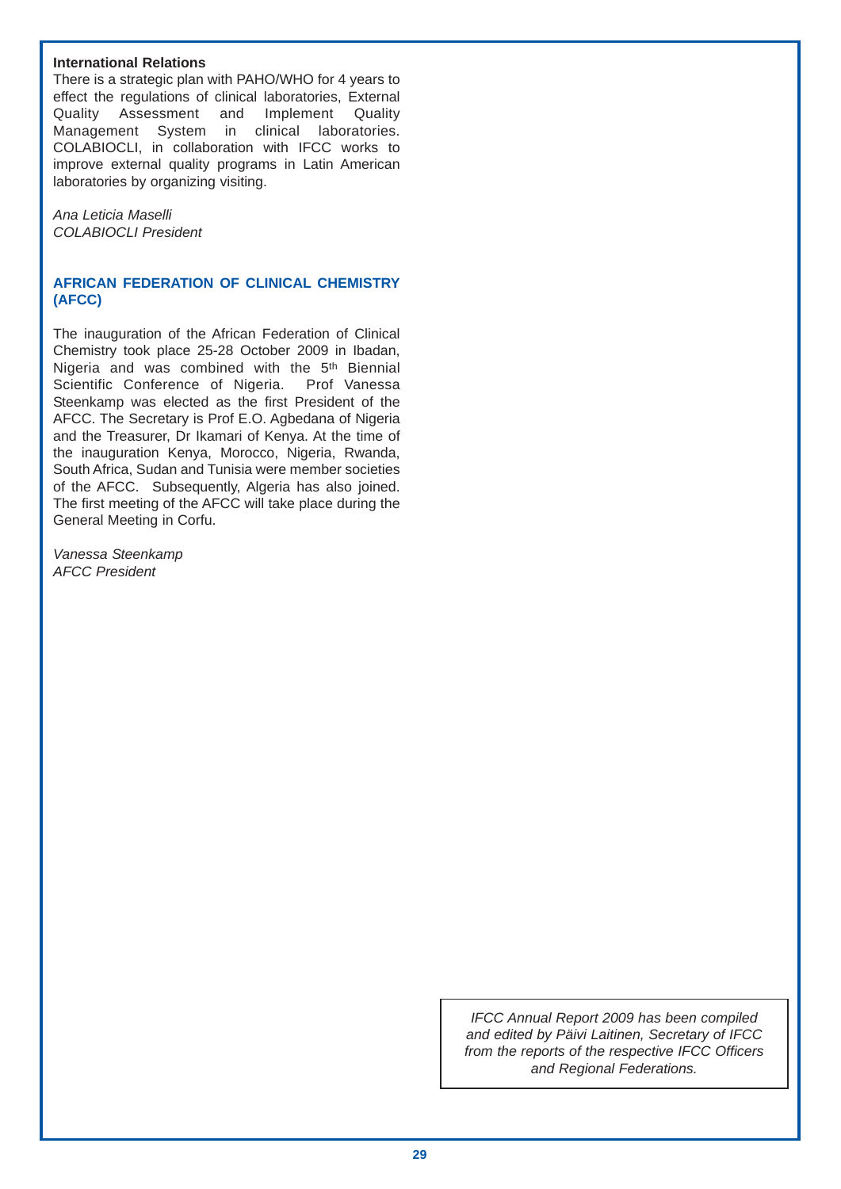**International Relations**

There is a strategic plan with PAHO/WHO for 4 years to effect the regulations of clinical laboratories, External Quality Assessment and Implement Quality Management System in clinical laboratories. COLABIOCLI, in collaboration with IFCC works to improve external quality programs in Latin American laboratories by organizing visiting.

*Ana Leticia Maselli*
*COLABIOCLI President*

## AFRICAN FEDERATION OF CLINICAL CHEMISTRY (AFCC)

The inauguration of the African Federation of Clinical Chemistry took place 25-28 October 2009 in Ibadan, Nigeria and was combined with the 5th Biennial Scientific Conference of Nigeria. Prof Vanessa Steenkamp was elected as the first President of the AFCC. The Secretary is Prof E.O. Agbedana of Nigeria and the Treasurer, Dr Ikamari of Kenya. At the time of the inauguration Kenya, Morocco, Nigeria, Rwanda, South Africa, Sudan and Tunisia were member societies of the AFCC. Subsequently, Algeria has also joined. The first meeting of the AFCC will take place during the General Meeting in Corfu.

*Vanessa Steenkamp*
*AFCC President*

*IFCC Annual Report 2009 has been compiled and edited by Päivi Laitinen, Secretary of IFCC from the reports of the respective IFCC Officers and Regional Federations.*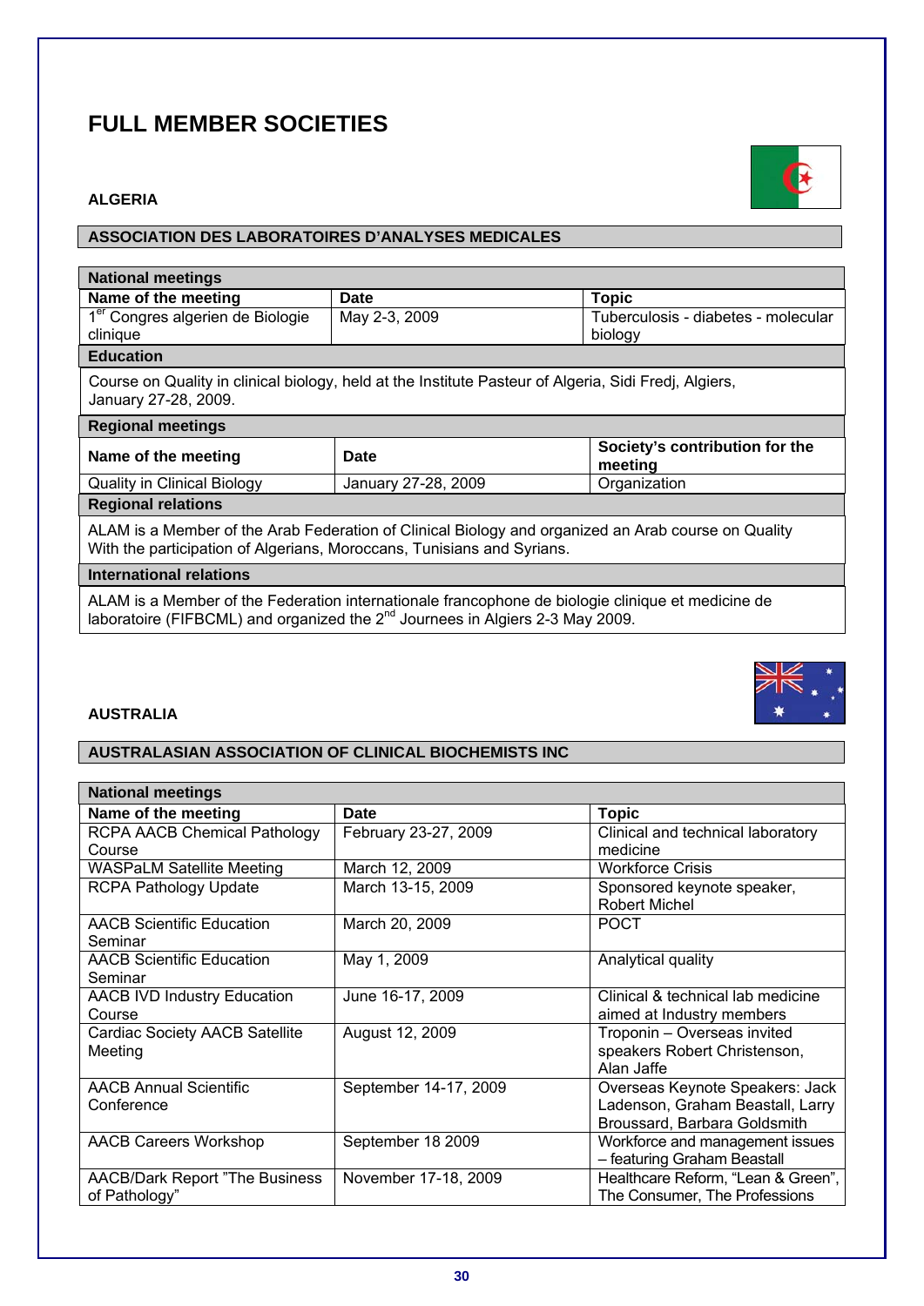# FULL MEMBER SOCIETIES

### ALGERIA

### ASSOCIATION DES LABORATOIRES D'ANALYSES MEDICALES

| **National meetings** | | |
|---|---|---|
| **Name of the meeting** | **Date** | **Topic** |
| 1[er] Congres algerien de Biologie clinique | May 2-3, 2009 | Tuberculosis - diabetes - molecular biology |

| **Education** |
|---|
| Course on Quality in clinical biology, held at the Institute Pasteur of Algeria, Sidi Fredj, Algiers, January 27-28, 2009. |

| **Regional meetings** | | |
|---|---|---|
| **Name of the meeting** | **Date** | **Society's contribution for the meeting** |
| Quality in Clinical Biology | January 27-28, 2009 | Organization |

| **Regional relations** |
|---|
| ALAM is a Member of the Arab Federation of Clinical Biology and organized an Arab course on Quality With the participation of Algerians, Moroccans, Tunisians and Syrians. |

| **International relations** |
|---|
| ALAM is a Member of the Federation internationale francophone de biologie clinique et medicine de laboratoire (FIFBCML) and organized the 2[nd] Journees in Algiers 2-3 May 2009. |

### AUSTRALIA

### AUSTRALASIAN ASSOCIATION OF CLINICAL BIOCHEMISTS INC

| **National meetings** | | |
|---|---|---|
| **Name of the meeting** | **Date** | **Topic** |
| RCPA AACB Chemical Pathology Course | February 23-27, 2009 | Clinical and technical laboratory medicine |
| WASPaLM Satellite Meeting | March 12, 2009 | Workforce Crisis |
| RCPA Pathology Update | March 13-15, 2009 | Sponsored keynote speaker, Robert Michel |
| AACB Scientific Education Seminar | March 20, 2009 | POCT |
| AACB Scientific Education Seminar | May 1, 2009 | Analytical quality |
| AACB IVD Industry Education Course | June 16-17, 2009 | Clinical & technical lab medicine aimed at Industry members |
| Cardiac Society AACB Satellite Meeting | August 12, 2009 | Troponin – Overseas invited speakers Robert Christenson, Alan Jaffe |
| AACB Annual Scientific Conference | September 14-17, 2009 | Overseas Keynote Speakers: Jack Ladenson, Graham Beastall, Larry Broussard, Barbara Goldsmith |
| AACB Careers Workshop | September 18 2009 | Workforce and management issues – featuring Graham Beastall |
| AACB/Dark Report "The Business of Pathology" | November 17-18, 2009 | Healthcare Reform, "Lean & Green", The Consumer, The Professions |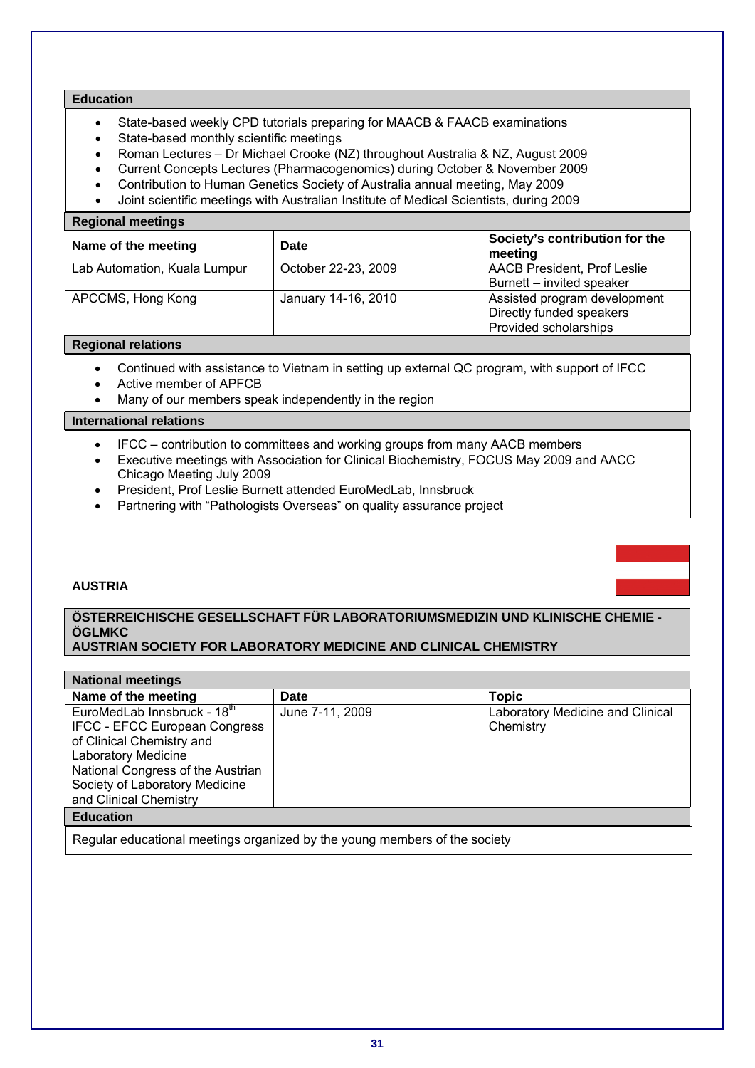**Education**

- State-based weekly CPD tutorials preparing for MAACB & FAACB examinations
- State-based monthly scientific meetings
- Roman Lectures – Dr Michael Crooke (NZ) throughout Australia & NZ, August 2009
- Current Concepts Lectures (Pharmacogenomics) during October & November 2009
- Contribution to Human Genetics Society of Australia annual meeting, May 2009
- Joint scientific meetings with Australian Institute of Medical Scientists, during 2009

**Regional meetings**

| Name of the meeting | Date | Society's contribution for the meeting |
|---|---|---|
| Lab Automation, Kuala Lumpur | October 22-23, 2009 | AACB President, Prof Leslie Burnett – invited speaker |
| APCCMS, Hong Kong | January 14-16, 2010 | Assisted program development<br>Directly funded speakers<br>Provided scholarships |

**Regional relations**

- Continued with assistance to Vietnam in setting up external QC program, with support of IFCC
- Active member of APFCB
- Many of our members speak independently in the region

**International relations**

- IFCC – contribution to committees and working groups from many AACB members
- Executive meetings with Association for Clinical Biochemistry, FOCUS May 2009 and AACC Chicago Meeting July 2009
- President, Prof Leslie Burnett attended EuroMedLab, Innsbruck
- Partnering with "Pathologists Overseas" on quality assurance project

## AUSTRIA

### ÖSTERREICHISCHE GESELLSCHAFT FÜR LABORATORIUMSMEDIZIN UND KLINISCHE CHEMIE - ÖGLMKC
### AUSTRIAN SOCIETY FOR LABORATORY MEDICINE AND CLINICAL CHEMISTRY

**National meetings**

| Name of the meeting | Date | Topic |
|---|---|---|
| EuroMedLab Innsbruck - 18th IFCC - EFCC European Congress of Clinical Chemistry and Laboratory Medicine<br>National Congress of the Austrian Society of Laboratory Medicine and Clinical Chemistry | June 7-11, 2009 | Laboratory Medicine and Clinical Chemistry |

**Education**

Regular educational meetings organized by the young members of the society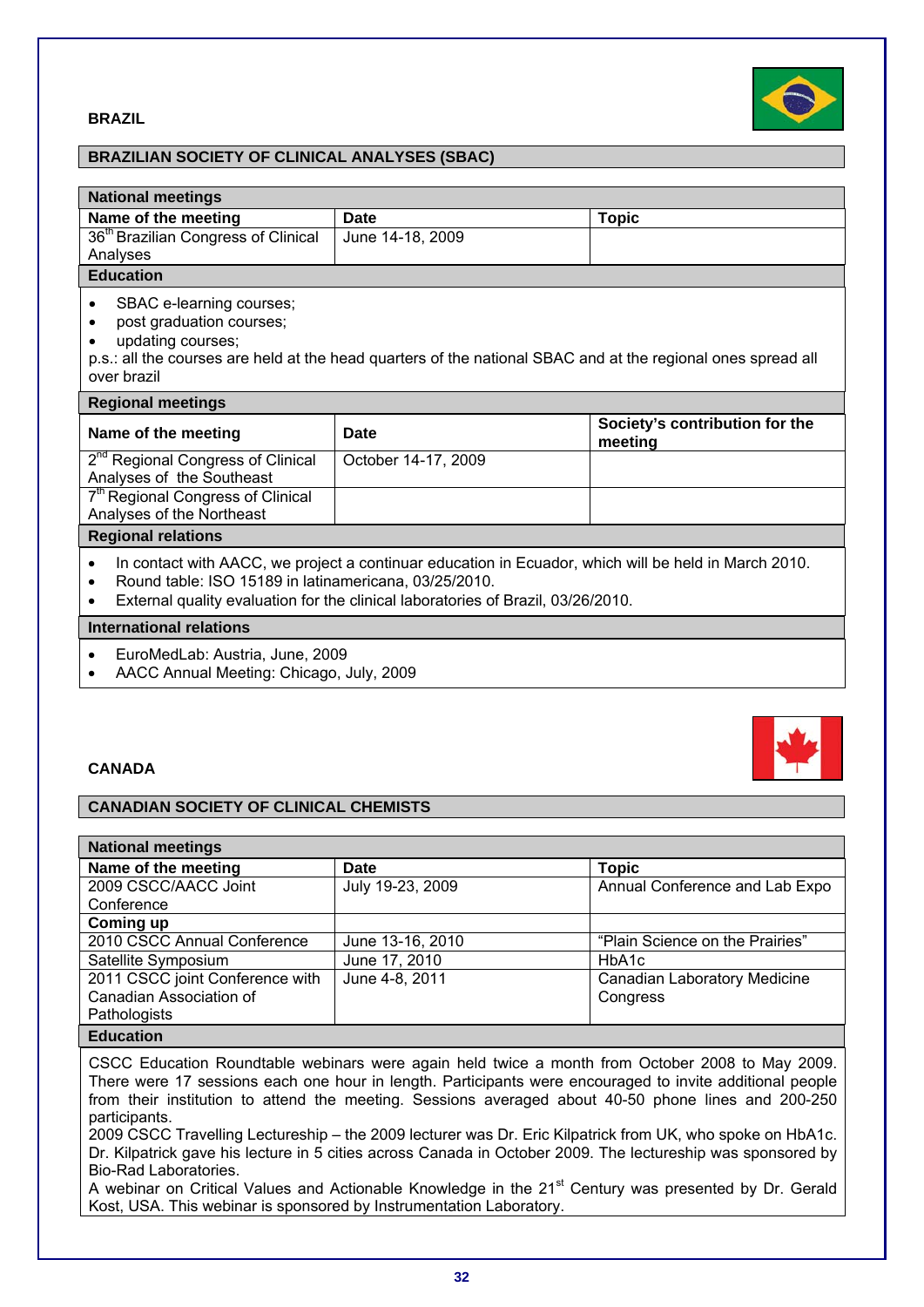### BRAZIL

#### BRAZILIAN SOCIETY OF CLINICAL ANALYSES (SBAC)

| National meetings | | |
|---|---|---|
| **Name of the meeting** | **Date** | **Topic** |
| 36th Brazilian Congress of Clinical Analyses | June 14-18, 2009 | |

**Education**

- SBAC e-learning courses;
- post graduation courses;
- updating courses;

p.s.: all the courses are held at the head quarters of the national SBAC and at the regional ones spread all over brazil

| Regional meetings | | |
|---|---|---|
| **Name of the meeting** | **Date** | **Society's contribution for the meeting** |
| 2nd Regional Congress of Clinical Analyses of the Southeast | October 14-17, 2009 | |
| 7th Regional Congress of Clinical Analyses of the Northeast | | |

**Regional relations**

- In contact with AACC, we project a continuar education in Ecuador, which will be held in March 2010.
- Round table: ISO 15189 in latinamericana, 03/25/2010.
- External quality evaluation for the clinical laboratories of Brazil, 03/26/2010.

**International relations**

- EuroMedLab: Austria, June, 2009
- AACC Annual Meeting: Chicago, July, 2009

### CANADA

#### CANADIAN SOCIETY OF CLINICAL CHEMISTS

| National meetings | | |
|---|---|---|
| **Name of the meeting** | **Date** | **Topic** |
| 2009 CSCC/AACC Joint Conference | July 19-23, 2009 | Annual Conference and Lab Expo |
| **Coming up** | | |
| 2010 CSCC Annual Conference | June 13-16, 2010 | "Plain Science on the Prairies" |
| Satellite Symposium | June 17, 2010 | HbA1c |
| 2011 CSCC joint Conference with Canadian Association of Pathologists | June 4-8, 2011 | Canadian Laboratory Medicine Congress |

**Education**

CSCC Education Roundtable webinars were again held twice a month from October 2008 to May 2009. There were 17 sessions each one hour in length. Participants were encouraged to invite additional people from their institution to attend the meeting. Sessions averaged about 40-50 phone lines and 200-250 participants.

2009 CSCC Travelling Lectureship – the 2009 lecturer was Dr. Eric Kilpatrick from UK, who spoke on HbA1c. Dr. Kilpatrick gave his lecture in 5 cities across Canada in October 2009. The lectureship was sponsored by Bio-Rad Laboratories.

A webinar on Critical Values and Actionable Knowledge in the 21st Century was presented by Dr. Gerald Kost, USA. This webinar is sponsored by Instrumentation Laboratory.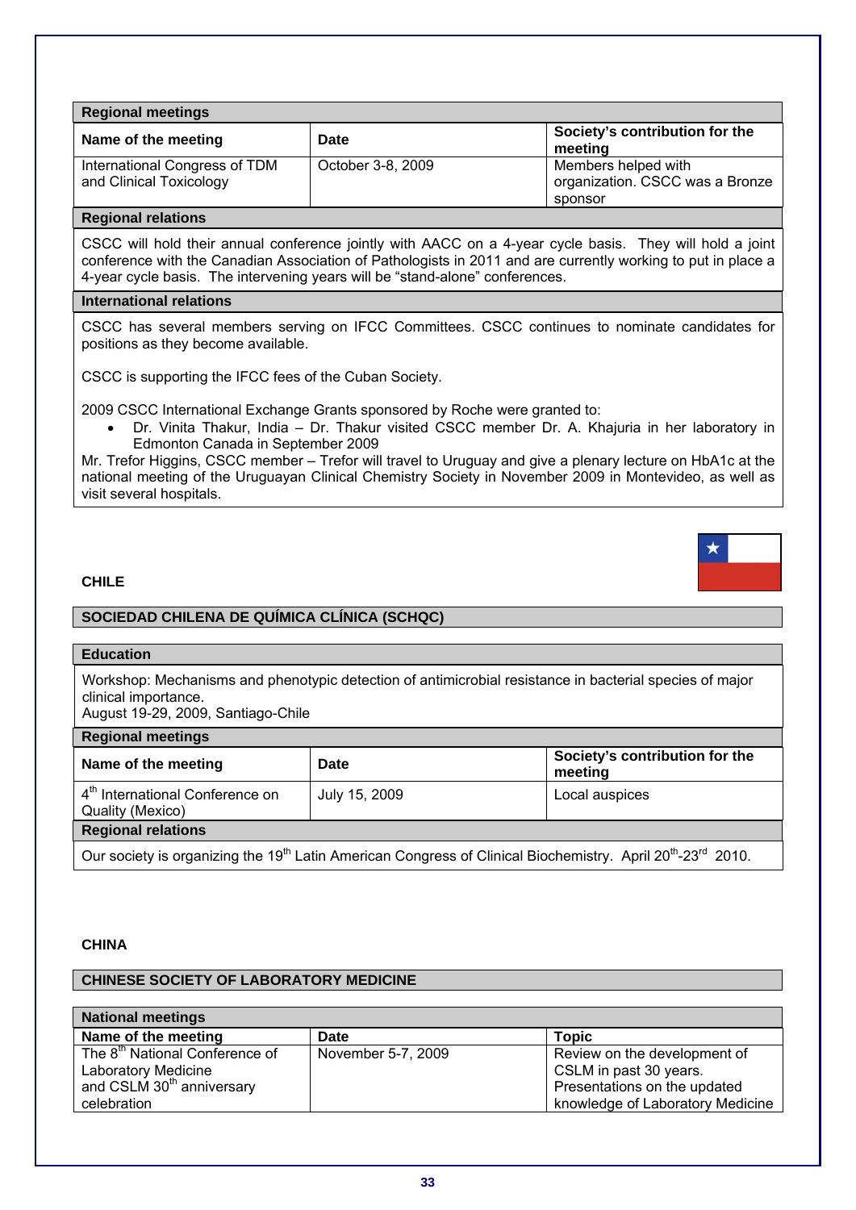| Regional meetings | | |
|---|---|---|
| **Name of the meeting** | **Date** | **Society's contribution for the meeting** |
| International Congress of TDM and Clinical Toxicology | October 3-8, 2009 | Members helped with organization. CSCC was a Bronze sponsor |

**Regional relations**

CSCC will hold their annual conference jointly with AACC on a 4-year cycle basis. They will hold a joint conference with the Canadian Association of Pathologists in 2011 and are currently working to put in place a 4-year cycle basis. The intervening years will be "stand-alone" conferences.

**International relations**

CSCC has several members serving on IFCC Committees. CSCC continues to nominate candidates for positions as they become available.

CSCC is supporting the IFCC fees of the Cuban Society.

2009 CSCC International Exchange Grants sponsored by Roche were granted to:

- Dr. Vinita Thakur, India – Dr. Thakur visited CSCC member Dr. A. Khajuria in her laboratory in Edmonton Canada in September 2009

Mr. Trefor Higgins, CSCC member – Trefor will travel to Uruguay and give a plenary lecture on HbA1c at the national meeting of the Uruguayan Clinical Chemistry Society in November 2009 in Montevideo, as well as visit several hospitals.

## CHILE

### SOCIEDAD CHILENA DE QUÍMICA CLÍNICA (SCHQC)

**Education**

Workshop: Mechanisms and phenotypic detection of antimicrobial resistance in bacterial species of major clinical importance.
August 19-29, 2009, Santiago-Chile

| Regional meetings | | |
|---|---|---|
| **Name of the meeting** | **Date** | **Society's contribution for the meeting** |
| 4th International Conference on Quality (Mexico) | July 15, 2009 | Local auspices |

**Regional relations**

Our society is organizing the 19th Latin American Congress of Clinical Biochemistry. April 20th-23rd 2010.

## CHINA

### CHINESE SOCIETY OF LABORATORY MEDICINE

| National meetings | | |
|---|---|---|
| **Name of the meeting** | **Date** | **Topic** |
| The 8th National Conference of Laboratory Medicine and CSLM 30th anniversary celebration | November 5-7, 2009 | Review on the development of CSLM in past 30 years. Presentations on the updated knowledge of Laboratory Medicine |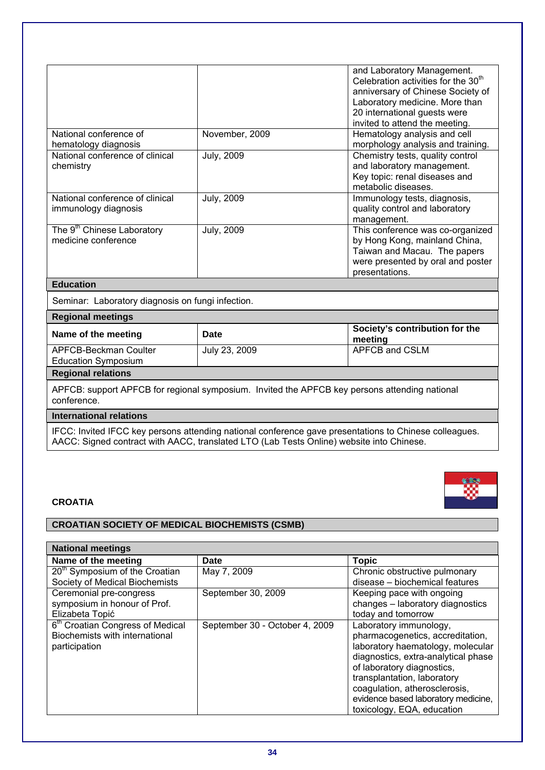| | | and Laboratory Management. Celebration activities for the 30th anniversary of Chinese Society of Laboratory medicine. More than 20 international guests were invited to attend the meeting. |
|---|---|---|
| National conference of hematology diagnosis | November, 2009 | Hematology analysis and cell morphology analysis and training. |
| National conference of clinical chemistry | July, 2009 | Chemistry tests, quality control and laboratory management. Key topic: renal diseases and metabolic diseases. |
| National conference of clinical immunology diagnosis | July, 2009 | Immunology tests, diagnosis, quality control and laboratory management. |
| The 9th Chinese Laboratory medicine conference | July, 2009 | This conference was co-organized by Hong Kong, mainland China, Taiwan and Macau. The papers were presented by oral and poster presentations. |

**Education**

Seminar: Laboratory diagnosis on fungi infection.

**Regional meetings**

| Name of the meeting | Date | Society's contribution for the meeting |
|---|---|---|
| APFCB-Beckman Coulter Education Symposium | July 23, 2009 | APFCB and CSLM |

**Regional relations**

APFCB: support APFCB for regional symposium. Invited the APFCB key persons attending national conference.

**International relations**

IFCC: Invited IFCC key persons attending national conference gave presentations to Chinese colleagues.
AACC: Signed contract with AACC, translated LTO (Lab Tests Online) website into Chinese.

## CROATIA

### CROATIAN SOCIETY OF MEDICAL BIOCHEMISTS (CSMB)

**National meetings**

| Name of the meeting | Date | Topic |
|---|---|---|
| 20th Symposium of the Croatian Society of Medical Biochemists | May 7, 2009 | Chronic obstructive pulmonary disease – biochemical features |
| Ceremonial pre-congress symposium in honour of Prof. Elizabeta Topić | September 30, 2009 | Keeping pace with ongoing changes – laboratory diagnostics today and tomorrow |
| 6th Croatian Congress of Medical Biochemists with international participation | September 30 - October 4, 2009 | Laboratory immunology, pharmacogenetics, accreditation, laboratory haematology, molecular diagnostics, extra-analytical phase of laboratory diagnostics, transplantation, laboratory coagulation, atherosclerosis, evidence based laboratory medicine, toxicology, EQA, education |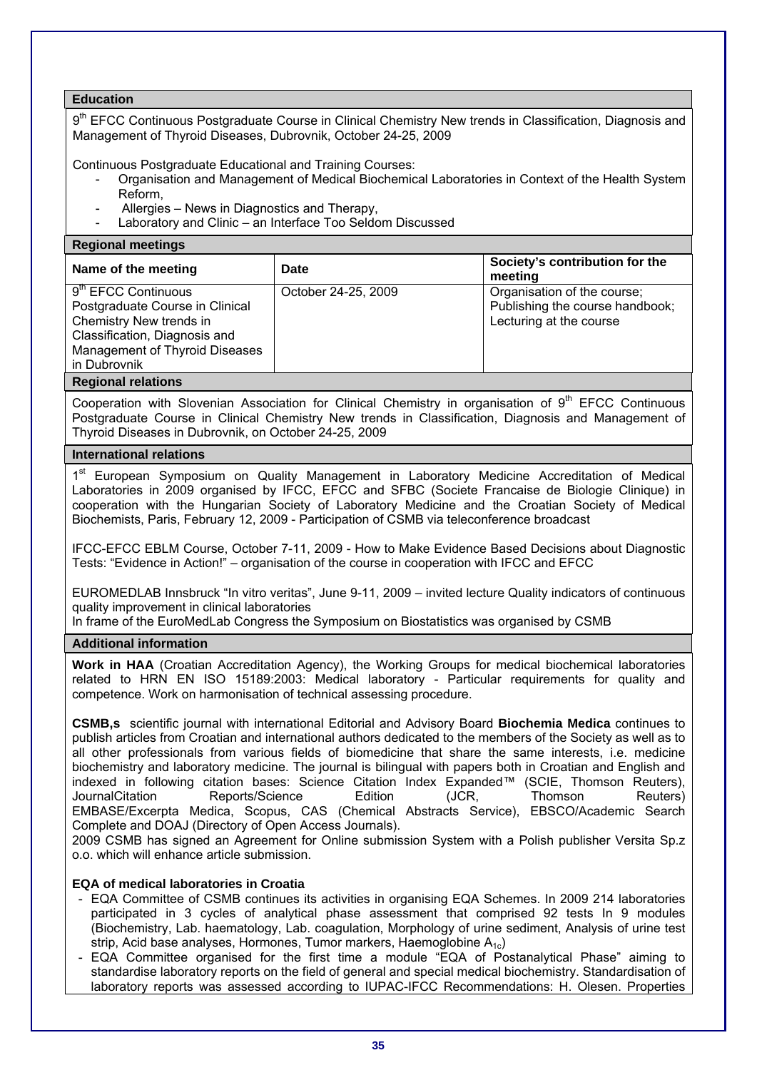## Education

9th EFCC Continuous Postgraduate Course in Clinical Chemistry New trends in Classification, Diagnosis and Management of Thyroid Diseases, Dubrovnik, October 24-25, 2009

Continuous Postgraduate Educational and Training Courses:

- Organisation and Management of Medical Biochemical Laboratories in Context of the Health System Reform,
- Allergies – News in Diagnostics and Therapy,
- Laboratory and Clinic – an Interface Too Seldom Discussed

## Regional meetings

| Name of the meeting | Date | Society's contribution for the meeting |
|---|---|---|
| 9th EFCC Continuous Postgraduate Course in Clinical Chemistry New trends in Classification, Diagnosis and Management of Thyroid Diseases in Dubrovnik | October 24-25, 2009 | Organisation of the course; Publishing the course handbook; Lecturing at the course |

## Regional relations

Cooperation with Slovenian Association for Clinical Chemistry in organisation of 9th EFCC Continuous Postgraduate Course in Clinical Chemistry New trends in Classification, Diagnosis and Management of Thyroid Diseases in Dubrovnik, on October 24-25, 2009

## International relations

1st European Symposium on Quality Management in Laboratory Medicine Accreditation of Medical Laboratories in 2009 organised by IFCC, EFCC and SFBC (Societe Francaise de Biologie Clinique) in cooperation with the Hungarian Society of Laboratory Medicine and the Croatian Society of Medical Biochemists, Paris, February 12, 2009 - Participation of CSMB via teleconference broadcast

IFCC-EFCC EBLM Course, October 7-11, 2009 - How to Make Evidence Based Decisions about Diagnostic Tests: "Evidence in Action!" – organisation of the course in cooperation with IFCC and EFCC

EUROMEDLAB Innsbruck "In vitro veritas", June 9-11, 2009 – invited lecture Quality indicators of continuous quality improvement in clinical laboratories
In frame of the EuroMedLab Congress the Symposium on Biostatistics was organised by CSMB

## Additional information

**Work in HAA** (Croatian Accreditation Agency), the Working Groups for medical biochemical laboratories related to HRN EN ISO 15189:2003: Medical laboratory - Particular requirements for quality and competence. Work on harmonisation of technical assessing procedure.

**CSMB,s** scientific journal with international Editorial and Advisory Board **Biochemia Medica** continues to publish articles from Croatian and international authors dedicated to the members of the Society as well as to all other professionals from various fields of biomedicine that share the same interests, i.e. medicine biochemistry and laboratory medicine. The journal is bilingual with papers both in Croatian and English and indexed in following citation bases: Science Citation Index Expanded™ (SCIE, Thomson Reuters), JournalCitation Reports/Science Edition (JCR, Thomson Reuters) EMBASE/Excerpta Medica, Scopus, CAS (Chemical Abstracts Service), EBSCO/Academic Search Complete and DOAJ (Directory of Open Access Journals).
2009 CSMB has signed an Agreement for Online submission System with a Polish publisher Versita Sp.z o.o. which will enhance article submission.

**EQA of medical laboratories in Croatia**

- EQA Committee of CSMB continues its activities in organising EQA Schemes. In 2009 214 laboratories participated in 3 cycles of analytical phase assessment that comprised 92 tests In 9 modules (Biochemistry, Lab. haematology, Lab. coagulation, Morphology of urine sediment, Analysis of urine test strip, Acid base analyses, Hormones, Tumor markers, Haemoglobine $A_{1c}$)
- EQA Committee organised for the first time a module "EQA of Postanalytical Phase" aiming to standardise laboratory reports on the field of general and special medical biochemistry. Standardisation of laboratory reports was assessed according to IUPAC-IFCC Recommendations: H. Olesen. Properties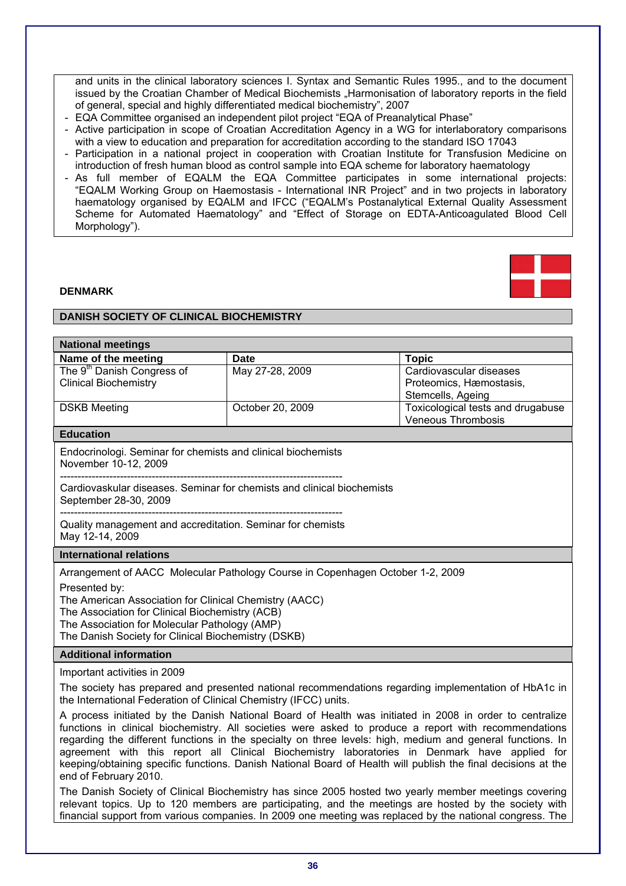and units in the clinical laboratory sciences I. Syntax and Semantic Rules 1995., and to the document issued by the Croatian Chamber of Medical Biochemists „Harmonisation of laboratory reports in the field of general, special and highly differentiated medical biochemistry", 2007

- EQA Committee organised an independent pilot project "EQA of Preanalytical Phase"
- Active participation in scope of Croatian Accreditation Agency in a WG for interlaboratory comparisons with a view to education and preparation for accreditation according to the standard ISO 17043
- Participation in a national project in cooperation with Croatian Institute for Transfusion Medicine on introduction of fresh human blood as control sample into EQA scheme for laboratory haematology
- As full member of EQALM the EQA Committee participates in some international projects: "EQALM Working Group on Haemostasis - International INR Project" and in two projects in laboratory haematology organised by EQALM and IFCC ("EQALM's Postanalytical External Quality Assessment Scheme for Automated Haematology" and "Effect of Storage on EDTA-Anticoagulated Blood Cell Morphology").

## DENMARK

### DANISH SOCIETY OF CLINICAL BIOCHEMISTRY

**National meetings**

| Name of the meeting | Date | Topic |
|---|---|---|
| The 9th Danish Congress of Clinical Biochemistry | May 27-28, 2009 | Cardiovascular diseases Proteomics, Hæmostasis, Stemcells, Ageing |
| DSKB Meeting | October 20, 2009 | Toxicological tests and drugabuse Veneous Thrombosis |

**Education**

Endocrinologi. Seminar for chemists and clinical biochemists
November 10-12, 2009

--------------------------------------------------------------------------------

Cardiovaskular diseases. Seminar for chemists and clinical biochemists
September 28-30, 2009

--------------------------------------------------------------------------------

Quality management and accreditation. Seminar for chemists
May 12-14, 2009

**International relations**

Arrangement of AACC Molecular Pathology Course in Copenhagen October 1-2, 2009

Presented by:
The American Association for Clinical Chemistry (AACC)
The Association for Clinical Biochemistry (ACB)
The Association for Molecular Pathology (AMP)
The Danish Society for Clinical Biochemistry (DSKB)

**Additional information**

Important activities in 2009

The society has prepared and presented national recommendations regarding implementation of HbA1c in the International Federation of Clinical Chemistry (IFCC) units.

A process initiated by the Danish National Board of Health was initiated in 2008 in order to centralize functions in clinical biochemistry. All societies were asked to produce a report with recommendations regarding the different functions in the specialty on three levels: high, medium and general functions. In agreement with this report all Clinical Biochemistry laboratories in Denmark have applied for keeping/obtaining specific functions. Danish National Board of Health will publish the final decisions at the end of February 2010.

The Danish Society of Clinical Biochemistry has since 2005 hosted two yearly member meetings covering relevant topics. Up to 120 members are participating, and the meetings are hosted by the society with financial support from various companies. In 2009 one meeting was replaced by the national congress. The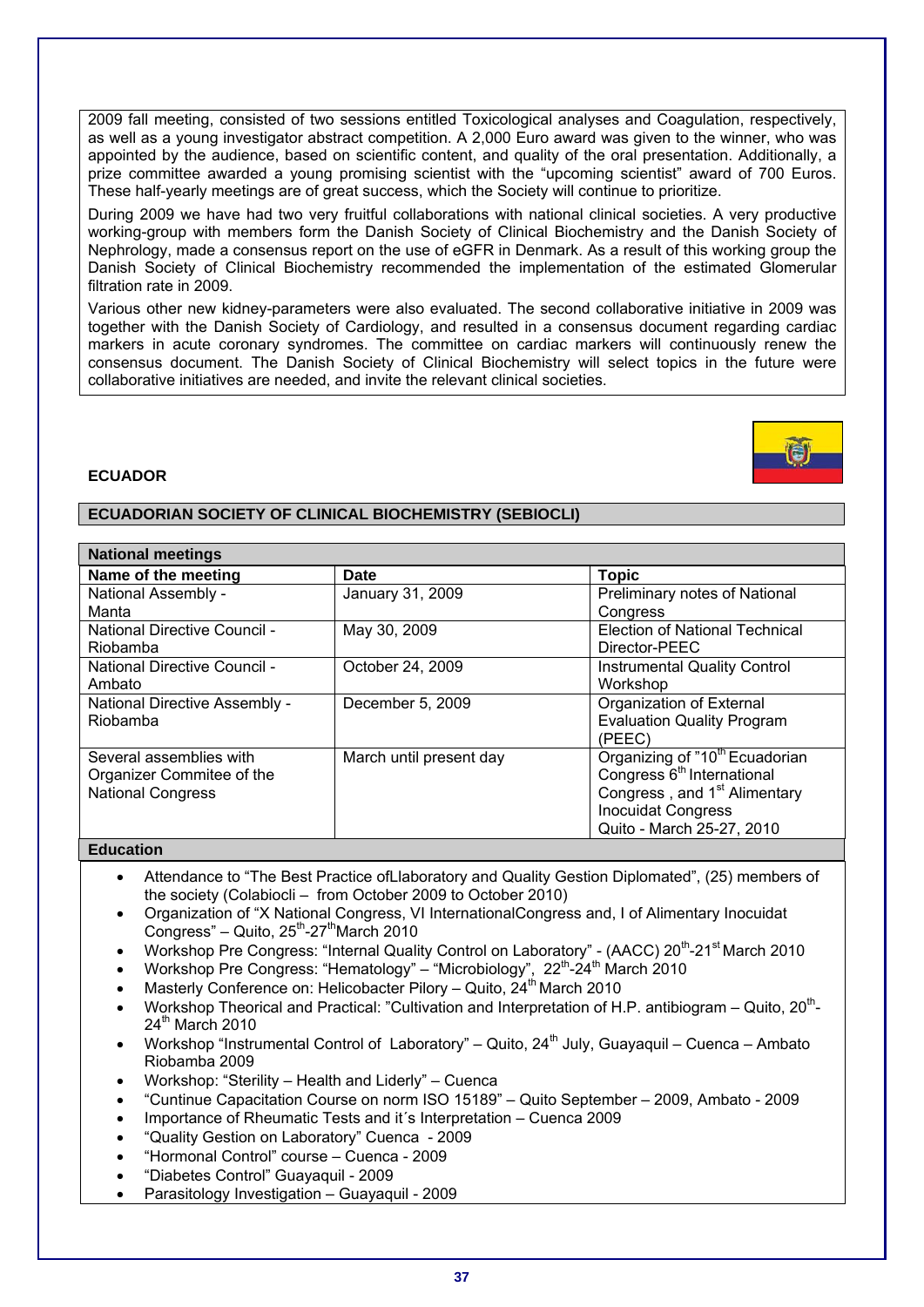2009 fall meeting, consisted of two sessions entitled Toxicological analyses and Coagulation, respectively, as well as a young investigator abstract competition. A 2,000 Euro award was given to the winner, who was appointed by the audience, based on scientific content, and quality of the oral presentation. Additionally, a prize committee awarded a young promising scientist with the "upcoming scientist" award of 700 Euros. These half-yearly meetings are of great success, which the Society will continue to prioritize.

During 2009 we have had two very fruitful collaborations with national clinical societies. A very productive working-group with members form the Danish Society of Clinical Biochemistry and the Danish Society of Nephrology, made a consensus report on the use of eGFR in Denmark. As a result of this working group the Danish Society of Clinical Biochemistry recommended the implementation of the estimated Glomerular filtration rate in 2009.

Various other new kidney-parameters were also evaluated. The second collaborative initiative in 2009 was together with the Danish Society of Cardiology, and resulted in a consensus document regarding cardiac markers in acute coronary syndromes. The committee on cardiac markers will continuously renew the consensus document. The Danish Society of Clinical Biochemistry will select topics in the future were collaborative initiatives are needed, and invite the relevant clinical societies.

## ECUADOR

### ECUADORIAN SOCIETY OF CLINICAL BIOCHEMISTRY (SEBIOCLI)

**National meetings**

| Name of the meeting | Date | Topic |
|---|---|---|
| National Assembly - Manta | January 31, 2009 | Preliminary notes of National Congress |
| National Directive Council - Riobamba | May 30, 2009 | Election of National Technical Director-PEEC |
| National Directive Council - Ambato | October 24, 2009 | Instrumental Quality Control Workshop |
| National Directive Assembly - Riobamba | December 5, 2009 | Organization of External Evaluation Quality Program (PEEC) |
| Several assemblies with Organizer Commitee of the National Congress | March until present day | Organizing of "10th Ecuadorian Congress 6th International Congress , and 1st Alimentary Inocuidat Congress Quito - March 25-27, 2010 |

**Education**

- Attendance to "The Best Practice ofLlaboratory and Quality Gestion Diplomated", (25) members of the society (Colabiocli – from October 2009 to October 2010)
- Organization of "X National Congress, VI InternationalCongress and, I of Alimentary Inocuidat Congress" – Quito, 25th-27thMarch 2010
- Workshop Pre Congress: "Internal Quality Control on Laboratory" - (AACC) 20th-21st March 2010
- Workshop Pre Congress: "Hematology" – "Microbiology", 22th-24th March 2010
- Masterly Conference on: Helicobacter Pilory – Quito, 24th March 2010
- Workshop Theorical and Practical: "Cultivation and Interpretation of H.P. antibiogram – Quito, 20th-24th March 2010
- Workshop "Instrumental Control of Laboratory" – Quito, 24th July, Guayaquil – Cuenca – Ambato Riobamba 2009
- Workshop: "Sterility – Health and Liderly" – Cuenca
- "Cuntinue Capacitation Course on norm ISO 15189" – Quito September – 2009, Ambato - 2009
- Importance of Rheumatic Tests and it´s Interpretation – Cuenca 2009
- "Quality Gestion on Laboratory" Cuenca - 2009
- "Hormonal Control" course – Cuenca - 2009
- "Diabetes Control" Guayaquil - 2009
- Parasitology Investigation – Guayaquil - 2009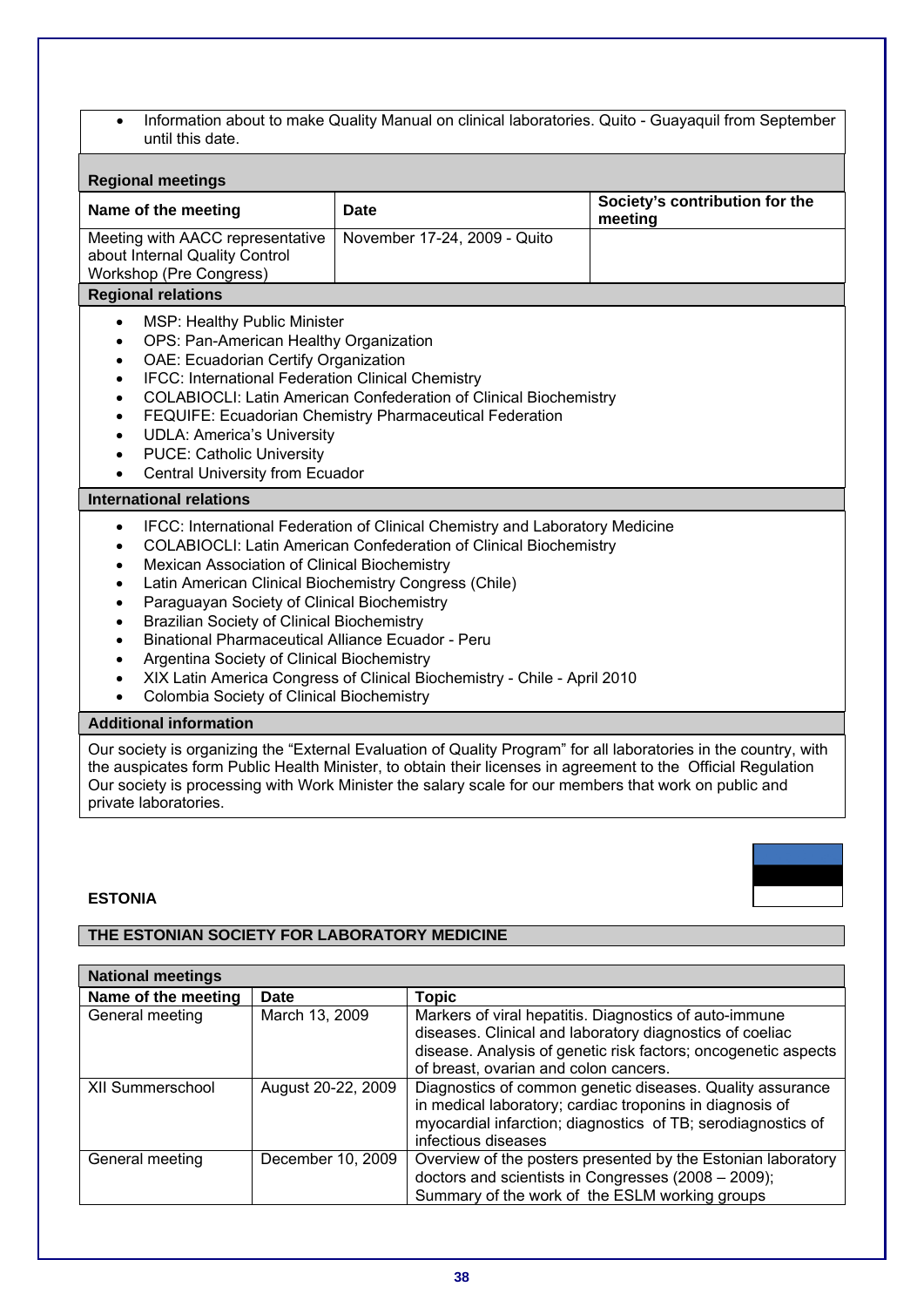- Information about to make Quality Manual on clinical laboratories. Quito - Guayaquil from September until this date.

**Regional meetings**

| Name of the meeting | Date | Society's contribution for the meeting |
|---|---|---|
| Meeting with AACC representative about Internal Quality Control Workshop (Pre Congress) | November 17-24, 2009 - Quito | |

**Regional relations**

- MSP: Healthy Public Minister
- OPS: Pan-American Healthy Organization
- OAE: Ecuadorian Certify Organization
- IFCC: International Federation Clinical Chemistry
- COLABIOCLI: Latin American Confederation of Clinical Biochemistry
- FEQUIFE: Ecuadorian Chemistry Pharmaceutical Federation
- UDLA: America's University
- PUCE: Catholic University
- Central University from Ecuador

**International relations**

- IFCC: International Federation of Clinical Chemistry and Laboratory Medicine
- COLABIOCLI: Latin American Confederation of Clinical Biochemistry
- Mexican Association of Clinical Biochemistry
- Latin American Clinical Biochemistry Congress (Chile)
- Paraguayan Society of Clinical Biochemistry
- Brazilian Society of Clinical Biochemistry
- Binational Pharmaceutical Alliance Ecuador - Peru
- Argentina Society of Clinical Biochemistry
- XIX Latin America Congress of Clinical Biochemistry - Chile - April 2010
- Colombia Society of Clinical Biochemistry

**Additional information**

Our society is organizing the "External Evaluation of Quality Program" for all laboratories in the country, with the auspicates form Public Health Minister, to obtain their licenses in agreement to the Official Regulation Our society is processing with Work Minister the salary scale for our members that work on public and private laboratories.

## ESTONIA

### THE ESTONIAN SOCIETY FOR LABORATORY MEDICINE

**National meetings**

| Name of the meeting | Date | Topic |
|---|---|---|
| General meeting | March 13, 2009 | Markers of viral hepatitis. Diagnostics of auto-immune diseases. Clinical and laboratory diagnostics of coeliac disease. Analysis of genetic risk factors; oncogenetic aspects of breast, ovarian and colon cancers. |
| XII Summerschool | August 20-22, 2009 | Diagnostics of common genetic diseases. Quality assurance in medical laboratory; cardiac troponins in diagnosis of myocardial infarction; diagnostics of TB; serodiagnostics of infectious diseases |
| General meeting | December 10, 2009 | Overview of the posters presented by the Estonian laboratory doctors and scientists in Congresses (2008 – 2009); Summary of the work of the ESLM working groups |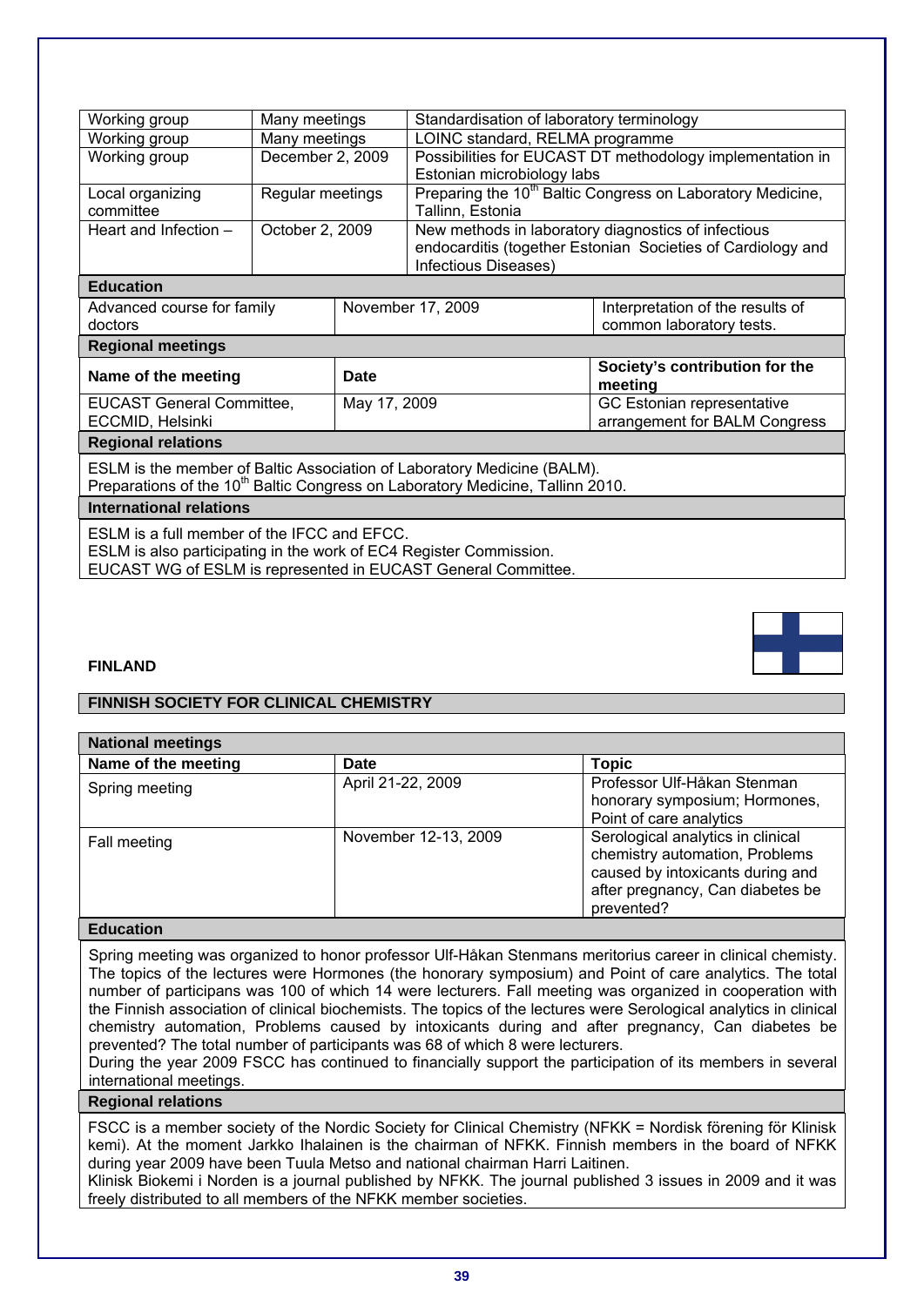| | | |
|---|---|---|
| Working group | Many meetings | Standardisation of laboratory terminology |
| Working group | Many meetings | LOINC standard, RELMA programme |
| Working group | December 2, 2009 | Possibilities for EUCAST DT methodology implementation in Estonian microbiology labs |
| Local organizing committee | Regular meetings | Preparing the 10th Baltic Congress on Laboratory Medicine, Tallinn, Estonia |
| Heart and Infection – | October 2, 2009 | New methods in laboratory diagnostics of infectious endocarditis (together Estonian Societies of Cardiology and Infectious Diseases) |

**Education**

| | | |
|---|---|---|
| Advanced course for family doctors | November 17, 2009 | Interpretation of the results of common laboratory tests. |

**Regional meetings**

| Name of the meeting | Date | Society's contribution for the meeting |
|---|---|---|
| EUCAST General Committee, ECCMID, Helsinki | May 17, 2009 | GC Estonian representative arrangement for BALM Congress |

**Regional relations**

ESLM is the member of Baltic Association of Laboratory Medicine (BALM).
Preparations of the 10th Baltic Congress on Laboratory Medicine, Tallinn 2010.

**International relations**

ESLM is a full member of the IFCC and EFCC.
ESLM is also participating in the work of EC4 Register Commission.
EUCAST WG of ESLM is represented in EUCAST General Committee.

## FINLAND

### FINNISH SOCIETY FOR CLINICAL CHEMISTRY

**National meetings**

| Name of the meeting | Date | Topic |
|---|---|---|
| Spring meeting | April 21-22, 2009 | Professor Ulf-Håkan Stenman honorary symposium; Hormones, Point of care analytics |
| Fall meeting | November 12-13, 2009 | Serological analytics in clinical chemistry automation, Problems caused by intoxicants during and after pregnancy, Can diabetes be prevented? |

**Education**

Spring meeting was organized to honor professor Ulf-Håkan Stenmans meritorius career in clinical chemisty. The topics of the lectures were Hormones (the honorary symposium) and Point of care analytics. The total number of participans was 100 of which 14 were lecturers. Fall meeting was organized in cooperation with the Finnish association of clinical biochemists. The topics of the lectures were Serological analytics in clinical chemistry automation, Problems caused by intoxicants during and after pregnancy, Can diabetes be prevented? The total number of participants was 68 of which 8 were lecturers.
During the year 2009 FSCC has continued to financially support the participation of its members in several international meetings.

**Regional relations**

FSCC is a member society of the Nordic Society for Clinical Chemistry (NFKK = Nordisk förening för Klinisk kemi). At the moment Jarkko Ihalainen is the chairman of NFKK. Finnish members in the board of NFKK during year 2009 have been Tuula Metso and national chairman Harri Laitinen.
Klinisk Biokemi i Norden is a journal published by NFKK. The journal published 3 issues in 2009 and it was freely distributed to all members of the NFKK member societies.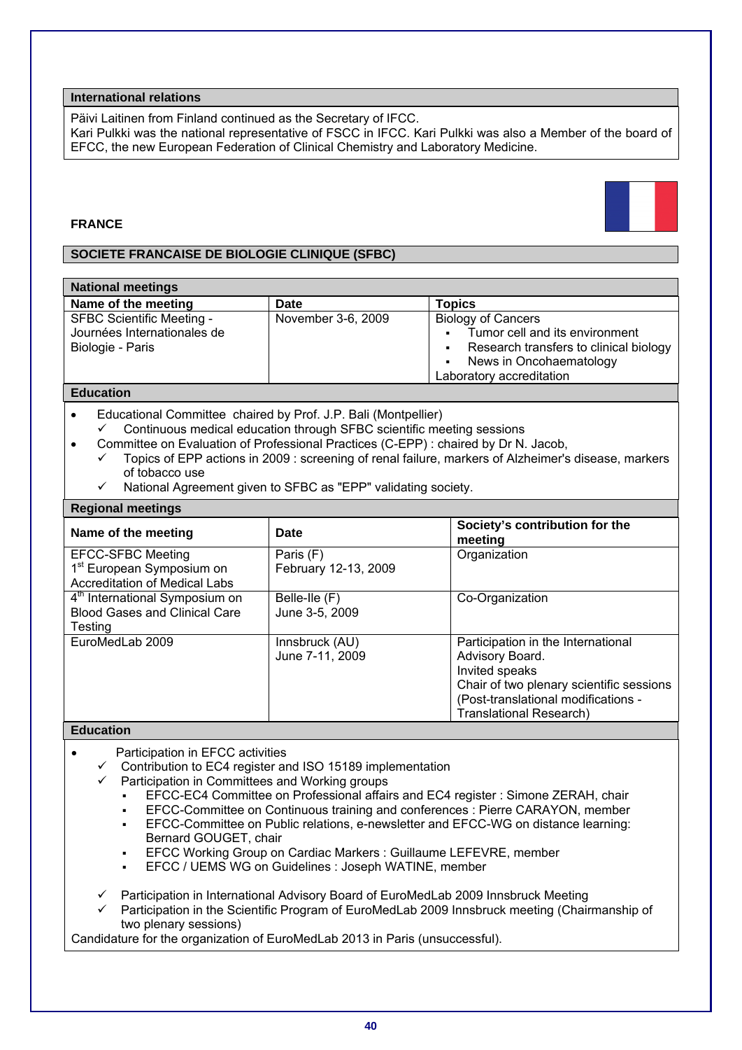### International relations

Päivi Laitinen from Finland continued as the Secretary of IFCC.
Kari Pulkki was the national representative of FSCC in IFCC. Kari Pulkki was also a Member of the board of EFCC, the new European Federation of Clinical Chemistry and Laboratory Medicine.

## FRANCE

### SOCIETE FRANCAISE DE BIOLOGIE CLINIQUE (SFBC)

### National meetings

| Name of the meeting | Date | Topics |
|---|---|---|
| SFBC Scientific Meeting - Journées Internationales de Biologie - Paris | November 3-6, 2009 | Biology of Cancers<br>▪ Tumor cell and its environment<br>▪ Research transfers to clinical biology<br>▪ News in Oncohaematology<br>Laboratory accreditation |

### Education

- Educational Committee chaired by Prof. J.P. Bali (Montpellier)
  - ✓ Continuous medical education through SFBC scientific meeting sessions
- Committee on Evaluation of Professional Practices (C-EPP) : chaired by Dr N. Jacob,
  - ✓ Topics of EPP actions in 2009 : screening of renal failure, markers of Alzheimer's disease, markers of tobacco use
  - ✓ National Agreement given to SFBC as "EPP" validating society.

### Regional meetings

| Name of the meeting | Date | Society's contribution for the meeting |
|---|---|---|
| EFCC-SFBC Meeting<br>1st European Symposium on Accreditation of Medical Labs | Paris (F)<br>February 12-13, 2009 | Organization |
| 4th International Symposium on Blood Gases and Clinical Care Testing | Belle-Ile (F)<br>June 3-5, 2009 | Co-Organization |
| EuroMedLab 2009 | Innsbruck (AU)<br>June 7-11, 2009 | Participation in the International Advisory Board.<br>Invited speaks<br>Chair of two plenary scientific sessions (Post-translational modifications - Translational Research) |

### Education

- Participation in EFCC activities
  - ✓ Contribution to EC4 register and ISO 15189 implementation
  - ✓ Participation in Committees and Working groups
    - EFCC-EC4 Committee on Professional affairs and EC4 register : Simone ZERAH, chair
    - EFCC-Committee on Continuous training and conferences : Pierre CARAYON, member
    - EFCC-Committee on Public relations, e-newsletter and EFCC-WG on distance learning: Bernard GOUGET, chair
    - EFCC Working Group on Cardiac Markers : Guillaume LEFEVRE, member
    - EFCC / UEMS WG on Guidelines : Joseph WATINE, member
  - ✓ Participation in International Advisory Board of EuroMedLab 2009 Innsbruck Meeting
  - ✓ Participation in the Scientific Program of EuroMedLab 2009 Innsbruck meeting (Chairmanship of two plenary sessions)

Candidature for the organization of EuroMedLab 2013 in Paris (unsuccessful).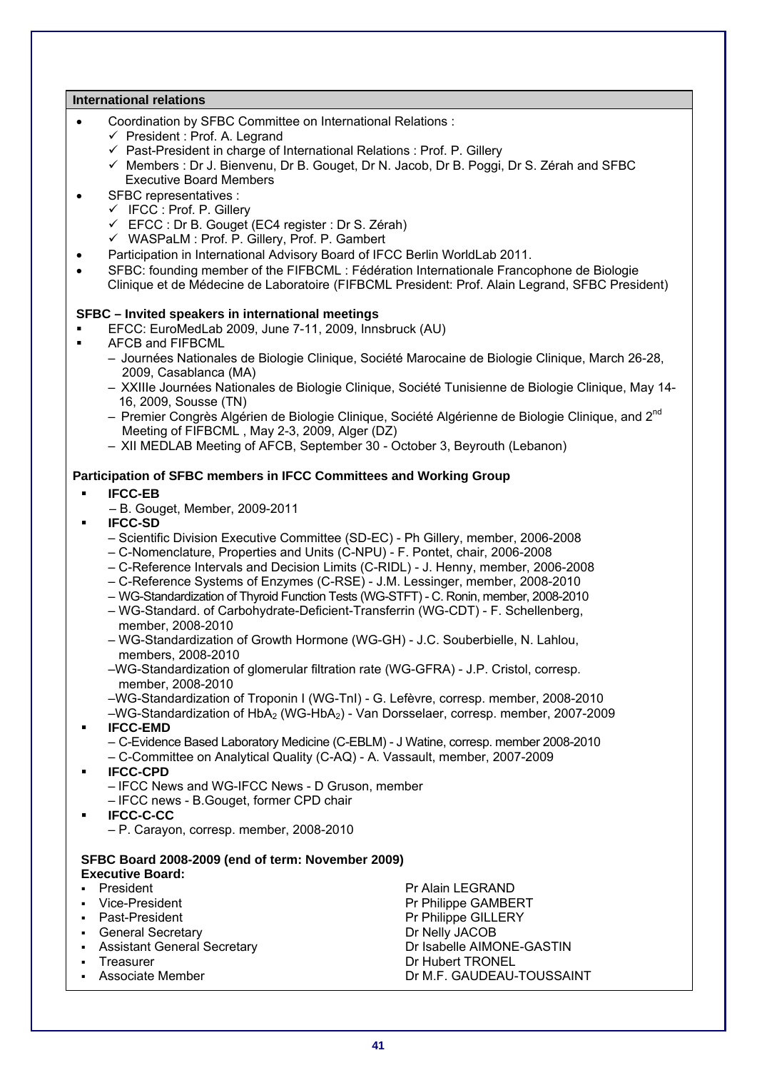## International relations

- Coordination by SFBC Committee on International Relations :
  - ✓ President : Prof. A. Legrand
  - ✓ Past-President in charge of International Relations : Prof. P. Gillery
  - ✓ Members : Dr J. Bienvenu, Dr B. Gouget, Dr N. Jacob, Dr B. Poggi, Dr S. Zérah and SFBC Executive Board Members
- SFBC representatives :
  - ✓ IFCC : Prof. P. Gillery
  - ✓ EFCC : Dr B. Gouget (EC4 register : Dr S. Zérah)
  - ✓ WASPaLM : Prof. P. Gillery, Prof. P. Gambert
- Participation in International Advisory Board of IFCC Berlin WorldLab 2011.
- SFBC: founding member of the FIFBCML : Fédération Internationale Francophone de Biologie Clinique et de Médecine de Laboratoire (FIFBCML President: Prof. Alain Legrand, SFBC President)

### SFBC – Invited speakers in international meetings

- EFCC: EuroMedLab 2009, June 7-11, 2009, Innsbruck (AU)
- AFCB and FIFBCML
  - Journées Nationales de Biologie Clinique, Société Marocaine de Biologie Clinique, March 26-28, 2009, Casablanca (MA)
  - XXIIIe Journées Nationales de Biologie Clinique, Société Tunisienne de Biologie Clinique, May 14-16, 2009, Sousse (TN)
  - Premier Congrès Algérien de Biologie Clinique, Société Algérienne de Biologie Clinique, and 2nd Meeting of FIFBCML , May 2-3, 2009, Alger (DZ)
  - XII MEDLAB Meeting of AFCB, September 30 - October 3, Beyrouth (Lebanon)

### Participation of SFBC members in IFCC Committees and Working Group

- **IFCC-EB**
  - B. Gouget, Member, 2009-2011
- **IFCC-SD**
  - Scientific Division Executive Committee (SD-EC) - Ph Gillery, member, 2006-2008
  - C-Nomenclature, Properties and Units (C-NPU) - F. Pontet, chair, 2006-2008
  - C-Reference Intervals and Decision Limits (C-RIDL) - J. Henny, member, 2006-2008
  - C-Reference Systems of Enzymes (C-RSE) - J.M. Lessinger, member, 2008-2010
  - WG-Standardization of Thyroid Function Tests (WG-STFT) - C. Ronin, member, 2008-2010
  - WG-Standard. of Carbohydrate-Deficient-Transferrin (WG-CDT) - F. Schellenberg, member, 2008-2010
  - WG-Standardization of Growth Hormone (WG-GH) - J.C. Souberbielle, N. Lahlou, members, 2008-2010
  - WG-Standardization of glomerular filtration rate (WG-GFRA) - J.P. Cristol, corresp. member, 2008-2010
  - WG-Standardization of Troponin I (WG-TnI) - G. Lefèvre, corresp. member, 2008-2010
  - WG-Standardization of $HbA_2$ (WG-$HbA_2$) - Van Dorsselaer, corresp. member, 2007-2009
- **IFCC-EMD**
  - C-Evidence Based Laboratory Medicine (C-EBLM) - J Watine, corresp. member 2008-2010
  - C-Committee on Analytical Quality (C-AQ) - A. Vassault, member, 2007-2009
- **IFCC-CPD**
  - IFCC News and WG-IFCC News - D Gruson, member
  - IFCC news - B.Gouget, former CPD chair
- **IFCC-C-CC**
  - P. Carayon, corresp. member, 2008-2010

### SFBC Board 2008-2009 (end of term: November 2009)

**Executive Board:**

| | |
|---|---|
| President | Pr Alain LEGRAND |
| Vice-President | Pr Philippe GAMBERT |
| Past-President | Pr Philippe GILLERY |
| General Secretary | Dr Nelly JACOB |
| Assistant General Secretary | Dr Isabelle AIMONE-GASTIN |
| Treasurer | Dr Hubert TRONEL |
| Associate Member | Dr M.F. GAUDEAU-TOUSSAINT |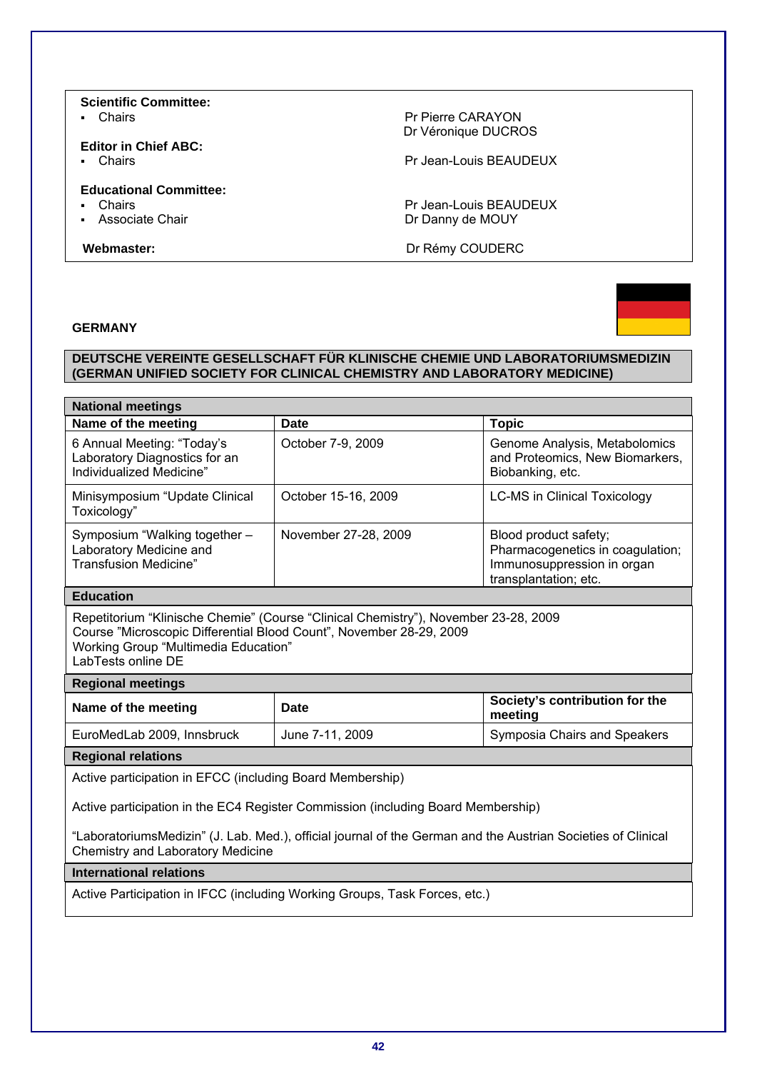| | |
|---|---|
| **Scientific Committee:** | |
| ▪ Chairs | Pr Pierre CARAYON<br>Dr Véronique DUCROS |
| **Editor in Chief ABC:** | |
| ▪ Chairs | Pr Jean-Louis BEAUDEUX |
| **Educational Committee:** | |
| ▪ Chairs | Pr Jean-Louis BEAUDEUX |
| ▪ Associate Chair | Dr Danny de MOUY |
| **Webmaster:** | Dr Rémy COUDERC |

## GERMANY

**DEUTSCHE VEREINTE GESELLSCHAFT FÜR KLINISCHE CHEMIE UND LABORATORIUMSMEDIZIN (GERMAN UNIFIED SOCIETY FOR CLINICAL CHEMISTRY AND LABORATORY MEDICINE)**

**National meetings**

| Name of the meeting | Date | Topic |
|---|---|---|
| 6 Annual Meeting: "Today's Laboratory Diagnostics for an Individualized Medicine" | October 7-9, 2009 | Genome Analysis, Metabolomics and Proteomics, New Biomarkers, Biobanking, etc. |
| Minisymposium "Update Clinical Toxicology" | October 15-16, 2009 | LC-MS in Clinical Toxicology |
| Symposium "Walking together – Laboratory Medicine and Transfusion Medicine" | November 27-28, 2009 | Blood product safety; Pharmacogenetics in coagulation; Immunosuppression in organ transplantation; etc. |

**Education**

Repetitorium "Klinische Chemie" (Course "Clinical Chemistry"), November 23-28, 2009
Course "Microscopic Differential Blood Count", November 28-29, 2009
Working Group "Multimedia Education"
LabTests online DE

**Regional meetings**

| Name of the meeting | Date | Society's contribution for the meeting |
|---|---|---|
| EuroMedLab 2009, Innsbruck | June 7-11, 2009 | Symposia Chairs and Speakers |

**Regional relations**

Active participation in EFCC (including Board Membership)

Active participation in the EC4 Register Commission (including Board Membership)

"LaboratoriumsMedizin" (J. Lab. Med.), official journal of the German and the Austrian Societies of Clinical Chemistry and Laboratory Medicine

**International relations**

Active Participation in IFCC (including Working Groups, Task Forces, etc.)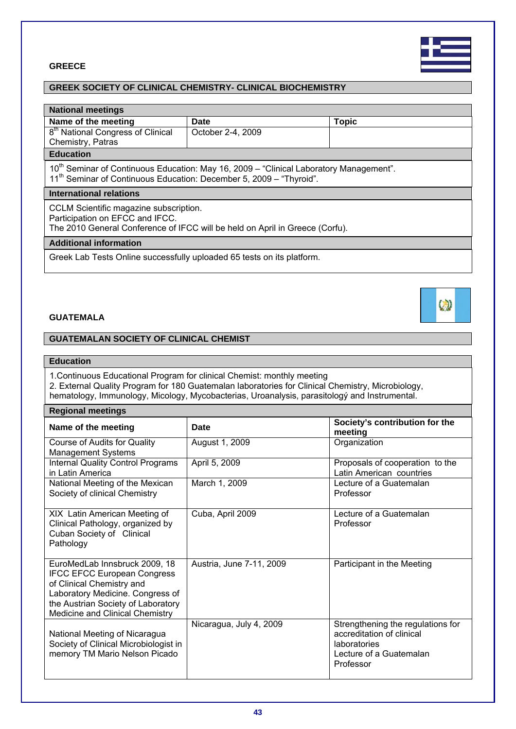## GREECE

### GREEK SOCIETY OF CLINICAL CHEMISTRY- CLINICAL BIOCHEMISTRY

| National meetings | | |
|---|---|---|
| **Name of the meeting** | **Date** | **Topic** |
| 8th National Congress of Clinical Chemistry, Patras | October 2-4, 2009 | |

**Education**

10th Seminar of Continuous Education: May 16, 2009 – "Clinical Laboratory Management".
11th Seminar of Continuous Education: December 5, 2009 – "Thyroid".

**International relations**

CCLM Scientific magazine subscription.
Participation on EFCC and IFCC.
The 2010 General Conference of IFCC will be held on April in Greece (Corfu).

**Additional information**

Greek Lab Tests Online successfully uploaded 65 tests on its platform.

## GUATEMALA

### GUATEMALAN SOCIETY OF CLINICAL CHEMIST

**Education**

1.Continuous Educational Program for clinical Chemist: monthly meeting
2. External Quality Program for 180 Guatemalan laboratories for Clinical Chemistry, Microbiology, hematology, Immunology, Micology, Mycobacterias, Uroanalysis, parasitologý and Instrumental.

| Regional meetings | | |
|---|---|---|
| **Name of the meeting** | **Date** | **Society's contribution for the meeting** |
| Course of Audits for Quality Management Systems | August 1, 2009 | Organization |
| Internal Quality Control Programs in Latin America | April 5, 2009 | Proposals of cooperation to the Latin American countries |
| National Meeting of the Mexican Society of clinical Chemistry | March 1, 2009 | Lecture of a Guatemalan Professor |
| XIX Latin American Meeting of Clinical Pathology, organized by Cuban Society of Clinical Pathology | Cuba, April 2009 | Lecture of a Guatemalan Professor |
| EuroMedLab Innsbruck 2009, 18 IFCC EFCC European Congress of Clinical Chemistry and Laboratory Medicine. Congress of the Austrian Society of Laboratory Medicine and Clinical Chemistry | Austria, June 7-11, 2009 | Participant in the Meeting |
| National Meeting of Nicaragua Society of Clinical Microbiologist in memory TM Mario Nelson Picado | Nicaragua, July 4, 2009 | Strengthening the regulations for accreditation of clinical laboratories<br>Lecture of a Guatemalan Professor |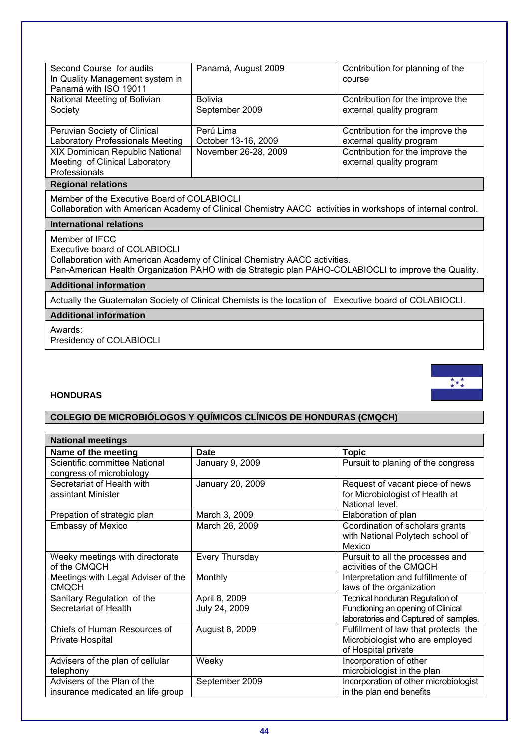| | | |
|---|---|---|
| Second Course for audits In Quality Management system in Panamá with ISO 19011 | Panamá, August 2009 | Contribution for planning of the course |
| National Meeting of Bolivian Society | Bolivia September 2009 | Contribution for the improve the external quality program |
| Peruvian Society of Clinical Laboratory Professionals Meeting | Perú Lima October 13-16, 2009 | Contribution for the improve the external quality program |
| XIX Dominican Republic National Meeting of Clinical Laboratory Professionals | November 26-28, 2009 | Contribution for the improve the external quality program |

**Regional relations**

Member of the Executive Board of COLABIOCLI
Collaboration with American Academy of Clinical Chemistry AACC activities in workshops of internal control.

**International relations**

Member of IFCC
Executive board of COLABIOCLI
Collaboration with American Academy of Clinical Chemistry AACC activities.
Pan-American Health Organization PAHO with de Strategic plan PAHO-COLABIOCLI to improve the Quality.

**Additional information**

Actually the Guatemalan Society of Clinical Chemists is the location of Executive board of COLABIOCLI.

**Additional information**

Awards:
Presidency of COLABIOCLI

## HONDURAS

### COLEGIO DE MICROBIÓLOGOS Y QUÍMICOS CLÍNICOS DE HONDURAS (CMQCH)

**National meetings**

| Name of the meeting | Date | Topic |
|---|---|---|
| Scientific committee National congress of microbiology | January 9, 2009 | Pursuit to planing of the congress |
| Secretariat of Health with assintant Minister | January 20, 2009 | Request of vacant piece of news for Microbiologist of Health at National level. |
| Prepation of strategic plan | March 3, 2009 | Elaboration of plan |
| Embassy of Mexico | March 26, 2009 | Coordination of scholars grants with National Polytech school of Mexico |
| Weeky meetings with directorate of the CMQCH | Every Thursday | Pursuit to all the processes and activities of the CMQCH |
| Meetings with Legal Adviser of the CMQCH | Monthly | Interpretation and fulfillmente of laws of the organization |
| Sanitary Regulation of the Secretariat of Health | April 8, 2009 July 24, 2009 | Tecnical honduran Regulation of Functioning an opening of Clinical laboratories and Captured of samples. |
| Chiefs of Human Resources of Private Hospital | August 8, 2009 | Fulfillment of law that protects the Microbiologist who are employed of Hospital private |
| Advisers of the plan of cellular telephony | Weeky | Incorporation of other microbiologist in the plan |
| Advisers of the Plan of the insurance medicated an life group | September 2009 | Incorporation of other microbiologist in the plan end benefits |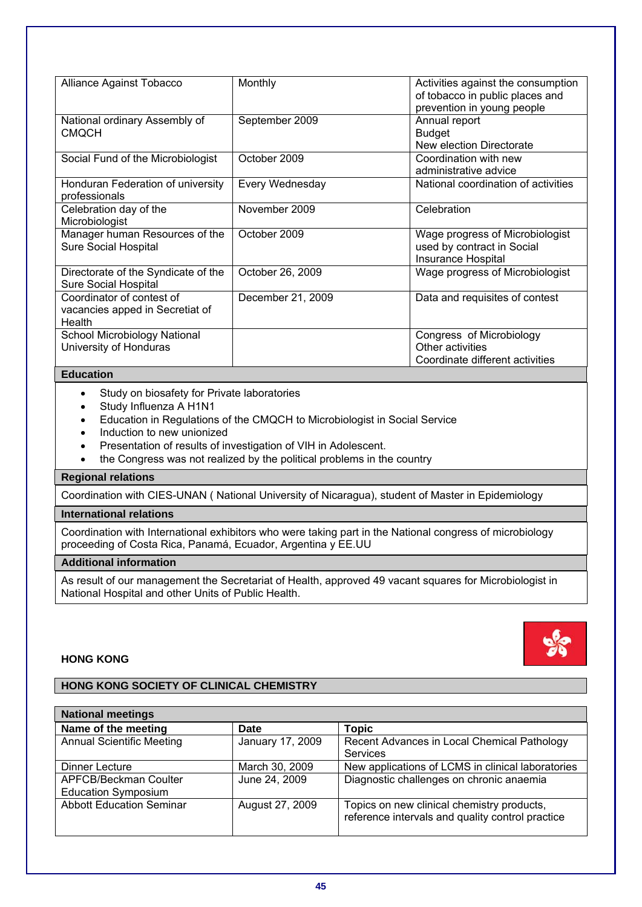| | | |
|---|---|---|
| Alliance Against Tobacco | Monthly | Activities against the consumption of tobacco in public places and prevention in young people |
| National ordinary Assembly of CMQCH | September 2009 | Annual report<br>Budget<br>New election Directorate |
| Social Fund of the Microbiologist | October 2009 | Coordination with new administrative advice |
| Honduran Federation of university professionals | Every Wednesday | National coordination of activities |
| Celebration day of the Microbiologist | November 2009 | Celebration |
| Manager human Resources of the Sure Social Hospital | October 2009 | Wage progress of Microbiologist used by contract in Social Insurance Hospital |
| Directorate of the Syndicate of the Sure Social Hospital | October 26, 2009 | Wage progress of Microbiologist |
| Coordinator of contest of vacancies apped in Secretiat of Health | December 21, 2009 | Data and requisites of contest |
| School Microbiology National University of Honduras | | Congress of Microbiology<br>Other activities<br>Coordinate different activities |

**Education**

- Study on biosafety for Private laboratories
- Study Influenza A H1N1
- Education in Regulations of the CMQCH to Microbiologist in Social Service
- Induction to new unionized
- Presentation of results of investigation of VIH in Adolescent.
- the Congress was not realized by the political problems in the country

**Regional relations**

Coordination with CIES-UNAN ( National University of Nicaragua), student of Master in Epidemiology

**International relations**

Coordination with International exhibitors who were taking part in the National congress of microbiology proceeding of Costa Rica, Panamá, Ecuador, Argentina y EE.UU

**Additional information**

As result of our management the Secretariat of Health, approved 49 vacant squares for Microbiologist in National Hospital and other Units of Public Health.

## HONG KONG

### HONG KONG SOCIETY OF CLINICAL CHEMISTRY

**National meetings**

| Name of the meeting | Date | Topic |
|---|---|---|
| Annual Scientific Meeting | January 17, 2009 | Recent Advances in Local Chemical Pathology Services |
| Dinner Lecture | March 30, 2009 | New applications of LCMS in clinical laboratories |
| APFCB/Beckman Coulter Education Symposium | June 24, 2009 | Diagnostic challenges on chronic anaemia |
| Abbott Education Seminar | August 27, 2009 | Topics on new clinical chemistry products, reference intervals and quality control practice |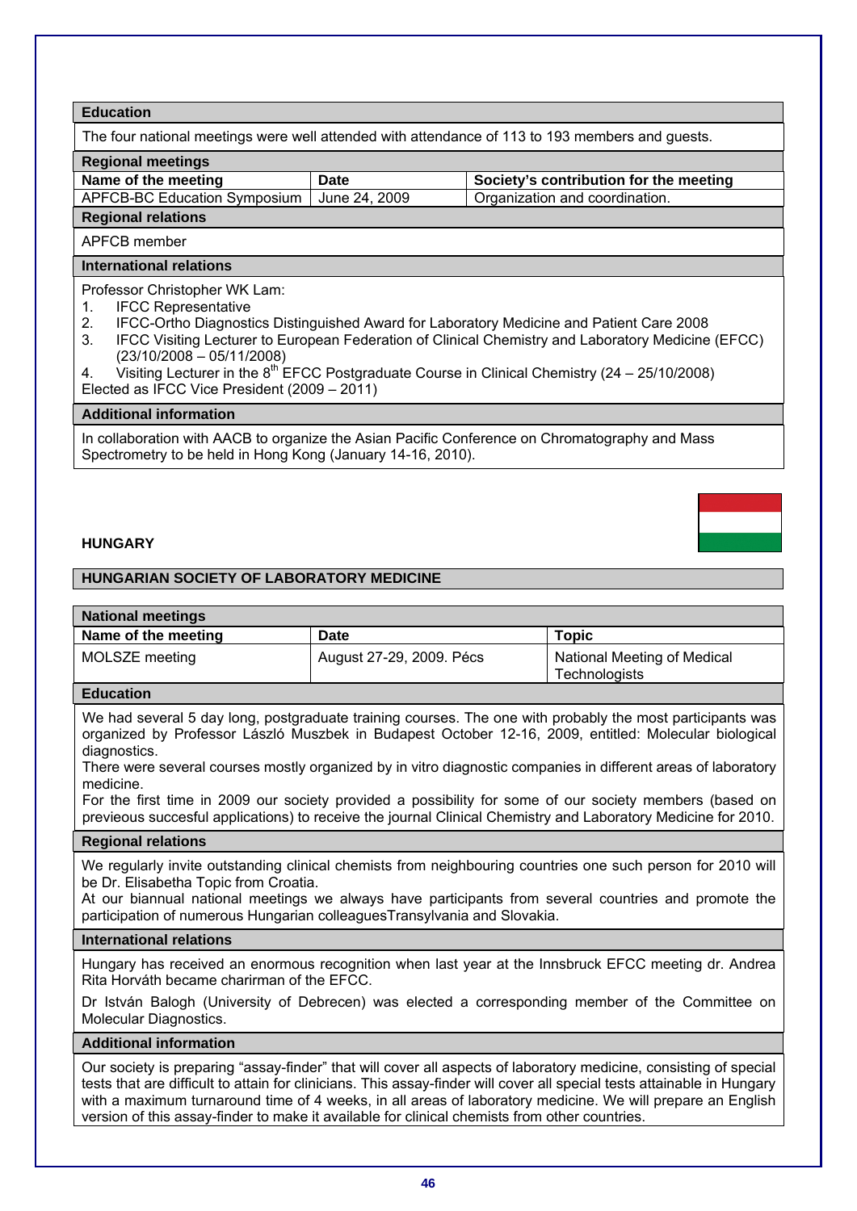| Education | | |
|---|---|---|
| The four national meetings were well attended with attendance of 113 to 193 members and guests. | | |

**Regional meetings**

| Name of the meeting | Date | Society's contribution for the meeting |
|---|---|---|
| APFCB-BC Education Symposium | June 24, 2009 | Organization and coordination. |

**Regional relations**

APFCB member

**International relations**

Professor Christopher WK Lam:

1. IFCC Representative
2. IFCC-Ortho Diagnostics Distinguished Award for Laboratory Medicine and Patient Care 2008
3. IFCC Visiting Lecturer to European Federation of Clinical Chemistry and Laboratory Medicine (EFCC) (23/10/2008 – 05/11/2008)
4. Visiting Lecturer in the 8th EFCC Postgraduate Course in Clinical Chemistry (24 – 25/10/2008)

Elected as IFCC Vice President (2009 – 2011)

**Additional information**

In collaboration with AACB to organize the Asian Pacific Conference on Chromatography and Mass Spectrometry to be held in Hong Kong (January 14-16, 2010).

## HUNGARY

### HUNGARIAN SOCIETY OF LABORATORY MEDICINE

**National meetings**

| Name of the meeting | Date | Topic |
|---|---|---|
| MOLSZE meeting | August 27-29, 2009. Pécs | National Meeting of Medical Technologists |

**Education**

We had several 5 day long, postgraduate training courses. The one with probably the most participants was organized by Professor László Muszbek in Budapest October 12-16, 2009, entitled: Molecular biological diagnostics.

There were several courses mostly organized by in vitro diagnostic companies in different areas of laboratory medicine.

For the first time in 2009 our society provided a possibility for some of our society members (based on previeous succesful applications) to receive the journal Clinical Chemistry and Laboratory Medicine for 2010.

**Regional relations**

We regularly invite outstanding clinical chemists from neighbouring countries one such person for 2010 will be Dr. Elisabetha Topic from Croatia.

At our biannual national meetings we always have participants from several countries and promote the participation of numerous Hungarian colleaguesTransylvania and Slovakia.

**International relations**

Hungary has received an enormous recognition when last year at the Innsbruck EFCC meeting dr. Andrea Rita Horváth became charirman of the EFCC.

Dr István Balogh (University of Debrecen) was elected a corresponding member of the Committee on Molecular Diagnostics.

**Additional information**

Our society is preparing "assay-finder" that will cover all aspects of laboratory medicine, consisting of special tests that are difficult to attain for clinicians. This assay-finder will cover all special tests attainable in Hungary with a maximum turnaround time of 4 weeks, in all areas of laboratory medicine. We will prepare an English version of this assay-finder to make it available for clinical chemists from other countries.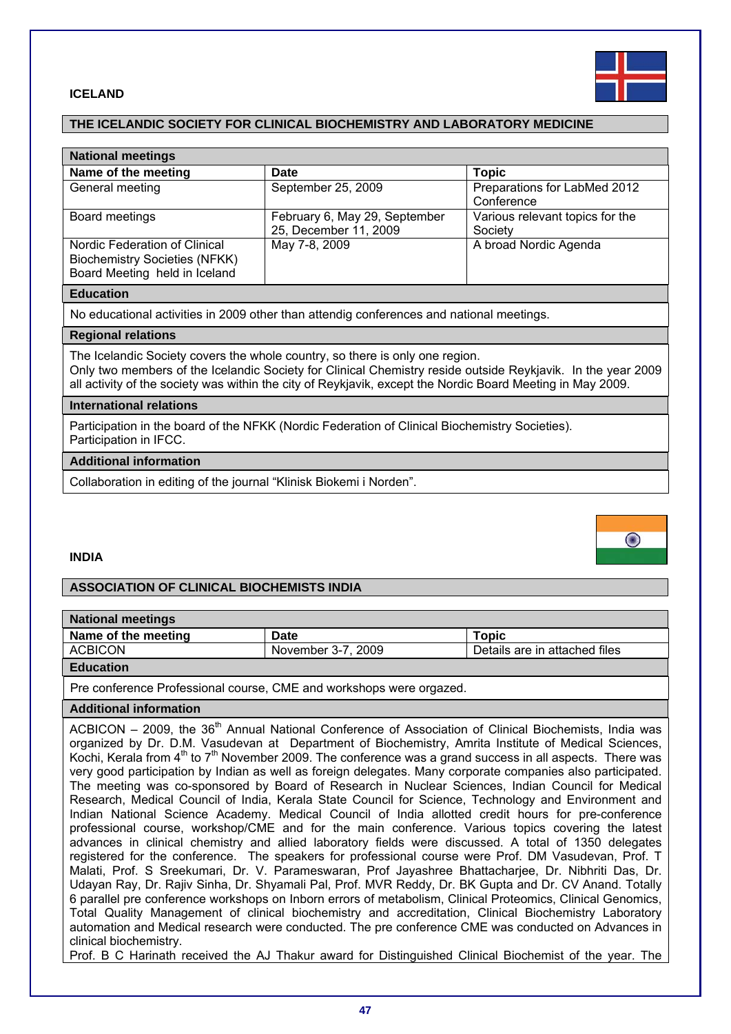## ICELAND

### THE ICELANDIC SOCIETY FOR CLINICAL BIOCHEMISTRY AND LABORATORY MEDICINE

**National meetings**

| Name of the meeting | Date | Topic |
|---|---|---|
| General meeting | September 25, 2009 | Preparations for LabMed 2012 Conference |
| Board meetings | February 6, May 29, September 25, December 11, 2009 | Various relevant topics for the Society |
| Nordic Federation of Clinical Biochemistry Societies (NFKK) Board Meeting held in Iceland | May 7-8, 2009 | A broad Nordic Agenda |

**Education**

No educational activities in 2009 other than attendig conferences and national meetings.

**Regional relations**

The Icelandic Society covers the whole country, so there is only one region.
Only two members of the Icelandic Society for Clinical Chemistry reside outside Reykjavik. In the year 2009 all activity of the society was within the city of Reykjavik, except the Nordic Board Meeting in May 2009.

**International relations**

Participation in the board of the NFKK (Nordic Federation of Clinical Biochemistry Societies).
Participation in IFCC.

**Additional information**

Collaboration in editing of the journal “Klinisk Biokemi i Norden”.

## INDIA

### ASSOCIATION OF CLINICAL BIOCHEMISTS INDIA

**National meetings**

| Name of the meeting | Date | Topic |
|---|---|---|
| ACBICON | November 3-7, 2009 | Details are in attached files |

**Education**

Pre conference Professional course, CME and workshops were orgazed.

**Additional information**

ACBICON – 2009, the 36th Annual National Conference of Association of Clinical Biochemists, India was organized by Dr. D.M. Vasudevan at Department of Biochemistry, Amrita Institute of Medical Sciences, Kochi, Kerala from 4th to 7th November 2009. The conference was a grand success in all aspects. There was very good participation by Indian as well as foreign delegates. Many corporate companies also participated. The meeting was co-sponsored by Board of Research in Nuclear Sciences, Indian Council for Medical Research, Medical Council of India, Kerala State Council for Science, Technology and Environment and Indian National Science Academy. Medical Council of India allotted credit hours for pre-conference professional course, workshop/CME and for the main conference. Various topics covering the latest advances in clinical chemistry and allied laboratory fields were discussed. A total of 1350 delegates registered for the conference. The speakers for professional course were Prof. DM Vasudevan, Prof. T Malati, Prof. S Sreekumari, Dr. V. Parameswaran, Prof Jayashree Bhattacharjee, Dr. Nibhriti Das, Dr. Udayan Ray, Dr. Rajiv Sinha, Dr. Shyamali Pal, Prof. MVR Reddy, Dr. BK Gupta and Dr. CV Anand. Totally 6 parallel pre conference workshops on Inborn errors of metabolism, Clinical Proteomics, Clinical Genomics, Total Quality Management of clinical biochemistry and accreditation, Clinical Biochemistry Laboratory automation and Medical research were conducted. The pre conference CME was conducted on Advances in clinical biochemistry.
Prof. B C Harinath received the AJ Thakur award for Distinguished Clinical Biochemist of the year. The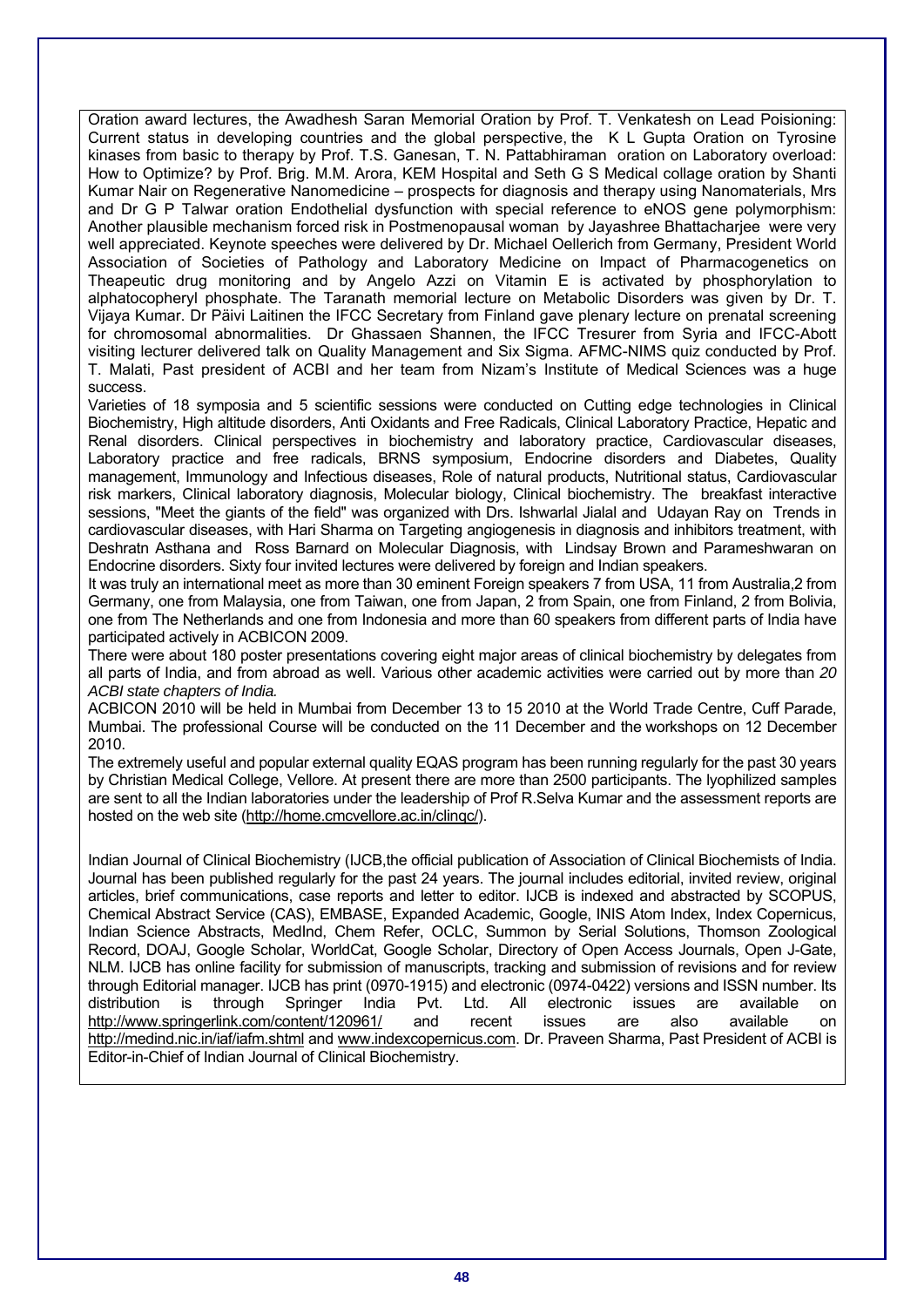Oration award lectures, the Awadhesh Saran Memorial Oration by Prof. T. Venkatesh on Lead Poisioning: Current status in developing countries and the global perspective, the K L Gupta Oration on Tyrosine kinases from basic to therapy by Prof. T.S. Ganesan, T. N. Pattabhiraman oration on Laboratory overload: How to Optimize? by Prof. Brig. M.M. Arora, KEM Hospital and Seth G S Medical collage oration by Shanti Kumar Nair on Regenerative Nanomedicine – prospects for diagnosis and therapy using Nanomaterials, Mrs and Dr G P Talwar oration Endothelial dysfunction with special reference to eNOS gene polymorphism: Another plausible mechanism forced risk in Postmenopausal woman by Jayashree Bhattacharjee were very well appreciated. Keynote speeches were delivered by Dr. Michael Oellerich from Germany, President World Association of Societies of Pathology and Laboratory Medicine on Impact of Pharmacogenetics on Theapeutic drug monitoring and by Angelo Azzi on Vitamin E is activated by phosphorylation to alphatocopheryl phosphate. The Taranath memorial lecture on Metabolic Disorders was given by Dr. T. Vijaya Kumar. Dr Päivi Laitinen the IFCC Secretary from Finland gave plenary lecture on prenatal screening for chromosomal abnormalities. Dr Ghassaen Shannen, the IFCC Tresurer from Syria and IFCC-Abott visiting lecturer delivered talk on Quality Management and Six Sigma. AFMC-NIMS quiz conducted by Prof. T. Malati, Past president of ACBI and her team from Nizam's Institute of Medical Sciences was a huge success.

Varieties of 18 symposia and 5 scientific sessions were conducted on Cutting edge technologies in Clinical Biochemistry, High altitude disorders, Anti Oxidants and Free Radicals, Clinical Laboratory Practice, Hepatic and Renal disorders. Clinical perspectives in biochemistry and laboratory practice, Cardiovascular diseases, Laboratory practice and free radicals, BRNS symposium, Endocrine disorders and Diabetes, Quality management, Immunology and Infectious diseases, Role of natural products, Nutritional status, Cardiovascular risk markers, Clinical laboratory diagnosis, Molecular biology, Clinical biochemistry. The breakfast interactive sessions, "Meet the giants of the field" was organized with Drs. Ishwarlal Jialal and Udayan Ray on Trends in cardiovascular diseases, with Hari Sharma on Targeting angiogenesis in diagnosis and inhibitors treatment, with Deshratn Asthana and Ross Barnard on Molecular Diagnosis, with Lindsay Brown and Parameshwaran on Endocrine disorders. Sixty four invited lectures were delivered by foreign and Indian speakers.

It was truly an international meet as more than 30 eminent Foreign speakers 7 from USA, 11 from Australia,2 from Germany, one from Malaysia, one from Taiwan, one from Japan, 2 from Spain, one from Finland, 2 from Bolivia, one from The Netherlands and one from Indonesia and more than 60 speakers from different parts of India have participated actively in ACBICON 2009.

There were about 180 poster presentations covering eight major areas of clinical biochemistry by delegates from all parts of India, and from abroad as well. Various other academic activities were carried out by more than *20 ACBI state chapters of India.*

ACBICON 2010 will be held in Mumbai from December 13 to 15 2010 at the World Trade Centre, Cuff Parade, Mumbai. The professional Course will be conducted on the 11 December and the workshops on 12 December 2010.

The extremely useful and popular external quality EQAS program has been running regularly for the past 30 years by Christian Medical College, Vellore. At present there are more than 2500 participants. The lyophilized samples are sent to all the Indian laboratories under the leadership of Prof R.Selva Kumar and the assessment reports are hosted on the web site (http://home.cmcvellore.ac.in/clinqc/).

Indian Journal of Clinical Biochemistry (IJCB,the official publication of Association of Clinical Biochemists of India. Journal has been published regularly for the past 24 years. The journal includes editorial, invited review, original articles, brief communications, case reports and letter to editor. IJCB is indexed and abstracted by SCOPUS, Chemical Abstract Service (CAS), EMBASE, Expanded Academic, Google, INIS Atom Index, Index Copernicus, Indian Science Abstracts, MedInd, Chem Refer, OCLC, Summon by Serial Solutions, Thomson Zoological Record, DOAJ, Google Scholar, WorldCat, Google Scholar, Directory of Open Access Journals, Open J-Gate, NLM. IJCB has online facility for submission of manuscripts, tracking and submission of revisions and for review through Editorial manager. IJCB has print (0970-1915) and electronic (0974-0422) versions and ISSN number. Its distribution is through Springer India Pvt. Ltd. All electronic issues are available on http://www.springerlink.com/content/120961/ and recent issues are also available on http://medind.nic.in/iaf/iafm.shtml and www.indexcopernicus.com. Dr. Praveen Sharma, Past President of ACBI is Editor-in-Chief of Indian Journal of Clinical Biochemistry.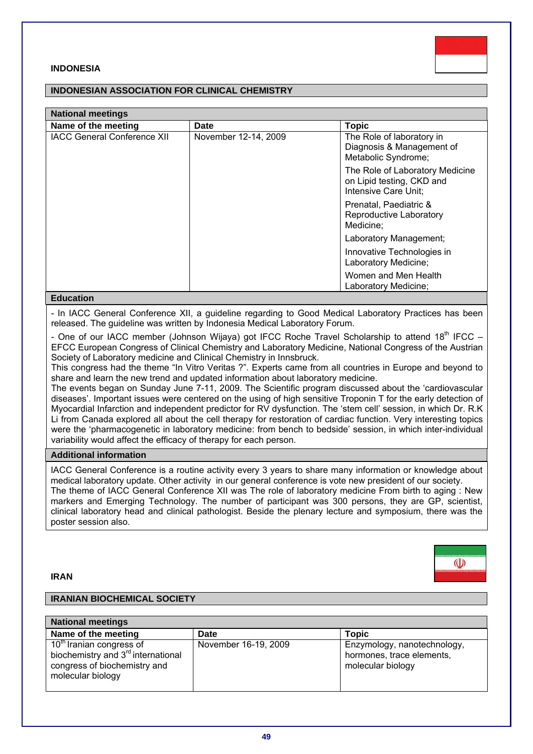**INDONESIA**

## INDONESIAN ASSOCIATION FOR CLINICAL CHEMISTRY

### National meetings

| Name of the meeting | Date | Topic |
|---|---|---|
| IACC General Conference XII | November 12-14, 2009 | The Role of laboratory in Diagnosis & Management of Metabolic Syndrome; The Role of Laboratory Medicine on Lipid testing, CKD and Intensive Care Unit; Prenatal, Paediatric & Reproductive Laboratory Medicine; Laboratory Management; Innovative Technologies in Laboratory Medicine; Women and Men Health Laboratory Medicine; |

### Education

- In IACC General Conference XII, a guideline regarding to Good Medical Laboratory Practices has been released. The guideline was written by Indonesia Medical Laboratory Forum.

- One of our IACC member (Johnson Wijaya) got IFCC Roche Travel Scholarship to attend 18th IFCC – EFCC European Congress of Clinical Chemistry and Laboratory Medicine, National Congress of the Austrian Society of Laboratory medicine and Clinical Chemistry in Innsbruck.
This congress had the theme "In Vitro Veritas ?". Experts came from all countries in Europe and beyond to share and learn the new trend and updated information about laboratory medicine.
The events began on Sunday June 7-11, 2009. The Scientific program discussed about the 'cardiovascular diseases'. Important issues were centered on the using of high sensitive Troponin T for the early detection of Myocardial Infarction and independent predictor for RV dysfunction. The 'stem cell' session, in which Dr. R.K Li from Canada explored all about the cell therapy for restoration of cardiac function. Very interesting topics were the 'pharmacogenetic in laboratory medicine: from bench to bedside' session, in which inter-individual variability would affect the efficacy of therapy for each person.

### Additional information

IACC General Conference is a routine activity every 3 years to share many information or knowledge about medical laboratory update. Other activity in our general conference is vote new president of our society.
The theme of IACC General Conference XII was The role of laboratory medicine From birth to aging : New markers and Emerging Technology. The number of participant was 300 persons, they are GP, scientist, clinical laboratory head and clinical pathologist. Beside the plenary lecture and symposium, there was the poster session also.

**IRAN**

## IRANIAN BIOCHEMICAL SOCIETY

### National meetings

| Name of the meeting | Date | Topic |
|---|---|---|
| 10th Iranian congress of biochemistry and 3rd international congress of biochemistry and molecular biology | November 16-19, 2009 | Enzymology, nanotechnology, hormones, trace elements, molecular biology |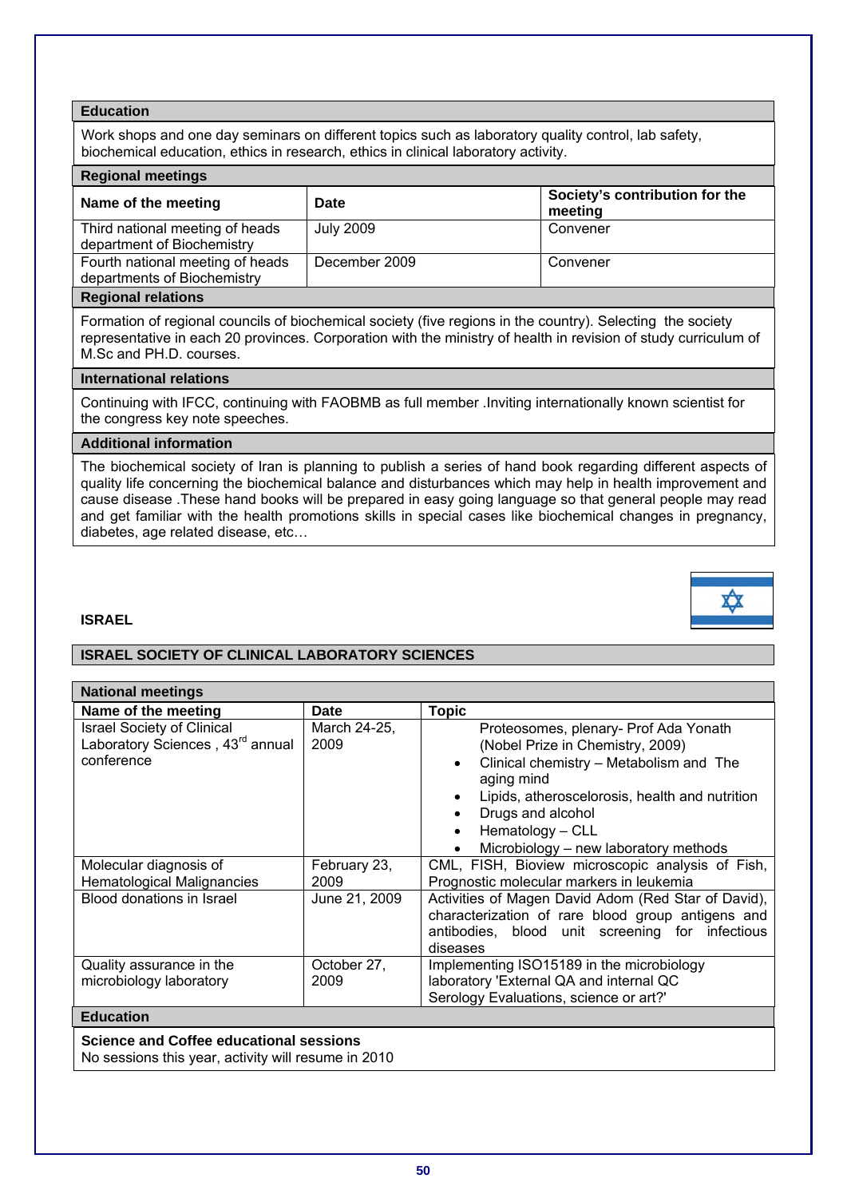### Education

Work shops and one day seminars on different topics such as laboratory quality control, lab safety, biochemical education, ethics in research, ethics in clinical laboratory activity.

### Regional meetings

| Name of the meeting | Date | Society's contribution for the meeting |
|---|---|---|
| Third national meeting of heads department of Biochemistry | July 2009 | Convener |
| Fourth national meeting of heads departments of Biochemistry | December 2009 | Convener |

### Regional relations

Formation of regional councils of biochemical society (five regions in the country). Selecting the society representative in each 20 provinces. Corporation with the ministry of health in revision of study curriculum of M.Sc and PH.D. courses.

### International relations

Continuing with IFCC, continuing with FAOBMB as full member .Inviting internationally known scientist for the congress key note speeches.

### Additional information

The biochemical society of Iran is planning to publish a series of hand book regarding different aspects of quality life concerning the biochemical balance and disturbances which may help in health improvement and cause disease .These hand books will be prepared in easy going language so that general people may read and get familiar with the health promotions skills in special cases like biochemical changes in pregnancy, diabetes, age related disease, etc…

## ISRAEL

### ISRAEL SOCIETY OF CLINICAL LABORATORY SCIENCES

### National meetings

| Name of the meeting | Date | Topic |
|---|---|---|
| Israel Society of Clinical Laboratory Sciences , 43rd annual conference | March 24-25, 2009 | Proteosomes, plenary- Prof Ada Yonath (Nobel Prize in Chemistry, 2009)<br>• Clinical chemistry – Metabolism and The aging mind<br>• Lipids, atherosclerosis, health and nutrition<br>• Drugs and alcohol<br>• Hematology – CLL<br>• Microbiology – new laboratory methods |
| Molecular diagnosis of Hematological Malignancies | February 23, 2009 | CML, FISH, Bioview microscopic analysis of Fish, Prognostic molecular markers in leukemia |
| Blood donations in Israel | June 21, 2009 | Activities of Magen David Adom (Red Star of David), characterization of rare blood group antigens and antibodies, blood unit screening for infectious diseases |
| Quality assurance in the microbiology laboratory | October 27, 2009 | Implementing ISO15189 in the microbiology laboratory 'External QA and internal QC Serology Evaluations, science or art?' |

### Education

**Science and Coffee educational sessions**
No sessions this year, activity will resume in 2010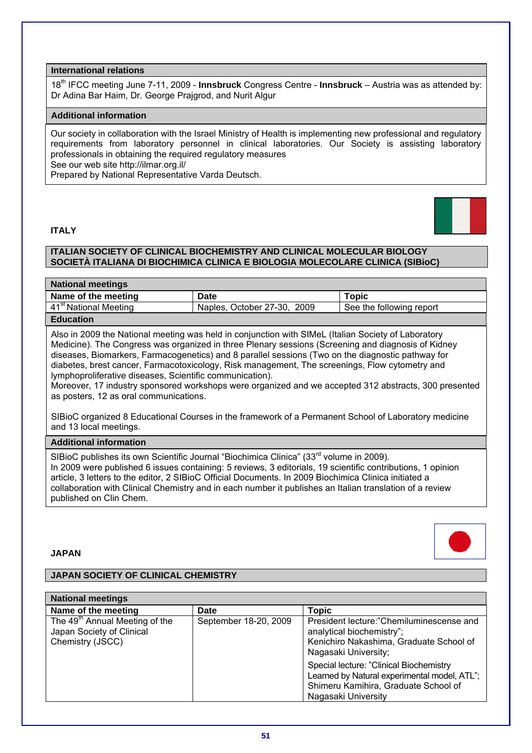**International relations**

18th IFCC meeting June 7-11, 2009 - **Innsbruck** Congress Centre - **Innsbruck** – Austria was as attended by: Dr Adina Bar Haim, Dr. George Prajgrod, and Nurit Algur

**Additional information**

Our society in collaboration with the Israel Ministry of Health is implementing new professional and regulatory requirements from laboratory personnel in clinical laboratories. Our Society is assisting laboratory professionals in obtaining the required regulatory measures
See our web site http://ilmar.org.il/
Prepared by National Representative Varda Deutsch.

## ITALY

### ITALIAN SOCIETY OF CLINICAL BIOCHEMISTRY AND CLINICAL MOLECULAR BIOLOGY SOCIETÀ ITALIANA DI BIOCHIMICA CLINICA E BIOLOGIA MOLECOLARE CLINICA (SIBioC)

**National meetings**

| Name of the meeting | Date | Topic |
|---|---|---|
| 41st National Meeting | Naples, October 27-30, 2009 | See the following report |

**Education**

Also in 2009 the National meeting was held in conjunction with SIMeL (Italian Society of Laboratory Medicine). The Congress was organized in three Plenary sessions (Screening and diagnosis of Kidney diseases, Biomarkers, Farmacogenetics) and 8 parallel sessions (Two on the diagnostic pathway for diabetes, brest cancer, Farmacotoxicology, Risk management, The screenings, Flow cytometry and lymphoproliferative diseases, Scientific communication).
Moreover, 17 industry sponsored workshops were organized and we accepted 312 abstracts, 300 presented as posters, 12 as oral communications.

SIBioC organized 8 Educational Courses in the framework of a Permanent School of Laboratory medicine and 13 local meetings.

**Additional information**

SIBioC publishes its own Scientific Journal "Biochimica Clinica" (33rd volume in 2009).
In 2009 were published 6 issues containing: 5 reviews, 3 editorials, 19 scientific contributions, 1 opinion article, 3 letters to the editor, 2 SIBioC Official Documents. In 2009 Biochimica Clinica initiated a collaboration with Clinical Chemistry and in each number it publishes an Italian translation of a review published on Clin Chem.

## JAPAN

### JAPAN SOCIETY OF CLINICAL CHEMISTRY

**National meetings**

| Name of the meeting | Date | Topic |
|---|---|---|
| The 49th Annual Meeting of the Japan Society of Clinical Chemistry (JSCC) | September 18-20, 2009 | President lecture:"Chemiluminescense and analytical biochemistry"; Kenichiro Nakashima, Graduate School of Nagasaki University; Special lecture: "Clinical Biochemistry Learned by Natural experimental model, ATL"; Shimeru Kamihira, Graduate School of Nagasaki University |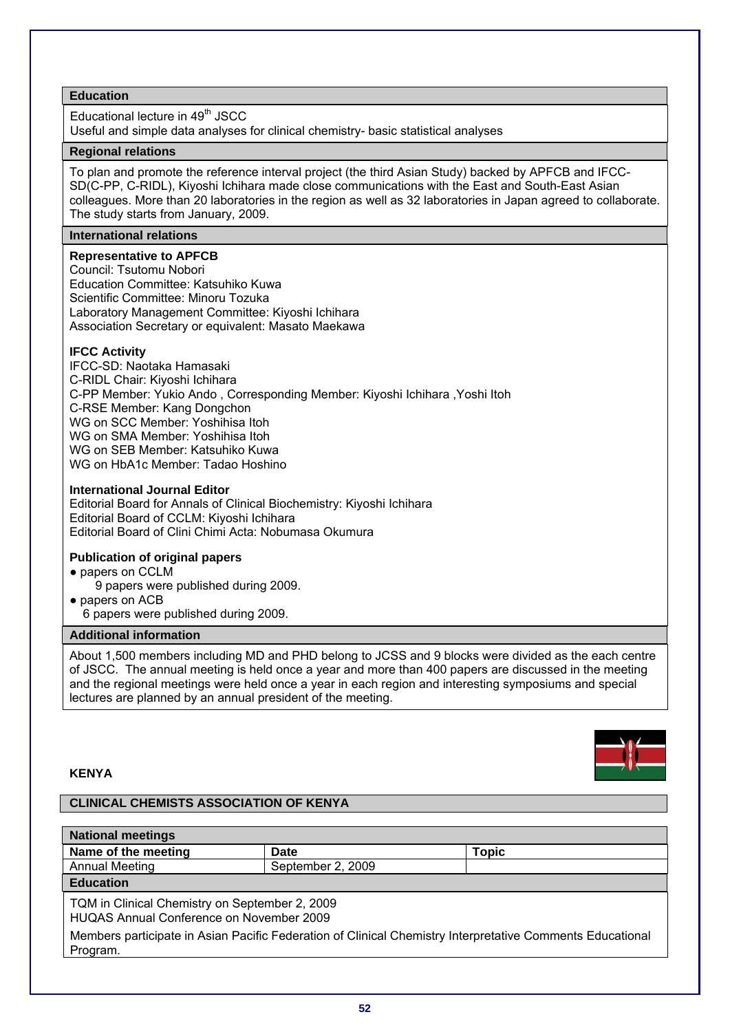### Education

Educational lecture in 49th JSCC
Useful and simple data analyses for clinical chemistry- basic statistical analyses

### Regional relations

To plan and promote the reference interval project (the third Asian Study) backed by APFCB and IFCC-SD(C-PP, C-RIDL), Kiyoshi Ichihara made close communications with the East and South-East Asian colleagues. More than 20 laboratories in the region as well as 32 laboratories in Japan agreed to collaborate. The study starts from January, 2009.

### International relations

**Representative to APFCB**
Council: Tsutomu Nobori
Education Committee: Katsuhiko Kuwa
Scientific Committee: Minoru Tozuka
Laboratory Management Committee: Kiyoshi Ichihara
Association Secretary or equivalent: Masato Maekawa

**IFCC Activity**
IFCC-SD: Naotaka Hamasaki
C-RIDL Chair: Kiyoshi Ichihara
C-PP Member: Yukio Ando , Corresponding Member: Kiyoshi Ichihara ,Yoshi Itoh
C-RSE Member: Kang Dongchon
WG on SCC Member: Yoshihisa Itoh
WG on SMA Member: Yoshihisa Itoh
WG on SEB Member: Katsuhiko Kuwa
WG on HbA1c Member: Tadao Hoshino

**International Journal Editor**
Editorial Board for Annals of Clinical Biochemistry: Kiyoshi Ichihara
Editorial Board of CCLM: Kiyoshi Ichihara
Editorial Board of Clini Chimi Acta: Nobumasa Okumura

**Publication of original papers**

- papers on CCLM
  9 papers were published during 2009.
- papers on ACB
  6 papers were published during 2009.

### Additional information

About 1,500 members including MD and PHD belong to JCSS and 9 blocks were divided as the each centre of JSCC. The annual meeting is held once a year and more than 400 papers are discussed in the meeting and the regional meetings were held once a year in each region and interesting symposiums and special lectures are planned by an annual president of the meeting.

## KENYA

### CLINICAL CHEMISTS ASSOCIATION OF KENYA

**National meetings**

| Name of the meeting | Date | Topic |
|---|---|---|
| Annual Meeting | September 2, 2009 | |

### Education

TQM in Clinical Chemistry on September 2, 2009
HUQAS Annual Conference on November 2009

Members participate in Asian Pacific Federation of Clinical Chemistry Interpretative Comments Educational Program.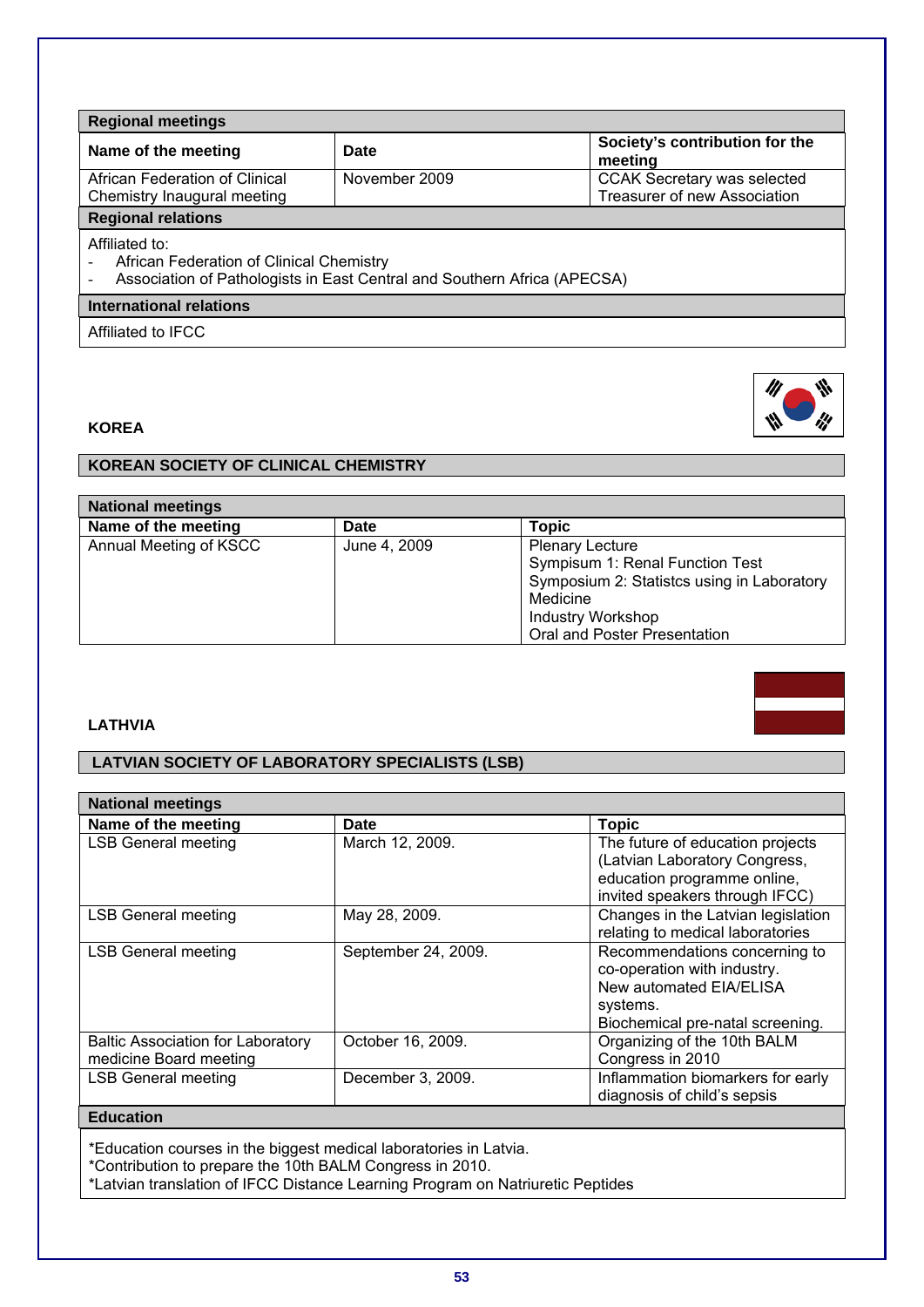| Regional meetings | | |
|---|---|---|
| **Name of the meeting** | **Date** | **Society's contribution for the meeting** |
| African Federation of Clinical Chemistry Inaugural meeting | November 2009 | CCAK Secretary was selected Treasurer of new Association |

**Regional relations**

Affiliated to:
- African Federation of Clinical Chemistry
- Association of Pathologists in East Central and Southern Africa (APECSA)

**International relations**

Affiliated to IFCC

## KOREA

### KOREAN SOCIETY OF CLINICAL CHEMISTRY

| National meetings | | |
|---|---|---|
| **Name of the meeting** | **Date** | **Topic** |
| Annual Meeting of KSCC | June 4, 2009 | Plenary Lecture<br>Sympisum 1: Renal Function Test<br>Symposium 2: Statistcs using in Laboratory Medicine<br>Industry Workshop<br>Oral and Poster Presentation |

## LATHVIA

### LATVIAN SOCIETY OF LABORATORY SPECIALISTS (LSB)

| National meetings | | |
|---|---|---|
| **Name of the meeting** | **Date** | **Topic** |
| LSB General meeting | March 12, 2009. | The future of education projects (Latvian Laboratory Congress, education programme online, invited speakers through IFCC) |
| LSB General meeting | May 28, 2009. | Changes in the Latvian legislation relating to medical laboratories |
| LSB General meeting | September 24, 2009. | Recommendations concerning to co-operation with industry.<br>New automated EIA/ELISA systems.<br>Biochemical pre-natal screening. |
| Baltic Association for Laboratory medicine Board meeting | October 16, 2009. | Organizing of the 10th BALM Congress in 2010 |
| LSB General meeting | December 3, 2009. | Inflammation biomarkers for early diagnosis of child's sepsis |

**Education**

*Education courses in the biggest medical laboratories in Latvia.
*Contribution to prepare the 10th BALM Congress in 2010.
*Latvian translation of IFCC Distance Learning Program on Natriuretic Peptides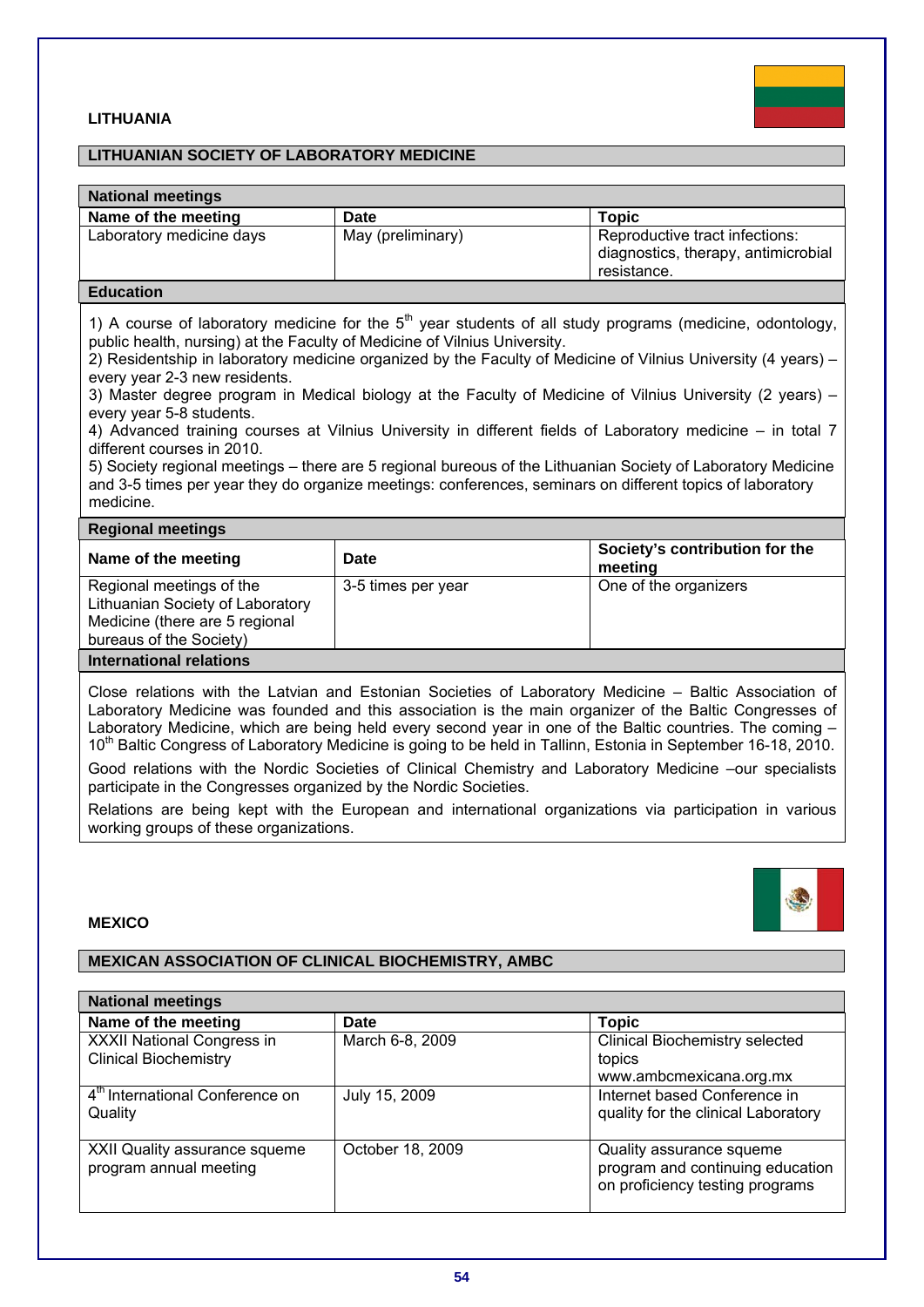## LITHUANIA

### LITHUANIAN SOCIETY OF LABORATORY MEDICINE

**National meetings**

| Name of the meeting | Date | Topic |
|---|---|---|
| Laboratory medicine days | May (preliminary) | Reproductive tract infections: diagnostics, therapy, antimicrobial resistance. |

**Education**

1) A course of laboratory medicine for the 5th year students of all study programs (medicine, odontology, public health, nursing) at the Faculty of Medicine of Vilnius University.
2) Residentship in laboratory medicine organized by the Faculty of Medicine of Vilnius University (4 years) – every year 2-3 new residents.
3) Master degree program in Medical biology at the Faculty of Medicine of Vilnius University (2 years) – every year 5-8 students.
4) Advanced training courses at Vilnius University in different fields of Laboratory medicine – in total 7 different courses in 2010.
5) Society regional meetings – there are 5 regional bureous of the Lithuanian Society of Laboratory Medicine and 3-5 times per year they do organize meetings: conferences, seminars on different topics of laboratory medicine.

**Regional meetings**

| Name of the meeting | Date | Society's contribution for the meeting |
|---|---|---|
| Regional meetings of the Lithuanian Society of Laboratory Medicine (there are 5 regional bureaus of the Society) | 3-5 times per year | One of the organizers |

**International relations**

Close relations with the Latvian and Estonian Societies of Laboratory Medicine – Baltic Association of Laboratory Medicine was founded and this association is the main organizer of the Baltic Congresses of Laboratory Medicine, which are being held every second year in one of the Baltic countries. The coming – 10th Baltic Congress of Laboratory Medicine is going to be held in Tallinn, Estonia in September 16-18, 2010.

Good relations with the Nordic Societies of Clinical Chemistry and Laboratory Medicine –our specialists participate in the Congresses organized by the Nordic Societies.

Relations are being kept with the European and international organizations via participation in various working groups of these organizations.

## MEXICO

### MEXICAN ASSOCIATION OF CLINICAL BIOCHEMISTRY, AMBC

**National meetings**

| Name of the meeting | Date | Topic |
|---|---|---|
| XXXII National Congress in Clinical Biochemistry | March 6-8, 2009 | Clinical Biochemistry selected topics www.ambcmexicana.org.mx |
| 4th International Conference on Quality | July 15, 2009 | Internet based Conference in quality for the clinical Laboratory |
| XXII Quality assurance squeme program annual meeting | October 18, 2009 | Quality assurance squeme program and continuing education on proficiency testing programs |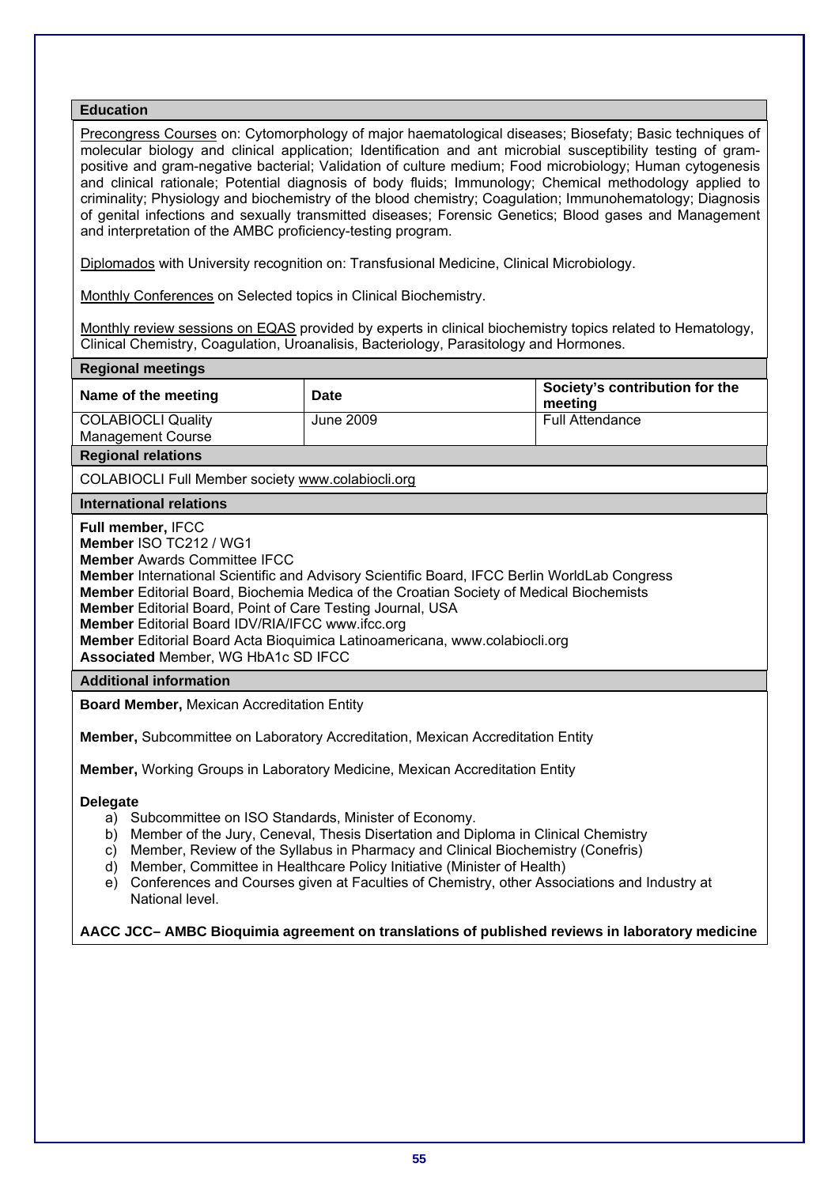## Education

Precongress Courses on: Cytomorphology of major haematological diseases; Biosefaty; Basic techniques of molecular biology and clinical application; Identification and ant microbial susceptibility testing of gram-positive and gram-negative bacterial; Validation of culture medium; Food microbiology; Human cytogenesis and clinical rationale; Potential diagnosis of body fluids; Immunology; Chemical methodology applied to criminality; Physiology and biochemistry of the blood chemistry; Coagulation; Immunohematology; Diagnosis of genital infections and sexually transmitted diseases; Forensic Genetics; Blood gases and Management and interpretation of the AMBC proficiency-testing program.

Diplomados with University recognition on: Transfusional Medicine, Clinical Microbiology.

Monthly Conferences on Selected topics in Clinical Biochemistry.

Monthly review sessions on EQAS provided by experts in clinical biochemistry topics related to Hematology, Clinical Chemistry, Coagulation, Uroanalisis, Bacteriology, Parasitology and Hormones.

## Regional meetings

| Name of the meeting | Date | Society's contribution for the meeting |
|---|---|---|
| COLABIOCLI Quality Management Course | June 2009 | Full Attendance |

## Regional relations

COLABIOCLI Full Member society www.colabiocli.org

## International relations

**Full member,** IFCC
**Member** ISO TC212 / WG1
**Member** Awards Committee IFCC
**Member** International Scientific and Advisory Scientific Board, IFCC Berlin WorldLab Congress
**Member** Editorial Board, Biochemia Medica of the Croatian Society of Medical Biochemists
**Member** Editorial Board, Point of Care Testing Journal, USA
**Member** Editorial Board IDV/RIA/IFCC www.ifcc.org
**Member** Editorial Board Acta Bioquimica Latinoamericana, www.colabiocli.org
**Associated** Member, WG HbA1c SD IFCC

## Additional information

**Board Member,** Mexican Accreditation Entity

**Member,** Subcommittee on Laboratory Accreditation, Mexican Accreditation Entity

**Member,** Working Groups in Laboratory Medicine, Mexican Accreditation Entity

**Delegate**

a) Subcommittee on ISO Standards, Minister of Economy.
b) Member of the Jury, Ceneval, Thesis Disertation and Diploma in Clinical Chemistry
c) Member, Review of the Syllabus in Pharmacy and Clinical Biochemistry (Conefris)
d) Member, Committee in Healthcare Policy Initiative (Minister of Health)
e) Conferences and Courses given at Faculties of Chemistry, other Associations and Industry at National level.

**AACC JCC– AMBC Bioquimia agreement on translations of published reviews in laboratory medicine**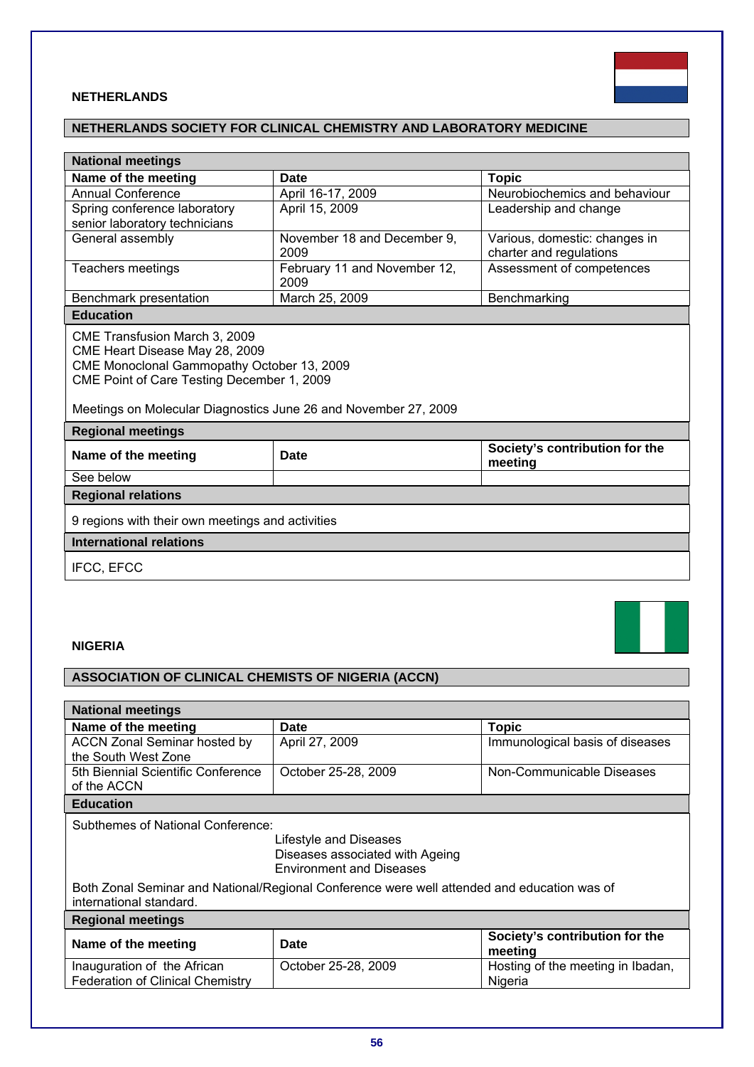## NETHERLANDS

### NETHERLANDS SOCIETY FOR CLINICAL CHEMISTRY AND LABORATORY MEDICINE

**National meetings**

| Name of the meeting | Date | Topic |
|---|---|---|
| Annual Conference | April 16-17, 2009 | Neurobiochemics and behaviour |
| Spring conference laboratory senior laboratory technicians | April 15, 2009 | Leadership and change |
| General assembly | November 18 and December 9, 2009 | Various, domestic: changes in charter and regulations |
| Teachers meetings | February 11 and November 12, 2009 | Assessment of competences |
| Benchmark presentation | March 25, 2009 | Benchmarking |

**Education**

CME Transfusion March 3, 2009
CME Heart Disease May 28, 2009
CME Monoclonal Gammopathy October 13, 2009
CME Point of Care Testing December 1, 2009

Meetings on Molecular Diagnostics June 26 and November 27, 2009

**Regional meetings**

| Name of the meeting | Date | Society's contribution for the meeting |
|---|---|---|
| See below | | |

**Regional relations**

9 regions with their own meetings and activities

**International relations**

IFCC, EFCC

## NIGERIA

### ASSOCIATION OF CLINICAL CHEMISTS OF NIGERIA (ACCN)

**National meetings**

| Name of the meeting | Date | Topic |
|---|---|---|
| ACCN Zonal Seminar hosted by the South West Zone | April 27, 2009 | Immunological basis of diseases |
| 5th Biennial Scientific Conference of the ACCN | October 25-28, 2009 | Non-Communicable Diseases |

**Education**

Subthemes of National Conference:

- Lifestyle and Diseases
- Diseases associated with Ageing
- Environment and Diseases

Both Zonal Seminar and National/Regional Conference were well attended and education was of international standard.

**Regional meetings**

| Name of the meeting | Date | Society's contribution for the meeting |
|---|---|---|
| Inauguration of the African Federation of Clinical Chemistry | October 25-28, 2009 | Hosting of the meeting in Ibadan, Nigeria |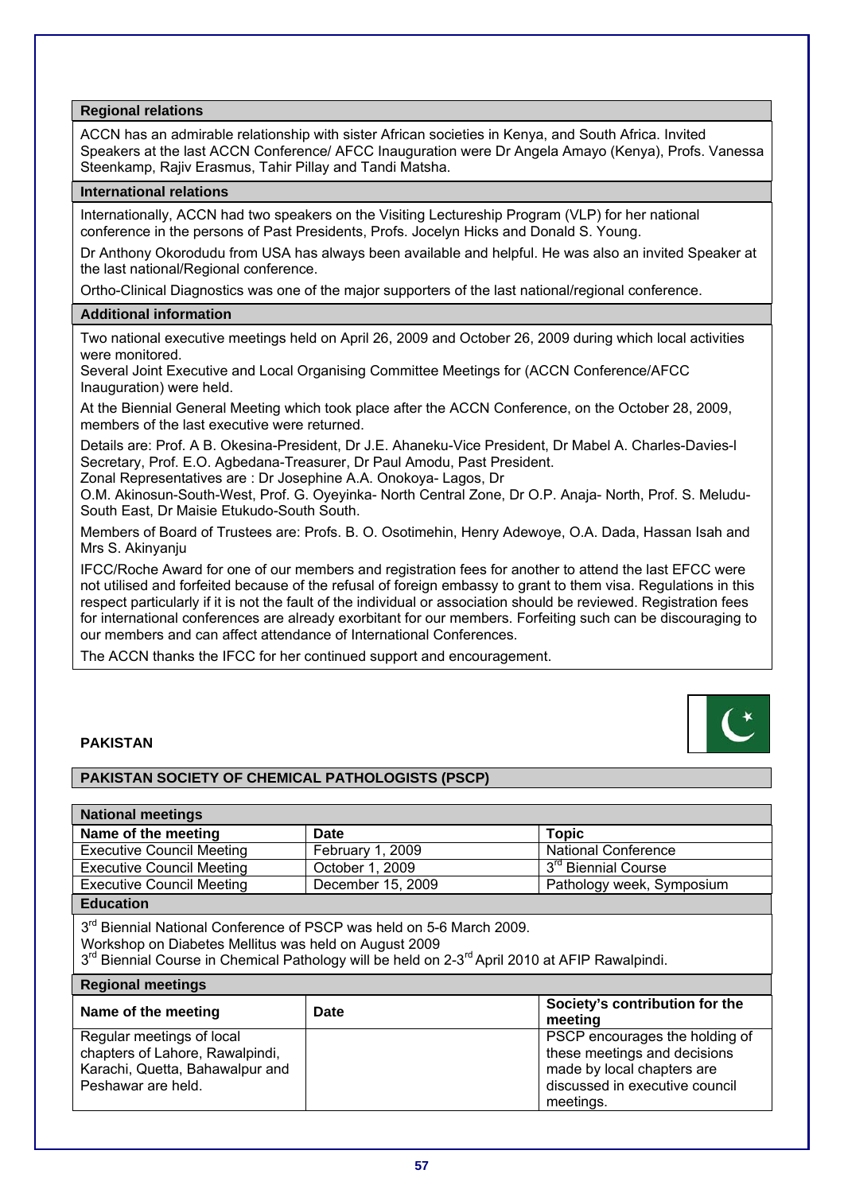**Regional relations**

ACCN has an admirable relationship with sister African societies in Kenya, and South Africa. Invited Speakers at the last ACCN Conference/ AFCC Inauguration were Dr Angela Amayo (Kenya), Profs. Vanessa Steenkamp, Rajiv Erasmus, Tahir Pillay and Tandi Matsha.

**International relations**

Internationally, ACCN had two speakers on the Visiting Lectureship Program (VLP) for her national conference in the persons of Past Presidents, Profs. Jocelyn Hicks and Donald S. Young.

Dr Anthony Okorodudu from USA has always been available and helpful. He was also an invited Speaker at the last national/Regional conference.

Ortho-Clinical Diagnostics was one of the major supporters of the last national/regional conference.

**Additional information**

Two national executive meetings held on April 26, 2009 and October 26, 2009 during which local activities were monitored.
Several Joint Executive and Local Organising Committee Meetings for (ACCN Conference/AFCC Inauguration) were held.

At the Biennial General Meeting which took place after the ACCN Conference, on the October 28, 2009, members of the last executive were returned.

Details are: Prof. A B. Okesina-President, Dr J.E. Ahaneku-Vice President, Dr Mabel A. Charles-Davies-I Secretary, Prof. E.O. Agbedana-Treasurer, Dr Paul Amodu, Past President.
Zonal Representatives are : Dr Josephine A.A. Onokoya- Lagos, Dr
O.M. Akinosun-South-West, Prof. G. Oyeyinka- North Central Zone, Dr O.P. Anaja- North, Prof. S. Meludu-South East, Dr Maisie Etukudo-South South.

Members of Board of Trustees are: Profs. B. O. Osotimehin, Henry Adewoye, O.A. Dada, Hassan Isah and Mrs S. Akinyanju

IFCC/Roche Award for one of our members and registration fees for another to attend the last EFCC were not utilised and forfeited because of the refusal of foreign embassy to grant to them visa. Regulations in this respect particularly if it is not the fault of the individual or association should be reviewed. Registration fees for international conferences are already exorbitant for our members. Forfeiting such can be discouraging to our members and can affect attendance of International Conferences.

The ACCN thanks the IFCC for her continued support and encouragement.

## PAKISTAN

### PAKISTAN SOCIETY OF CHEMICAL PATHOLOGISTS (PSCP)

**National meetings**

| Name of the meeting | Date | Topic |
|---|---|---|
| Executive Council Meeting | February 1, 2009 | National Conference |
| Executive Council Meeting | October 1, 2009 | 3rd Biennial Course |
| Executive Council Meeting | December 15, 2009 | Pathology week, Symposium |

**Education**

3rd Biennial National Conference of PSCP was held on 5-6 March 2009.
Workshop on Diabetes Mellitus was held on August 2009
3rd Biennial Course in Chemical Pathology will be held on 2-3rd April 2010 at AFIP Rawalpindi.

**Regional meetings**

| Name of the meeting | Date | Society's contribution for the meeting |
|---|---|---|
| Regular meetings of local chapters of Lahore, Rawalpindi, Karachi, Quetta, Bahawalpur and Peshawar are held. | | PSCP encourages the holding of these meetings and decisions made by local chapters are discussed in executive council meetings. |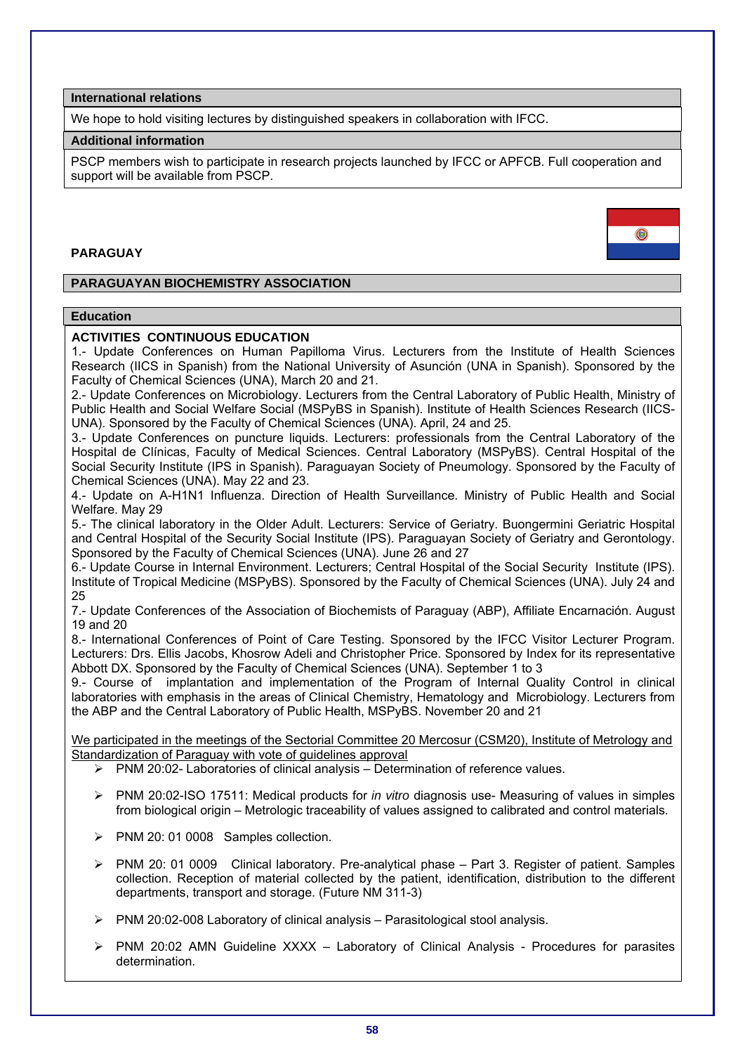### International relations

We hope to hold visiting lectures by distinguished speakers in collaboration with IFCC.

### Additional information

PSCP members wish to participate in research projects launched by IFCC or APFCB. Full cooperation and support will be available from PSCP.

## PARAGUAY

### PARAGUAYAN BIOCHEMISTRY ASSOCIATION

### Education

**ACTIVITIES CONTINUOUS EDUCATION**

1.- Update Conferences on Human Papilloma Virus. Lecturers from the Institute of Health Sciences Research (IICS in Spanish) from the National University of Asunción (UNA in Spanish). Sponsored by the Faculty of Chemical Sciences (UNA), March 20 and 21.

2.- Update Conferences on Microbiology. Lecturers from the Central Laboratory of Public Health, Ministry of Public Health and Social Welfare Social (MSPyBS in Spanish). Institute of Health Sciences Research (IICS-UNA). Sponsored by the Faculty of Chemical Sciences (UNA). April, 24 and 25.

3.- Update Conferences on puncture liquids. Lecturers: professionals from the Central Laboratory of the Hospital de Clínicas, Faculty of Medical Sciences. Central Laboratory (MSPyBS). Central Hospital of the Social Security Institute (IPS in Spanish). Paraguayan Society of Pneumology. Sponsored by the Faculty of Chemical Sciences (UNA). May 22 and 23.

4.- Update on A-H1N1 Influenza. Direction of Health Surveillance. Ministry of Public Health and Social Welfare. May 29

5.- The clinical laboratory in the Older Adult. Lecturers: Service of Geriatry. Buongermini Geriatric Hospital and Central Hospital of the Security Social Institute (IPS). Paraguayan Society of Geriatry and Gerontology. Sponsored by the Faculty of Chemical Sciences (UNA). June 26 and 27

6.- Update Course in Internal Environment. Lecturers; Central Hospital of the Social Security Institute (IPS). Institute of Tropical Medicine (MSPyBS). Sponsored by the Faculty of Chemical Sciences (UNA). July 24 and 25

7.- Update Conferences of the Association of Biochemists of Paraguay (ABP), Affiliate Encarnación. August 19 and 20

8.- International Conferences of Point of Care Testing. Sponsored by the IFCC Visitor Lecturer Program. Lecturers: Drs. Ellis Jacobs, Khosrow Adeli and Christopher Price. Sponsored by Index for its representative Abbott DX. Sponsored by the Faculty of Chemical Sciences (UNA). September 1 to 3

9.- Course of implantation and implementation of the Program of Internal Quality Control in clinical laboratories with emphasis in the areas of Clinical Chemistry, Hematology and Microbiology. Lecturers from the ABP and the Central Laboratory of Public Health, MSPyBS. November 20 and 21

<u>We participated in the meetings of the Sectorial Committee 20 Mercosur (CSM20), Institute of Metrology and Standardization of Paraguay with vote of guidelines approval</u>

- PNM 20:02- Laboratories of clinical analysis – Determination of reference values.
- PNM 20:02-ISO 17511: Medical products for *in vitro* diagnosis use- Measuring of values in simples from biological origin – Metrologic traceability of values assigned to calibrated and control materials.
- PNM 20: 01 0008 Samples collection.
- PNM 20: 01 0009 Clinical laboratory. Pre-analytical phase – Part 3. Register of patient. Samples collection. Reception of material collected by the patient, identification, distribution to the different departments, transport and storage. (Future NM 311-3)
- PNM 20:02-008 Laboratory of clinical analysis – Parasitological stool analysis.
- PNM 20:02 AMN Guideline XXXX – Laboratory of Clinical Analysis - Procedures for parasites determination.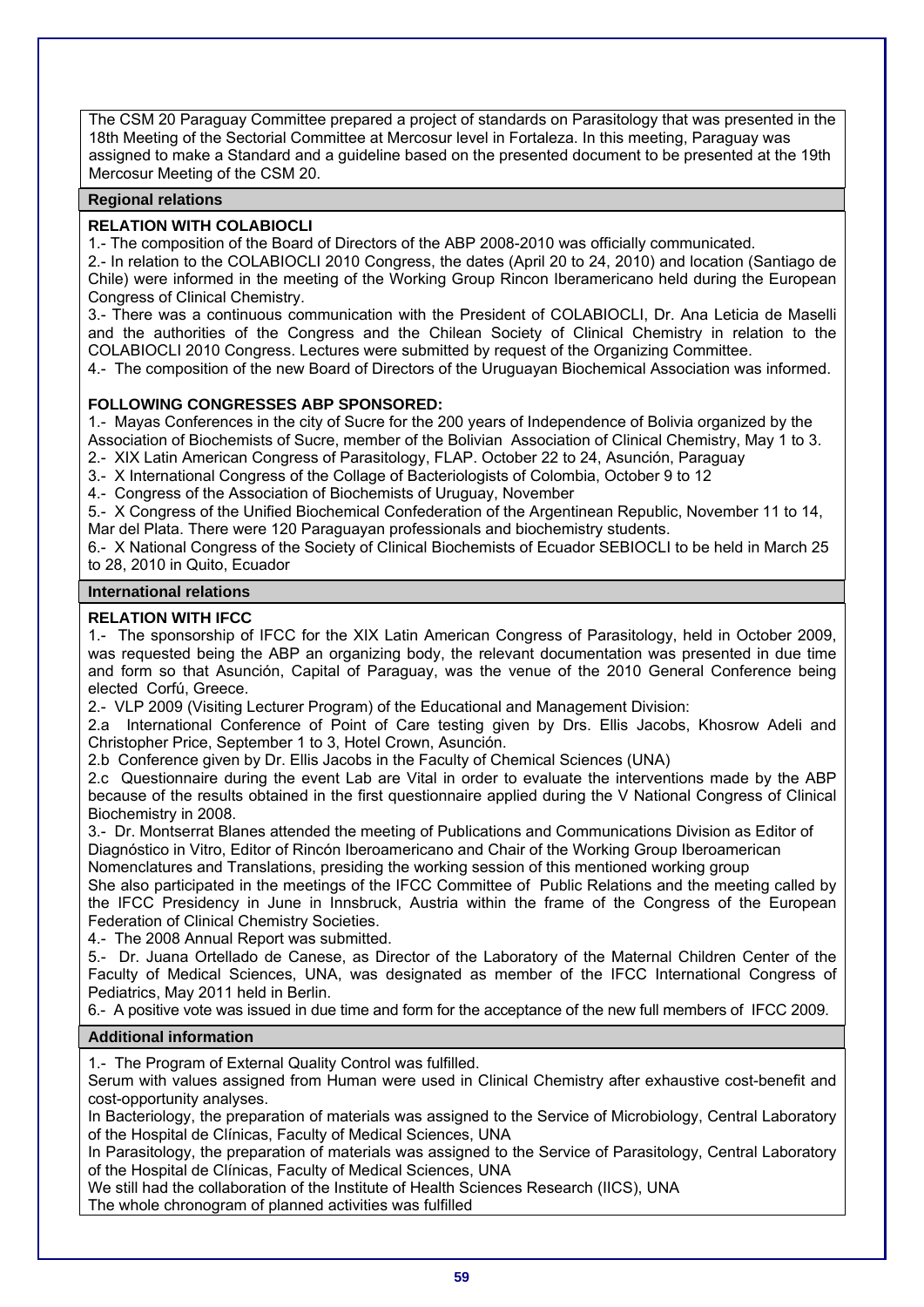The CSM 20 Paraguay Committee prepared a project of standards on Parasitology that was presented in the 18th Meeting of the Sectorial Committee at Mercosur level in Fortaleza. In this meeting, Paraguay was assigned to make a Standard and a guideline based on the presented document to be presented at the 19th Mercosur Meeting of the CSM 20.

## Regional relations

**RELATION WITH COLABIOCLI**

1.- The composition of the Board of Directors of the ABP 2008-2010 was officially communicated.

2.- In relation to the COLABIOCLI 2010 Congress, the dates (April 20 to 24, 2010) and location (Santiago de Chile) were informed in the meeting of the Working Group Rincon Iberamericano held during the European Congress of Clinical Chemistry.

3.- There was a continuous communication with the President of COLABIOCLI, Dr. Ana Leticia de Maselli and the authorities of the Congress and the Chilean Society of Clinical Chemistry in relation to the COLABIOCLI 2010 Congress. Lectures were submitted by request of the Organizing Committee.

4.- The composition of the new Board of Directors of the Uruguayan Biochemical Association was informed.

**FOLLOWING CONGRESSES ABP SPONSORED:**

1.- Mayas Conferences in the city of Sucre for the 200 years of Independence of Bolivia organized by the Association of Biochemists of Sucre, member of the Bolivian Association of Clinical Chemistry, May 1 to 3.

2.- XIX Latin American Congress of Parasitology, FLAP. October 22 to 24, Asunción, Paraguay

3.- X International Congress of the Collage of Bacteriologists of Colombia, October 9 to 12

4.- Congress of the Association of Biochemists of Uruguay, November

5.- X Congress of the Unified Biochemical Confederation of the Argentinean Republic, November 11 to 14, Mar del Plata. There were 120 Paraguayan professionals and biochemistry students.

6.- X National Congress of the Society of Clinical Biochemists of Ecuador SEBIOCLI to be held in March 25 to 28, 2010 in Quito, Ecuador

## International relations

**RELATION WITH IFCC**

1.- The sponsorship of IFCC for the XIX Latin American Congress of Parasitology, held in October 2009, was requested being the ABP an organizing body, the relevant documentation was presented in due time and form so that Asunción, Capital of Paraguay, was the venue of the 2010 General Conference being elected Corfú, Greece.

2.- VLP 2009 (Visiting Lecturer Program) of the Educational and Management Division:

2.a International Conference of Point of Care testing given by Drs. Ellis Jacobs, Khosrow Adeli and Christopher Price, September 1 to 3, Hotel Crown, Asunción.

2.b Conference given by Dr. Ellis Jacobs in the Faculty of Chemical Sciences (UNA)

2.c Questionnaire during the event Lab are Vital in order to evaluate the interventions made by the ABP because of the results obtained in the first questionnaire applied during the V National Congress of Clinical Biochemistry in 2008.

3.- Dr. Montserrat Blanes attended the meeting of Publications and Communications Division as Editor of Diagnóstico in Vitro, Editor of Rincón Iberoamericano and Chair of the Working Group Iberoamerican Nomenclatures and Translations, presiding the working session of this mentioned working group

She also participated in the meetings of the IFCC Committee of Public Relations and the meeting called by the IFCC Presidency in June in Innsbruck, Austria within the frame of the Congress of the European Federation of Clinical Chemistry Societies.

4.- The 2008 Annual Report was submitted.

5.- Dr. Juana Ortellado de Canese, as Director of the Laboratory of the Maternal Children Center of the Faculty of Medical Sciences, UNA, was designated as member of the IFCC International Congress of Pediatrics, May 2011 held in Berlin.

6.- A positive vote was issued in due time and form for the acceptance of the new full members of IFCC 2009.

## Additional information

1.- The Program of External Quality Control was fulfilled.

Serum with values assigned from Human were used in Clinical Chemistry after exhaustive cost-benefit and cost-opportunity analyses.

In Bacteriology, the preparation of materials was assigned to the Service of Microbiology, Central Laboratory of the Hospital de Clínicas, Faculty of Medical Sciences, UNA

In Parasitology, the preparation of materials was assigned to the Service of Parasitology, Central Laboratory of the Hospital de Clínicas, Faculty of Medical Sciences, UNA

We still had the collaboration of the Institute of Health Sciences Research (IICS), UNA

The whole chronogram of planned activities was fulfilled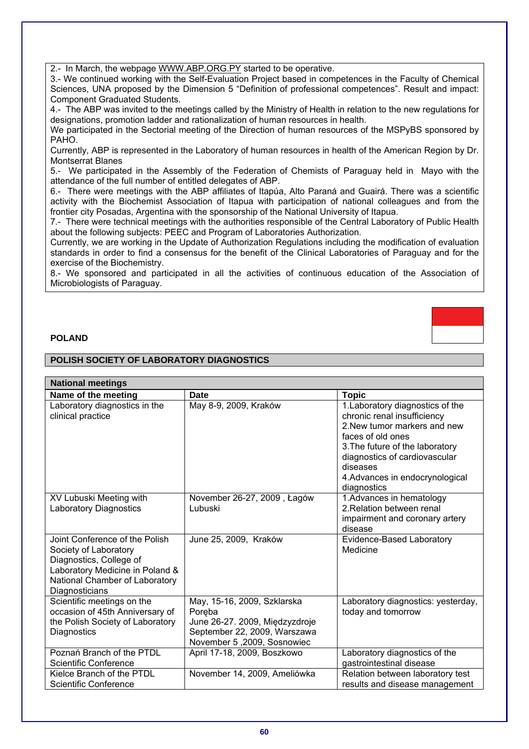2.- In March, the webpage WWW.ABP.ORG.PY started to be operative.

3.- We continued working with the Self-Evaluation Project based in competences in the Faculty of Chemical Sciences, UNA proposed by the Dimension 5 "Definition of professional competences". Result and impact: Component Graduated Students.

4.- The ABP was invited to the meetings called by the Ministry of Health in relation to the new regulations for designations, promotion ladder and rationalization of human resources in health.

We participated in the Sectorial meeting of the Direction of human resources of the MSPyBS sponsored by PAHO.

Currently, ABP is represented in the Laboratory of human resources in health of the American Region by Dr. Montserrat Blanes

5.- We participated in the Assembly of the Federation of Chemists of Paraguay held in Mayo with the attendance of the full number of entitled delegates of ABP.

6.- There were meetings with the ABP affiliates of Itapúa, Alto Paraná and Guairá. There was a scientific activity with the Biochemist Association of Itapua with participation of national colleagues and from the frontier city Posadas, Argentina with the sponsorship of the National University of Itapua.

7.- There were technical meetings with the authorities responsible of the Central Laboratory of Public Health about the following subjects: PEEC and Program of Laboratories Authorization.

Currently, we are working in the Update of Authorization Regulations including the modification of evaluation standards in order to find a consensus for the benefit of the Clinical Laboratories of Paraguay and for the exercise of the Biochemistry.

8.- We sponsored and participated in all the activities of continuous education of the Association of Microbiologists of Paraguay.

**POLAND**

## POLISH SOCIETY OF LABORATORY DIAGNOSTICS

**National meetings**

| Name of the meeting | Date | Topic |
|---|---|---|
| Laboratory diagnostics in the clinical practice | May 8-9, 2009, Kraków | 1.Laboratory diagnostics of the chronic renal insufficiency<br>2.New tumor markers and new faces of old ones<br>3.The future of the laboratory diagnostics of cardiovascular diseases<br>4.Advances in endocrynological diagnostics |
| XV Lubuski Meeting with Laboratory Diagnostics | November 26-27, 2009 , Łagów Lubuski | 1.Advances in hematology<br>2.Relation between renal impairment and coronary artery disease |
| Joint Conference of the Polish Society of Laboratory Diagnostics, College of Laboratory Medicine in Poland & National Chamber of Laboratory Diagnosticians | June 25, 2009, Kraków | Evidence-Based Laboratory Medicine |
| Scientific meetings on the occasion of 45th Anniversary of the Polish Society of Laboratory Diagnostics | May, 15-16, 2009, Szklarska Poręba<br>June 26-27. 2009, Międzyzdroje<br>September 22, 2009, Warszawa<br>November 5 ,2009, Sosnowiec | Laboratory diagnostics: yesterday, today and tomorrow |
| Poznań Branch of the PTDL Scientific Conference | April 17-18, 2009, Boszkowo | Laboratory diagnostics of the gastrointestinal disease |
| Kielce Branch of the PTDL Scientific Conference | November 14, 2009, Ameliówka | Relation between laboratory test results and disease management |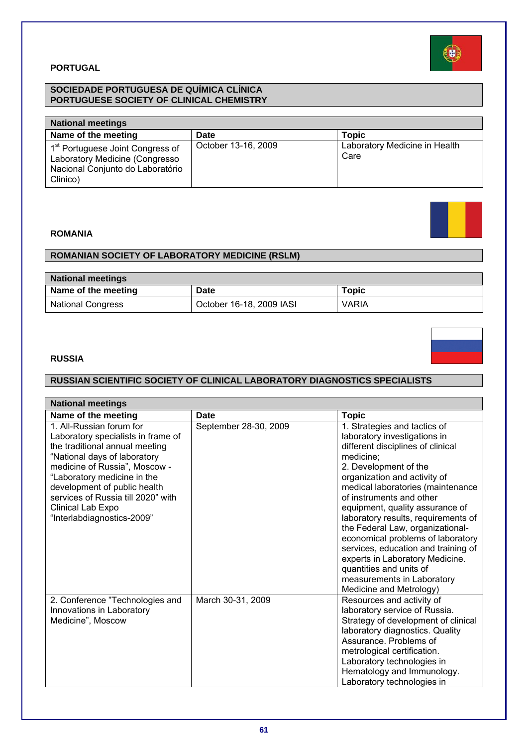**PORTUGAL**

**SOCIEDADE PORTUGUESA DE QUÍMICA CLÍNICA**
**PORTUGUESE SOCIETY OF CLINICAL CHEMISTRY**

| **National meetings** | | |
|---|---|---|
| **Name of the meeting** | **Date** | **Topic** |
| 1st Portuguese Joint Congress of Laboratory Medicine (Congresso Nacional Conjunto do Laboratório Clinico) | October 13-16, 2009 | Laboratory Medicine in Health Care |

**ROMANIA**

**ROMANIAN SOCIETY OF LABORATORY MEDICINE (RSLM)**

| **National meetings** | | |
|---|---|---|
| **Name of the meeting** | **Date** | **Topic** |
| National Congress | October 16-18, 2009 IASI | VARIA |

**RUSSIA**

**RUSSIAN SCIENTIFIC SOCIETY OF CLINICAL LABORATORY DIAGNOSTICS SPECIALISTS**

| **National meetings** | | |
|---|---|---|
| **Name of the meeting** | **Date** | **Topic** |
| 1. All-Russian forum for Laboratory specialists in frame of the traditional annual meeting "National days of laboratory medicine of Russia", Moscow - "Laboratory medicine in the development of public health services of Russia till 2020" with Clinical Lab Expo "Interlabdiagnostics-2009" | September 28-30, 2009 | 1. Strategies and tactics of laboratory investigations in different disciplines of clinical medicine; 2. Development of the organization and activity of medical laboratories (maintenance of instruments and other equipment, quality assurance of laboratory results, requirements of the Federal Law, organizational-economical problems of laboratory services, education and training of experts in Laboratory Medicine. quantities and units of measurements in Laboratory Medicine and Metrology) |
| 2. Conference "Technologies and Innovations in Laboratory Medicine", Moscow | March 30-31, 2009 | Resources and activity of laboratory service of Russia. Strategy of development of clinical laboratory diagnostics. Quality Assurance. Problems of metrological certification. Laboratory technologies in Hematology and Immunology. Laboratory technologies in |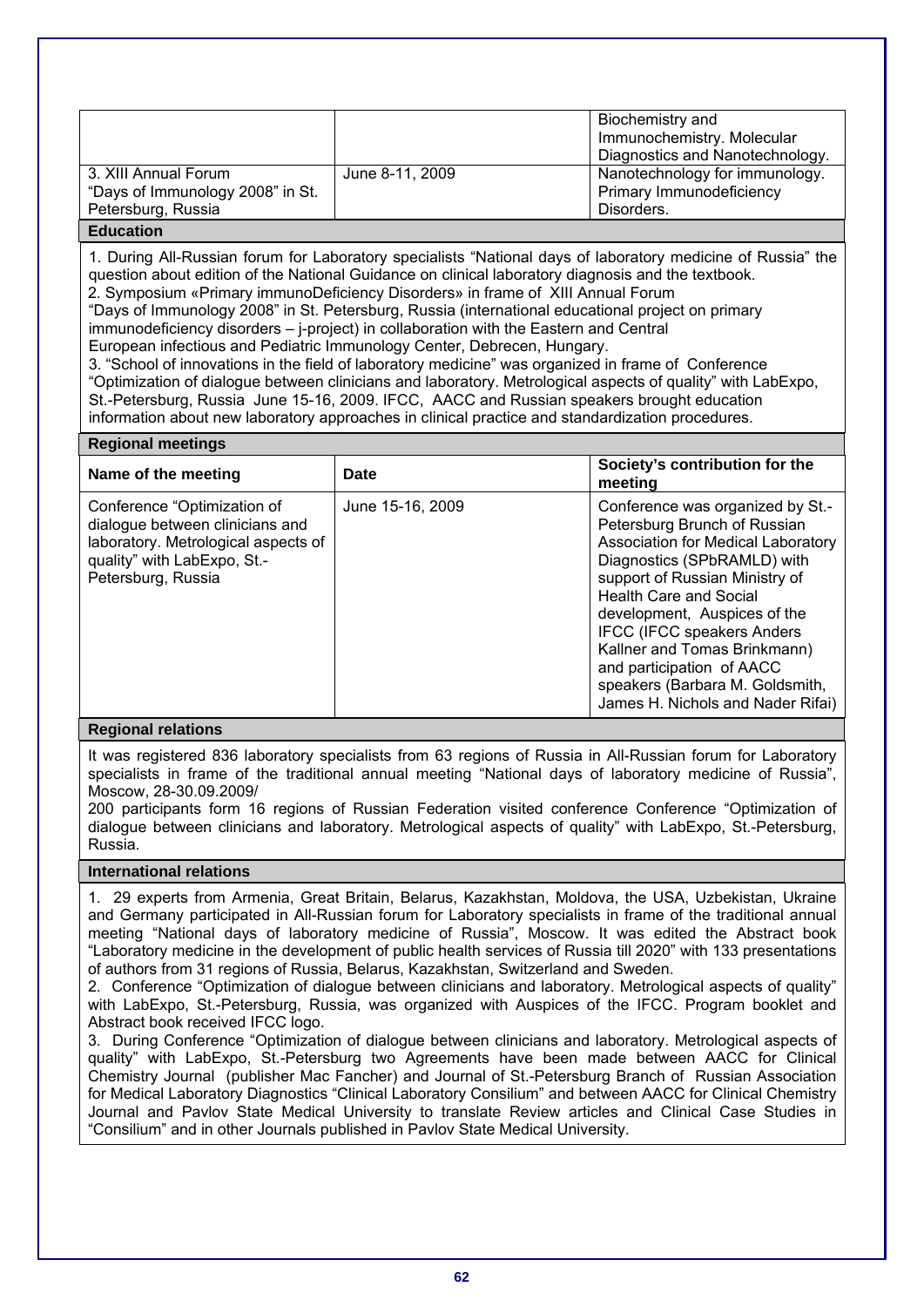| | | Biochemistry and Immunochemistry. Molecular Diagnostics and Nanotechnology. |
|---|---|---|
| 3. XIII Annual Forum "Days of Immunology 2008" in St. Petersburg, Russia | June 8-11, 2009 | Nanotechnology for immunology. Primary Immunodeficiency Disorders. |

**Education**

1. During All-Russian forum for Laboratory specialists "National days of laboratory medicine of Russia" the question about edition of the National Guidance on clinical laboratory diagnosis and the textbook.
2. Symposium «Primary immunoDeficiency Disorders» in frame of XIII Annual Forum "Days of Immunology 2008" in St. Petersburg, Russia (international educational project on primary immunodeficiency disorders – j-project) in collaboration with the Eastern and Central European infectious and Pediatric Immunology Center, Debrecen, Hungary.
3. "School of innovations in the field of laboratory medicine" was organized in frame of Conference "Optimization of dialogue between clinicians and laboratory. Metrological aspects of quality" with LabExpo, St.-Petersburg, Russia June 15-16, 2009. IFCC, AACC and Russian speakers brought education information about new laboratory approaches in clinical practice and standardization procedures.

**Regional meetings**

| Name of the meeting | Date | Society's contribution for the meeting |
|---|---|---|
| Conference "Optimization of dialogue between clinicians and laboratory. Metrological aspects of quality" with LabExpo, St.-Petersburg, Russia | June 15-16, 2009 | Conference was organized by St.-Petersburg Brunch of Russian Association for Medical Laboratory Diagnostics (SPbRAMLD) with support of Russian Ministry of Health Care and Social development, Auspices of the IFCC (IFCC speakers Anders Kallner and Tomas Brinkmann) and participation of AACC speakers (Barbara M. Goldsmith, James H. Nichols and Nader Rifai) |

**Regional relations**

It was registered 836 laboratory specialists from 63 regions of Russia in All-Russian forum for Laboratory specialists in frame of the traditional annual meeting "National days of laboratory medicine of Russia", Moscow, 28-30.09.2009/

200 participants form 16 regions of Russian Federation visited conference Conference "Optimization of dialogue between clinicians and laboratory. Metrological aspects of quality" with LabExpo, St.-Petersburg, Russia.

**International relations**

1. 29 experts from Armenia, Great Britain, Belarus, Kazakhstan, Moldova, the USA, Uzbekistan, Ukraine and Germany participated in All-Russian forum for Laboratory specialists in frame of the traditional annual meeting "National days of laboratory medicine of Russia", Moscow. It was edited the Abstract book "Laboratory medicine in the development of public health services of Russia till 2020" with 133 presentations of authors from 31 regions of Russia, Belarus, Kazakhstan, Switzerland and Sweden.
2. Conference "Optimization of dialogue between clinicians and laboratory. Metrological aspects of quality" with LabExpo, St.-Petersburg, Russia, was organized with Auspices of the IFCC. Program booklet and Abstract book received IFCC logo.
3. During Conference "Optimization of dialogue between clinicians and laboratory. Metrological aspects of quality" with LabExpo, St.-Petersburg two Agreements have been made between AACC for Clinical Chemistry Journal (publisher Mac Fancher) and Journal of St.-Petersburg Branch of Russian Association for Medical Laboratory Diagnostics "Clinical Laboratory Consilium" and between AACC for Clinical Chemistry Journal and Pavlov State Medical University to translate Review articles and Clinical Case Studies in "Consilium" and in other Journals published in Pavlov State Medical University.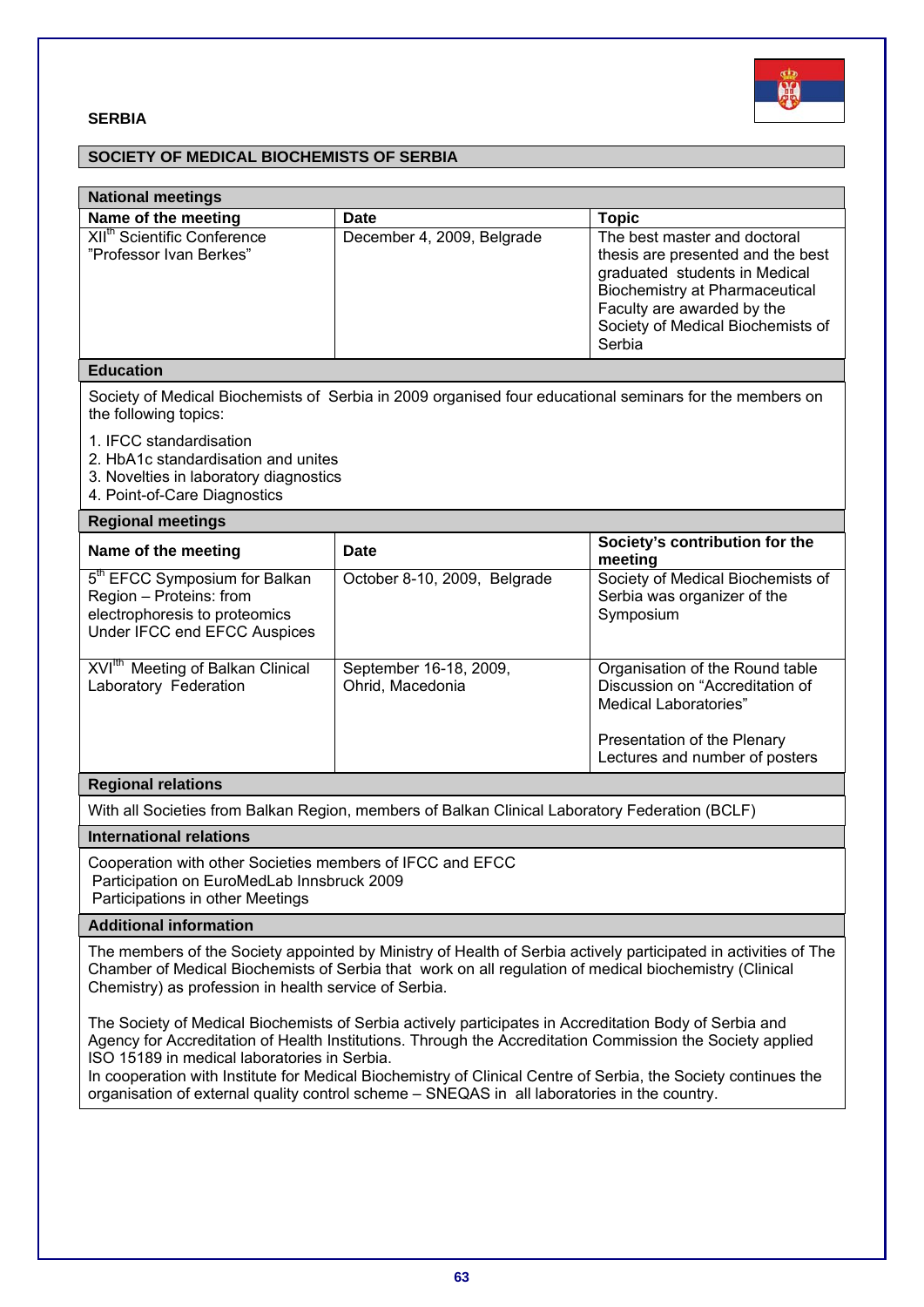**SERBIA**

## SOCIETY OF MEDICAL BIOCHEMISTS OF SERBIA

### National meetings

| Name of the meeting | Date | Topic |
|---|---|---|
| XII[th] Scientific Conference "Professor Ivan Berkes" | December 4, 2009, Belgrade | The best master and doctoral thesis are presented and the best graduated students in Medical Biochemistry at Pharmaceutical Faculty are awarded by the Society of Medical Biochemists of Serbia |

### Education

Society of Medical Biochemists of Serbia in 2009 organised four educational seminars for the members on the following topics:

1. IFCC standardisation
2. HbA1c standardisation and unites
3. Novelties in laboratory diagnostics
4. Point-of-Care Diagnostics

### Regional meetings

| Name of the meeting | Date | Society's contribution for the meeting |
|---|---|---|
| 5[th] EFCC Symposium for Balkan Region – Proteins: from electrophoresis to proteomics Under IFCC end EFCC Auspices | October 8-10, 2009, Belgrade | Society of Medical Biochemists of Serbia was organizer of the Symposium |
| XVI[th] Meeting of Balkan Clinical Laboratory Federation | September 16-18, 2009, Ohrid, Macedonia | Organisation of the Round table Discussion on "Accreditation of Medical Laboratories"<br><br>Presentation of the Plenary Lectures and number of posters |

### Regional relations

With all Societies from Balkan Region, members of Balkan Clinical Laboratory Federation (BCLF)

### International relations

Cooperation with other Societies members of IFCC and EFCC
Participation on EuroMedLab Innsbruck 2009
Participations in other Meetings

### Additional information

The members of the Society appointed by Ministry of Health of Serbia actively participated in activities of The Chamber of Medical Biochemists of Serbia that work on all regulation of medical biochemistry (Clinical Chemistry) as profession in health service of Serbia.

The Society of Medical Biochemists of Serbia actively participates in Accreditation Body of Serbia and Agency for Accreditation of Health Institutions. Through the Accreditation Commission the Society applied ISO 15189 in medical laboratories in Serbia.
In cooperation with Institute for Medical Biochemistry of Clinical Centre of Serbia, the Society continues the organisation of external quality control scheme – SNEQAS in all laboratories in the country.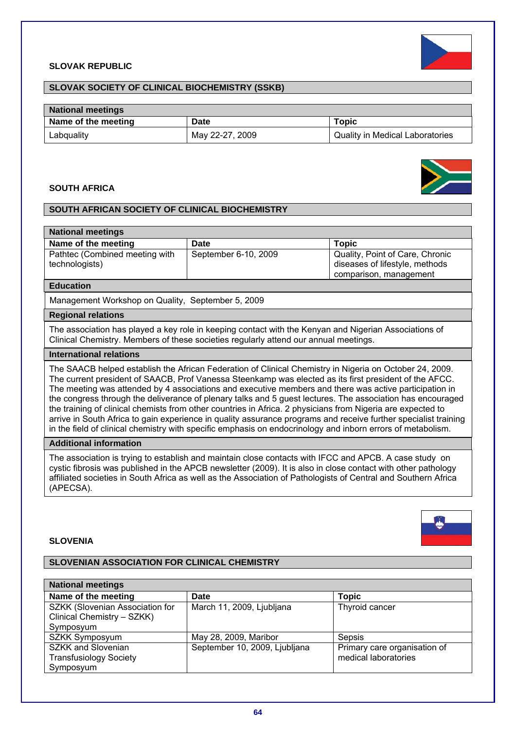## SLOVAK REPUBLIC

### SLOVAK SOCIETY OF CLINICAL BIOCHEMISTRY (SSKB)

| National meetings | | |
|---|---|---|
| **Name of the meeting** | **Date** | **Topic** |
| Labquality | May 22-27, 2009 | Quality in Medical Laboratories |

## SOUTH AFRICA

### SOUTH AFRICAN SOCIETY OF CLINICAL BIOCHEMISTRY

| National meetings | | |
|---|---|---|
| **Name of the meeting** | **Date** | **Topic** |
| Pathtec (Combined meeting with technologists) | September 6-10, 2009 | Quality, Point of Care, Chronic diseases of lifestyle, methods comparison, management |

**Education**

Management Workshop on Quality, September 5, 2009

**Regional relations**

The association has played a key role in keeping contact with the Kenyan and Nigerian Associations of Clinical Chemistry. Members of these societies regularly attend our annual meetings.

**International relations**

The SAACB helped establish the African Federation of Clinical Chemistry in Nigeria on October 24, 2009. The current president of SAACB, Prof Vanessa Steenkamp was elected as its first president of the AFCC. The meeting was attended by 4 associations and executive members and there was active participation in the congress through the deliverance of plenary talks and 5 guest lectures. The association has encouraged the training of clinical chemists from other countries in Africa. 2 physicians from Nigeria are expected to arrive in South Africa to gain experience in quality assurance programs and receive further specialist training in the field of clinical chemistry with specific emphasis on endocrinology and inborn errors of metabolism.

**Additional information**

The association is trying to establish and maintain close contacts with IFCC and APCB. A case study on cystic fibrosis was published in the APCB newsletter (2009). It is also in close contact with other pathology affiliated societies in South Africa as well as the Association of Pathologists of Central and Southern Africa (APECSA).

## SLOVENIA

### SLOVENIAN ASSOCIATION FOR CLINICAL CHEMISTRY

| National meetings | | |
|---|---|---|
| **Name of the meeting** | **Date** | **Topic** |
| SZKK (Slovenian Association for Clinical Chemistry – SZKK) Symposyum | March 11, 2009, Ljubljana | Thyroid cancer |
| SZKK Symposyum | May 28, 2009, Maribor | Sepsis |
| SZKK and Slovenian Transfusiology Society Symposyum | September 10, 2009, Ljubljana | Primary care organisation of medical laboratories |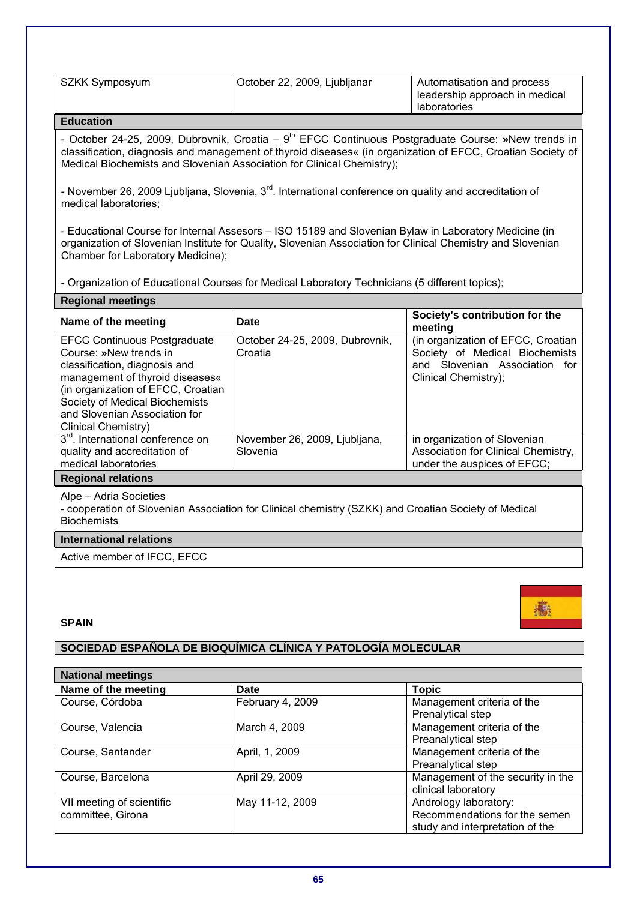| SZKK Symposyum | October 22, 2009, Ljubljanar | Automatisation and process leadership approach in medical laboratories |
|---|---|---|

**Education**

- October 24-25, 2009, Dubrovnik, Croatia – 9th EFCC Continuous Postgraduate Course: »New trends in classification, diagnosis and management of thyroid diseases« (in organization of EFCC, Croatian Society of Medical Biochemists and Slovenian Association for Clinical Chemistry);

- November 26, 2009 Ljubljana, Slovenia, 3rd. International conference on quality and accreditation of medical laboratories;

- Educational Course for Internal Assesors – ISO 15189 and Slovenian Bylaw in Laboratory Medicine (in organization of Slovenian Institute for Quality, Slovenian Association for Clinical Chemistry and Slovenian Chamber for Laboratory Medicine);

- Organization of Educational Courses for Medical Laboratory Technicians (5 different topics);

**Regional meetings**

| Name of the meeting | Date | Society's contribution for the meeting |
|---|---|---|
| EFCC Continuous Postgraduate Course: »New trends in classification, diagnosis and management of thyroid diseases« (in organization of EFCC, Croatian Society of Medical Biochemists and Slovenian Association for Clinical Chemistry) | October 24-25, 2009, Dubrovnik, Croatia | (in organization of EFCC, Croatian Society of Medical Biochemists and Slovenian Association for Clinical Chemistry); |
| 3rd. International conference on quality and accreditation of medical laboratories | November 26, 2009, Ljubljana, Slovenia | in organization of Slovenian Association for Clinical Chemistry, under the auspices of EFCC; |

**Regional relations**

Alpe – Adria Societies
- cooperation of Slovenian Association for Clinical chemistry (SZKK) and Croatian Society of Medical Biochemists

**International relations**

Active member of IFCC, EFCC

## SPAIN

### SOCIEDAD ESPAÑOLA DE BIOQUÍMICA CLÍNICA Y PATOLOGÍA MOLECULAR

**National meetings**

| Name of the meeting | Date | Topic |
|---|---|---|
| Course, Córdoba | February 4, 2009 | Management criteria of the Prenalytical step |
| Course, Valencia | March 4, 2009 | Management criteria of the Preanalytical step |
| Course, Santander | April, 1, 2009 | Management criteria of the Preanalytical step |
| Course, Barcelona | April 29, 2009 | Management of the security in the clinical laboratory |
| VII meeting of scientific committee, Girona | May 11-12, 2009 | Andrology laboratory: Recommendations for the semen study and interpretation of the |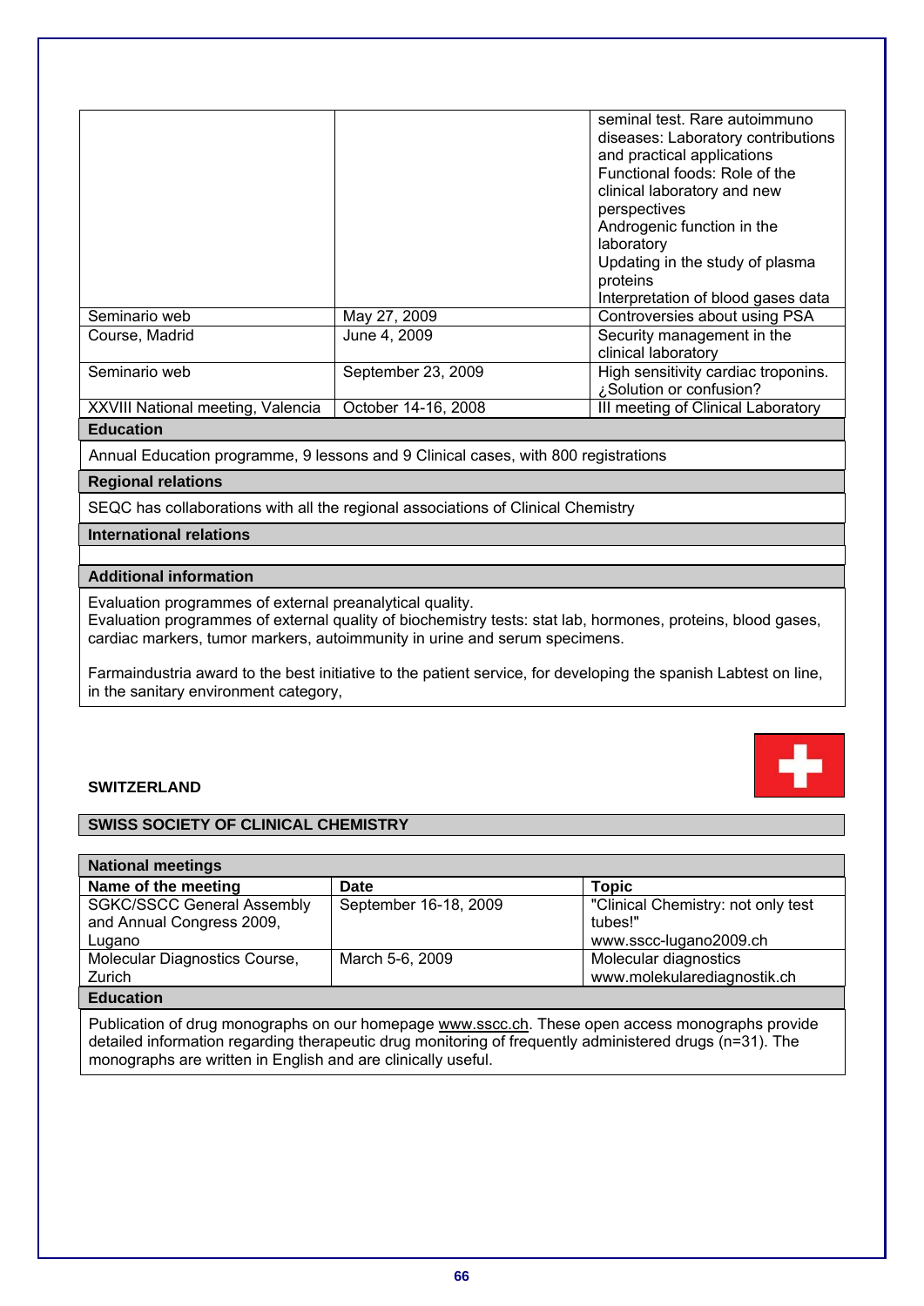| | | |
|---|---|---|
| | | seminal test. Rare autoimmuno diseases: Laboratory contributions and practical applications<br>Functional foods: Role of the clinical laboratory and new perspectives<br>Androgenic function in the laboratory<br>Updating in the study of plasma proteins<br>Interpretation of blood gases data |
| Seminario web | May 27, 2009 | Controversies about using PSA |
| Course, Madrid | June 4, 2009 | Security management in the clinical laboratory |
| Seminario web | September 23, 2009 | High sensitivity cardiac troponins. ¿Solution or confusion? |
| XXVIII National meeting, Valencia | October 14-16, 2008 | III meeting of Clinical Laboratory |

**Education**

Annual Education programme, 9 lessons and 9 Clinical cases, with 800 registrations

**Regional relations**

SEQC has collaborations with all the regional associations of Clinical Chemistry

**International relations**

**Additional information**

Evaluation programmes of external preanalytical quality.
Evaluation programmes of external quality of biochemistry tests: stat lab, hormones, proteins, blood gases, cardiac markers, tumor markers, autoimmunity in urine and serum specimens.

Farmaindustria award to the best initiative to the patient service, for developing the spanish Labtest on line, in the sanitary environment category,

## SWITZERLAND

### SWISS SOCIETY OF CLINICAL CHEMISTRY

**National meetings**

| Name of the meeting | Date | Topic |
|---|---|---|
| SGKC/SSCC General Assembly and Annual Congress 2009, Lugano | September 16-18, 2009 | "Clinical Chemistry: not only test tubes!"<br>www.sscc-lugano2009.ch |
| Molecular Diagnostics Course, Zurich | March 5-6, 2009 | Molecular diagnostics<br>www.molekularediagnostik.ch |

**Education**

Publication of drug monographs on our homepage www.sscc.ch. These open access monographs provide detailed information regarding therapeutic drug monitoring of frequently administered drugs (n=31). The monographs are written in English and are clinically useful.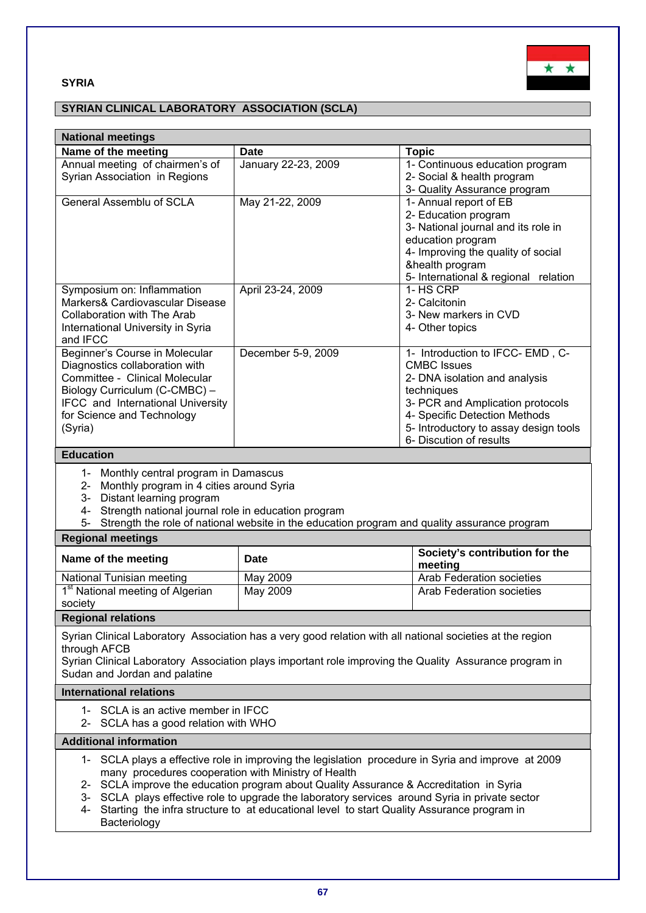**SYRIA**

## SYRIAN CLINICAL LABORATORY ASSOCIATION (SCLA)

### National meetings

| Name of the meeting | Date | Topic |
|---|---|---|
| Annual meeting of chairmen's of Syrian Association in Regions | January 22-23, 2009 | 1- Continuous education program<br>2- Social & health program<br>3- Quality Assurance program |
| General Assemblu of SCLA | May 21-22, 2009 | 1- Annual report of EB<br>2- Education program<br>3- National journal and its role in education program<br>4- Improving the quality of social &health program<br>5- International & regional relation |
| Symposium on: Inflammation Markers& Cardiovascular Disease Collaboration with The Arab International University in Syria and IFCC | April 23-24, 2009 | 1- HS CRP<br>2- Calcitonin<br>3- New markers in CVD<br>4- Other topics |
| Beginner's Course in Molecular Diagnostics collaboration with Committee - Clinical Molecular Biology Curriculum (C-CMBC) – IFCC and International University for Science and Technology (Syria) | December 5-9, 2009 | 1- Introduction to IFCC- EMD , C-CMBC Issues<br>2- DNA isolation and analysis techniques<br>3- PCR and Amplication protocols<br>4- Specific Detection Methods<br>5- Introductory to assay design tools<br>6- Discution of results |

### Education

1- Monthly central program in Damascus
2- Monthly program in 4 cities around Syria
3- Distant learning program
4- Strength national journal role in education program
5- Strength the role of national website in the education program and quality assurance program

### Regional meetings

| Name of the meeting | Date | Society's contribution for the meeting |
|---|---|---|
| National Tunisian meeting | May 2009 | Arab Federation societies |
| 1st National meeting of Algerian society | May 2009 | Arab Federation societies |

### Regional relations

Syrian Clinical Laboratory Association has a very good relation with all national societies at the region through AFCB
Syrian Clinical Laboratory Association plays important role improving the Quality Assurance program in Sudan and Jordan and palatine

### International relations

1- SCLA is an active member in IFCC
2- SCLA has a good relation with WHO

### Additional information

1- SCLA plays a effective role in improving the legislation procedure in Syria and improve at 2009 many procedures cooperation with Ministry of Health
2- SCLA improve the education program about Quality Assurance & Accreditation in Syria
3- SCLA plays effective role to upgrade the laboratory services around Syria in private sector
4- Starting the infra structure to at educational level to start Quality Assurance program in Bacteriology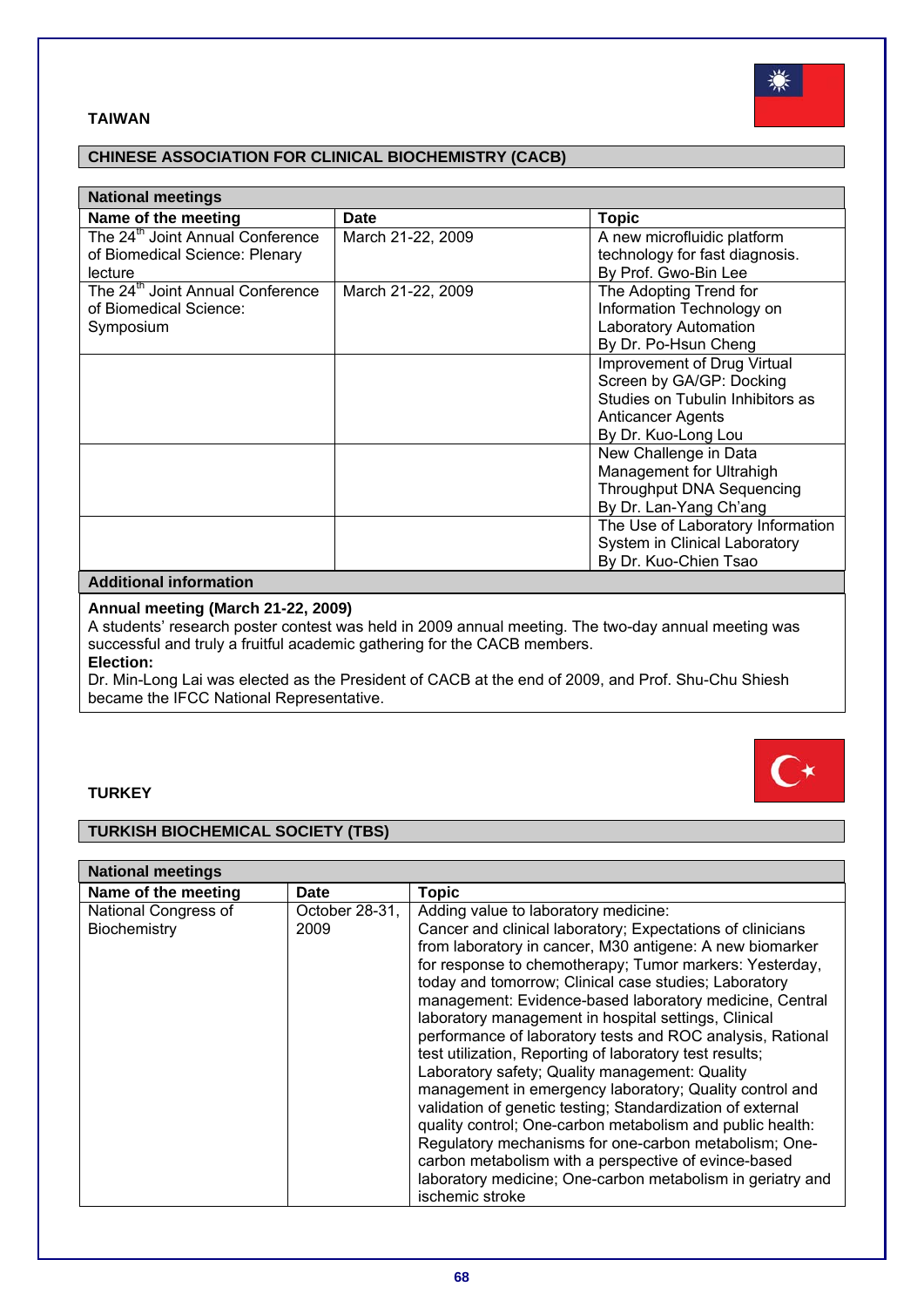## TAIWAN

### CHINESE ASSOCIATION FOR CLINICAL BIOCHEMISTRY (CACB)

| National meetings | | |
|---|---|---|
| **Name of the meeting** | **Date** | **Topic** |
| The 24th Joint Annual Conference of Biomedical Science: Plenary lecture | March 21-22, 2009 | A new microfluidic platform technology for fast diagnosis. By Prof. Gwo-Bin Lee |
| The 24th Joint Annual Conference of Biomedical Science: Symposium | March 21-22, 2009 | The Adopting Trend for Information Technology on Laboratory Automation By Dr. Po-Hsun Cheng |
| | | Improvement of Drug Virtual Screen by GA/GP: Docking Studies on Tubulin Inhibitors as Anticancer Agents By Dr. Kuo-Long Lou |
| | | New Challenge in Data Management for Ultrahigh Throughput DNA Sequencing By Dr. Lan-Yang Ch'ang |
| | | The Use of Laboratory Information System in Clinical Laboratory By Dr. Kuo-Chien Tsao |

**Additional information**

**Annual meeting (March 21-22, 2009)**
A students' research poster contest was held in 2009 annual meeting. The two-day annual meeting was successful and truly a fruitful academic gathering for the CACB members.
**Election:**
Dr. Min-Long Lai was elected as the President of CACB at the end of 2009, and Prof. Shu-Chu Shiesh became the IFCC National Representative.

## TURKEY

### TURKISH BIOCHEMICAL SOCIETY (TBS)

| National meetings | | |
|---|---|---|
| **Name of the meeting** | **Date** | **Topic** |
| National Congress of Biochemistry | October 28-31, 2009 | Adding value to laboratory medicine: Cancer and clinical laboratory; Expectations of clinicians from laboratory in cancer, M30 antigene: A new biomarker for response to chemotherapy; Tumor markers: Yesterday, today and tomorrow; Clinical case studies; Laboratory management: Evidence-based laboratory medicine, Central laboratory management in hospital settings, Clinical performance of laboratory tests and ROC analysis, Rational test utilization, Reporting of laboratory test results; Laboratory safety; Quality management: Quality management in emergency laboratory; Quality control and validation of genetic testing; Standardization of external quality control; One-carbon metabolism and public health: Regulatory mechanisms for one-carbon metabolism; One-carbon metabolism with a perspective of evince-based laboratory medicine; One-carbon metabolism in geriatry and ischemic stroke |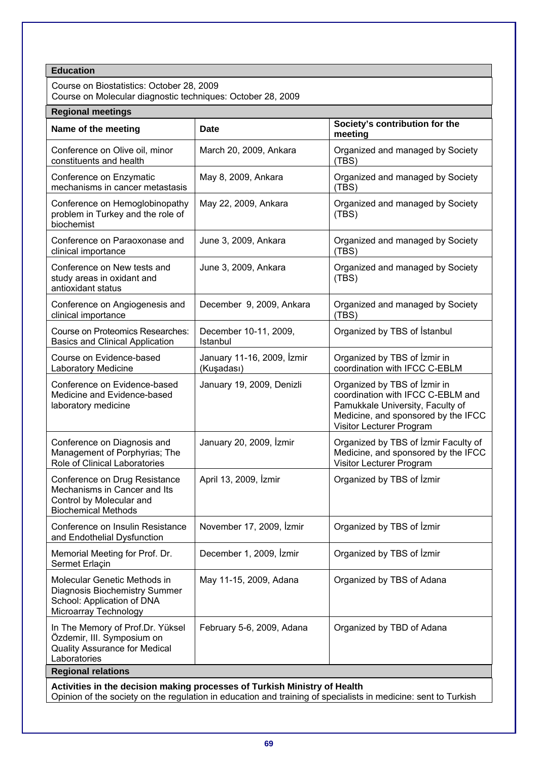## Education

Course on Biostatistics: October 28, 2009
Course on Molecular diagnostic techniques: October 28, 2009

## Regional meetings

| Name of the meeting | Date | Society's contribution for the meeting |
|---|---|---|
| Conference on Olive oil, minor constituents and health | March 20, 2009, Ankara | Organized and managed by Society (TBS) |
| Conference on Enzymatic mechanisms in cancer metastasis | May 8, 2009, Ankara | Organized and managed by Society (TBS) |
| Conference on Hemoglobinopathy problem in Turkey and the role of biochemist | May 22, 2009, Ankara | Organized and managed by Society (TBS) |
| Conference on Paraoxonase and clinical importance | June 3, 2009, Ankara | Organized and managed by Society (TBS) |
| Conference on New tests and study areas in oxidant and antioxidant status | June 3, 2009, Ankara | Organized and managed by Society (TBS) |
| Conference on Angiogenesis and clinical importance | December 9, 2009, Ankara | Organized and managed by Society (TBS) |
| Course on Proteomics Researches: Basics and Clinical Application | December 10-11, 2009, Istanbul | Organized by TBS of İstanbul |
| Course on Evidence-based Laboratory Medicine | January 11-16, 2009, İzmir (Kuşadası) | Organized by TBS of İzmir in coordination with IFCC C-EBLM |
| Conference on Evidence-based Medicine and Evidence-based laboratory medicine | January 19, 2009, Denizli | Organized by TBS of İzmir in coordination with IFCC C-EBLM and Pamukkale University, Faculty of Medicine, and sponsored by the IFCC Visitor Lecturer Program |
| Conference on Diagnosis and Management of Porphyrias; The Role of Clinical Laboratories | January 20, 2009, İzmir | Organized by TBS of İzmir Faculty of Medicine, and sponsored by the IFCC Visitor Lecturer Program |
| Conference on Drug Resistance Mechanisms in Cancer and Its Control by Molecular and Biochemical Methods | April 13, 2009, İzmir | Organized by TBS of İzmir |
| Conference on Insulin Resistance and Endothelial Dysfunction | November 17, 2009, İzmir | Organized by TBS of İzmir |
| Memorial Meeting for Prof. Dr. Sermet Erlaçin | December 1, 2009, İzmir | Organized by TBS of İzmir |
| Molecular Genetic Methods in Diagnosis Biochemistry Summer School: Application of DNA Microarray Technology | May 11-15, 2009, Adana | Organized by TBS of Adana |
| In The Memory of Prof.Dr. Yüksel Özdemir, III. Symposium on Quality Assurance for Medical Laboratories | February 5-6, 2009, Adana | Organized by TBD of Adana |

## Regional relations

**Activities in the decision making processes of Turkish Ministry of Health**

Opinion of the society on the regulation in education and training of specialists in medicine: sent to Turkish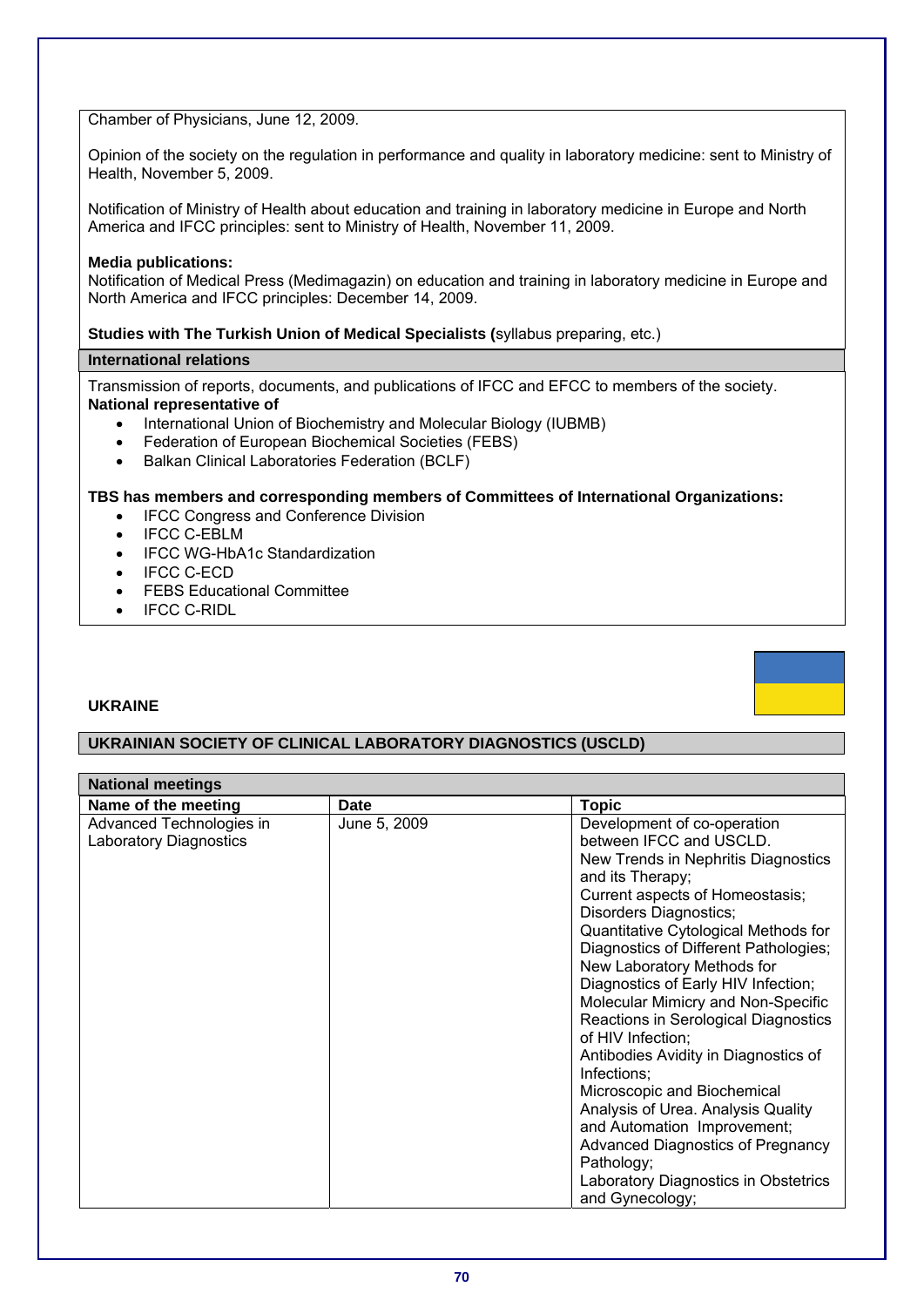Chamber of Physicians, June 12, 2009.

Opinion of the society on the regulation in performance and quality in laboratory medicine: sent to Ministry of Health, November 5, 2009.

Notification of Ministry of Health about education and training in laboratory medicine in Europe and North America and IFCC principles: sent to Ministry of Health, November 11, 2009.

**Media publications:**
Notification of Medical Press (Medimagazin) on education and training in laboratory medicine in Europe and North America and IFCC principles: December 14, 2009.

**Studies with The Turkish Union of Medical Specialists (**syllabus preparing, etc.)

**International relations**

Transmission of reports, documents, and publications of IFCC and EFCC to members of the society.
**National representative of**

- International Union of Biochemistry and Molecular Biology (IUBMB)
- Federation of European Biochemical Societies (FEBS)
- Balkan Clinical Laboratories Federation (BCLF)

**TBS has members and corresponding members of Committees of International Organizations:**

- IFCC Congress and Conference Division
- IFCC C-EBLM
- IFCC WG-HbA1c Standardization
- IFCC C-ECD
- FEBS Educational Committee
- IFCC C-RIDL

## UKRAINE

### UKRAINIAN SOCIETY OF CLINICAL LABORATORY DIAGNOSTICS (USCLD)

**National meetings**

| Name of the meeting | Date | Topic |
|---|---|---|
| Advanced Technologies in Laboratory Diagnostics | June 5, 2009 | Development of co-operation between IFCC and USCLD. New Trends in Nephritis Diagnostics and its Therapy; Current aspects of Homeostasis; Disorders Diagnostics; Quantitative Cytological Methods for Diagnostics of Different Pathologies; New Laboratory Methods for Diagnostics of Early HIV Infection; Molecular Mimicry and Non-Specific Reactions in Serological Diagnostics of HIV Infection; Antibodies Avidity in Diagnostics of Infections; Microscopic and Biochemical Analysis of Urea. Analysis Quality and Automation Improvement; Advanced Diagnostics of Pregnancy Pathology; Laboratory Diagnostics in Obstetrics and Gynecology; |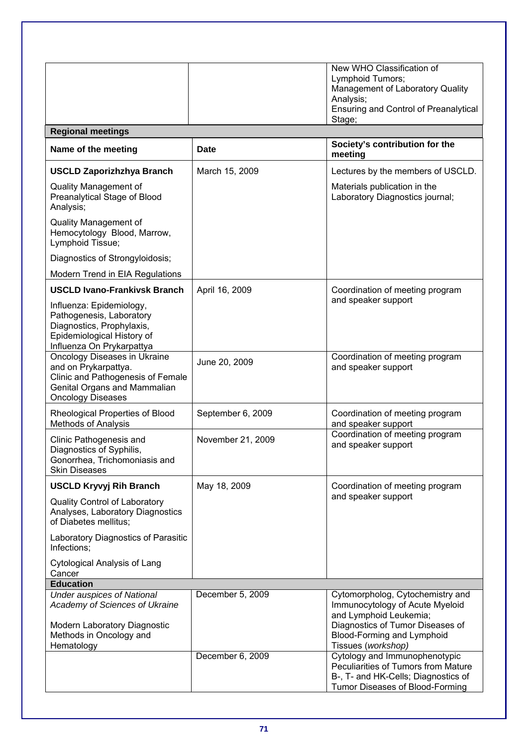| | | |
|---|---|---|
| | | New WHO Classification of Lymphoid Tumors; Management of Laboratory Quality Analysis; Ensuring and Control of Preanalytical Stage; |
| **Regional meetings** | | |
| **Name of the meeting** | **Date** | **Society's contribution for the meeting** |
| **USCLD Zaporizhzhya Branch**<br>Quality Management of Preanalytical Stage of Blood Analysis;<br>Quality Management of Hemocytology Blood, Marrow, Lymphoid Tissue;<br>Diagnostics of Strongyloidosis;<br>Modern Trend in EIA Regulations | March 15, 2009 | Lectures by the members of USCLD.<br>Materials publication in the Laboratory Diagnostics journal; |
| **USCLD Ivano-Frankivsk Branch**<br>Influenza: Epidemiology, Pathogenesis, Laboratory Diagnostics, Prophylaxis, Epidemiological History of Influenza On Prykarpattya | April 16, 2009 | Coordination of meeting program and speaker support |
| Oncology Diseases in Ukraine and on Prykarpattya. Clinic and Pathogenesis of Female Genital Organs and Mammalian Oncology Diseases | June 20, 2009 | Coordination of meeting program and speaker support |
| Rheological Properties of Blood Methods of Analysis | September 6, 2009 | Coordination of meeting program and speaker support |
| Clinic Pathogenesis and Diagnostics of Syphilis, Gonorrhea, Trichomoniasis and Skin Diseases | November 21, 2009 | Coordination of meeting program and speaker support |
| **USCLD Kryvyj Rih Branch**<br>Quality Control of Laboratory Analyses, Laboratory Diagnostics of Diabetes mellitus;<br>Laboratory Diagnostics of Parasitic Infections;<br>Cytological Analysis of Lang Cancer | May 18, 2009 | Coordination of meeting program and speaker support |
| **Education** | | |
| *Under auspices of National Academy of Sciences of Ukraine*<br><br>Modern Laboratory Diagnostic Methods in Oncology and Hematology | December 5, 2009 | Cytomorpholog, Cytochemistry and Immunocytology of Acute Myeloid and Lymphoid Leukemia; Diagnostics of Tumor Diseases of Blood-Forming and Lymphoid Tissues (*workshop)* |
| | December 6, 2009 | Cytology and Immunophenotypic Peculiarities of Tumors from Mature B-, T- and HK-Cells; Diagnostics of Tumor Diseases of Blood-Forming |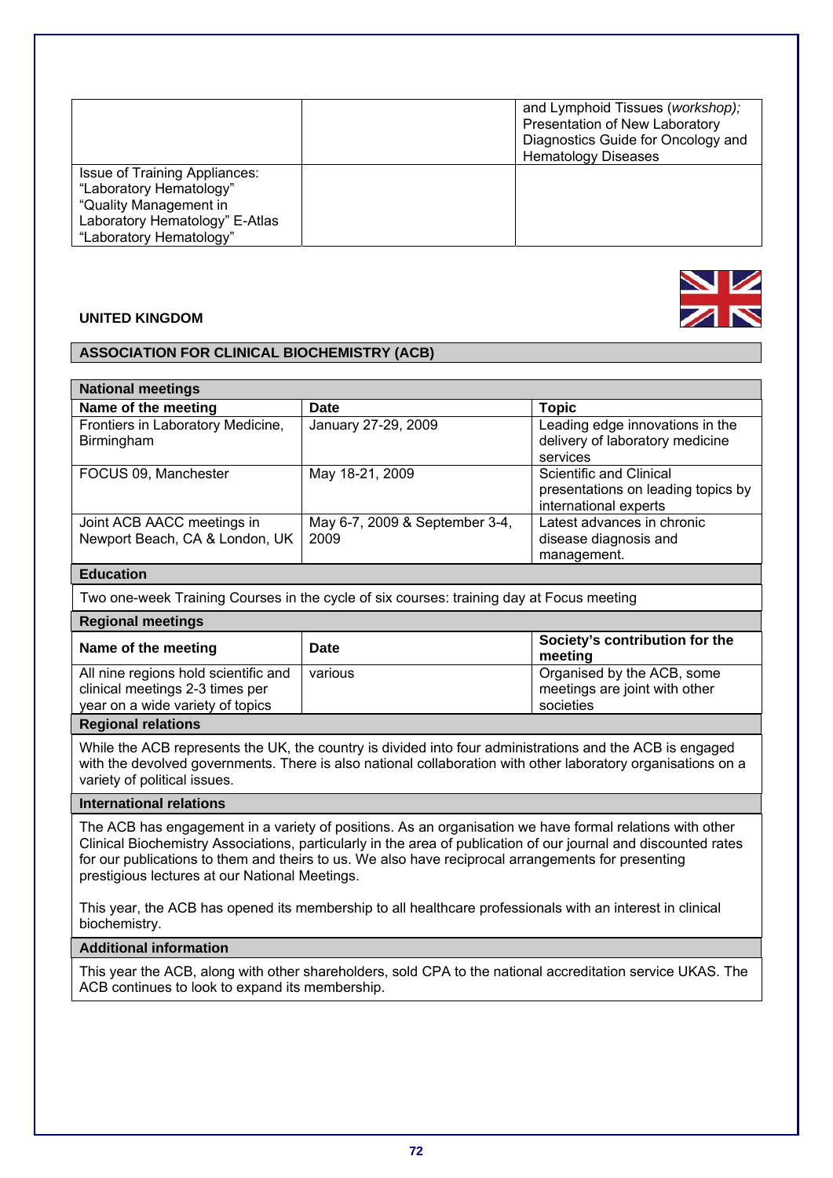| | | and Lymphoid Tissues (*workshop);* Presentation of New Laboratory Diagnostics Guide for Oncology and Hematology Diseases |
|---|---|---|
| Issue of Training Appliances: “Laboratory Hematology” “Quality Management in Laboratory Hematology” E-Atlas “Laboratory Hematology” | | |

**UNITED KINGDOM**

**ASSOCIATION FOR CLINICAL BIOCHEMISTRY (ACB)**

**National meetings**

| Name of the meeting | Date | Topic |
|---|---|---|
| Frontiers in Laboratory Medicine, Birmingham | January 27-29, 2009 | Leading edge innovations in the delivery of laboratory medicine services |
| FOCUS 09, Manchester | May 18-21, 2009 | Scientific and Clinical presentations on leading topics by international experts |
| Joint ACB AACC meetings in Newport Beach, CA & London, UK | May 6-7, 2009 & September 3-4, 2009 | Latest advances in chronic disease diagnosis and management. |

**Education**

Two one-week Training Courses in the cycle of six courses: training day at Focus meeting

**Regional meetings**

| Name of the meeting | Date | Society’s contribution for the meeting |
|---|---|---|
| All nine regions hold scientific and clinical meetings 2-3 times per year on a wide variety of topics | various | Organised by the ACB, some meetings are joint with other societies |

**Regional relations**

While the ACB represents the UK, the country is divided into four administrations and the ACB is engaged with the devolved governments. There is also national collaboration with other laboratory organisations on a variety of political issues.

**International relations**

The ACB has engagement in a variety of positions. As an organisation we have formal relations with other Clinical Biochemistry Associations, particularly in the area of publication of our journal and discounted rates for our publications to them and theirs to us. We also have reciprocal arrangements for presenting prestigious lectures at our National Meetings.

This year, the ACB has opened its membership to all healthcare professionals with an interest in clinical biochemistry.

**Additional information**

This year the ACB, along with other shareholders, sold CPA to the national accreditation service UKAS. The ACB continues to look to expand its membership.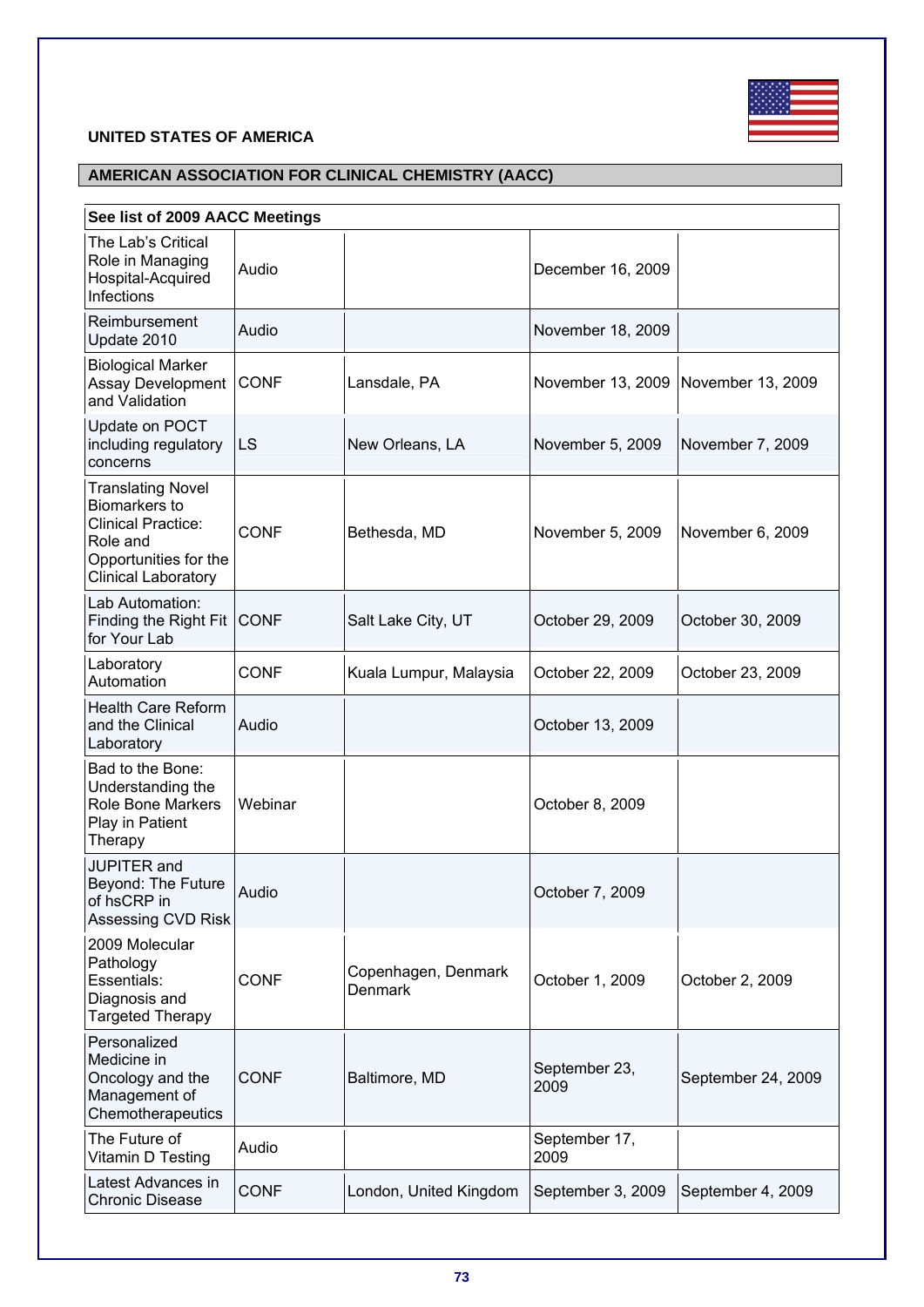**UNITED STATES OF AMERICA**

## AMERICAN ASSOCIATION FOR CLINICAL CHEMISTRY (AACC)

| See list of 2009 AACC Meetings | | | | |
|---|---|---|---|---|
| The Lab's Critical Role in Managing Hospital-Acquired Infections | Audio | | December 16, 2009 | |
| Reimbursement Update 2010 | Audio | | November 18, 2009 | |
| Biological Marker Assay Development and Validation | CONF | Lansdale, PA | November 13, 2009 | November 13, 2009 |
| Update on POCT including regulatory concerns | LS | New Orleans, LA | November 5, 2009 | November 7, 2009 |
| Translating Novel Biomarkers to Clinical Practice: Role and Opportunities for the Clinical Laboratory | CONF | Bethesda, MD | November 5, 2009 | November 6, 2009 |
| Lab Automation: Finding the Right Fit for Your Lab | CONF | Salt Lake City, UT | October 29, 2009 | October 30, 2009 |
| Laboratory Automation | CONF | Kuala Lumpur, Malaysia | October 22, 2009 | October 23, 2009 |
| Health Care Reform and the Clinical Laboratory | Audio | | October 13, 2009 | |
| Bad to the Bone: Understanding the Role Bone Markers Play in Patient Therapy | Webinar | | October 8, 2009 | |
| JUPITER and Beyond: The Future of hsCRP in Assessing CVD Risk | Audio | | October 7, 2009 | |
| 2009 Molecular Pathology Essentials: Diagnosis and Targeted Therapy | CONF | Copenhagen, Denmark Denmark | October 1, 2009 | October 2, 2009 |
| Personalized Medicine in Oncology and the Management of Chemotherapeutics | CONF | Baltimore, MD | September 23, 2009 | September 24, 2009 |
| The Future of Vitamin D Testing | Audio | | September 17, 2009 | |
| Latest Advances in Chronic Disease | CONF | London, United Kingdom | September 3, 2009 | September 4, 2009 |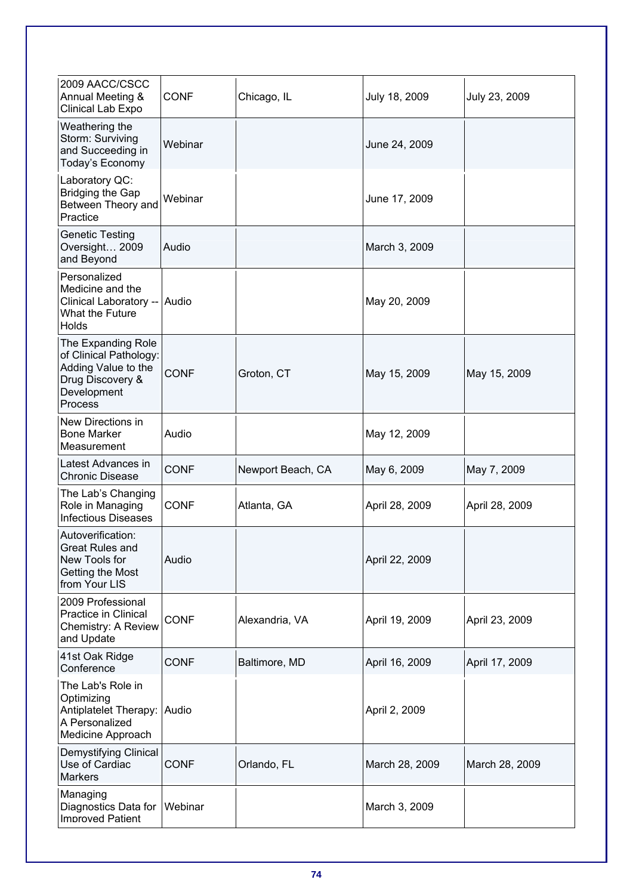| | | | | |
|---|---|---|---|---|
| 2009 AACC/CSCC Annual Meeting & Clinical Lab Expo | CONF | Chicago, IL | July 18, 2009 | July 23, 2009 |
| Weathering the Storm: Surviving and Succeeding in Today's Economy | Webinar | | June 24, 2009 | |
| Laboratory QC: Bridging the Gap Between Theory and Practice | Webinar | | June 17, 2009 | |
| Genetic Testing Oversight… 2009 and Beyond | Audio | | March 3, 2009 | |
| Personalized Medicine and the Clinical Laboratory -- What the Future Holds | Audio | | May 20, 2009 | |
| The Expanding Role of Clinical Pathology: Adding Value to the Drug Discovery & Development Process | CONF | Groton, CT | May 15, 2009 | May 15, 2009 |
| New Directions in Bone Marker Measurement | Audio | | May 12, 2009 | |
| Latest Advances in Chronic Disease | CONF | Newport Beach, CA | May 6, 2009 | May 7, 2009 |
| The Lab's Changing Role in Managing Infectious Diseases | CONF | Atlanta, GA | April 28, 2009 | April 28, 2009 |
| Autoverification: Great Rules and New Tools for Getting the Most from Your LIS | Audio | | April 22, 2009 | |
| 2009 Professional Practice in Clinical Chemistry: A Review and Update | CONF | Alexandria, VA | April 19, 2009 | April 23, 2009 |
| 41st Oak Ridge Conference | CONF | Baltimore, MD | April 16, 2009 | April 17, 2009 |
| The Lab's Role in Optimizing Antiplatelet Therapy: A Personalized Medicine Approach | Audio | | April 2, 2009 | |
| Demystifying Clinical Use of Cardiac Markers | CONF | Orlando, FL | March 28, 2009 | March 28, 2009 |
| Managing Diagnostics Data for Improved Patient | Webinar | | March 3, 2009 | |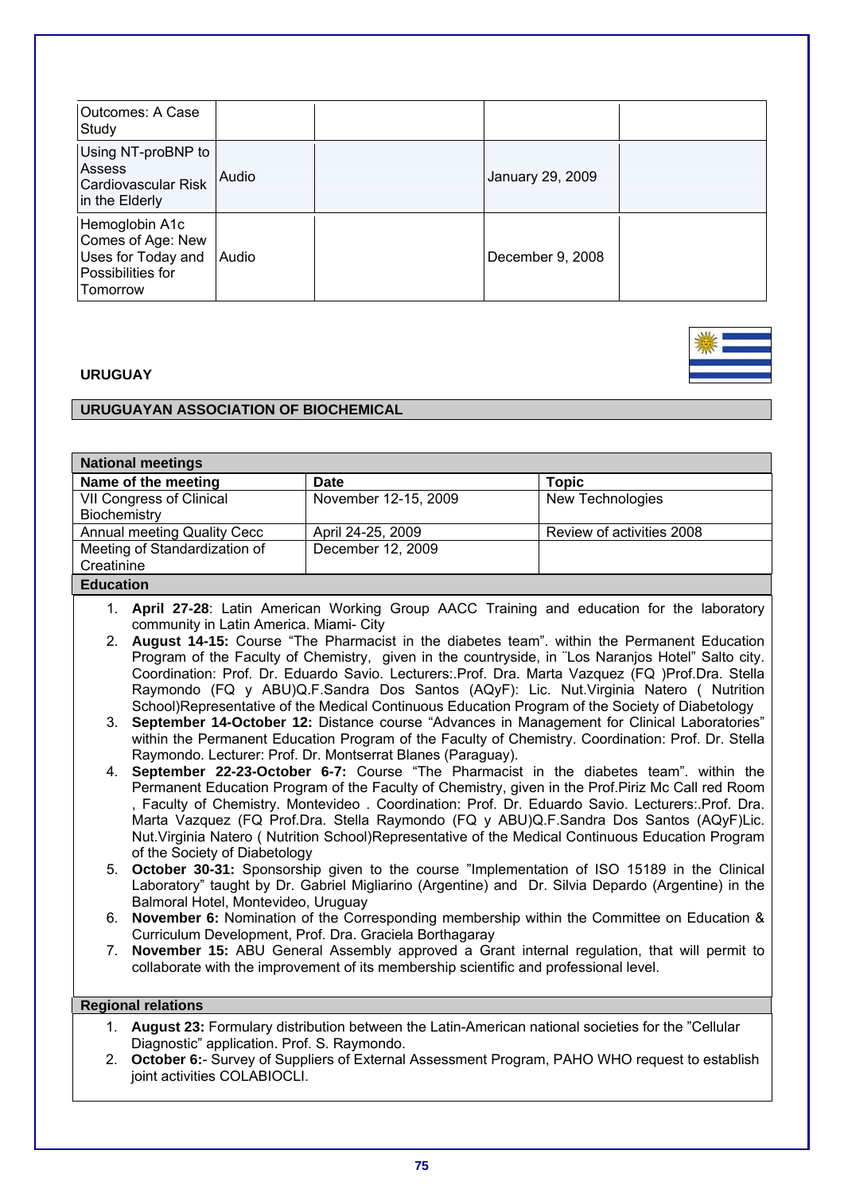| | | | | |
|---|---|---|---|---|
| Outcomes: A Case Study | | | | |
| Using NT-proBNP to Assess Cardiovascular Risk in the Elderly | Audio | | January 29, 2009 | |
| Hemoglobin A1c Comes of Age: New Uses for Today and Possibilities for Tomorrow | Audio | | December 9, 2008 | |

## URUGUAY

### URUGUAYAN ASSOCIATION OF BIOCHEMICAL

**National meetings**

| Name of the meeting | Date | Topic |
|---|---|---|
| VII Congress of Clinical Biochemistry | November 12-15, 2009 | New Technologies |
| Annual meeting Quality Cecc | April 24-25, 2009 | Review of activities 2008 |
| Meeting of Standardization of Creatinine | December 12, 2009 | |

**Education**

1. **April 27-28**: Latin American Working Group AACC Training and education for the laboratory community in Latin America. Miami- City
2. **August 14-15:** Course "The Pharmacist in the diabetes team". within the Permanent Education Program of the Faculty of Chemistry, given in the countryside, in ¨Los Naranjos Hotel" Salto city. Coordination: Prof. Dr. Eduardo Savio. Lecturers:.Prof. Dra. Marta Vazquez (FQ )Prof.Dra. Stella Raymondo (FQ y ABU)Q.F.Sandra Dos Santos (AQyF): Lic. Nut.Virginia Natero ( Nutrition School)Representative of the Medical Continuous Education Program of the Society of Diabetology
3. **September 14-October 12:** Distance course "Advances in Management for Clinical Laboratories" within the Permanent Education Program of the Faculty of Chemistry. Coordination: Prof. Dr. Stella Raymondo. Lecturer: Prof. Dr. Montserrat Blanes (Paraguay).
4. **September 22-23-October 6-7:** Course "The Pharmacist in the diabetes team". within the Permanent Education Program of the Faculty of Chemistry, given in the Prof.Piriz Mc Call red Room , Faculty of Chemistry. Montevideo . Coordination: Prof. Dr. Eduardo Savio. Lecturers:.Prof. Dra. Marta Vazquez (FQ Prof.Dra. Stella Raymondo (FQ y ABU)Q.F.Sandra Dos Santos (AQyF)Lic. Nut.Virginia Natero ( Nutrition School)Representative of the Medical Continuous Education Program of the Society of Diabetology
5. **October 30-31:** Sponsorship given to the course "Implementation of ISO 15189 in the Clinical Laboratory" taught by Dr. Gabriel Migliarino (Argentine) and Dr. Silvia Depardo (Argentine) in the Balmoral Hotel, Montevideo, Uruguay
6. **November 6:** Nomination of the Corresponding membership within the Committee on Education & Curriculum Development, Prof. Dra. Graciela Borthagaray
7. **November 15:** ABU General Assembly approved a Grant internal regulation, that will permit to collaborate with the improvement of its membership scientific and professional level.

**Regional relations**

1. **August 23:** Formulary distribution between the Latin-American national societies for the "Cellular Diagnostic" application. Prof. S. Raymondo.
2. **October 6:**- Survey of Suppliers of External Assessment Program, PAHO WHO request to establish joint activities COLABIOCLI.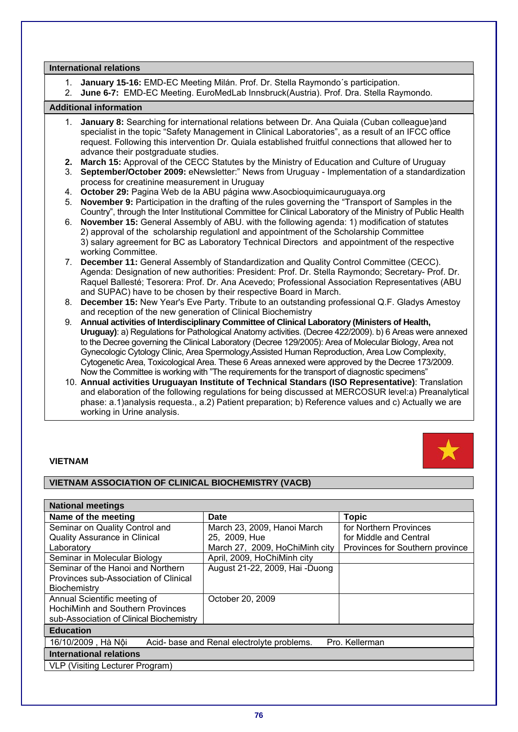**International relations**

1. **January 15-16:** EMD-EC Meeting Milán. Prof. Dr. Stella Raymondo´s participation.
2. **June 6-7:** EMD-EC Meeting. EuroMedLab Innsbruck(Austria). Prof. Dra. Stella Raymondo.

**Additional information**

1. **January 8:** Searching for international relations between Dr. Ana Quiala (Cuban colleague)and specialist in the topic "Safety Management in Clinical Laboratories", as a result of an IFCC office request. Following this intervention Dr. Quiala established fruitful connections that allowed her to advance their postgraduate studies.
2. **March 15:** Approval of the CECC Statutes by the Ministry of Education and Culture of Uruguay
3. **September/October 2009:** eNewsletter:" News from Uruguay - Implementation of a standardization process for creatinine measurement in Uruguay
4. **October 29:** Pagina Web de la ABU página www.Asocbioquimicauruguaya.org
5. **November 9:** Participation in the drafting of the rules governing the "Transport of Samples in the Country", through the Inter Institutional Committee for Clinical Laboratory of the Ministry of Public Health
6. **November 15:** General Assembly of ABU. with the following agenda: 1) modification of statutes 2) approval of the scholarship regulationl and appointment of the Scholarship Committee 3) salary agreement for BC as Laboratory Technical Directors and appointment of the respective working Committee.
7. **December 11:** General Assembly of Standardization and Quality Control Committee (CECC). Agenda: Designation of new authorities: President: Prof. Dr. Stella Raymondo; Secretary- Prof. Dr. Raquel Ballesté; Tesorera: Prof. Dr. Ana Acevedo; Professional Association Representatives (ABU and SUPAC) have to be chosen by their respective Board in March.
8. **December 15:** New Year's Eve Party. Tribute to an outstanding professional Q.F. Gladys Amestoy and reception of the new generation of Clinical Biochemistry
9. **Annual activities of Interdisciplinary Committee of Clinical Laboratory (Ministers of Health, Uruguay)**: a) Regulations for Pathological Anatomy activities. (Decree 422/2009). b) 6 Areas were annexed to the Decree governing the Clinical Laboratory (Decree 129/2005): Area of Molecular Biology, Area not Gynecologic Cytology Clinic, Area Spermology,Assisted Human Reproduction, Area Low Complexity, Cytogenetic Area, Toxicological Area. These 6 Areas annexed were approved by the Decree 173/2009. Now the Committee is working with "The requirements for the transport of diagnostic specimens"
10. **Annual activities Uruguayan Institute of Technical Standars (ISO Representative)**: Translation and elaboration of the following regulations for being discussed at MERCOSUR level:a) Preanalytical phase: a.1)analysis requesta., a.2) Patient preparation; b) Reference values and c) Actually we are working in Urine analysis.

**VIETNAM**

**VIETNAM ASSOCIATION OF CLINICAL BIOCHEMISTRY (VACB)**

**National meetings**

| Name of the meeting | Date | Topic |
|---|---|---|
| Seminar on Quality Control and Quality Assurance in Clinical Laboratory | March 23, 2009, Hanoi March 25, 2009, Hue March 27, 2009, HoChiMinh city | for Northern Provinces for Middle and Central Provinces for Southern province |
| Seminar in Molecular Biology | April, 2009, HoChiMinh city | |
| Seminar of the Hanoi and Northern Provinces sub-Association of Clinical Biochemistry | August 21-22, 2009, Hai -Duong | |
| Annual Scientific meeting of HochiMinh and Southern Provinces sub-Association of Clinical Biochemistry | October 20, 2009 | |

**Education**

16/10/2009 , Hà Nội    Acid- base and Renal electrolyte problems.    Pro. Kellerman

**International relations**

VLP (Visiting Lecturer Program)